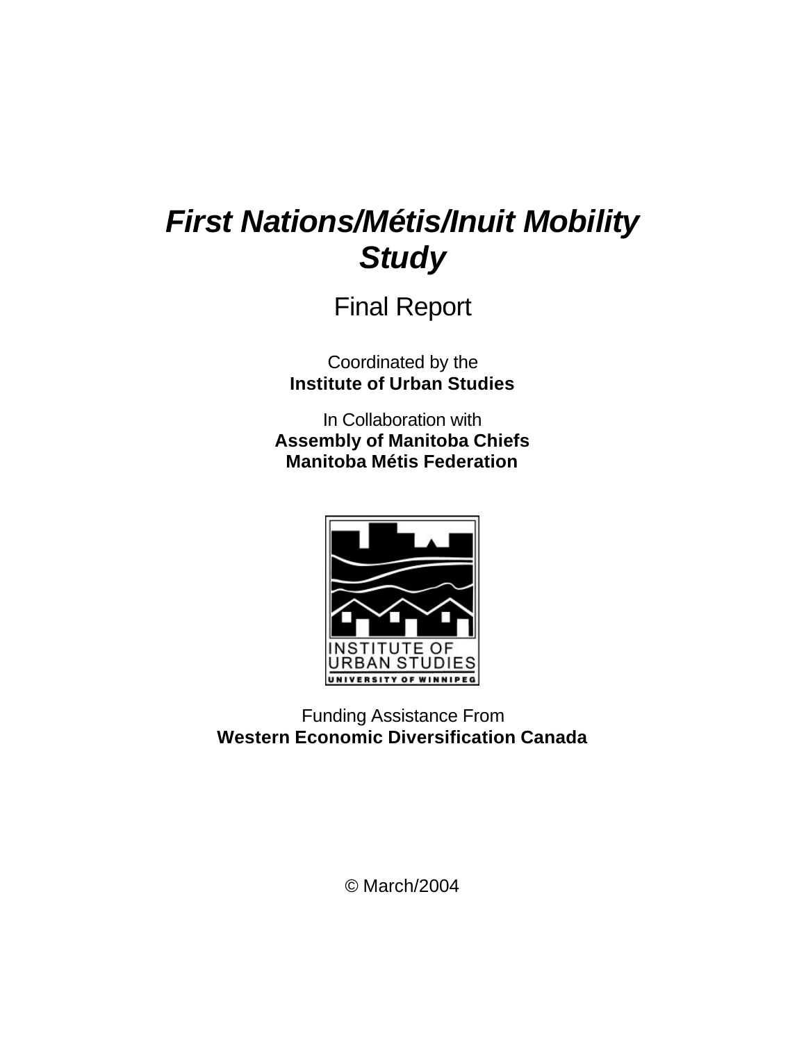# *First Nations/Métis/Inuit Mobility Study*

## Final Report

Coordinated by the
**Institute of Urban Studies**

In Collaboration with
**Assembly of Manitoba Chiefs**
**Manitoba Métis Federation**

INSTITUTE OF URBAN STUDIES
UNIVERSITY OF WINNIPEG

Funding Assistance From
**Western Economic Diversification Canada**

© March/2004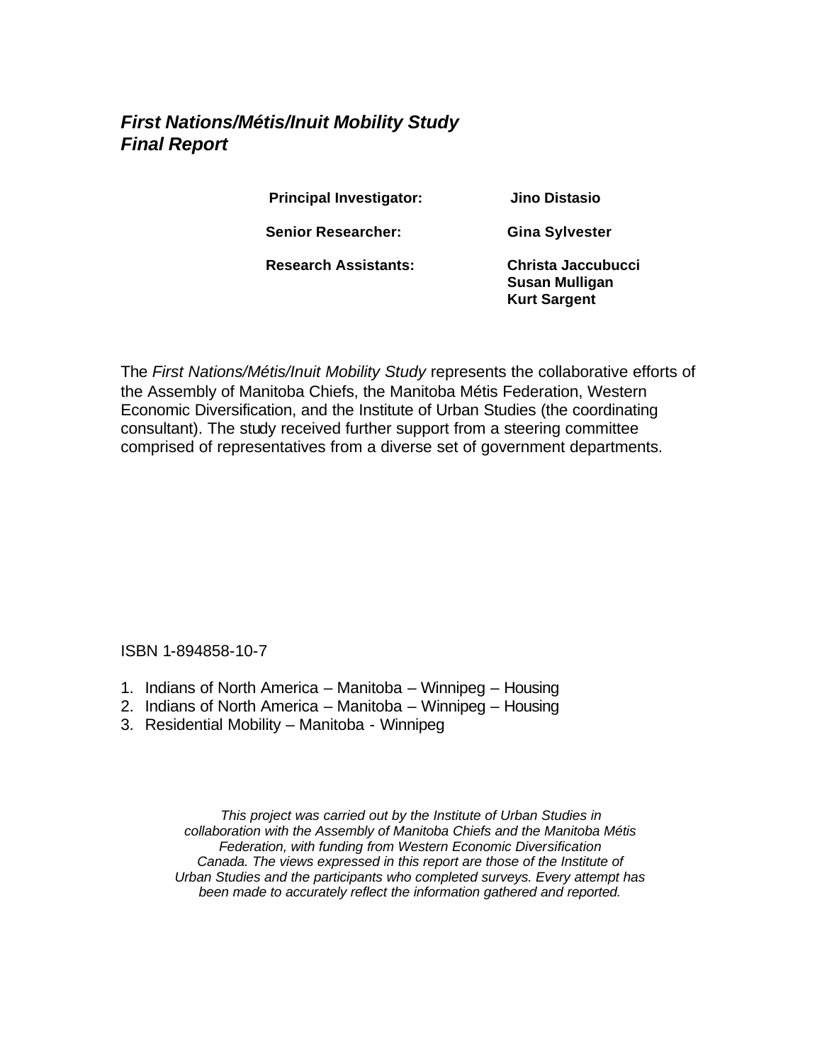***First Nations/Métis/Inuit Mobility Study***
***Final Report***

| | |
|---|---|
| **Principal Investigator:** | **Jino Distasio** |
| **Senior Researcher:** | **Gina Sylvester** |
| **Research Assistants:** | **Christa Jaccubucci**<br>**Susan Mulligan**<br>**Kurt Sargent** |

The *First Nations/Métis/Inuit Mobility Study* represents the collaborative efforts of the Assembly of Manitoba Chiefs, the Manitoba Métis Federation, Western Economic Diversification, and the Institute of Urban Studies (the coordinating consultant). The study received further support from a steering committee comprised of representatives from a diverse set of government departments.

ISBN 1-894858-10-7

1. Indians of North America – Manitoba – Winnipeg – Housing
2. Indians of North America – Manitoba – Winnipeg – Housing
3. Residential Mobility – Manitoba - Winnipeg

*This project was carried out by the Institute of Urban Studies in collaboration with the Assembly of Manitoba Chiefs and the Manitoba Métis Federation, with funding from Western Economic Diversification Canada. The views expressed in this report are those of the Institute of Urban Studies and the participants who completed surveys. Every attempt has been made to accurately reflect the information gathered and reported.*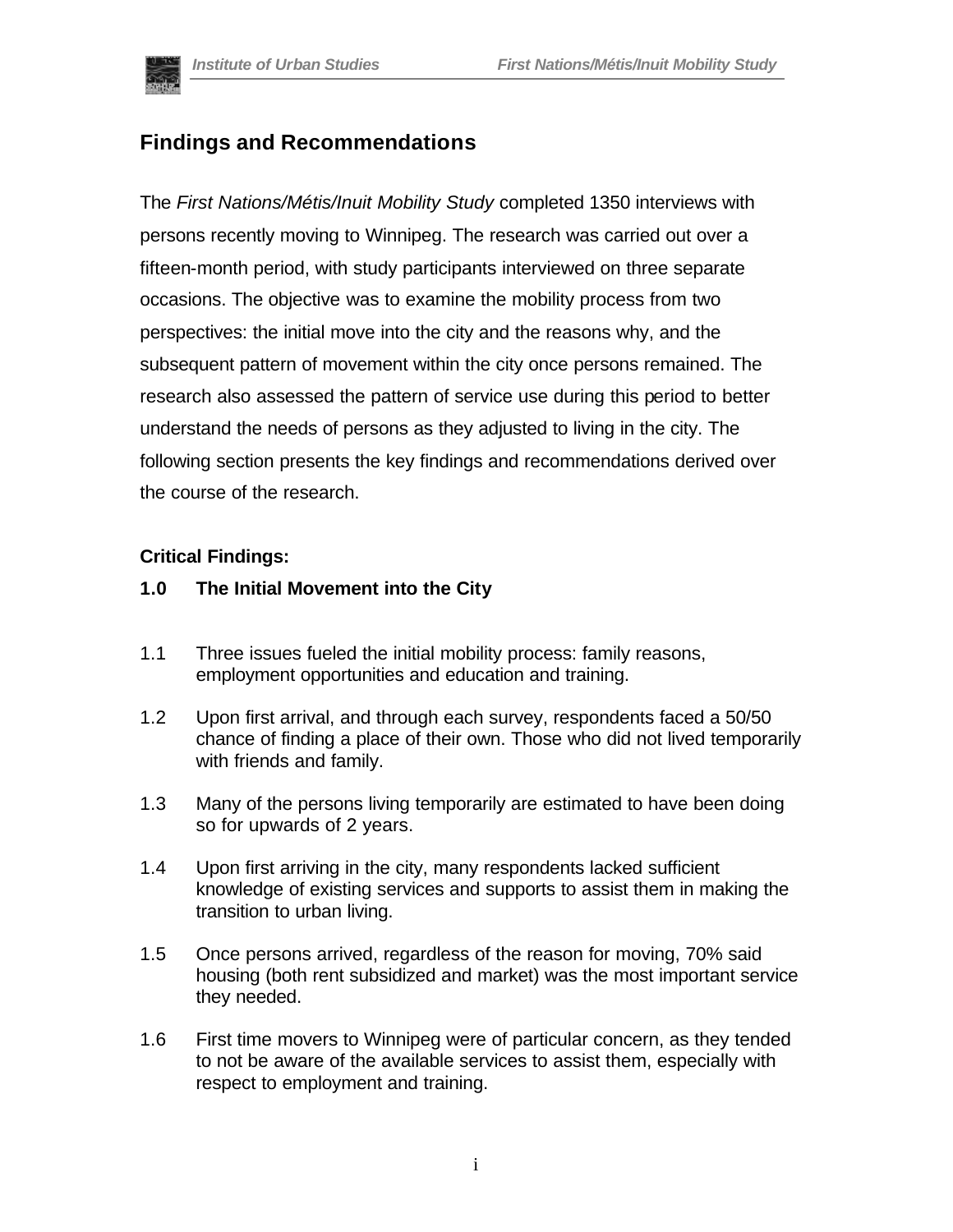## Findings and Recommendations

The *First Nations/Métis/Inuit Mobility Study* completed 1350 interviews with persons recently moving to Winnipeg. The research was carried out over a fifteen-month period, with study participants interviewed on three separate occasions. The objective was to examine the mobility process from two perspectives: the initial move into the city and the reasons why, and the subsequent pattern of movement within the city once persons remained. The research also assessed the pattern of service use during this period to better understand the needs of persons as they adjusted to living in the city. The following section presents the key findings and recommendations derived over the course of the research.

**Critical Findings:**

**1.0 The Initial Movement into the City**

1.1 Three issues fueled the initial mobility process: family reasons, employment opportunities and education and training.

1.2 Upon first arrival, and through each survey, respondents faced a 50/50 chance of finding a place of their own. Those who did not lived temporarily with friends and family.

1.3 Many of the persons living temporarily are estimated to have been doing so for upwards of 2 years.

1.4 Upon first arriving in the city, many respondents lacked sufficient knowledge of existing services and supports to assist them in making the transition to urban living.

1.5 Once persons arrived, regardless of the reason for moving, 70% said housing (both rent subsidized and market) was the most important service they needed.

1.6 First time movers to Winnipeg were of particular concern, as they tended to not be aware of the available services to assist them, especially with respect to employment and training.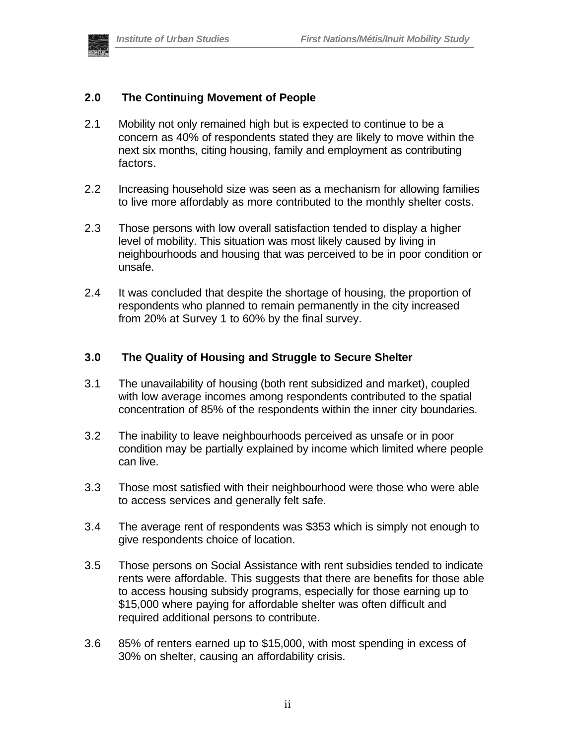## 2.0 The Continuing Movement of People

2.1 Mobility not only remained high but is expected to continue to be a concern as 40% of respondents stated they are likely to move within the next six months, citing housing, family and employment as contributing factors.

2.2 Increasing household size was seen as a mechanism for allowing families to live more affordably as more contributed to the monthly shelter costs.

2.3 Those persons with low overall satisfaction tended to display a higher level of mobility. This situation was most likely caused by living in neighbourhoods and housing that was perceived to be in poor condition or unsafe.

2.4 It was concluded that despite the shortage of housing, the proportion of respondents who planned to remain permanently in the city increased from 20% at Survey 1 to 60% by the final survey.

## 3.0 The Quality of Housing and Struggle to Secure Shelter

3.1 The unavailability of housing (both rent subsidized and market), coupled with low average incomes among respondents contributed to the spatial concentration of 85% of the respondents within the inner city boundaries.

3.2 The inability to leave neighbourhoods perceived as unsafe or in poor condition may be partially explained by income which limited where people can live.

3.3 Those most satisfied with their neighbourhood were those who were able to access services and generally felt safe.

3.4 The average rent of respondents was $353 which is simply not enough to give respondents choice of location.

3.5 Those persons on Social Assistance with rent subsidies tended to indicate rents were affordable. This suggests that there are benefits for those able to access housing subsidy programs, especially for those earning up to $15,000 where paying for affordable shelter was often difficult and required additional persons to contribute.

3.6 85% of renters earned up to $15,000, with most spending in excess of 30% on shelter, causing an affordability crisis.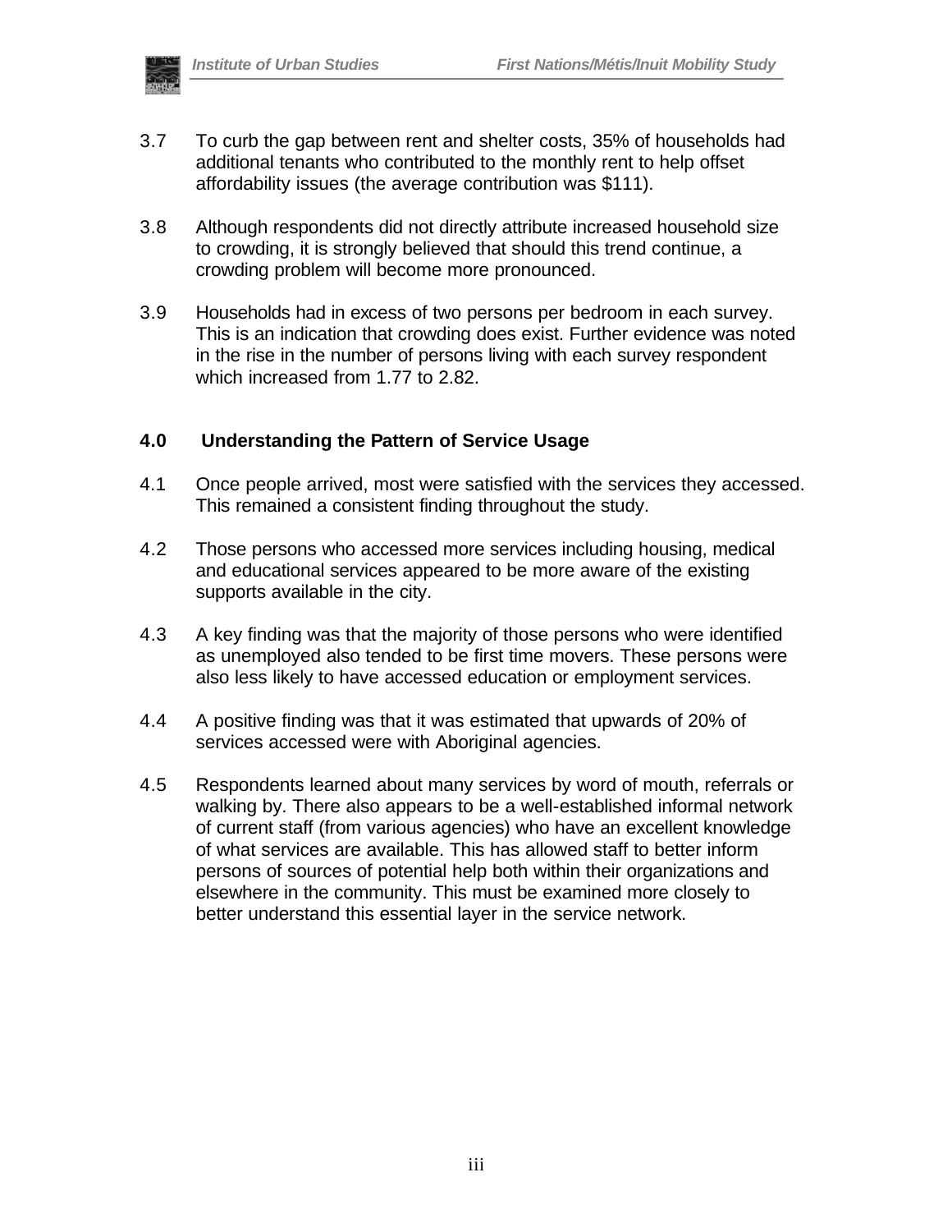3.7 To curb the gap between rent and shelter costs, 35% of households had additional tenants who contributed to the monthly rent to help offset affordability issues (the average contribution was $111).

3.8 Although respondents did not directly attribute increased household size to crowding, it is strongly believed that should this trend continue, a crowding problem will become more pronounced.

3.9 Households had in excess of two persons per bedroom in each survey. This is an indication that crowding does exist. Further evidence was noted in the rise in the number of persons living with each survey respondent which increased from 1.77 to 2.82.

**4.0 Understanding the Pattern of Service Usage**

4.1 Once people arrived, most were satisfied with the services they accessed. This remained a consistent finding throughout the study.

4.2 Those persons who accessed more services including housing, medical and educational services appeared to be more aware of the existing supports available in the city.

4.3 A key finding was that the majority of those persons who were identified as unemployed also tended to be first time movers. These persons were also less likely to have accessed education or employment services.

4.4 A positive finding was that it was estimated that upwards of 20% of services accessed were with Aboriginal agencies.

4.5 Respondents learned about many services by word of mouth, referrals or walking by. There also appears to be a well-established informal network of current staff (from various agencies) who have an excellent knowledge of what services are available. This has allowed staff to better inform persons of sources of potential help both within their organizations and elsewhere in the community. This must be examined more closely to better understand this essential layer in the service network.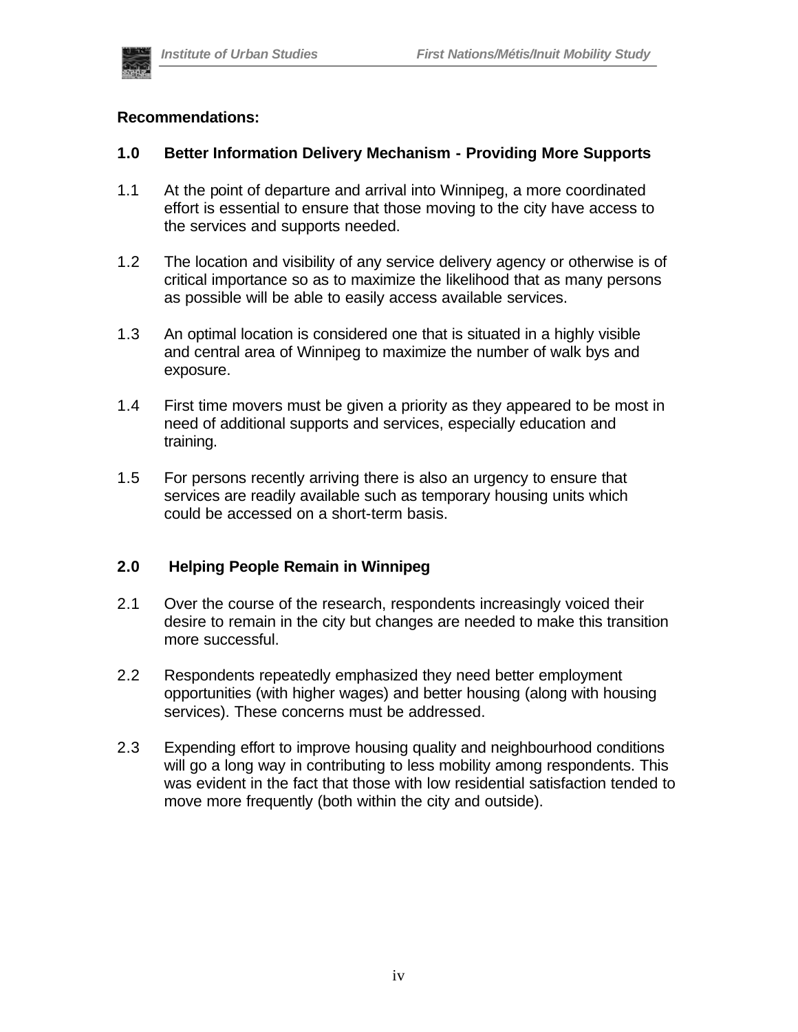**Recommendations:**

**1.0 Better Information Delivery Mechanism - Providing More Supports**

1.1 At the point of departure and arrival into Winnipeg, a more coordinated effort is essential to ensure that those moving to the city have access to the services and supports needed.

1.2 The location and visibility of any service delivery agency or otherwise is of critical importance so as to maximize the likelihood that as many persons as possible will be able to easily access available services.

1.3 An optimal location is considered one that is situated in a highly visible and central area of Winnipeg to maximize the number of walk bys and exposure.

1.4 First time movers must be given a priority as they appeared to be most in need of additional supports and services, especially education and training.

1.5 For persons recently arriving there is also an urgency to ensure that services are readily available such as temporary housing units which could be accessed on a short-term basis.

**2.0 Helping People Remain in Winnipeg**

2.1 Over the course of the research, respondents increasingly voiced their desire to remain in the city but changes are needed to make this transition more successful.

2.2 Respondents repeatedly emphasized they need better employment opportunities (with higher wages) and better housing (along with housing services). These concerns must be addressed.

2.3 Expending effort to improve housing quality and neighbourhood conditions will go a long way in contributing to less mobility among respondents. This was evident in the fact that those with low residential satisfaction tended to move more frequently (both within the city and outside).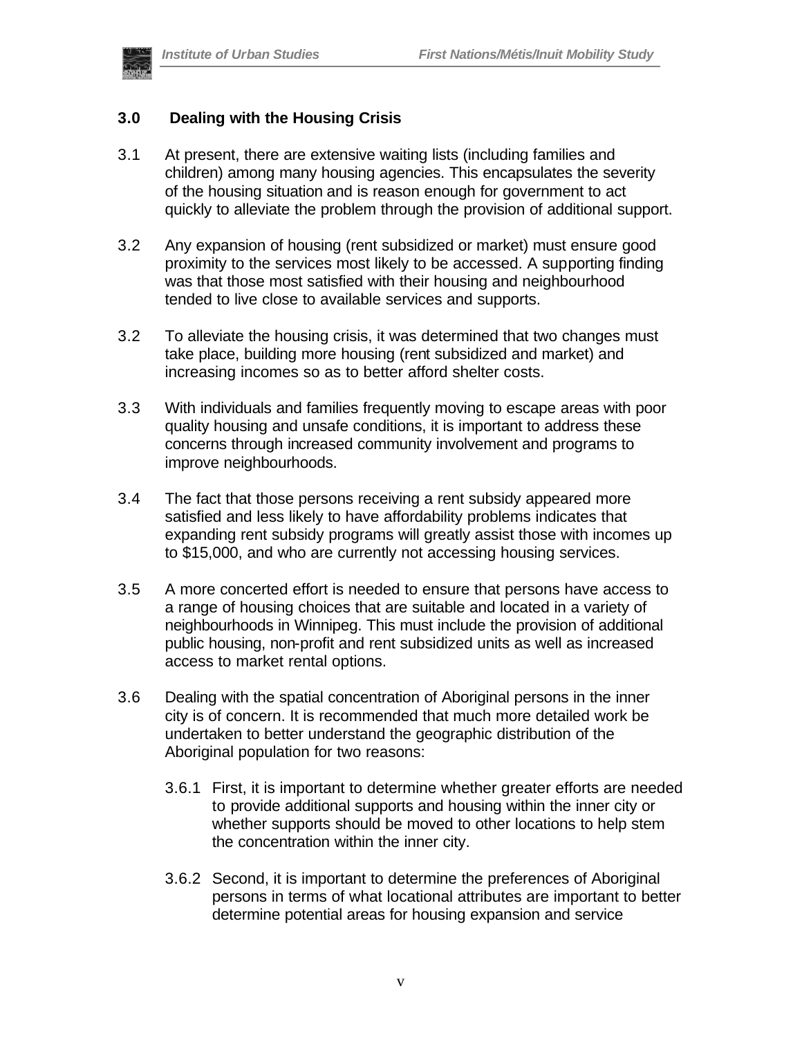## 3.0 Dealing with the Housing Crisis

3.1 At present, there are extensive waiting lists (including families and children) among many housing agencies. This encapsulates the severity of the housing situation and is reason enough for government to act quickly to alleviate the problem through the provision of additional support.

3.2 Any expansion of housing (rent subsidized or market) must ensure good proximity to the services most likely to be accessed. A supporting finding was that those most satisfied with their housing and neighbourhood tended to live close to available services and supports.

3.2 To alleviate the housing crisis, it was determined that two changes must take place, building more housing (rent subsidized and market) and increasing incomes so as to better afford shelter costs.

3.3 With individuals and families frequently moving to escape areas with poor quality housing and unsafe conditions, it is important to address these concerns through increased community involvement and programs to improve neighbourhoods.

3.4 The fact that those persons receiving a rent subsidy appeared more satisfied and less likely to have affordability problems indicates that expanding rent subsidy programs will greatly assist those with incomes up to $15,000, and who are currently not accessing housing services.

3.5 A more concerted effort is needed to ensure that persons have access to a range of housing choices that are suitable and located in a variety of neighbourhoods in Winnipeg. This must include the provision of additional public housing, non-profit and rent subsidized units as well as increased access to market rental options.

3.6 Dealing with the spatial concentration of Aboriginal persons in the inner city is of concern. It is recommended that much more detailed work be undertaken to better understand the geographic distribution of the Aboriginal population for two reasons:

3.6.1 First, it is important to determine whether greater efforts are needed to provide additional supports and housing within the inner city or whether supports should be moved to other locations to help stem the concentration within the inner city.

3.6.2 Second, it is important to determine the preferences of Aboriginal persons in terms of what locational attributes are important to better determine potential areas for housing expansion and service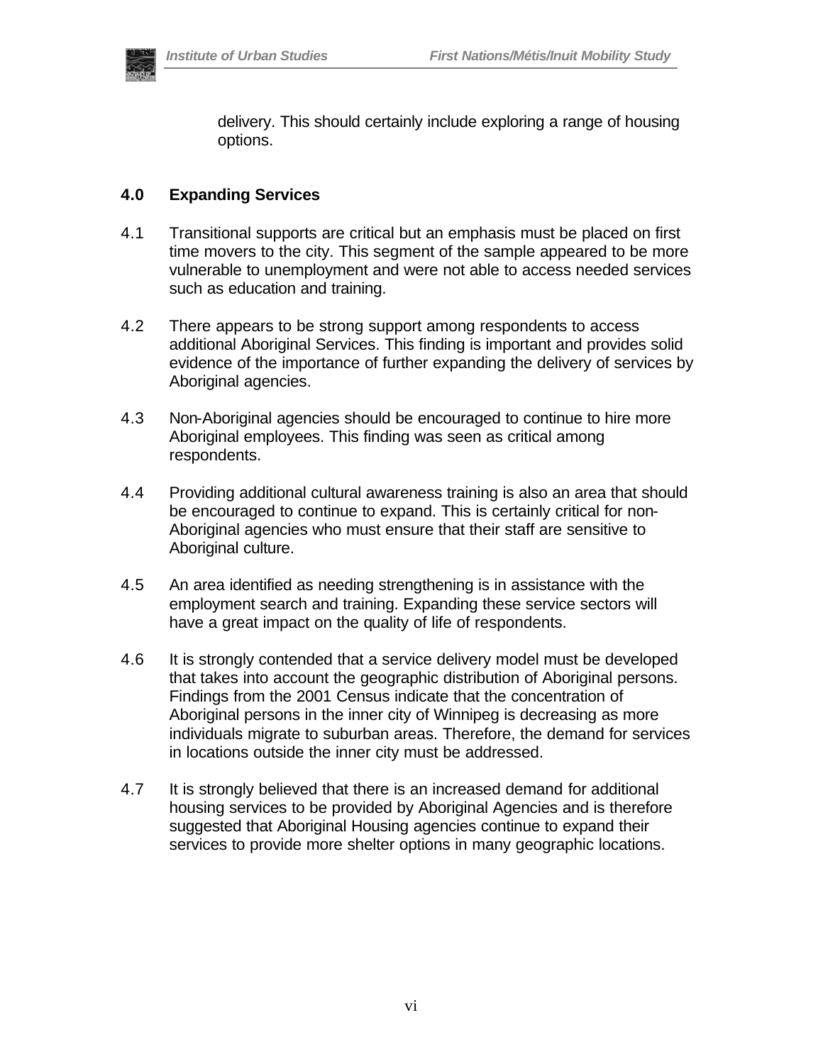delivery. This should certainly include exploring a range of housing options.

## 4.0 Expanding Services

4.1 Transitional supports are critical but an emphasis must be placed on first time movers to the city. This segment of the sample appeared to be more vulnerable to unemployment and were not able to access needed services such as education and training.

4.2 There appears to be strong support among respondents to access additional Aboriginal Services. This finding is important and provides solid evidence of the importance of further expanding the delivery of services by Aboriginal agencies.

4.3 Non-Aboriginal agencies should be encouraged to continue to hire more Aboriginal employees. This finding was seen as critical among respondents.

4.4 Providing additional cultural awareness training is also an area that should be encouraged to continue to expand. This is certainly critical for non-Aboriginal agencies who must ensure that their staff are sensitive to Aboriginal culture.

4.5 An area identified as needing strengthening is in assistance with the employment search and training. Expanding these service sectors will have a great impact on the quality of life of respondents.

4.6 It is strongly contended that a service delivery model must be developed that takes into account the geographic distribution of Aboriginal persons. Findings from the 2001 Census indicate that the concentration of Aboriginal persons in the inner city of Winnipeg is decreasing as more individuals migrate to suburban areas. Therefore, the demand for services in locations outside the inner city must be addressed.

4.7 It is strongly believed that there is an increased demand for additional housing services to be provided by Aboriginal Agencies and is therefore suggested that Aboriginal Housing agencies continue to expand their services to provide more shelter options in many geographic locations.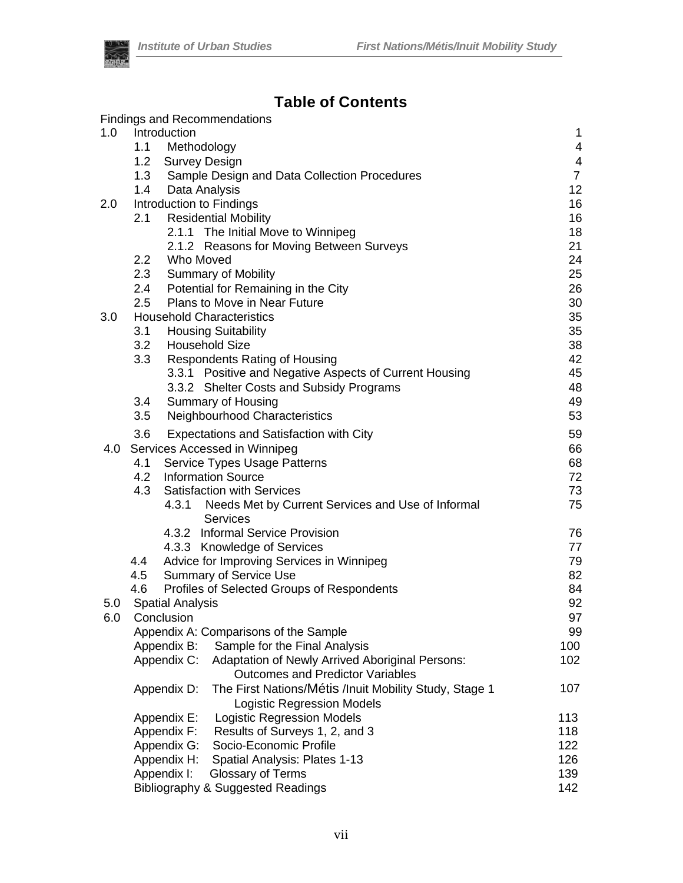# Table of Contents

| | | |
|---|---|---|
| Findings and Recommendations | | |
| 1.0 | Introduction | 1 |
| | 1.1 Methodology | 4 |
| | 1.2 Survey Design | 4 |
| | 1.3 Sample Design and Data Collection Procedures | 7 |
| | 1.4 Data Analysis | 12 |
| 2.0 | Introduction to Findings | 16 |
| | 2.1 Residential Mobility | 16 |
| | 2.1.1 The Initial Move to Winnipeg | 18 |
| | 2.1.2 Reasons for Moving Between Surveys | 21 |
| | 2.2 Who Moved | 24 |
| | 2.3 Summary of Mobility | 25 |
| | 2.4 Potential for Remaining in the City | 26 |
| | 2.5 Plans to Move in Near Future | 30 |
| 3.0 | Household Characteristics | 35 |
| | 3.1 Housing Suitability | 35 |
| | 3.2 Household Size | 38 |
| | 3.3 Respondents Rating of Housing | 42 |
| | 3.3.1 Positive and Negative Aspects of Current Housing | 45 |
| | 3.3.2 Shelter Costs and Subsidy Programs | 48 |
| | 3.4 Summary of Housing | 49 |
| | 3.5 Neighbourhood Characteristics | 53 |
| | 3.6 Expectations and Satisfaction with City | 59 |
| 4.0 | Services Accessed in Winnipeg | 66 |
| | 4.1 Service Types Usage Patterns | 68 |
| | 4.2 Information Source | 72 |
| | 4.3 Satisfaction with Services | 73 |
| | 4.3.1 Needs Met by Current Services and Use of Informal Services | 75 |
| | 4.3.2 Informal Service Provision | 76 |
| | 4.3.3 Knowledge of Services | 77 |
| | 4.4 Advice for Improving Services in Winnipeg | 79 |
| | 4.5 Summary of Service Use | 82 |
| | 4.6 Profiles of Selected Groups of Respondents | 84 |
| 5.0 | Spatial Analysis | 92 |
| 6.0 | Conclusion | 97 |
| | Appendix A: Comparisons of the Sample | 99 |
| | Appendix B: Sample for the Final Analysis | 100 |
| | Appendix C: Adaptation of Newly Arrived Aboriginal Persons: Outcomes and Predictor Variables | 102 |
| | Appendix D: The First Nations/Métis /Inuit Mobility Study, Stage 1 Logistic Regression Models | 107 |
| | Appendix E: Logistic Regression Models | 113 |
| | Appendix F: Results of Surveys 1, 2, and 3 | 118 |
| | Appendix G: Socio-Economic Profile | 122 |
| | Appendix H: Spatial Analysis: Plates 1-13 | 126 |
| | Appendix I: Glossary of Terms | 139 |
| | Bibliography & Suggested Readings | 142 |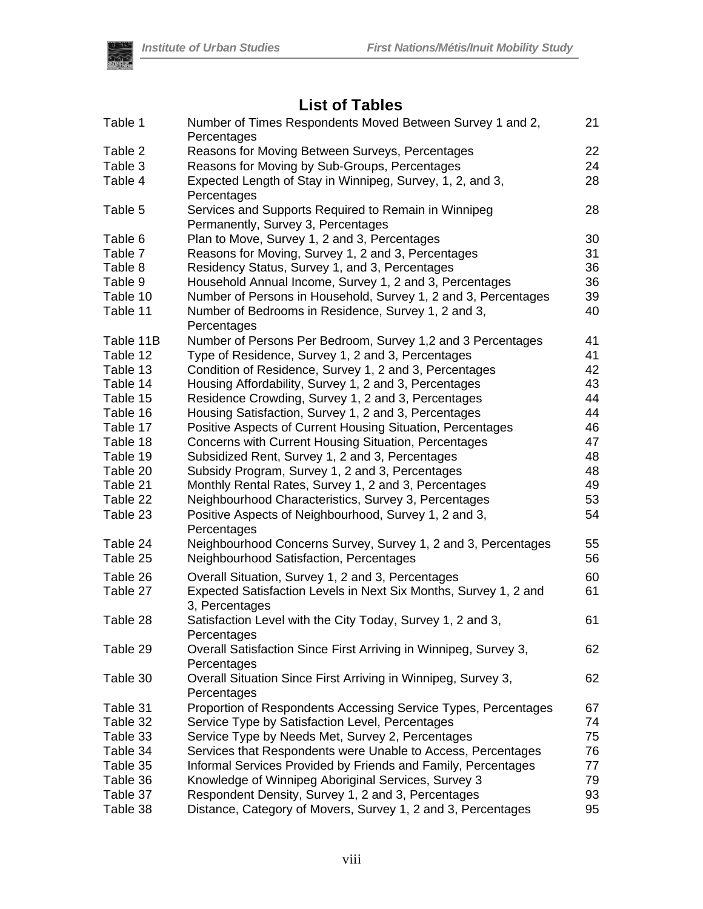# List of Tables

| | | |
|---|---|---|
| Table 1 | Number of Times Respondents Moved Between Survey 1 and 2, Percentages | 21 |
| Table 2 | Reasons for Moving Between Surveys, Percentages | 22 |
| Table 3 | Reasons for Moving by Sub-Groups, Percentages | 24 |
| Table 4 | Expected Length of Stay in Winnipeg, Survey, 1, 2, and 3, Percentages | 28 |
| Table 5 | Services and Supports Required to Remain in Winnipeg Permanently, Survey 3, Percentages | 28 |
| Table 6 | Plan to Move, Survey 1, 2 and 3, Percentages | 30 |
| Table 7 | Reasons for Moving, Survey 1, 2 and 3, Percentages | 31 |
| Table 8 | Residency Status, Survey 1, and 3, Percentages | 36 |
| Table 9 | Household Annual Income, Survey 1, 2 and 3, Percentages | 36 |
| Table 10 | Number of Persons in Household, Survey 1, 2 and 3, Percentages | 39 |
| Table 11 | Number of Bedrooms in Residence, Survey 1, 2 and 3, Percentages | 40 |
| Table 11B | Number of Persons Per Bedroom, Survey 1,2 and 3 Percentages | 41 |
| Table 12 | Type of Residence, Survey 1, 2 and 3, Percentages | 41 |
| Table 13 | Condition of Residence, Survey 1, 2 and 3, Percentages | 42 |
| Table 14 | Housing Affordability, Survey 1, 2 and 3, Percentages | 43 |
| Table 15 | Residence Crowding, Survey 1, 2 and 3, Percentages | 44 |
| Table 16 | Housing Satisfaction, Survey 1, 2 and 3, Percentages | 44 |
| Table 17 | Positive Aspects of Current Housing Situation, Percentages | 46 |
| Table 18 | Concerns with Current Housing Situation, Percentages | 47 |
| Table 19 | Subsidized Rent, Survey 1, 2 and 3, Percentages | 48 |
| Table 20 | Subsidy Program, Survey 1, 2 and 3, Percentages | 48 |
| Table 21 | Monthly Rental Rates, Survey 1, 2 and 3, Percentages | 49 |
| Table 22 | Neighbourhood Characteristics, Survey 3, Percentages | 53 |
| Table 23 | Positive Aspects of Neighbourhood, Survey 1, 2 and 3, Percentages | 54 |
| Table 24 | Neighbourhood Concerns Survey, Survey 1, 2 and 3, Percentages | 55 |
| Table 25 | Neighbourhood Satisfaction, Percentages | 56 |
| Table 26 | Overall Situation, Survey 1, 2 and 3, Percentages | 60 |
| Table 27 | Expected Satisfaction Levels in Next Six Months, Survey 1, 2 and 3, Percentages | 61 |
| Table 28 | Satisfaction Level with the City Today, Survey 1, 2 and 3, Percentages | 61 |
| Table 29 | Overall Satisfaction Since First Arriving in Winnipeg, Survey 3, Percentages | 62 |
| Table 30 | Overall Situation Since First Arriving in Winnipeg, Survey 3, Percentages | 62 |
| Table 31 | Proportion of Respondents Accessing Service Types, Percentages | 67 |
| Table 32 | Service Type by Satisfaction Level, Percentages | 74 |
| Table 33 | Service Type by Needs Met, Survey 2, Percentages | 75 |
| Table 34 | Services that Respondents were Unable to Access, Percentages | 76 |
| Table 35 | Informal Services Provided by Friends and Family, Percentages | 77 |
| Table 36 | Knowledge of Winnipeg Aboriginal Services, Survey 3 | 79 |
| Table 37 | Respondent Density, Survey 1, 2 and 3, Percentages | 93 |
| Table 38 | Distance, Category of Movers, Survey 1, 2 and 3, Percentages | 95 |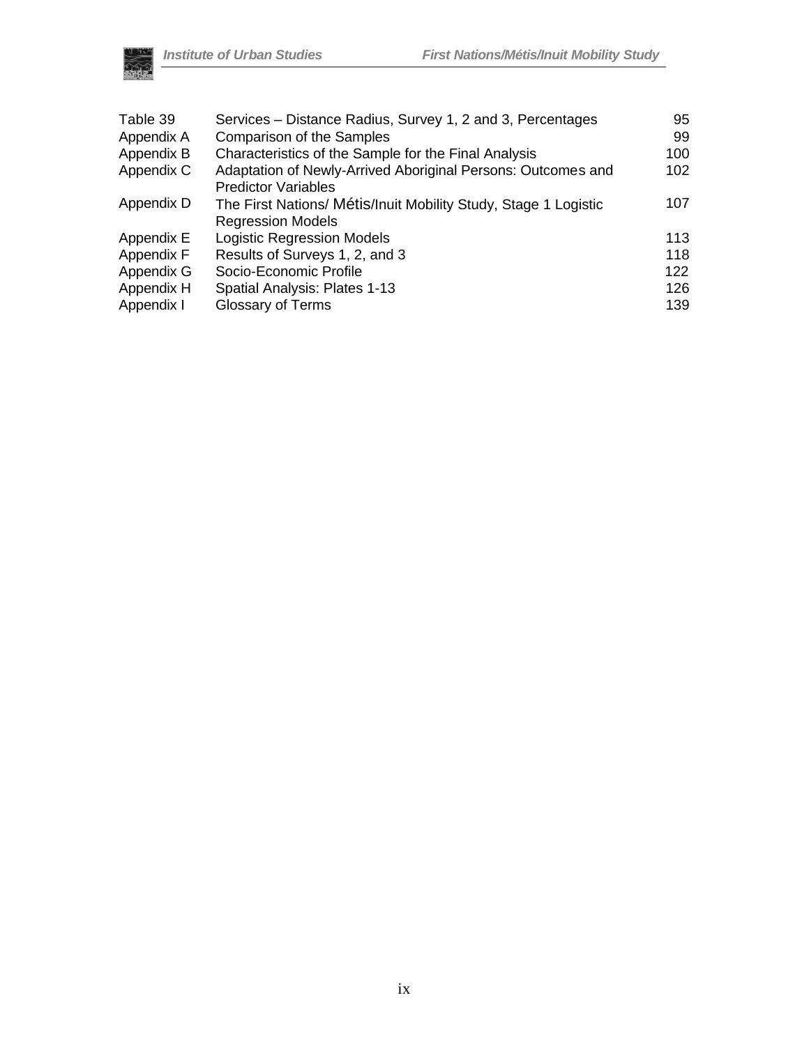| | | |
|---|---|---|
| Table 39 | Services – Distance Radius, Survey 1, 2 and 3, Percentages | 95 |
| Appendix A | Comparison of the Samples | 99 |
| Appendix B | Characteristics of the Sample for the Final Analysis | 100 |
| Appendix C | Adaptation of Newly-Arrived Aboriginal Persons: Outcomes and Predictor Variables | 102 |
| Appendix D | The First Nations/ Métis/Inuit Mobility Study, Stage 1 Logistic Regression Models | 107 |
| Appendix E | Logistic Regression Models | 113 |
| Appendix F | Results of Surveys 1, 2, and 3 | 118 |
| Appendix G | Socio-Economic Profile | 122 |
| Appendix H | Spatial Analysis: Plates 1-13 | 126 |
| Appendix I | Glossary of Terms | 139 |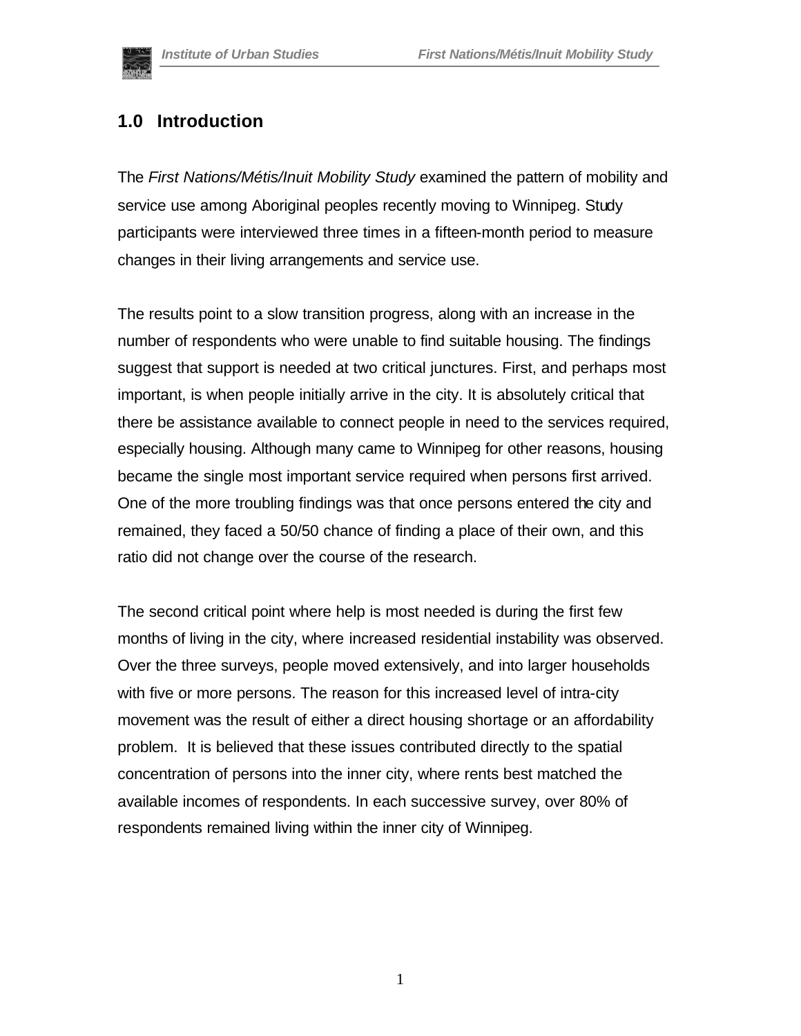## 1.0 Introduction

The *First Nations/Métis/Inuit Mobility Study* examined the pattern of mobility and service use among Aboriginal peoples recently moving to Winnipeg. Study participants were interviewed three times in a fifteen-month period to measure changes in their living arrangements and service use.

The results point to a slow transition progress, along with an increase in the number of respondents who were unable to find suitable housing. The findings suggest that support is needed at two critical junctures. First, and perhaps most important, is when people initially arrive in the city. It is absolutely critical that there be assistance available to connect people in need to the services required, especially housing. Although many came to Winnipeg for other reasons, housing became the single most important service required when persons first arrived. One of the more troubling findings was that once persons entered the city and remained, they faced a 50/50 chance of finding a place of their own, and this ratio did not change over the course of the research.

The second critical point where help is most needed is during the first few months of living in the city, where increased residential instability was observed. Over the three surveys, people moved extensively, and into larger households with five or more persons. The reason for this increased level of intra-city movement was the result of either a direct housing shortage or an affordability problem. It is believed that these issues contributed directly to the spatial concentration of persons into the inner city, where rents best matched the available incomes of respondents. In each successive survey, over 80% of respondents remained living within the inner city of Winnipeg.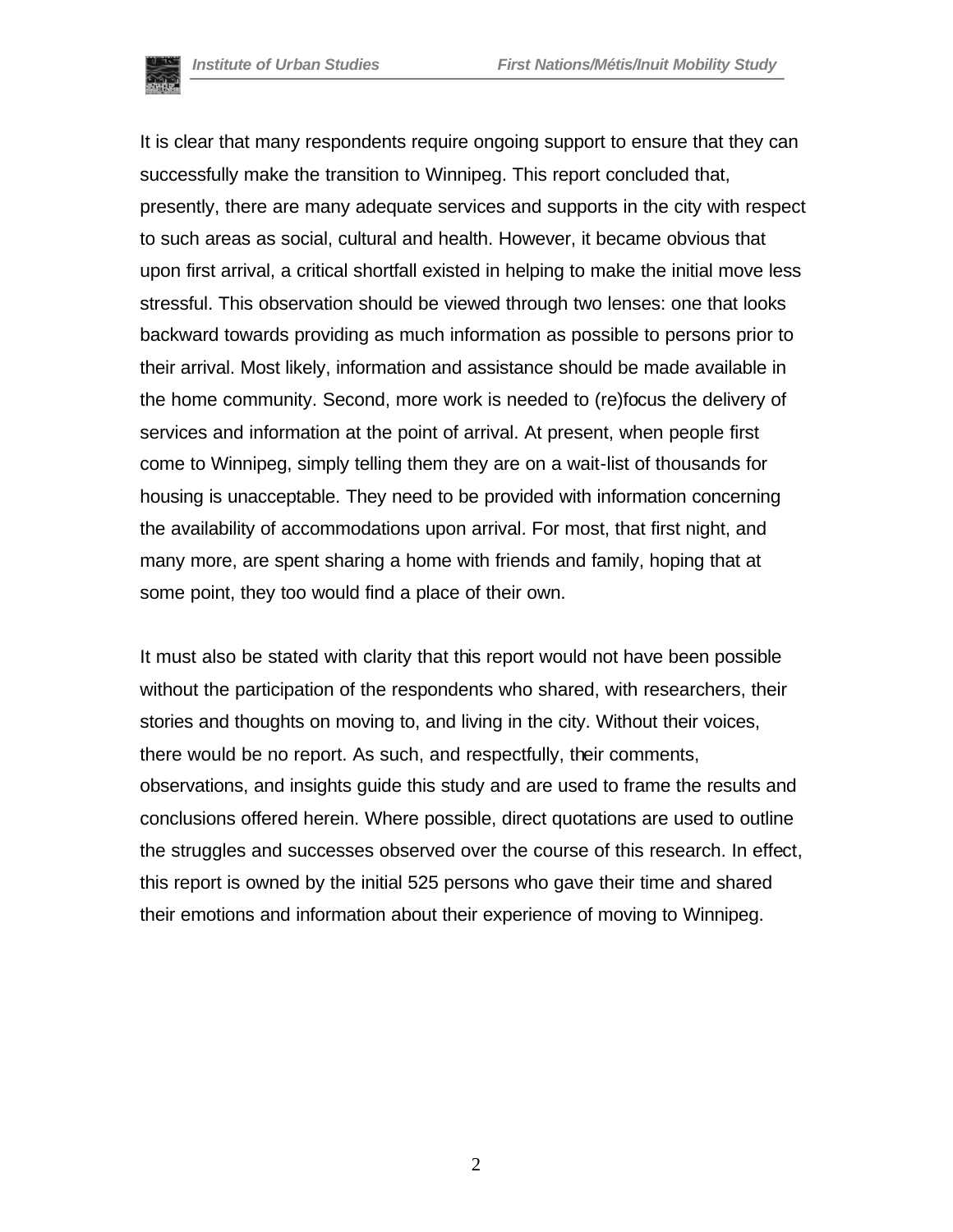It is clear that many respondents require ongoing support to ensure that they can successfully make the transition to Winnipeg. This report concluded that, presently, there are many adequate services and supports in the city with respect to such areas as social, cultural and health. However, it became obvious that upon first arrival, a critical shortfall existed in helping to make the initial move less stressful. This observation should be viewed through two lenses: one that looks backward towards providing as much information as possible to persons prior to their arrival. Most likely, information and assistance should be made available in the home community. Second, more work is needed to (re)focus the delivery of services and information at the point of arrival. At present, when people first come to Winnipeg, simply telling them they are on a wait-list of thousands for housing is unacceptable. They need to be provided with information concerning the availability of accommodations upon arrival. For most, that first night, and many more, are spent sharing a home with friends and family, hoping that at some point, they too would find a place of their own.

It must also be stated with clarity that this report would not have been possible without the participation of the respondents who shared, with researchers, their stories and thoughts on moving to, and living in the city. Without their voices, there would be no report. As such, and respectfully, their comments, observations, and insights guide this study and are used to frame the results and conclusions offered herein. Where possible, direct quotations are used to outline the struggles and successes observed over the course of this research. In effect, this report is owned by the initial 525 persons who gave their time and shared their emotions and information about their experience of moving to Winnipeg.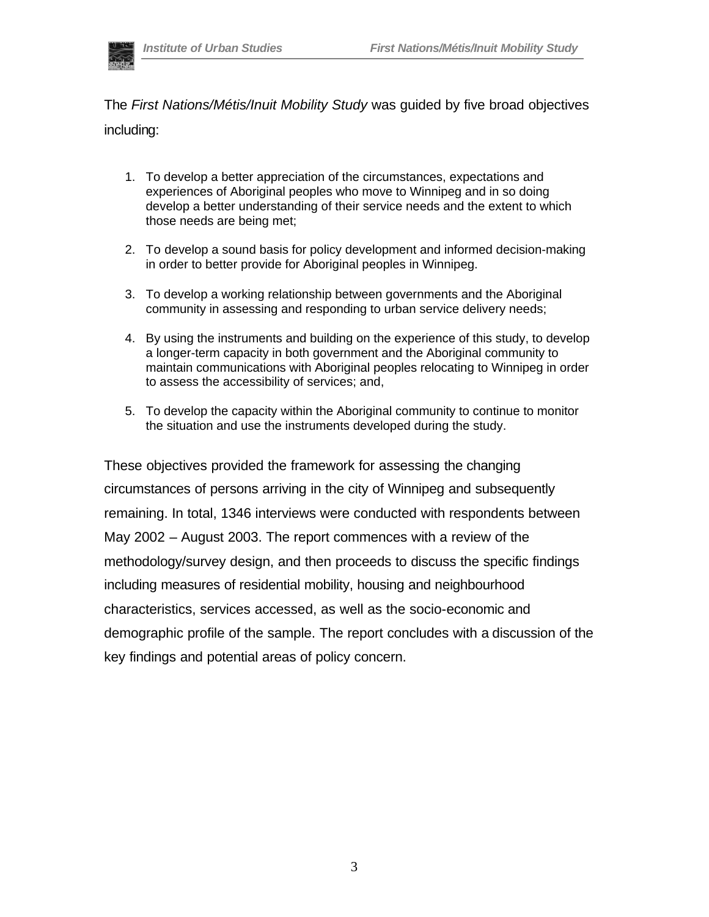The *First Nations/Métis/Inuit Mobility Study* was guided by five broad objectives including:

1. To develop a better appreciation of the circumstances, expectations and experiences of Aboriginal peoples who move to Winnipeg and in so doing develop a better understanding of their service needs and the extent to which those needs are being met;
2. To develop a sound basis for policy development and informed decision-making in order to better provide for Aboriginal peoples in Winnipeg.
3. To develop a working relationship between governments and the Aboriginal community in assessing and responding to urban service delivery needs;
4. By using the instruments and building on the experience of this study, to develop a longer-term capacity in both government and the Aboriginal community to maintain communications with Aboriginal peoples relocating to Winnipeg in order to assess the accessibility of services; and,
5. To develop the capacity within the Aboriginal community to continue to monitor the situation and use the instruments developed during the study.

These objectives provided the framework for assessing the changing circumstances of persons arriving in the city of Winnipeg and subsequently remaining. In total, 1346 interviews were conducted with respondents between May 2002 – August 2003. The report commences with a review of the methodology/survey design, and then proceeds to discuss the specific findings including measures of residential mobility, housing and neighbourhood characteristics, services accessed, as well as the socio-economic and demographic profile of the sample. The report concludes with a discussion of the key findings and potential areas of policy concern.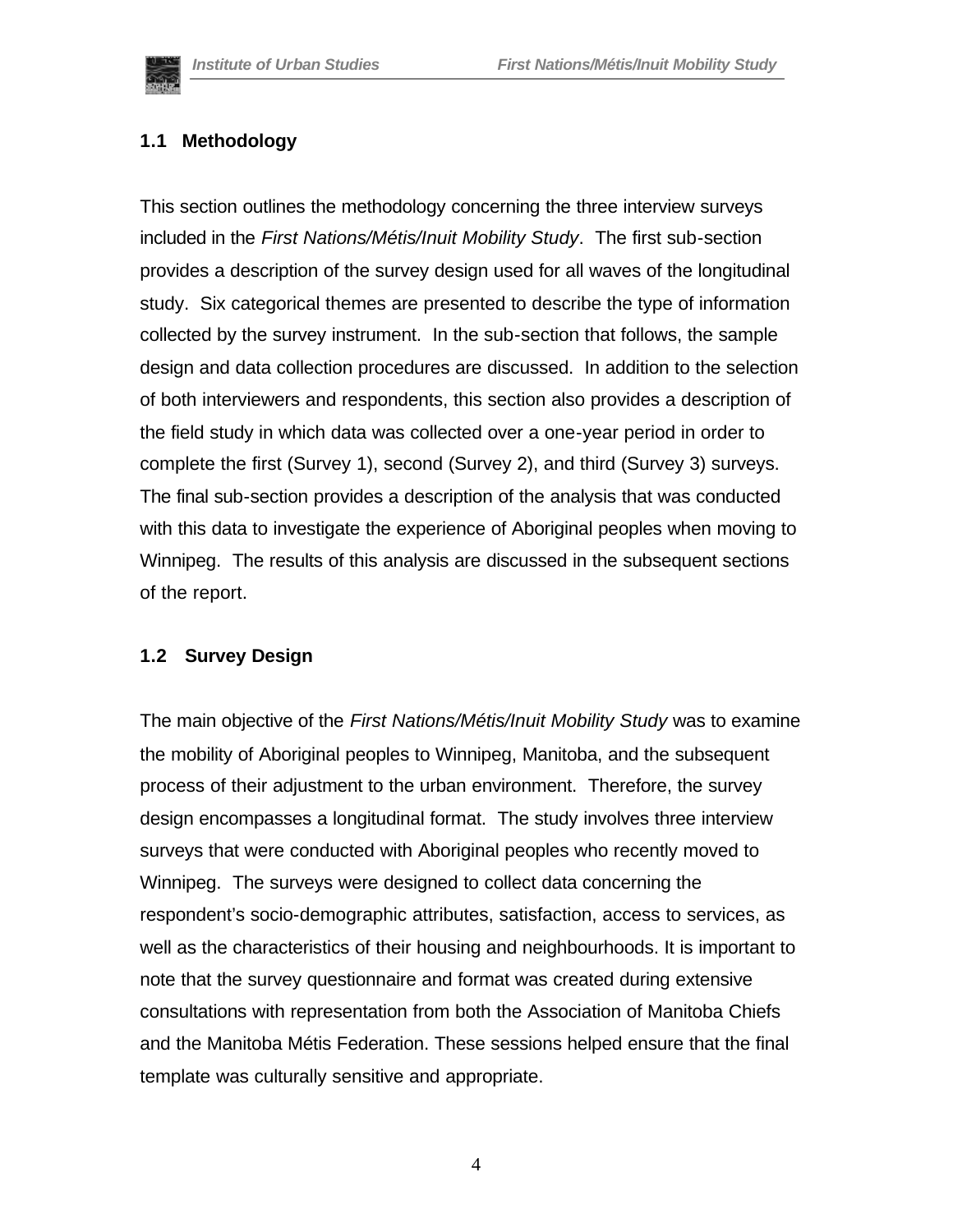## 1.1 Methodology

This section outlines the methodology concerning the three interview surveys included in the *First Nations/Métis/Inuit Mobility Study*. The first sub-section provides a description of the survey design used for all waves of the longitudinal study. Six categorical themes are presented to describe the type of information collected by the survey instrument. In the sub-section that follows, the sample design and data collection procedures are discussed. In addition to the selection of both interviewers and respondents, this section also provides a description of the field study in which data was collected over a one-year period in order to complete the first (Survey 1), second (Survey 2), and third (Survey 3) surveys. The final sub-section provides a description of the analysis that was conducted with this data to investigate the experience of Aboriginal peoples when moving to Winnipeg. The results of this analysis are discussed in the subsequent sections of the report.

## 1.2 Survey Design

The main objective of the *First Nations/Métis/Inuit Mobility Study* was to examine the mobility of Aboriginal peoples to Winnipeg, Manitoba, and the subsequent process of their adjustment to the urban environment. Therefore, the survey design encompasses a longitudinal format. The study involves three interview surveys that were conducted with Aboriginal peoples who recently moved to Winnipeg. The surveys were designed to collect data concerning the respondent's socio-demographic attributes, satisfaction, access to services, as well as the characteristics of their housing and neighbourhoods. It is important to note that the survey questionnaire and format was created during extensive consultations with representation from both the Association of Manitoba Chiefs and the Manitoba Métis Federation. These sessions helped ensure that the final template was culturally sensitive and appropriate.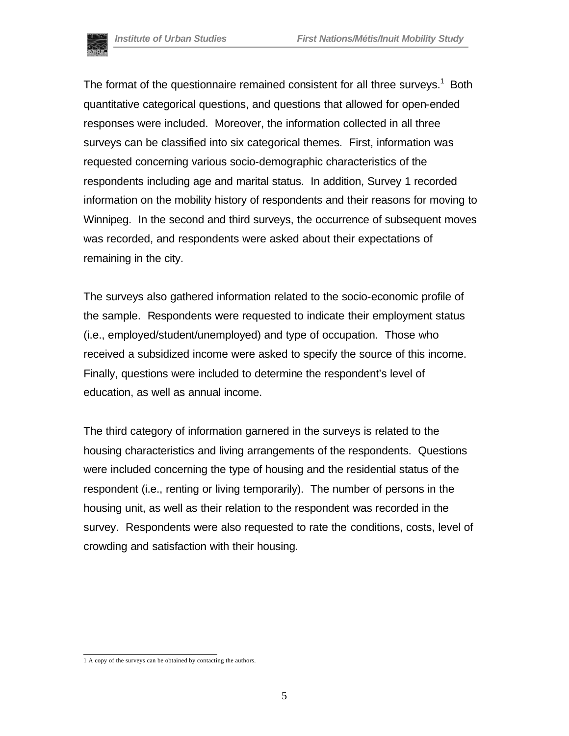The format of the questionnaire remained consistent for all three surveys.[1] Both quantitative categorical questions, and questions that allowed for open-ended responses were included. Moreover, the information collected in all three surveys can be classified into six categorical themes. First, information was requested concerning various socio-demographic characteristics of the respondents including age and marital status. In addition, Survey 1 recorded information on the mobility history of respondents and their reasons for moving to Winnipeg. In the second and third surveys, the occurrence of subsequent moves was recorded, and respondents were asked about their expectations of remaining in the city.

The surveys also gathered information related to the socio-economic profile of the sample. Respondents were requested to indicate their employment status (i.e., employed/student/unemployed) and type of occupation. Those who received a subsidized income were asked to specify the source of this income. Finally, questions were included to determine the respondent's level of education, as well as annual income.

The third category of information garnered in the surveys is related to the housing characteristics and living arrangements of the respondents. Questions were included concerning the type of housing and the residential status of the respondent (i.e., renting or living temporarily). The number of persons in the housing unit, as well as their relation to the respondent was recorded in the survey. Respondents were also requested to rate the conditions, costs, level of crowding and satisfaction with their housing.

---

1 A copy of the surveys can be obtained by contacting the authors.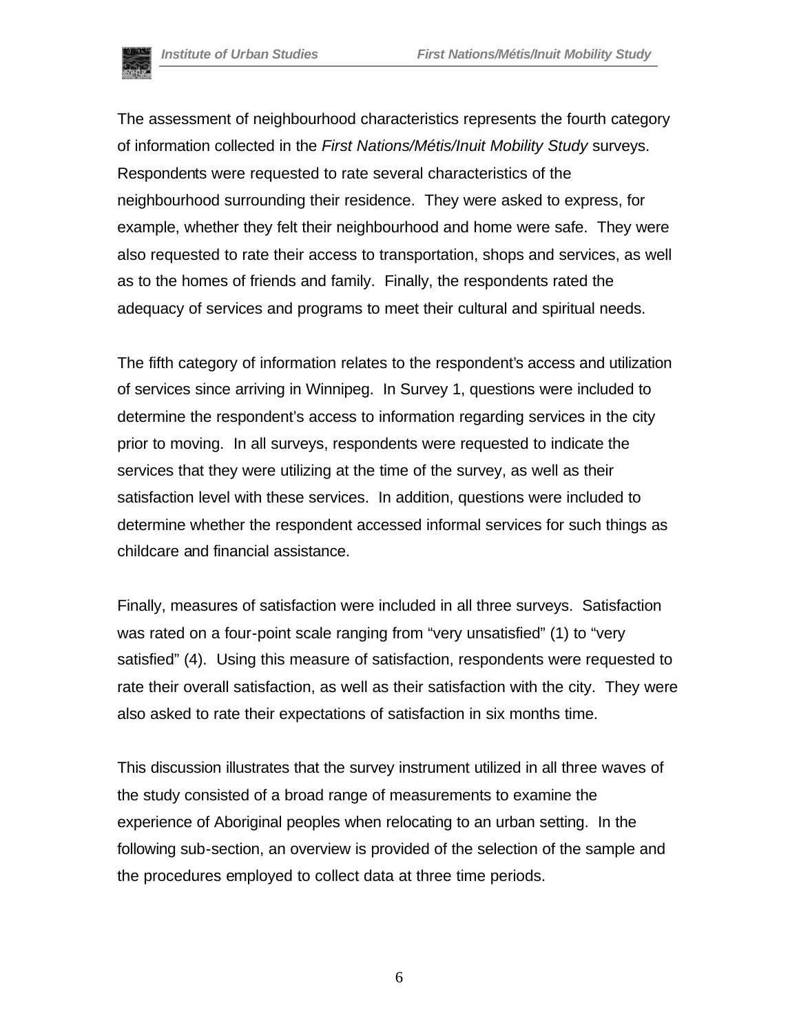The assessment of neighbourhood characteristics represents the fourth category of information collected in the *First Nations/Métis/Inuit Mobility Study* surveys. Respondents were requested to rate several characteristics of the neighbourhood surrounding their residence. They were asked to express, for example, whether they felt their neighbourhood and home were safe. They were also requested to rate their access to transportation, shops and services, as well as to the homes of friends and family. Finally, the respondents rated the adequacy of services and programs to meet their cultural and spiritual needs.

The fifth category of information relates to the respondent's access and utilization of services since arriving in Winnipeg. In Survey 1, questions were included to determine the respondent's access to information regarding services in the city prior to moving. In all surveys, respondents were requested to indicate the services that they were utilizing at the time of the survey, as well as their satisfaction level with these services. In addition, questions were included to determine whether the respondent accessed informal services for such things as childcare and financial assistance.

Finally, measures of satisfaction were included in all three surveys. Satisfaction was rated on a four-point scale ranging from "very unsatisfied" (1) to "very satisfied" (4). Using this measure of satisfaction, respondents were requested to rate their overall satisfaction, as well as their satisfaction with the city. They were also asked to rate their expectations of satisfaction in six months time.

This discussion illustrates that the survey instrument utilized in all three waves of the study consisted of a broad range of measurements to examine the experience of Aboriginal peoples when relocating to an urban setting. In the following sub-section, an overview is provided of the selection of the sample and the procedures employed to collect data at three time periods.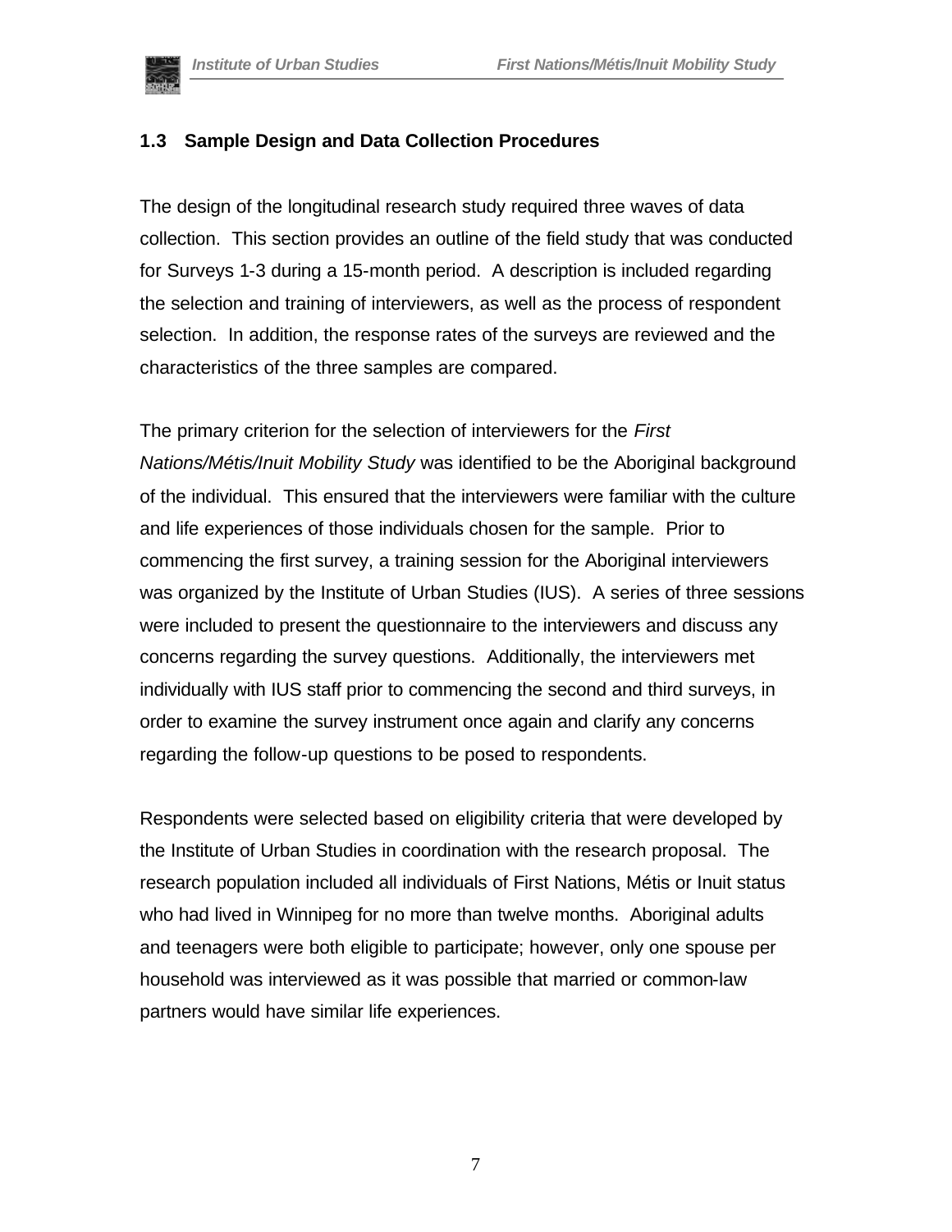### 1.3 Sample Design and Data Collection Procedures

The design of the longitudinal research study required three waves of data collection. This section provides an outline of the field study that was conducted for Surveys 1-3 during a 15-month period. A description is included regarding the selection and training of interviewers, as well as the process of respondent selection. In addition, the response rates of the surveys are reviewed and the characteristics of the three samples are compared.

The primary criterion for the selection of interviewers for the *First Nations/Métis/Inuit Mobility Study* was identified to be the Aboriginal background of the individual. This ensured that the interviewers were familiar with the culture and life experiences of those individuals chosen for the sample. Prior to commencing the first survey, a training session for the Aboriginal interviewers was organized by the Institute of Urban Studies (IUS). A series of three sessions were included to present the questionnaire to the interviewers and discuss any concerns regarding the survey questions. Additionally, the interviewers met individually with IUS staff prior to commencing the second and third surveys, in order to examine the survey instrument once again and clarify any concerns regarding the follow-up questions to be posed to respondents.

Respondents were selected based on eligibility criteria that were developed by the Institute of Urban Studies in coordination with the research proposal. The research population included all individuals of First Nations, Métis or Inuit status who had lived in Winnipeg for no more than twelve months. Aboriginal adults and teenagers were both eligible to participate; however, only one spouse per household was interviewed as it was possible that married or common-law partners would have similar life experiences.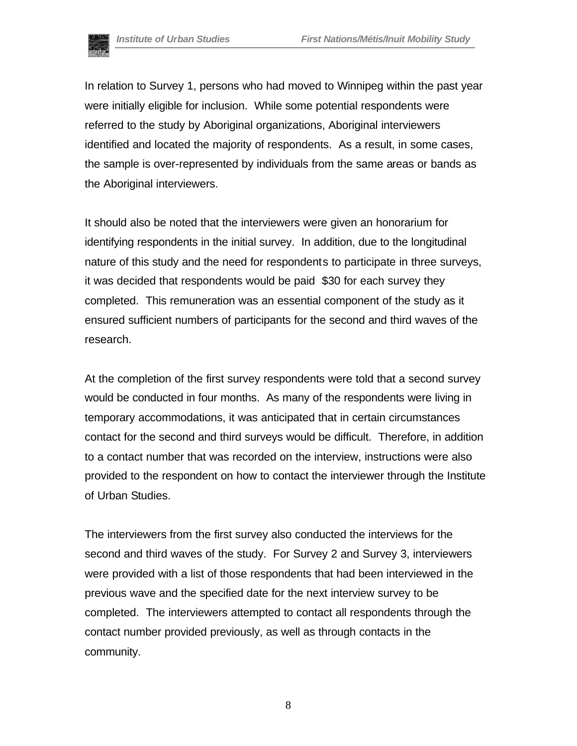In relation to Survey 1, persons who had moved to Winnipeg within the past year were initially eligible for inclusion. While some potential respondents were referred to the study by Aboriginal organizations, Aboriginal interviewers identified and located the majority of respondents. As a result, in some cases, the sample is over-represented by individuals from the same areas or bands as the Aboriginal interviewers.

It should also be noted that the interviewers were given an honorarium for identifying respondents in the initial survey. In addition, due to the longitudinal nature of this study and the need for respondents to participate in three surveys, it was decided that respondents would be paid $30 for each survey they completed. This remuneration was an essential component of the study as it ensured sufficient numbers of participants for the second and third waves of the research.

At the completion of the first survey respondents were told that a second survey would be conducted in four months. As many of the respondents were living in temporary accommodations, it was anticipated that in certain circumstances contact for the second and third surveys would be difficult. Therefore, in addition to a contact number that was recorded on the interview, instructions were also provided to the respondent on how to contact the interviewer through the Institute of Urban Studies.

The interviewers from the first survey also conducted the interviews for the second and third waves of the study. For Survey 2 and Survey 3, interviewers were provided with a list of those respondents that had been interviewed in the previous wave and the specified date for the next interview survey to be completed. The interviewers attempted to contact all respondents through the contact number provided previously, as well as through contacts in the community.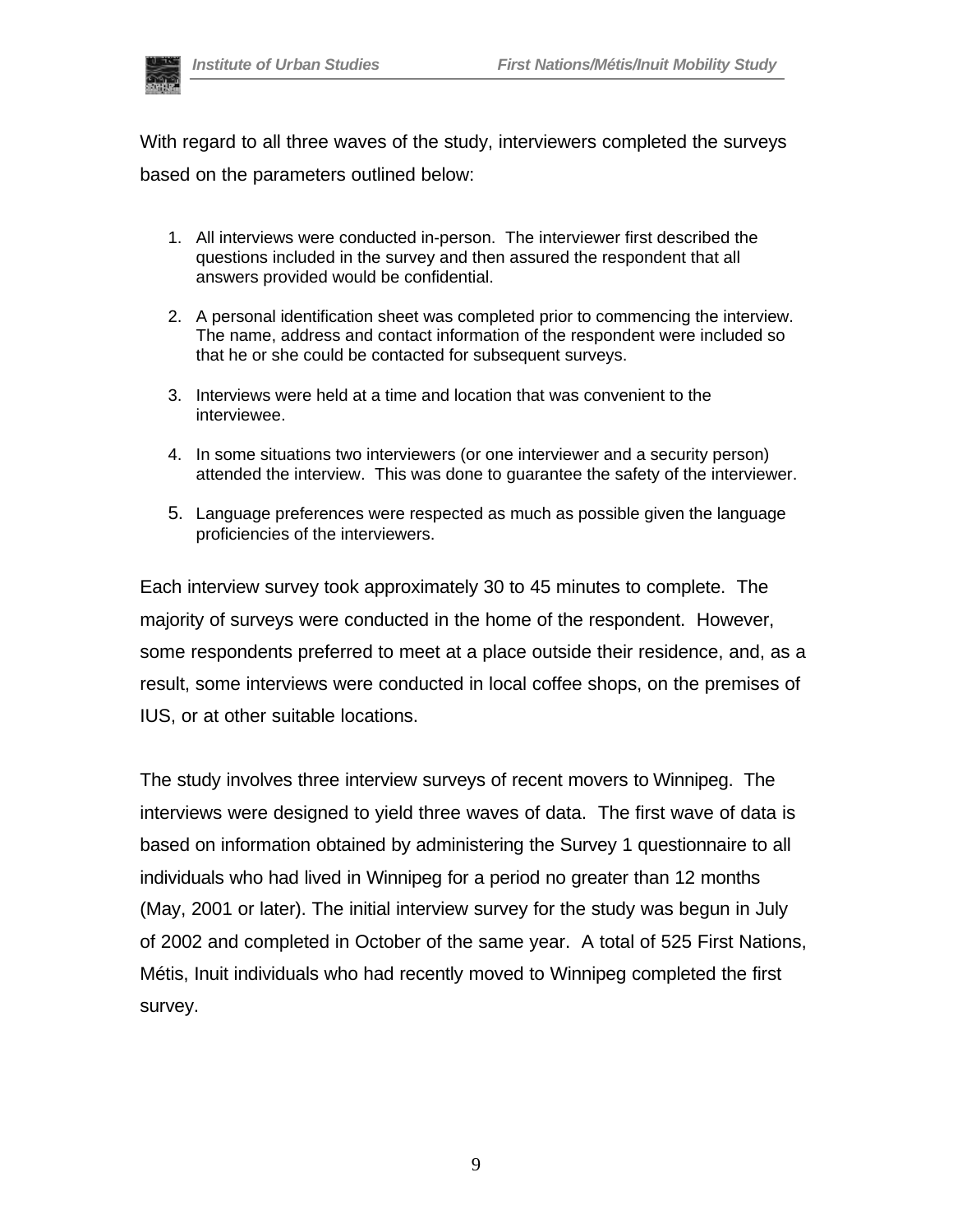With regard to all three waves of the study, interviewers completed the surveys based on the parameters outlined below:

1. All interviews were conducted in-person. The interviewer first described the questions included in the survey and then assured the respondent that all answers provided would be confidential.
2. A personal identification sheet was completed prior to commencing the interview. The name, address and contact information of the respondent were included so that he or she could be contacted for subsequent surveys.
3. Interviews were held at a time and location that was convenient to the interviewee.
4. In some situations two interviewers (or one interviewer and a security person) attended the interview. This was done to guarantee the safety of the interviewer.
5. Language preferences were respected as much as possible given the language proficiencies of the interviewers.

Each interview survey took approximately 30 to 45 minutes to complete. The majority of surveys were conducted in the home of the respondent. However, some respondents preferred to meet at a place outside their residence, and, as a result, some interviews were conducted in local coffee shops, on the premises of IUS, or at other suitable locations.

The study involves three interview surveys of recent movers to Winnipeg. The interviews were designed to yield three waves of data. The first wave of data is based on information obtained by administering the Survey 1 questionnaire to all individuals who had lived in Winnipeg for a period no greater than 12 months (May, 2001 or later). The initial interview survey for the study was begun in July of 2002 and completed in October of the same year. A total of 525 First Nations, Métis, Inuit individuals who had recently moved to Winnipeg completed the first survey.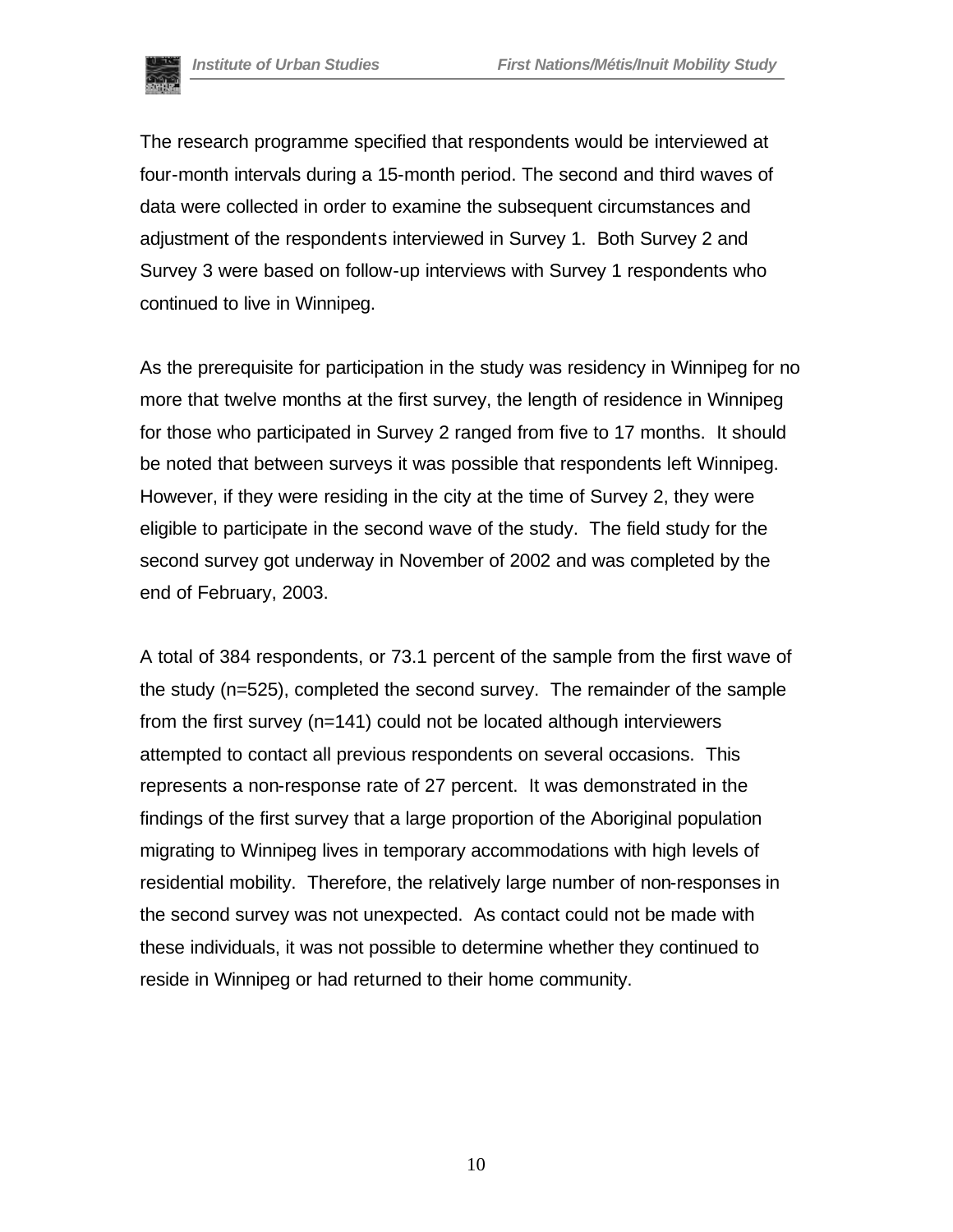The research programme specified that respondents would be interviewed at four-month intervals during a 15-month period. The second and third waves of data were collected in order to examine the subsequent circumstances and adjustment of the respondents interviewed in Survey 1. Both Survey 2 and Survey 3 were based on follow-up interviews with Survey 1 respondents who continued to live in Winnipeg.

As the prerequisite for participation in the study was residency in Winnipeg for no more that twelve months at the first survey, the length of residence in Winnipeg for those who participated in Survey 2 ranged from five to 17 months. It should be noted that between surveys it was possible that respondents left Winnipeg. However, if they were residing in the city at the time of Survey 2, they were eligible to participate in the second wave of the study. The field study for the second survey got underway in November of 2002 and was completed by the end of February, 2003.

A total of 384 respondents, or 73.1 percent of the sample from the first wave of the study (n=525), completed the second survey. The remainder of the sample from the first survey (n=141) could not be located although interviewers attempted to contact all previous respondents on several occasions. This represents a non-response rate of 27 percent. It was demonstrated in the findings of the first survey that a large proportion of the Aboriginal population migrating to Winnipeg lives in temporary accommodations with high levels of residential mobility. Therefore, the relatively large number of non-responses in the second survey was not unexpected. As contact could not be made with these individuals, it was not possible to determine whether they continued to reside in Winnipeg or had returned to their home community.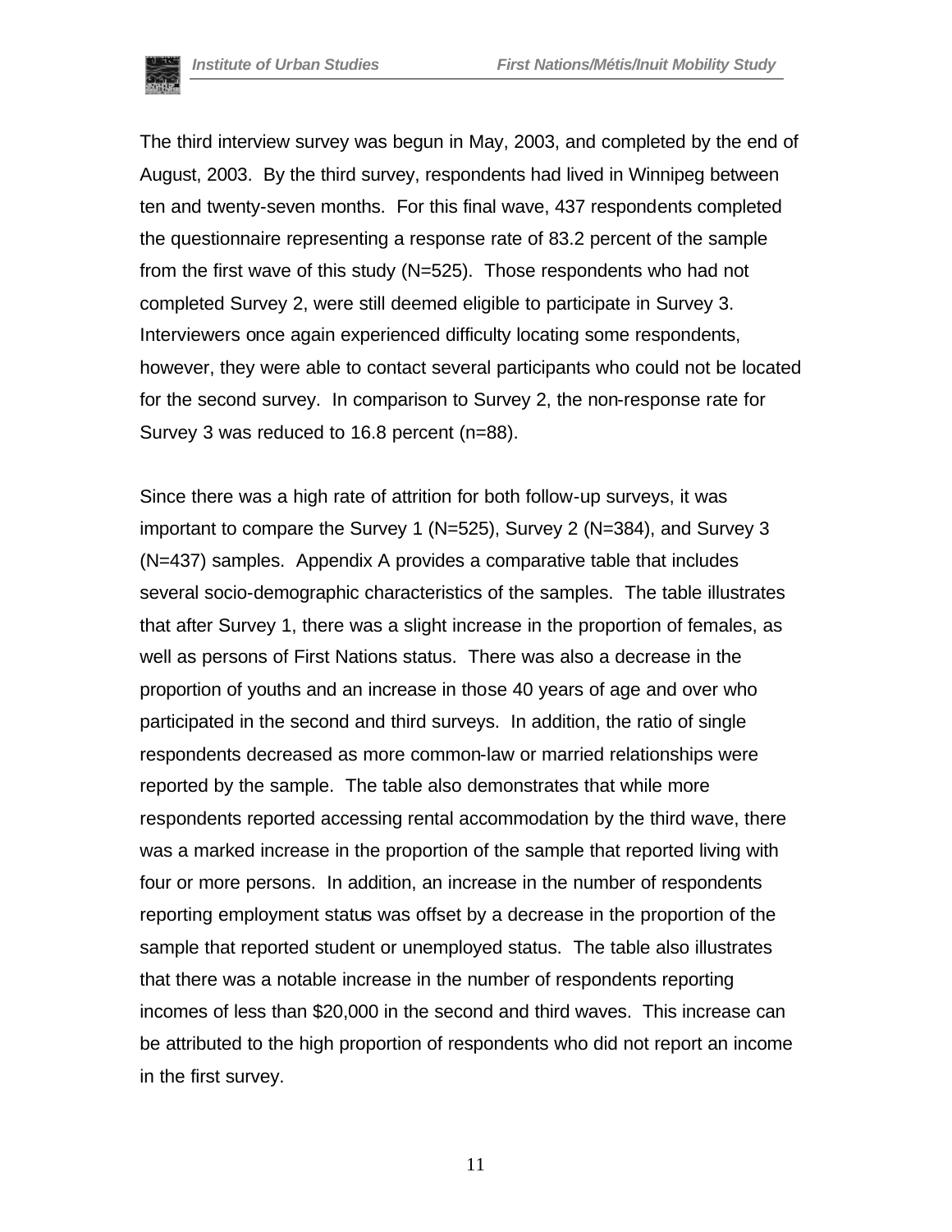The third interview survey was begun in May, 2003, and completed by the end of August, 2003. By the third survey, respondents had lived in Winnipeg between ten and twenty-seven months. For this final wave, 437 respondents completed the questionnaire representing a response rate of 83.2 percent of the sample from the first wave of this study (N=525). Those respondents who had not completed Survey 2, were still deemed eligible to participate in Survey 3. Interviewers once again experienced difficulty locating some respondents, however, they were able to contact several participants who could not be located for the second survey. In comparison to Survey 2, the non-response rate for Survey 3 was reduced to 16.8 percent (n=88).

Since there was a high rate of attrition for both follow-up surveys, it was important to compare the Survey 1 (N=525), Survey 2 (N=384), and Survey 3 (N=437) samples. Appendix A provides a comparative table that includes several socio-demographic characteristics of the samples. The table illustrates that after Survey 1, there was a slight increase in the proportion of females, as well as persons of First Nations status. There was also a decrease in the proportion of youths and an increase in those 40 years of age and over who participated in the second and third surveys. In addition, the ratio of single respondents decreased as more common-law or married relationships were reported by the sample. The table also demonstrates that while more respondents reported accessing rental accommodation by the third wave, there was a marked increase in the proportion of the sample that reported living with four or more persons. In addition, an increase in the number of respondents reporting employment status was offset by a decrease in the proportion of the sample that reported student or unemployed status. The table also illustrates that there was a notable increase in the number of respondents reporting incomes of less than $20,000 in the second and third waves. This increase can be attributed to the high proportion of respondents who did not report an income in the first survey.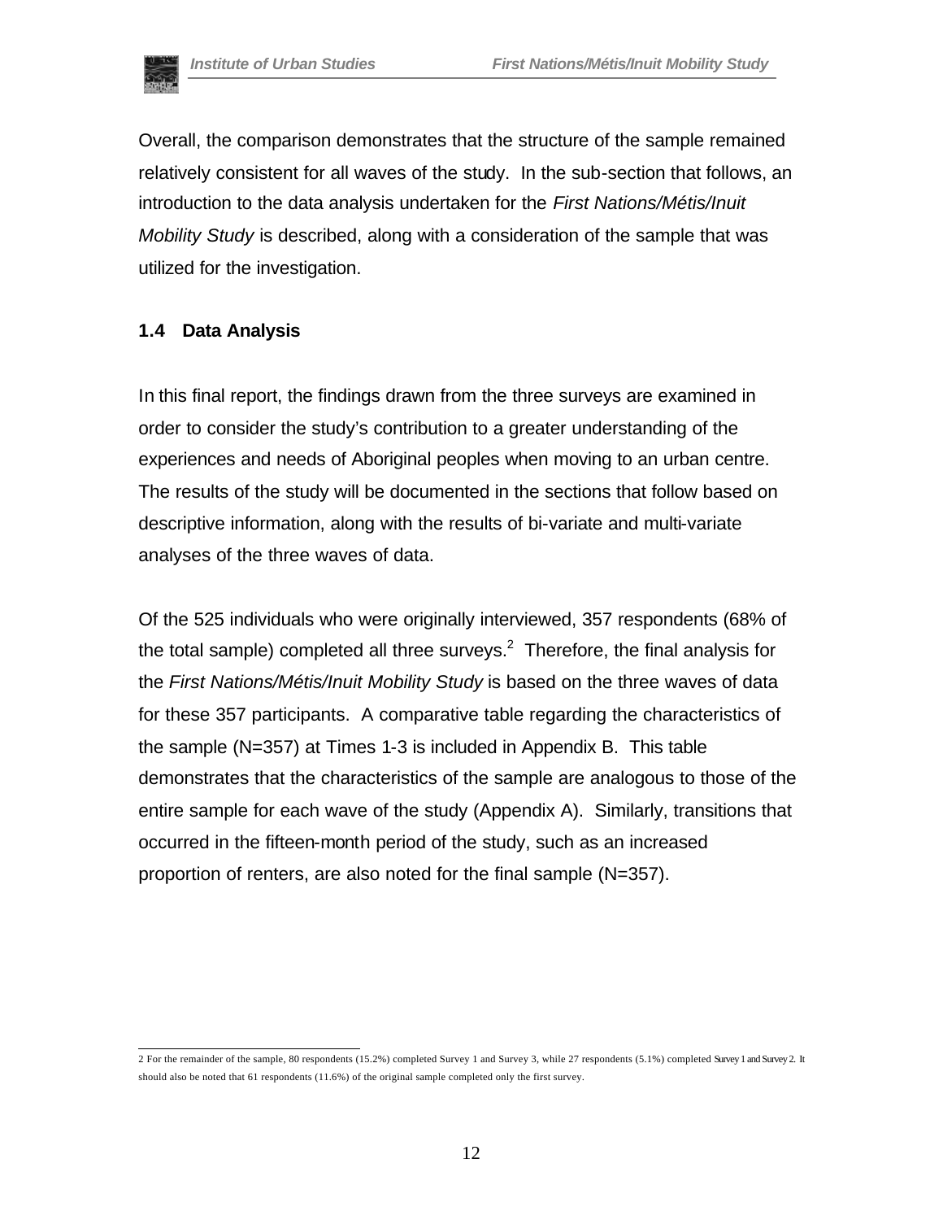Overall, the comparison demonstrates that the structure of the sample remained relatively consistent for all waves of the study. In the sub-section that follows, an introduction to the data analysis undertaken for the *First Nations/Métis/Inuit Mobility Study* is described, along with a consideration of the sample that was utilized for the investigation.

### 1.4 Data Analysis

In this final report, the findings drawn from the three surveys are examined in order to consider the study's contribution to a greater understanding of the experiences and needs of Aboriginal peoples when moving to an urban centre. The results of the study will be documented in the sections that follow based on descriptive information, along with the results of bi-variate and multi-variate analyses of the three waves of data.

Of the 525 individuals who were originally interviewed, 357 respondents (68% of the total sample) completed all three surveys.[2] Therefore, the final analysis for the *First Nations/Métis/Inuit Mobility Study* is based on the three waves of data for these 357 participants. A comparative table regarding the characteristics of the sample (N=357) at Times 1-3 is included in Appendix B. This table demonstrates that the characteristics of the sample are analogous to those of the entire sample for each wave of the study (Appendix A). Similarly, transitions that occurred in the fifteen-month period of the study, such as an increased proportion of renters, are also noted for the final sample (N=357).

---

2 For the remainder of the sample, 80 respondents (15.2%) completed Survey 1 and Survey 3, while 27 respondents (5.1%) completed Survey 1 and Survey 2. It should also be noted that 61 respondents (11.6%) of the original sample completed only the first survey.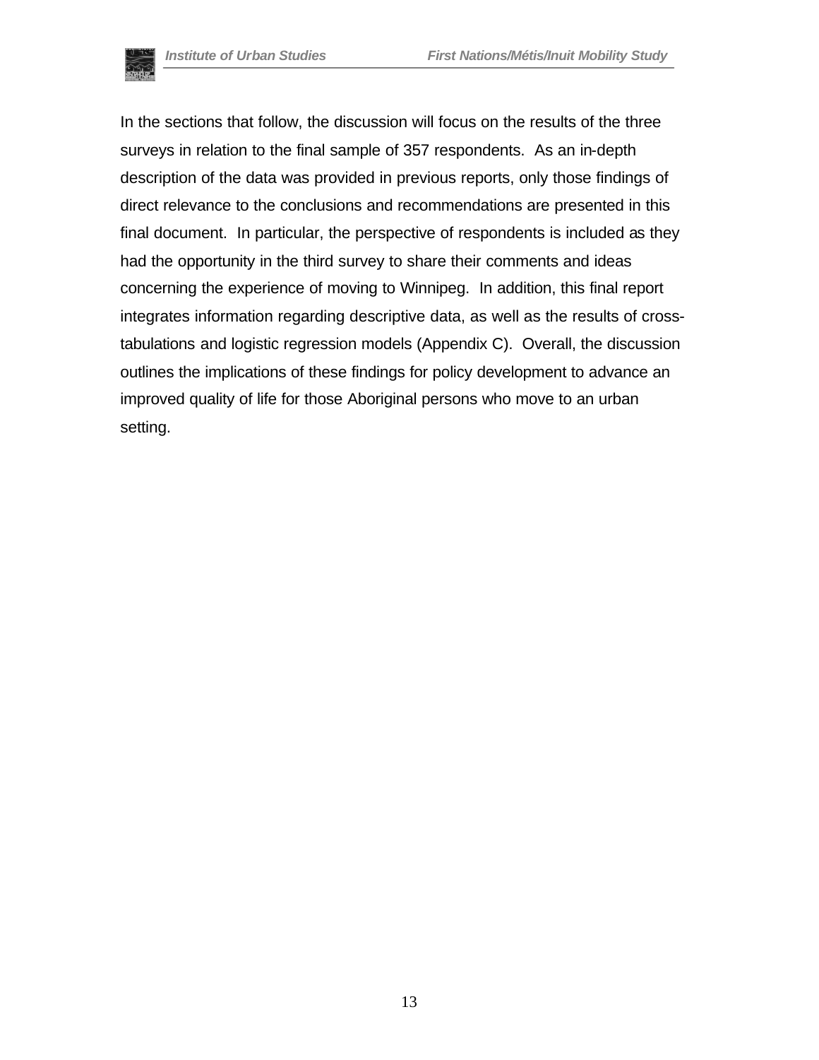In the sections that follow, the discussion will focus on the results of the three surveys in relation to the final sample of 357 respondents. As an in-depth description of the data was provided in previous reports, only those findings of direct relevance to the conclusions and recommendations are presented in this final document. In particular, the perspective of respondents is included as they had the opportunity in the third survey to share their comments and ideas concerning the experience of moving to Winnipeg. In addition, this final report integrates information regarding descriptive data, as well as the results of cross-tabulations and logistic regression models (Appendix C). Overall, the discussion outlines the implications of these findings for policy development to advance an improved quality of life for those Aboriginal persons who move to an urban setting.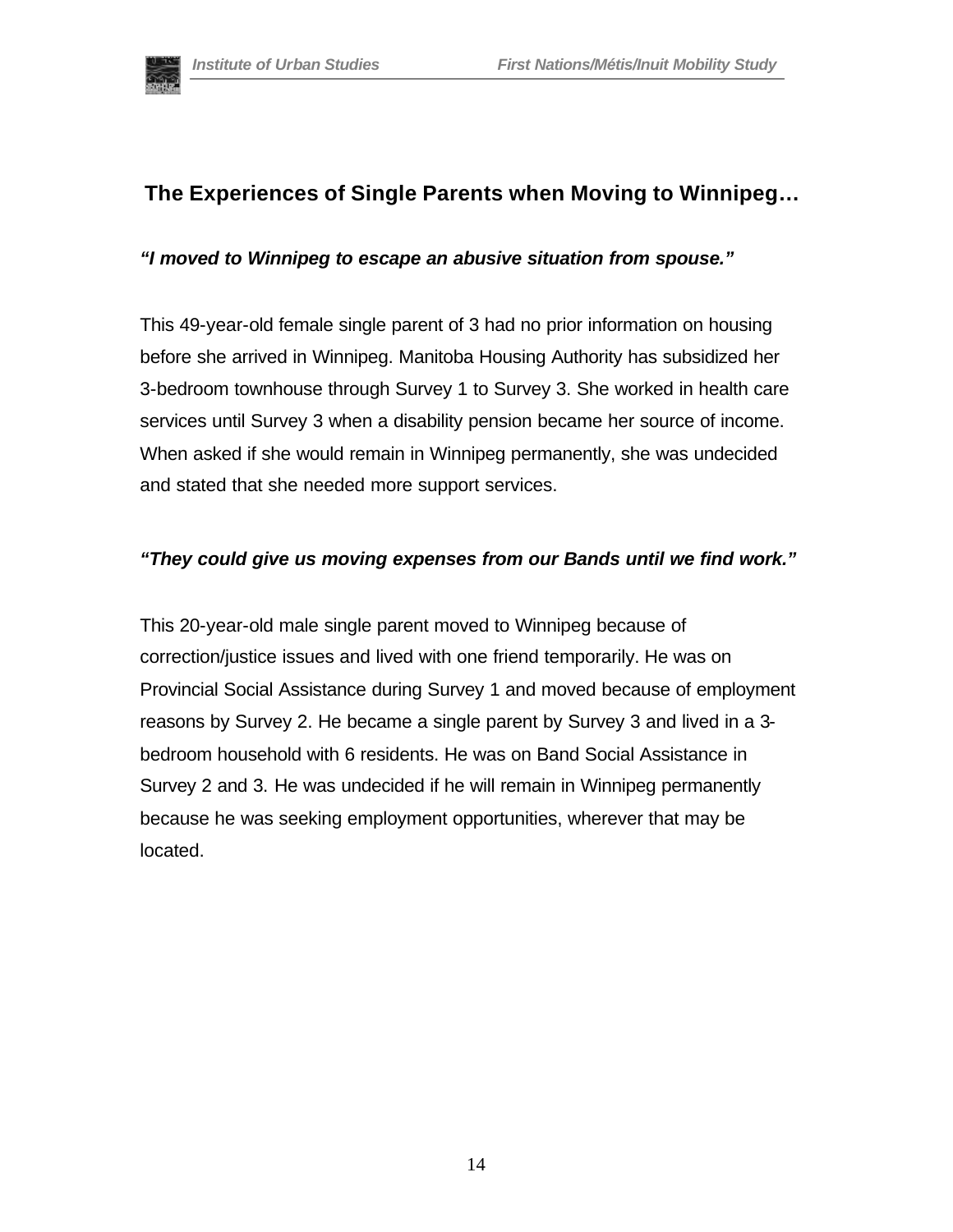## The Experiences of Single Parents when Moving to Winnipeg…

***"I moved to Winnipeg to escape an abusive situation from spouse."***

This 49-year-old female single parent of 3 had no prior information on housing before she arrived in Winnipeg. Manitoba Housing Authority has subsidized her 3-bedroom townhouse through Survey 1 to Survey 3. She worked in health care services until Survey 3 when a disability pension became her source of income. When asked if she would remain in Winnipeg permanently, she was undecided and stated that she needed more support services.

***"They could give us moving expenses from our Bands until we find work."***

This 20-year-old male single parent moved to Winnipeg because of correction/justice issues and lived with one friend temporarily. He was on Provincial Social Assistance during Survey 1 and moved because of employment reasons by Survey 2. He became a single parent by Survey 3 and lived in a 3-bedroom household with 6 residents. He was on Band Social Assistance in Survey 2 and 3. He was undecided if he will remain in Winnipeg permanently because he was seeking employment opportunities, wherever that may be located.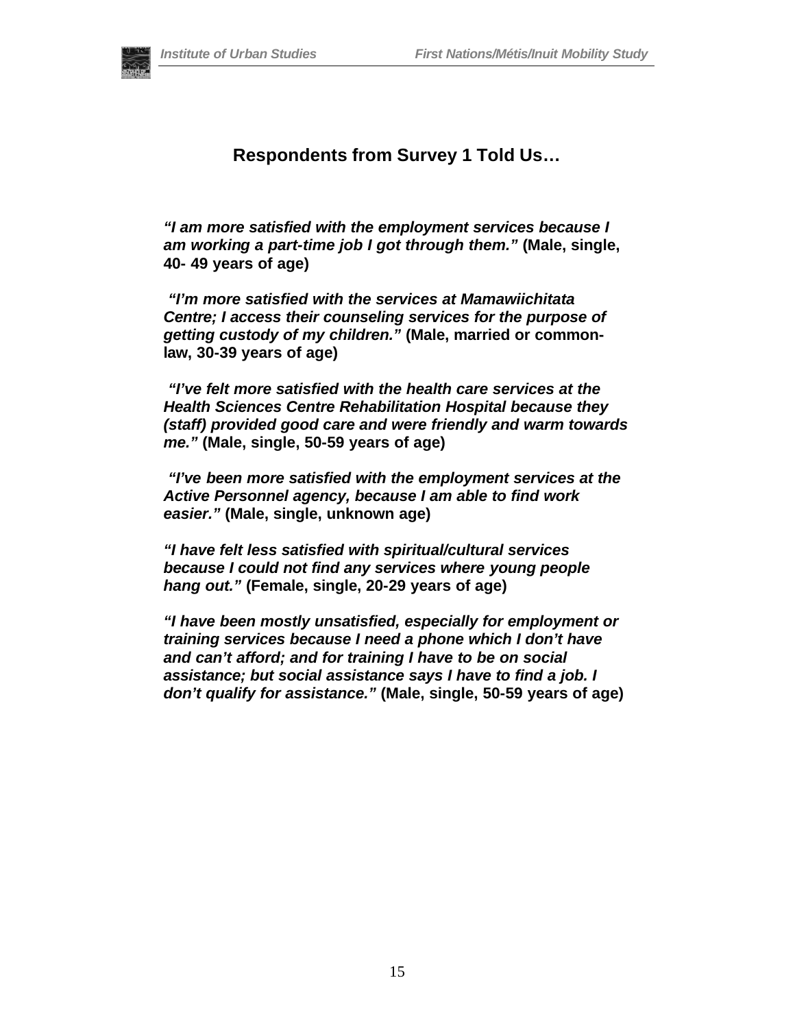## Respondents from Survey 1 Told Us…

***"I am more satisfied with the employment services because I am working a part-time job I got through them."*** **(Male, single, 40- 49 years of age)**

***"I'm more satisfied with the services at Mamawiichitata Centre; I access their counseling services for the purpose of getting custody of my children."*** **(Male, married or common-law, 30-39 years of age)**

***"I've felt more satisfied with the health care services at the Health Sciences Centre Rehabilitation Hospital because they (staff) provided good care and were friendly and warm towards me."*** **(Male, single, 50-59 years of age)**

***"I've been more satisfied with the employment services at the Active Personnel agency, because I am able to find work easier."*** **(Male, single, unknown age)**

***"I have felt less satisfied with spiritual/cultural services because I could not find any services where young people hang out."*** **(Female, single, 20-29 years of age)**

***"I have been mostly unsatisfied, especially for employment or training services because I need a phone which I don't have and can't afford; and for training I have to be on social assistance; but social assistance says I have to find a job. I don't qualify for assistance."*** **(Male, single, 50-59 years of age)**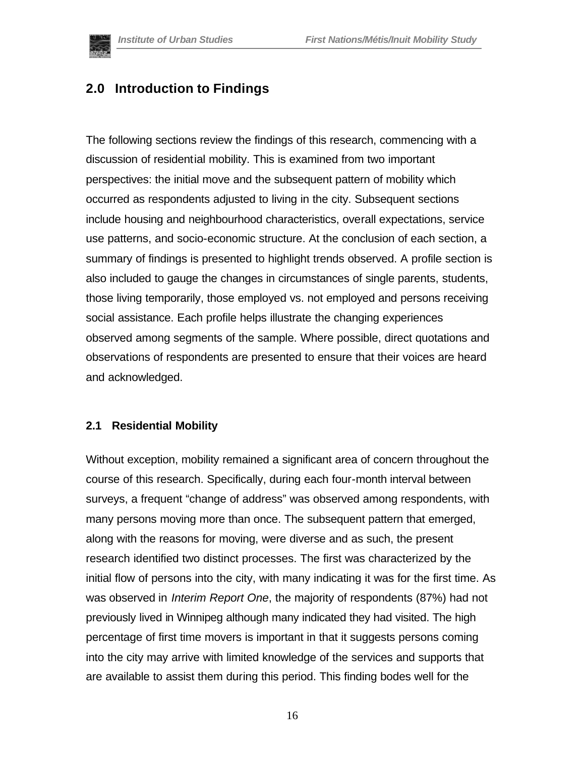## 2.0 Introduction to Findings

The following sections review the findings of this research, commencing with a discussion of residential mobility. This is examined from two important perspectives: the initial move and the subsequent pattern of mobility which occurred as respondents adjusted to living in the city. Subsequent sections include housing and neighbourhood characteristics, overall expectations, service use patterns, and socio-economic structure. At the conclusion of each section, a summary of findings is presented to highlight trends observed. A profile section is also included to gauge the changes in circumstances of single parents, students, those living temporarily, those employed vs. not employed and persons receiving social assistance. Each profile helps illustrate the changing experiences observed among segments of the sample. Where possible, direct quotations and observations of respondents are presented to ensure that their voices are heard and acknowledged.

### 2.1 Residential Mobility

Without exception, mobility remained a significant area of concern throughout the course of this research. Specifically, during each four-month interval between surveys, a frequent "change of address" was observed among respondents, with many persons moving more than once. The subsequent pattern that emerged, along with the reasons for moving, were diverse and as such, the present research identified two distinct processes. The first was characterized by the initial flow of persons into the city, with many indicating it was for the first time. As was observed in *Interim Report One*, the majority of respondents (87%) had not previously lived in Winnipeg although many indicated they had visited. The high percentage of first time movers is important in that it suggests persons coming into the city may arrive with limited knowledge of the services and supports that are available to assist them during this period. This finding bodes well for the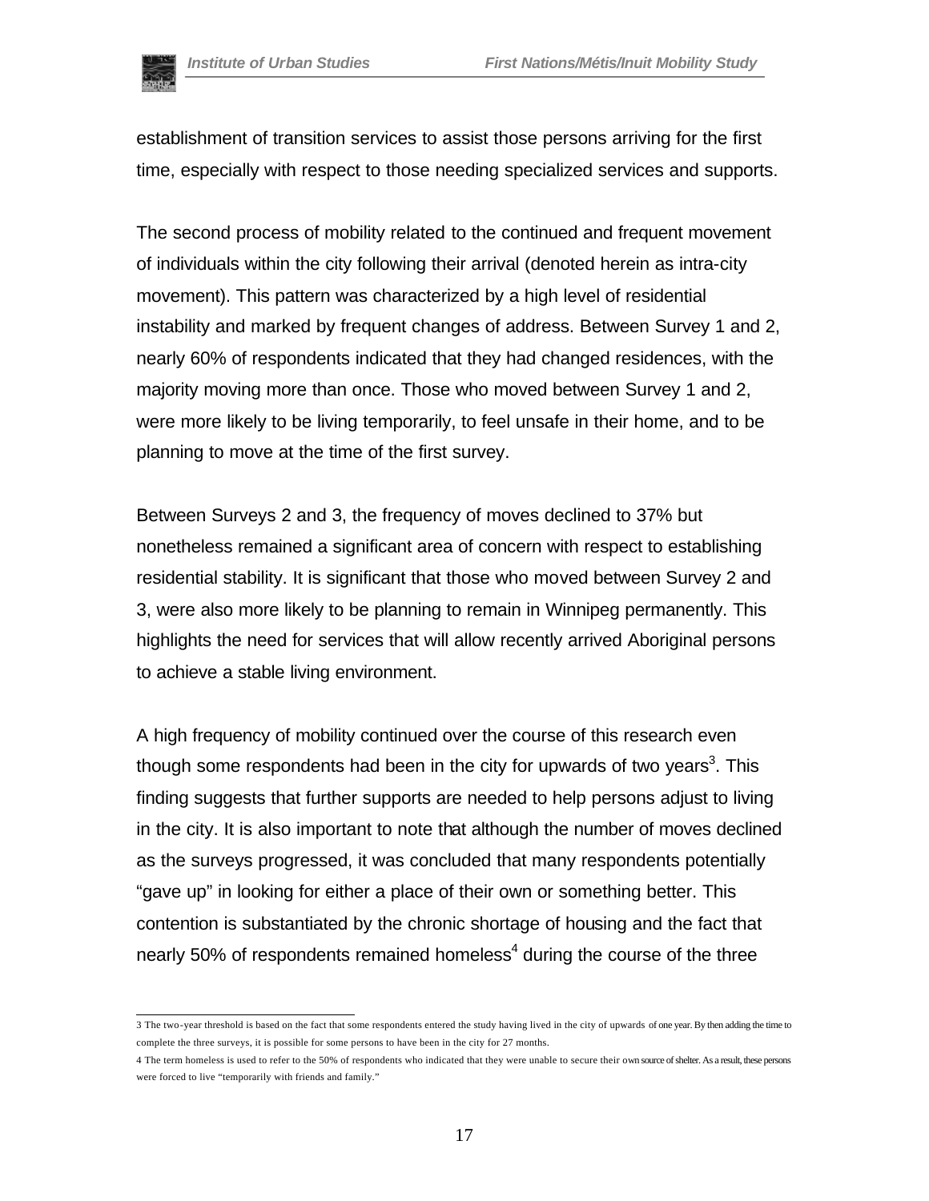establishment of transition services to assist those persons arriving for the first time, especially with respect to those needing specialized services and supports.

The second process of mobility related to the continued and frequent movement of individuals within the city following their arrival (denoted herein as intra-city movement). This pattern was characterized by a high level of residential instability and marked by frequent changes of address. Between Survey 1 and 2, nearly 60% of respondents indicated that they had changed residences, with the majority moving more than once. Those who moved between Survey 1 and 2, were more likely to be living temporarily, to feel unsafe in their home, and to be planning to move at the time of the first survey.

Between Surveys 2 and 3, the frequency of moves declined to 37% but nonetheless remained a significant area of concern with respect to establishing residential stability. It is significant that those who moved between Survey 2 and 3, were also more likely to be planning to remain in Winnipeg permanently. This highlights the need for services that will allow recently arrived Aboriginal persons to achieve a stable living environment.

A high frequency of mobility continued over the course of this research even though some respondents had been in the city for upwards of two years[3]. This finding suggests that further supports are needed to help persons adjust to living in the city. It is also important to note that although the number of moves declined as the surveys progressed, it was concluded that many respondents potentially "gave up" in looking for either a place of their own or something better. This contention is substantiated by the chronic shortage of housing and the fact that nearly 50% of respondents remained homeless[4] during the course of the three

---

3 The two-year threshold is based on the fact that some respondents entered the study having lived in the city of upwards of one year. By then adding the time to complete the three surveys, it is possible for some persons to have been in the city for 27 months.

4 The term homeless is used to refer to the 50% of respondents who indicated that they were unable to secure their own source of shelter. As a result, these persons were forced to live "temporarily with friends and family."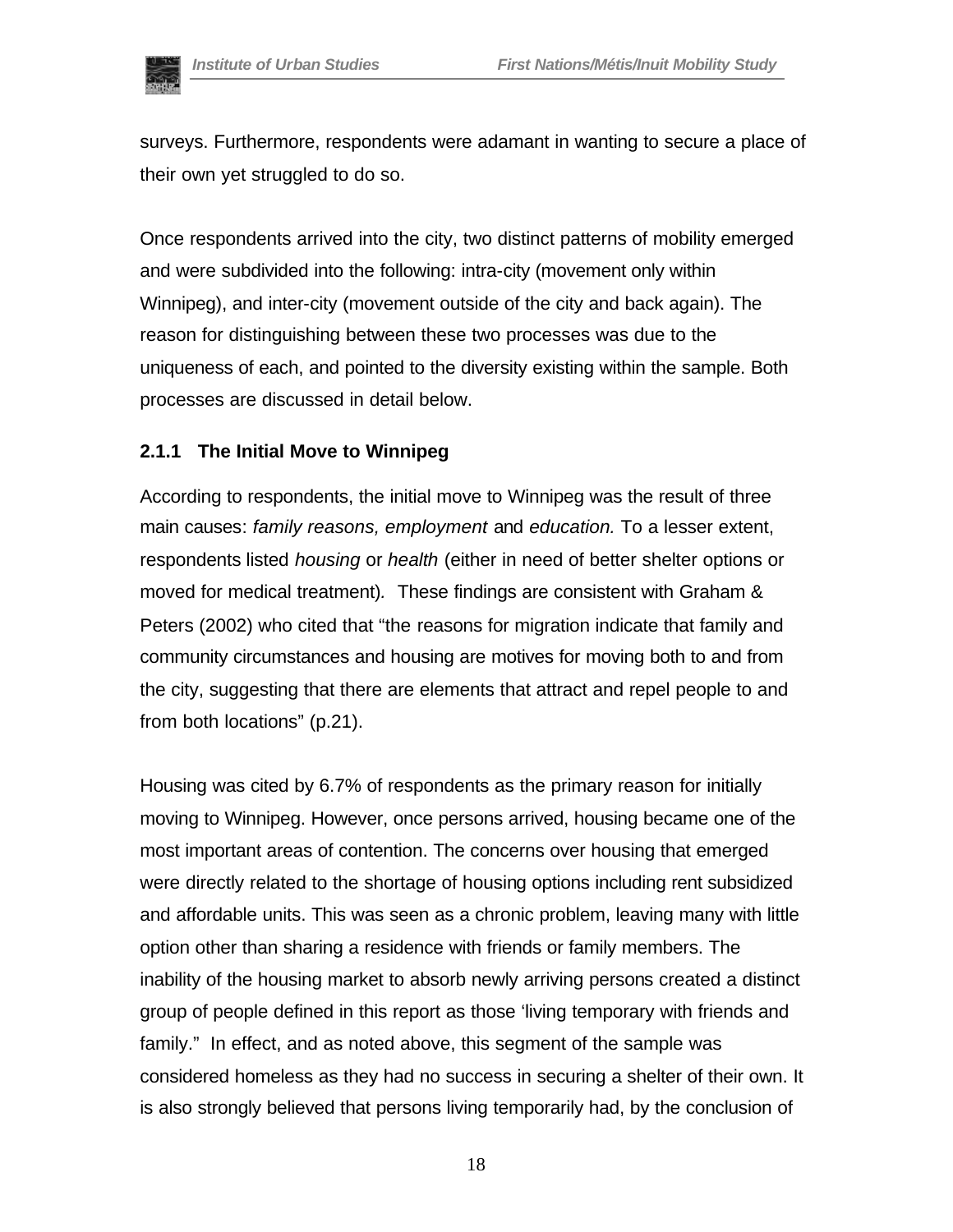surveys. Furthermore, respondents were adamant in wanting to secure a place of their own yet struggled to do so.

Once respondents arrived into the city, two distinct patterns of mobility emerged and were subdivided into the following: intra-city (movement only within Winnipeg), and inter-city (movement outside of the city and back again). The reason for distinguishing between these two processes was due to the uniqueness of each, and pointed to the diversity existing within the sample. Both processes are discussed in detail below.

### 2.1.1 The Initial Move to Winnipeg

According to respondents, the initial move to Winnipeg was the result of three main causes: *family reasons, employment* and *education.* To a lesser extent, respondents listed *housing* or *health* (either in need of better shelter options or moved for medical treatment). These findings are consistent with Graham & Peters (2002) who cited that "the reasons for migration indicate that family and community circumstances and housing are motives for moving both to and from the city, suggesting that there are elements that attract and repel people to and from both locations" (p.21).

Housing was cited by 6.7% of respondents as the primary reason for initially moving to Winnipeg. However, once persons arrived, housing became one of the most important areas of contention. The concerns over housing that emerged were directly related to the shortage of housing options including rent subsidized and affordable units. This was seen as a chronic problem, leaving many with little option other than sharing a residence with friends or family members. The inability of the housing market to absorb newly arriving persons created a distinct group of people defined in this report as those 'living temporary with friends and family." In effect, and as noted above, this segment of the sample was considered homeless as they had no success in securing a shelter of their own. It is also strongly believed that persons living temporarily had, by the conclusion of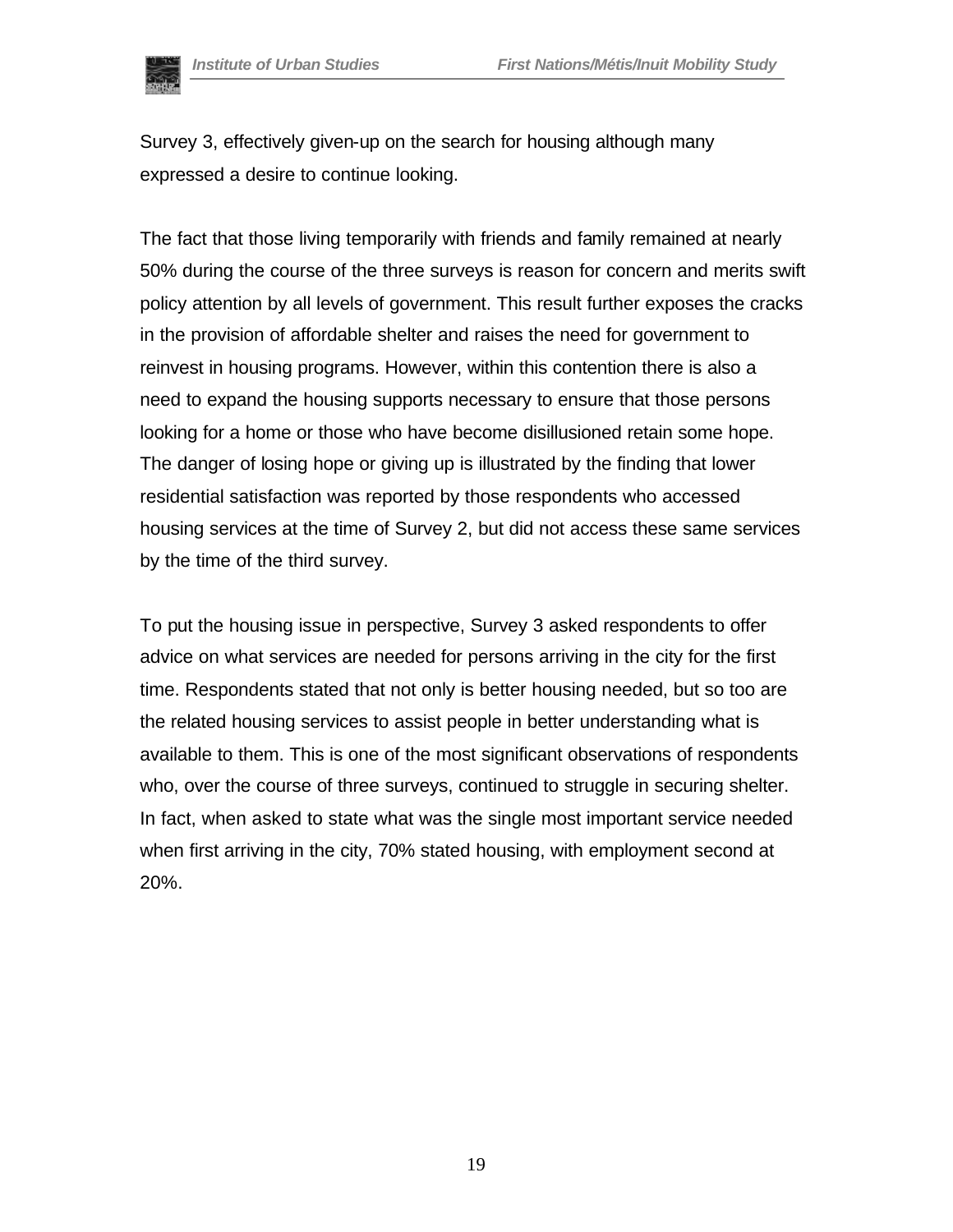Survey 3, effectively given-up on the search for housing although many expressed a desire to continue looking.

The fact that those living temporarily with friends and family remained at nearly 50% during the course of the three surveys is reason for concern and merits swift policy attention by all levels of government. This result further exposes the cracks in the provision of affordable shelter and raises the need for government to reinvest in housing programs. However, within this contention there is also a need to expand the housing supports necessary to ensure that those persons looking for a home or those who have become disillusioned retain some hope. The danger of losing hope or giving up is illustrated by the finding that lower residential satisfaction was reported by those respondents who accessed housing services at the time of Survey 2, but did not access these same services by the time of the third survey.

To put the housing issue in perspective, Survey 3 asked respondents to offer advice on what services are needed for persons arriving in the city for the first time. Respondents stated that not only is better housing needed, but so too are the related housing services to assist people in better understanding what is available to them. This is one of the most significant observations of respondents who, over the course of three surveys, continued to struggle in securing shelter. In fact, when asked to state what was the single most important service needed when first arriving in the city, 70% stated housing, with employment second at 20%.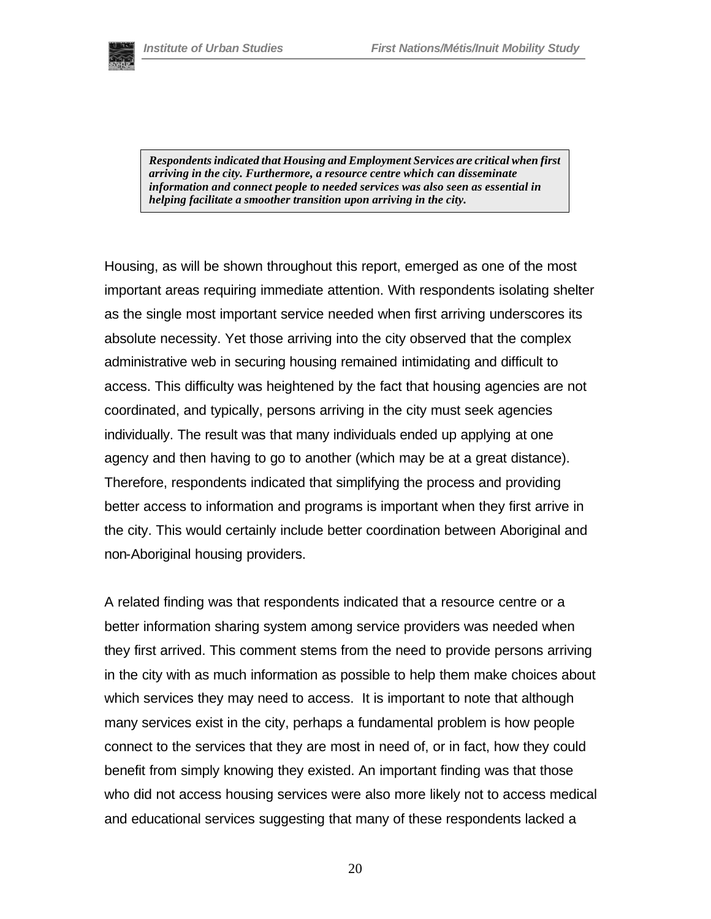> ***Respondents indicated that Housing and Employment Services are critical when first arriving in the city. Furthermore, a resource centre which can disseminate information and connect people to needed services was also seen as essential in helping facilitate a smoother transition upon arriving in the city.***

Housing, as will be shown throughout this report, emerged as one of the most important areas requiring immediate attention. With respondents isolating shelter as the single most important service needed when first arriving underscores its absolute necessity. Yet those arriving into the city observed that the complex administrative web in securing housing remained intimidating and difficult to access. This difficulty was heightened by the fact that housing agencies are not coordinated, and typically, persons arriving in the city must seek agencies individually. The result was that many individuals ended up applying at one agency and then having to go to another (which may be at a great distance). Therefore, respondents indicated that simplifying the process and providing better access to information and programs is important when they first arrive in the city. This would certainly include better coordination between Aboriginal and non-Aboriginal housing providers.

A related finding was that respondents indicated that a resource centre or a better information sharing system among service providers was needed when they first arrived. This comment stems from the need to provide persons arriving in the city with as much information as possible to help them make choices about which services they may need to access. It is important to note that although many services exist in the city, perhaps a fundamental problem is how people connect to the services that they are most in need of, or in fact, how they could benefit from simply knowing they existed. An important finding was that those who did not access housing services were also more likely not to access medical and educational services suggesting that many of these respondents lacked a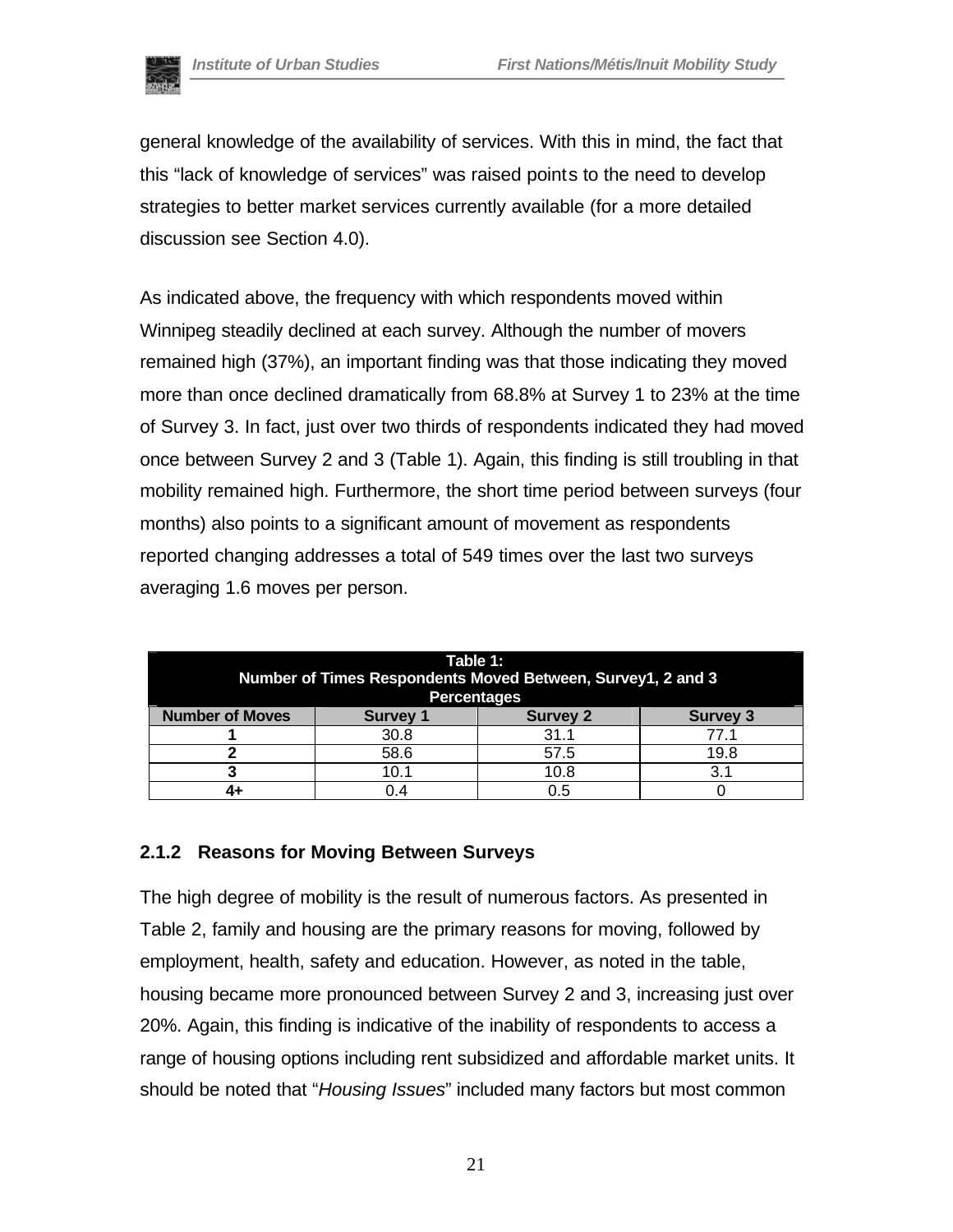general knowledge of the availability of services. With this in mind, the fact that this "lack of knowledge of services" was raised points to the need to develop strategies to better market services currently available (for a more detailed discussion see Section 4.0).

As indicated above, the frequency with which respondents moved within Winnipeg steadily declined at each survey. Although the number of movers remained high (37%), an important finding was that those indicating they moved more than once declined dramatically from 68.8% at Survey 1 to 23% at the time of Survey 3. In fact, just over two thirds of respondents indicated they had moved once between Survey 2 and 3 (Table 1). Again, this finding is still troubling in that mobility remained high. Furthermore, the short time period between surveys (four months) also points to a significant amount of movement as respondents reported changing addresses a total of 549 times over the last two surveys averaging 1.6 moves per person.

**Table 1:**
**Number of Times Respondents Moved Between, Survey1, 2 and 3**
**Percentages**

| Number of Moves | Survey 1 | Survey 2 | Survey 3 |
|---|---|---|---|
| **1** | 30.8 | 31.1 | 77.1 |
| **2** | 58.6 | 57.5 | 19.8 |
| **3** | 10.1 | 10.8 | 3.1 |
| **4+** | 0.4 | 0.5 | 0 |

### 2.1.2 Reasons for Moving Between Surveys

The high degree of mobility is the result of numerous factors. As presented in Table 2, family and housing are the primary reasons for moving, followed by employment, health, safety and education. However, as noted in the table, housing became more pronounced between Survey 2 and 3, increasing just over 20%. Again, this finding is indicative of the inability of respondents to access a range of housing options including rent subsidized and affordable market units. It should be noted that "*Housing Issues*" included many factors but most common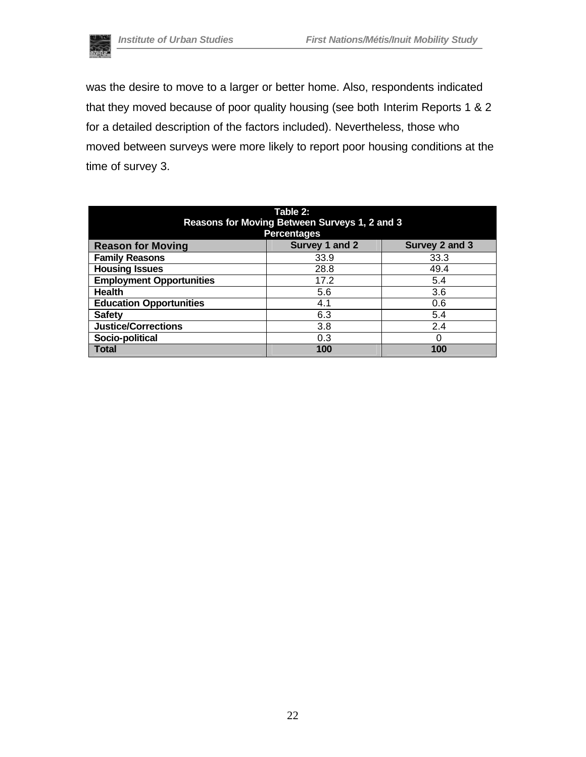was the desire to move to a larger or better home. Also, respondents indicated that they moved because of poor quality housing (see both Interim Reports 1 & 2 for a detailed description of the factors included). Nevertheless, those who moved between surveys were more likely to report poor housing conditions at the time of survey 3.

**Table 2: Reasons for Moving Between Surveys 1, 2 and 3 Percentages**

| Reason for Moving | Survey 1 and 2 | Survey 2 and 3 |
|---|---|---|
| **Family Reasons** | 33.9 | 33.3 |
| **Housing Issues** | 28.8 | 49.4 |
| **Employment Opportunities** | 17.2 | 5.4 |
| **Health** | 5.6 | 3.6 |
| **Education Opportunities** | 4.1 | 0.6 |
| **Safety** | 6.3 | 5.4 |
| **Justice/Corrections** | 3.8 | 2.4 |
| **Socio-political** | 0.3 | 0 |
| **Total** | **100** | **100** |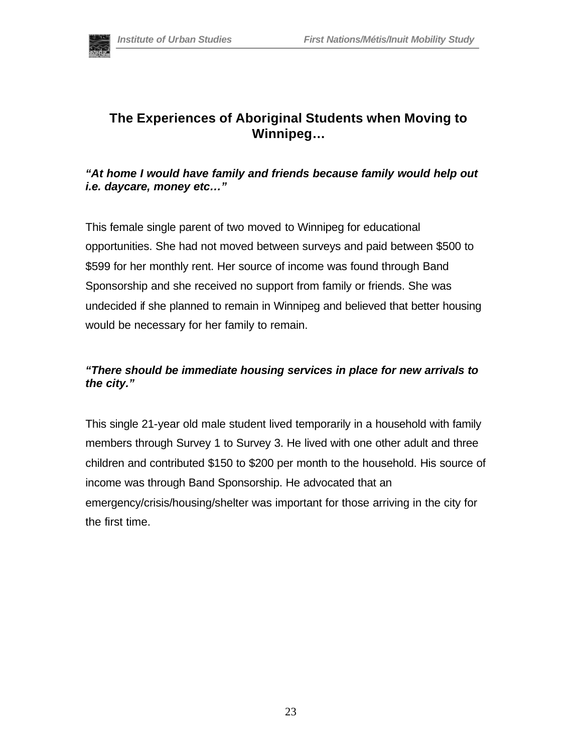## The Experiences of Aboriginal Students when Moving to Winnipeg…

***"At home I would have family and friends because family would help out i.e. daycare, money etc…"***

This female single parent of two moved to Winnipeg for educational opportunities. She had not moved between surveys and paid between $500 to $599 for her monthly rent. Her source of income was found through Band Sponsorship and she received no support from family or friends. She was undecided if she planned to remain in Winnipeg and believed that better housing would be necessary for her family to remain.

***"There should be immediate housing services in place for new arrivals to the city."***

This single 21-year old male student lived temporarily in a household with family members through Survey 1 to Survey 3. He lived with one other adult and three children and contributed $150 to $200 per month to the household. His source of income was through Band Sponsorship. He advocated that an emergency/crisis/housing/shelter was important for those arriving in the city for the first time.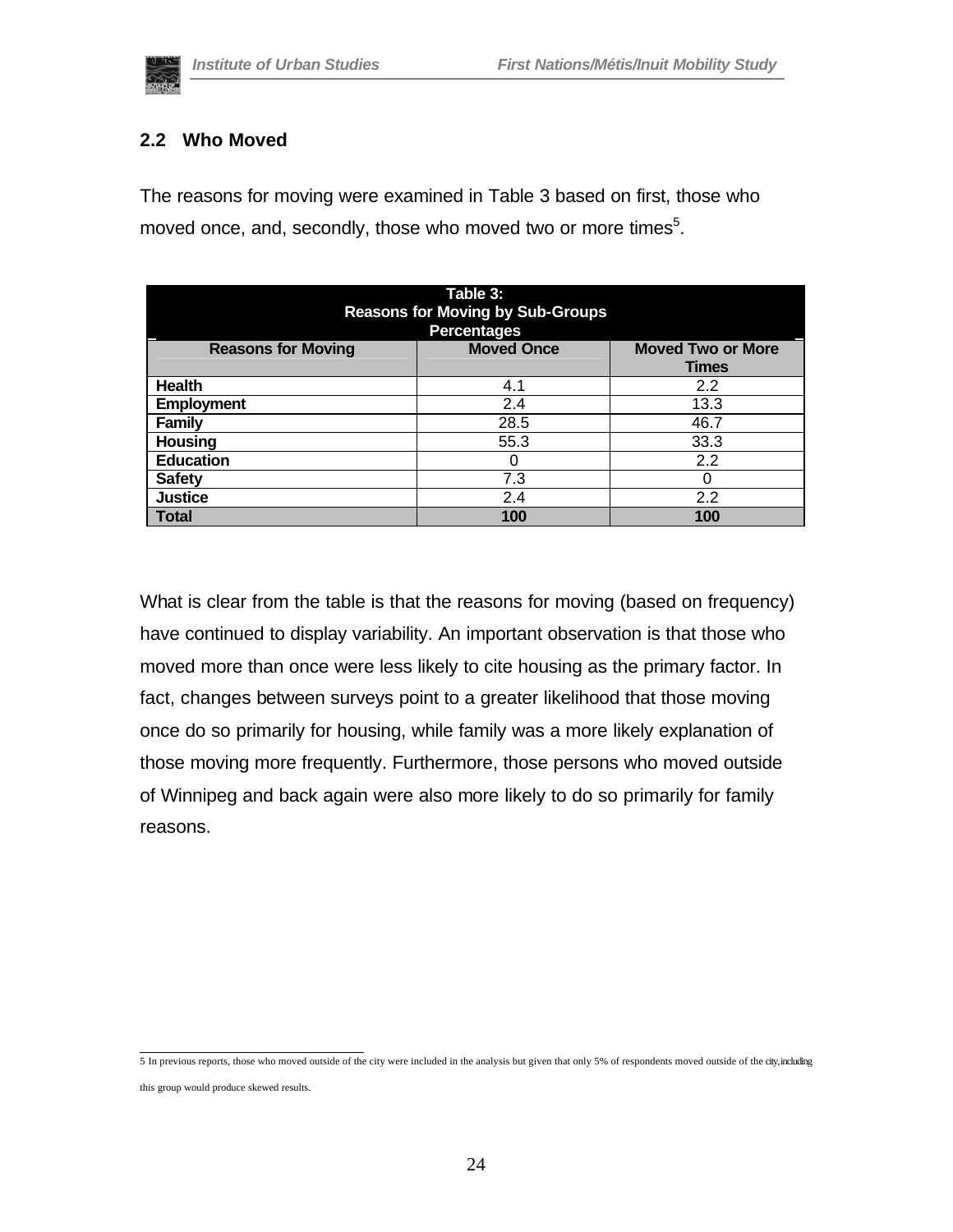## 2.2 Who Moved

The reasons for moving were examined in Table 3 based on first, those who moved once, and, secondly, those who moved two or more times[5].

**Table 3: Reasons for Moving by Sub-Groups Percentages**

| Reasons for Moving | Moved Once | Moved Two or More Times |
|---|---|---|
| **Health** | 4.1 | 2.2 |
| **Employment** | 2.4 | 13.3 |
| **Family** | 28.5 | 46.7 |
| **Housing** | 55.3 | 33.3 |
| **Education** | 0 | 2.2 |
| **Safety** | 7.3 | 0 |
| **Justice** | 2.4 | 2.2 |
| **Total** | **100** | **100** |

What is clear from the table is that the reasons for moving (based on frequency) have continued to display variability. An important observation is that those who moved more than once were less likely to cite housing as the primary factor. In fact, changes between surveys point to a greater likelihood that those moving once do so primarily for housing, while family was a more likely explanation of those moving more frequently. Furthermore, those persons who moved outside of Winnipeg and back again were also more likely to do so primarily for family reasons.

5 In previous reports, those who moved outside of the city were included in the analysis but given that only 5% of respondents moved outside of the city, including this group would produce skewed results.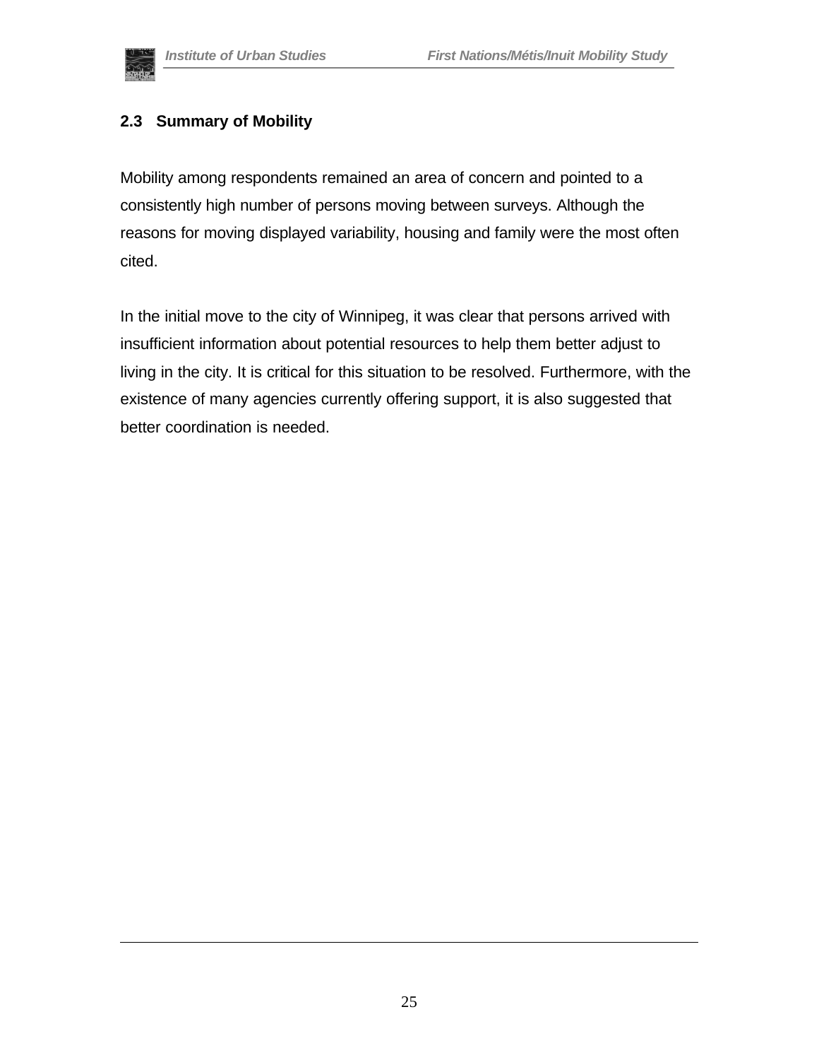## 2.3 Summary of Mobility

Mobility among respondents remained an area of concern and pointed to a consistently high number of persons moving between surveys. Although the reasons for moving displayed variability, housing and family were the most often cited.

In the initial move to the city of Winnipeg, it was clear that persons arrived with insufficient information about potential resources to help them better adjust to living in the city. It is critical for this situation to be resolved. Furthermore, with the existence of many agencies currently offering support, it is also suggested that better coordination is needed.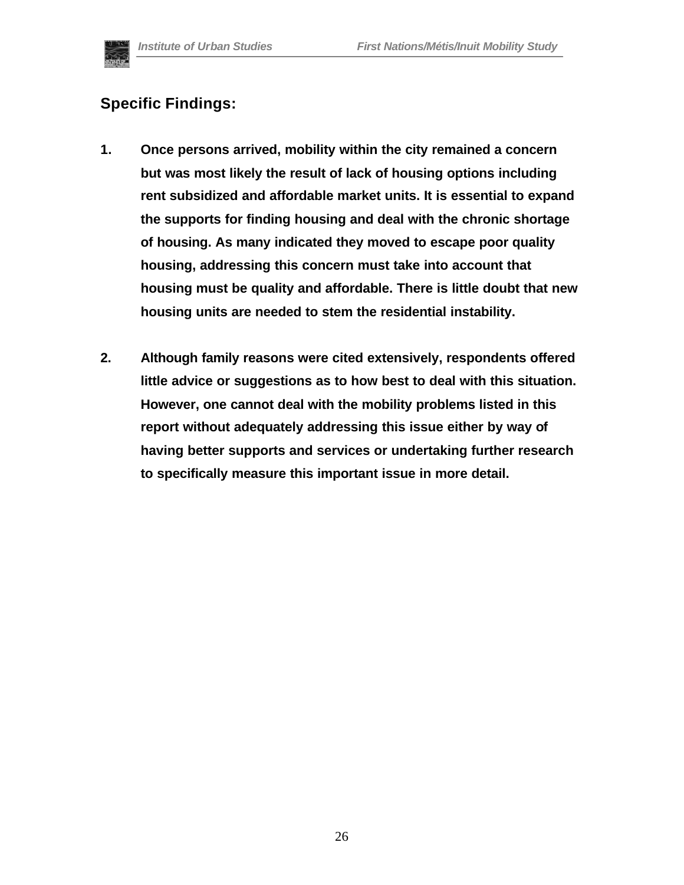## Specific Findings:

1. **Once persons arrived, mobility within the city remained a concern but was most likely the result of lack of housing options including rent subsidized and affordable market units. It is essential to expand the supports for finding housing and deal with the chronic shortage of housing. As many indicated they moved to escape poor quality housing, addressing this concern must take into account that housing must be quality and affordable. There is little doubt that new housing units are needed to stem the residential instability.**

2. **Although family reasons were cited extensively, respondents offered little advice or suggestions as to how best to deal with this situation. However, one cannot deal with the mobility problems listed in this report without adequately addressing this issue either by way of having better supports and services or undertaking further research to specifically measure this important issue in more detail.**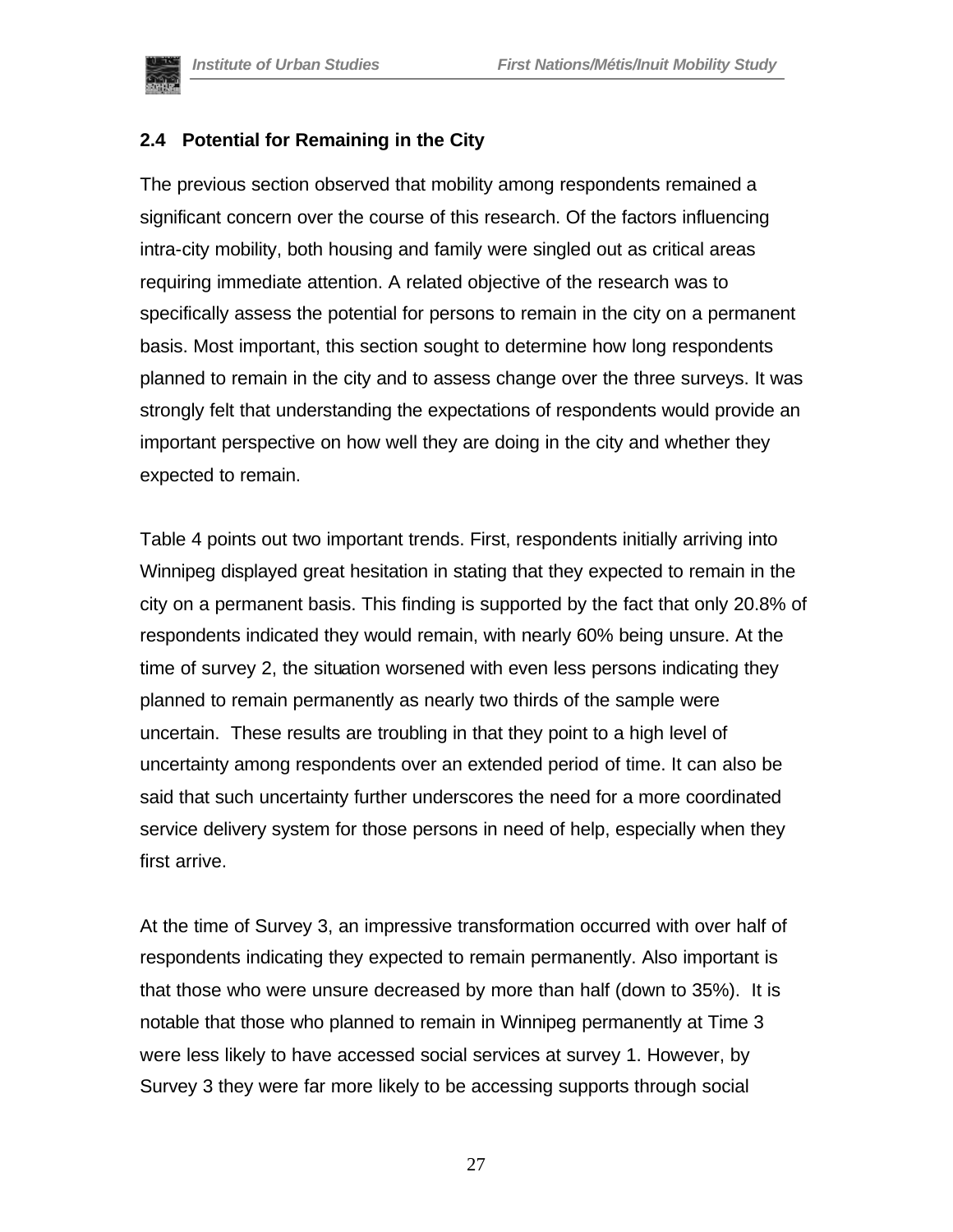## 2.4 Potential for Remaining in the City

The previous section observed that mobility among respondents remained a significant concern over the course of this research. Of the factors influencing intra-city mobility, both housing and family were singled out as critical areas requiring immediate attention. A related objective of the research was to specifically assess the potential for persons to remain in the city on a permanent basis. Most important, this section sought to determine how long respondents planned to remain in the city and to assess change over the three surveys. It was strongly felt that understanding the expectations of respondents would provide an important perspective on how well they are doing in the city and whether they expected to remain.

Table 4 points out two important trends. First, respondents initially arriving into Winnipeg displayed great hesitation in stating that they expected to remain in the city on a permanent basis. This finding is supported by the fact that only 20.8% of respondents indicated they would remain, with nearly 60% being unsure. At the time of survey 2, the situation worsened with even less persons indicating they planned to remain permanently as nearly two thirds of the sample were uncertain. These results are troubling in that they point to a high level of uncertainty among respondents over an extended period of time. It can also be said that such uncertainty further underscores the need for a more coordinated service delivery system for those persons in need of help, especially when they first arrive.

At the time of Survey 3, an impressive transformation occurred with over half of respondents indicating they expected to remain permanently. Also important is that those who were unsure decreased by more than half (down to 35%). It is notable that those who planned to remain in Winnipeg permanently at Time 3 were less likely to have accessed social services at survey 1. However, by Survey 3 they were far more likely to be accessing supports through social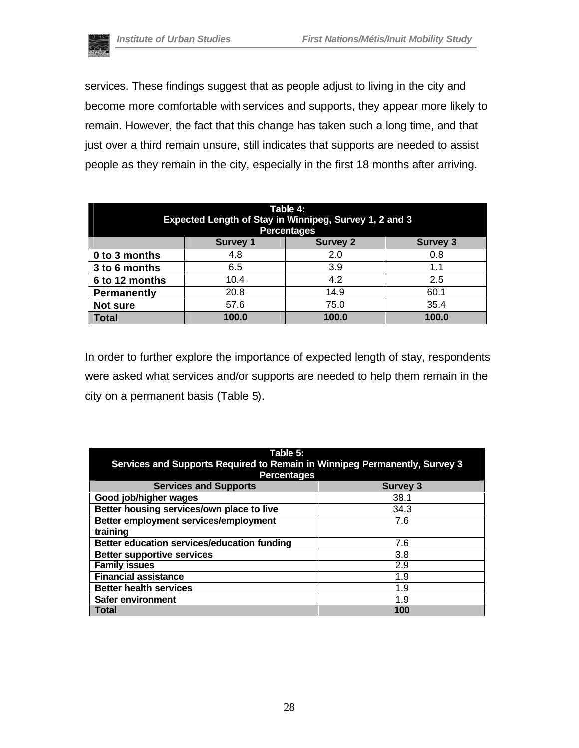services. These findings suggest that as people adjust to living in the city and become more comfortable with services and supports, they appear more likely to remain. However, the fact that this change has taken such a long time, and that just over a third remain unsure, still indicates that supports are needed to assist people as they remain in the city, especially in the first 18 months after arriving.

**Table 4: Expected Length of Stay in Winnipeg, Survey 1, 2 and 3 Percentages**

| | Survey 1 | Survey 2 | Survey 3 |
|---|---|---|---|
| **0 to 3 months** | 4.8 | 2.0 | 0.8 |
| **3 to 6 months** | 6.5 | 3.9 | 1.1 |
| **6 to 12 months** | 10.4 | 4.2 | 2.5 |
| **Permanently** | 20.8 | 14.9 | 60.1 |
| **Not sure** | 57.6 | 75.0 | 35.4 |
| **Total** | **100.0** | **100.0** | **100.0** |

In order to further explore the importance of expected length of stay, respondents were asked what services and/or supports are needed to help them remain in the city on a permanent basis (Table 5).

**Table 5: Services and Supports Required to Remain in Winnipeg Permanently, Survey 3 Percentages**

| Services and Supports | Survey 3 |
|---|---|
| **Good job/higher wages** | 38.1 |
| **Better housing services/own place to live** | 34.3 |
| **Better employment services/employment training** | 7.6 |
| **Better education services/education funding** | 7.6 |
| **Better supportive services** | 3.8 |
| **Family issues** | 2.9 |
| **Financial assistance** | 1.9 |
| **Better health services** | 1.9 |
| **Safer environment** | 1.9 |
| **Total** | **100** |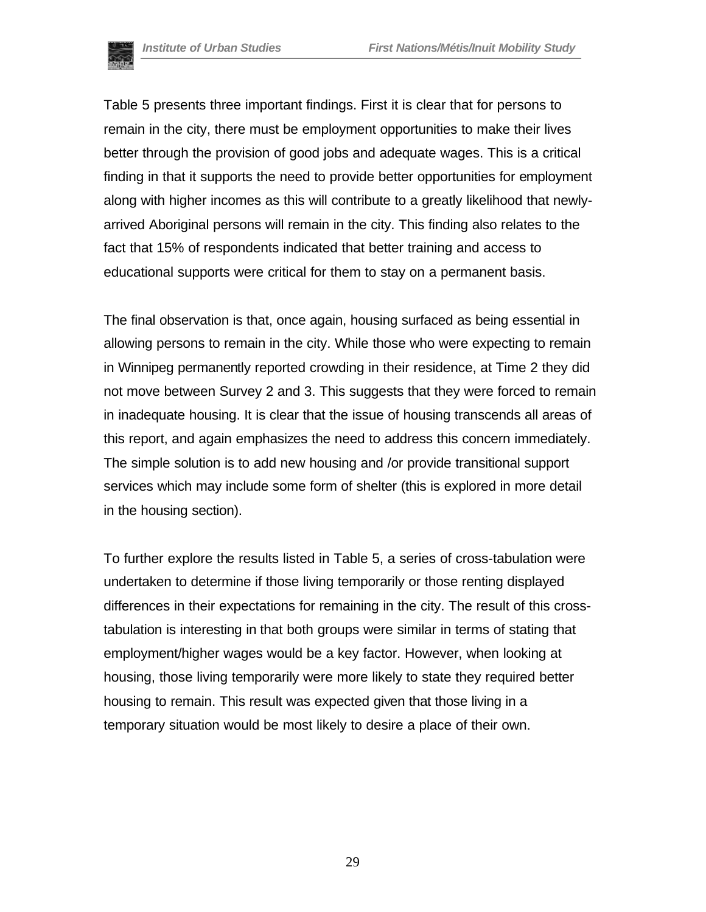Table 5 presents three important findings. First it is clear that for persons to remain in the city, there must be employment opportunities to make their lives better through the provision of good jobs and adequate wages. This is a critical finding in that it supports the need to provide better opportunities for employment along with higher incomes as this will contribute to a greatly likelihood that newly-arrived Aboriginal persons will remain in the city. This finding also relates to the fact that 15% of respondents indicated that better training and access to educational supports were critical for them to stay on a permanent basis.

The final observation is that, once again, housing surfaced as being essential in allowing persons to remain in the city. While those who were expecting to remain in Winnipeg permanently reported crowding in their residence, at Time 2 they did not move between Survey 2 and 3. This suggests that they were forced to remain in inadequate housing. It is clear that the issue of housing transcends all areas of this report, and again emphasizes the need to address this concern immediately. The simple solution is to add new housing and /or provide transitional support services which may include some form of shelter (this is explored in more detail in the housing section).

To further explore the results listed in Table 5, a series of cross-tabulation were undertaken to determine if those living temporarily or those renting displayed differences in their expectations for remaining in the city. The result of this cross-tabulation is interesting in that both groups were similar in terms of stating that employment/higher wages would be a key factor. However, when looking at housing, those living temporarily were more likely to state they required better housing to remain. This result was expected given that those living in a temporary situation would be most likely to desire a place of their own.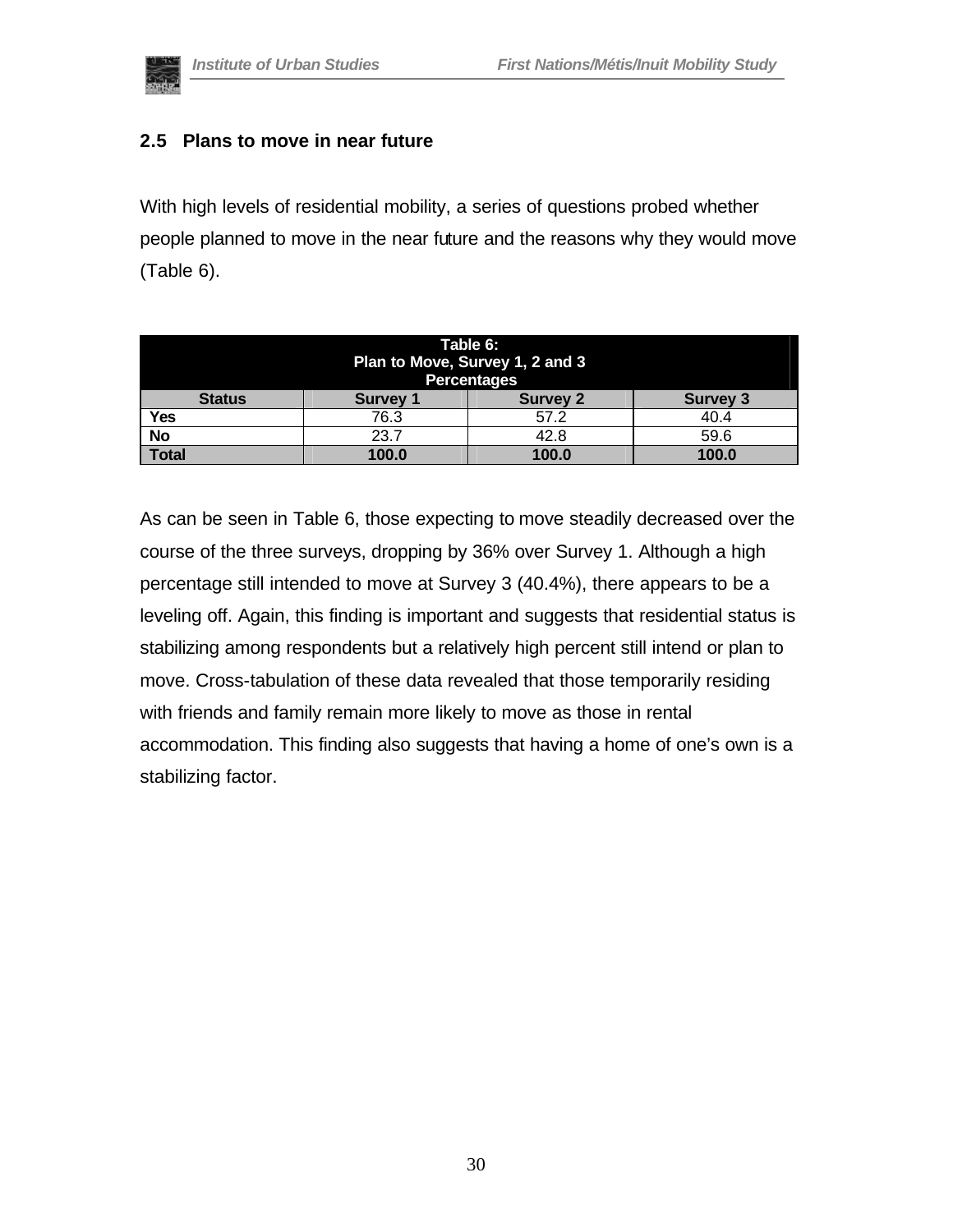## 2.5 Plans to move in near future

With high levels of residential mobility, a series of questions probed whether people planned to move in the near future and the reasons why they would move (Table 6).

**Table 6: Plan to Move, Survey 1, 2 and 3 Percentages**

| Status | Survey 1 | Survey 2 | Survey 3 |
|---|---|---|---|
| **Yes** | 76.3 | 57.2 | 40.4 |
| **No** | 23.7 | 42.8 | 59.6 |
| **Total** | **100.0** | **100.0** | **100.0** |

As can be seen in Table 6, those expecting to move steadily decreased over the course of the three surveys, dropping by 36% over Survey 1. Although a high percentage still intended to move at Survey 3 (40.4%), there appears to be a leveling off. Again, this finding is important and suggests that residential status is stabilizing among respondents but a relatively high percent still intend or plan to move. Cross-tabulation of these data revealed that those temporarily residing with friends and family remain more likely to move as those in rental accommodation. This finding also suggests that having a home of one's own is a stabilizing factor.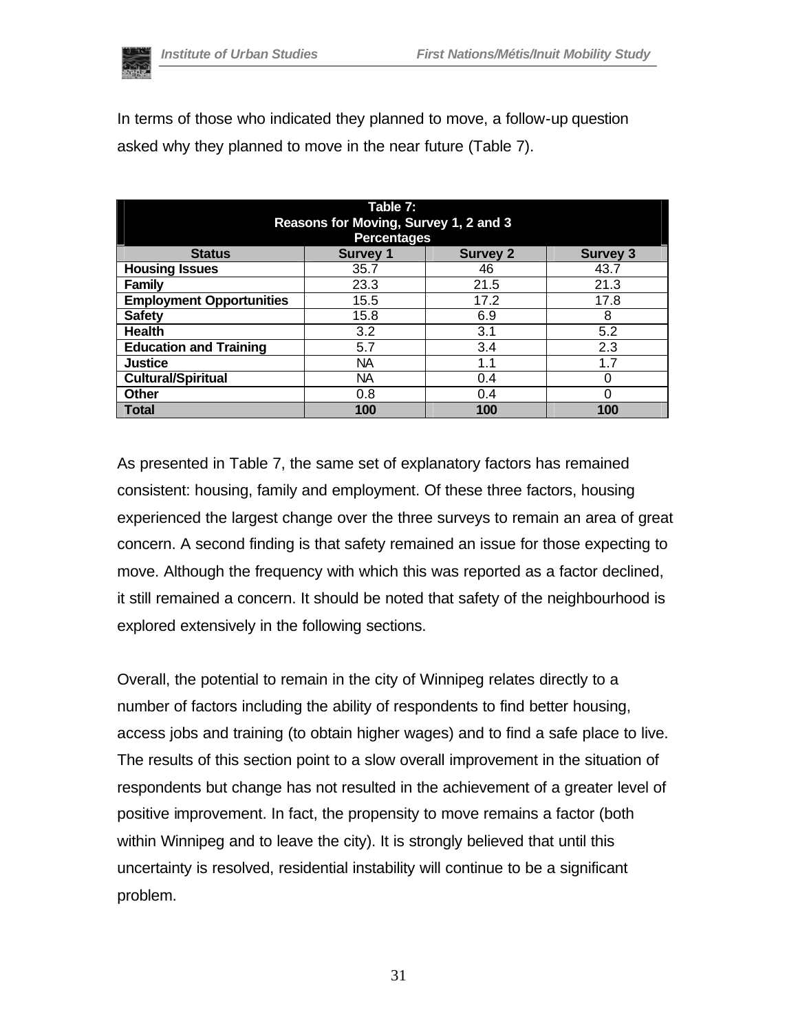In terms of those who indicated they planned to move, a follow-up question asked why they planned to move in the near future (Table 7).

**Table 7: Reasons for Moving, Survey 1, 2 and 3 Percentages**

| Status | Survey 1 | Survey 2 | Survey 3 |
|---|---|---|---|
| **Housing Issues** | 35.7 | 46 | 43.7 |
| **Family** | 23.3 | 21.5 | 21.3 |
| **Employment Opportunities** | 15.5 | 17.2 | 17.8 |
| **Safety** | 15.8 | 6.9 | 8 |
| **Health** | 3.2 | 3.1 | 5.2 |
| **Education and Training** | 5.7 | 3.4 | 2.3 |
| **Justice** | NA | 1.1 | 1.7 |
| **Cultural/Spiritual** | NA | 0.4 | 0 |
| **Other** | 0.8 | 0.4 | 0 |
| **Total** | **100** | **100** | **100** |

As presented in Table 7, the same set of explanatory factors has remained consistent: housing, family and employment. Of these three factors, housing experienced the largest change over the three surveys to remain an area of great concern. A second finding is that safety remained an issue for those expecting to move. Although the frequency with which this was reported as a factor declined, it still remained a concern. It should be noted that safety of the neighbourhood is explored extensively in the following sections.

Overall, the potential to remain in the city of Winnipeg relates directly to a number of factors including the ability of respondents to find better housing, access jobs and training (to obtain higher wages) and to find a safe place to live. The results of this section point to a slow overall improvement in the situation of respondents but change has not resulted in the achievement of a greater level of positive improvement. In fact, the propensity to move remains a factor (both within Winnipeg and to leave the city). It is strongly believed that until this uncertainty is resolved, residential instability will continue to be a significant problem.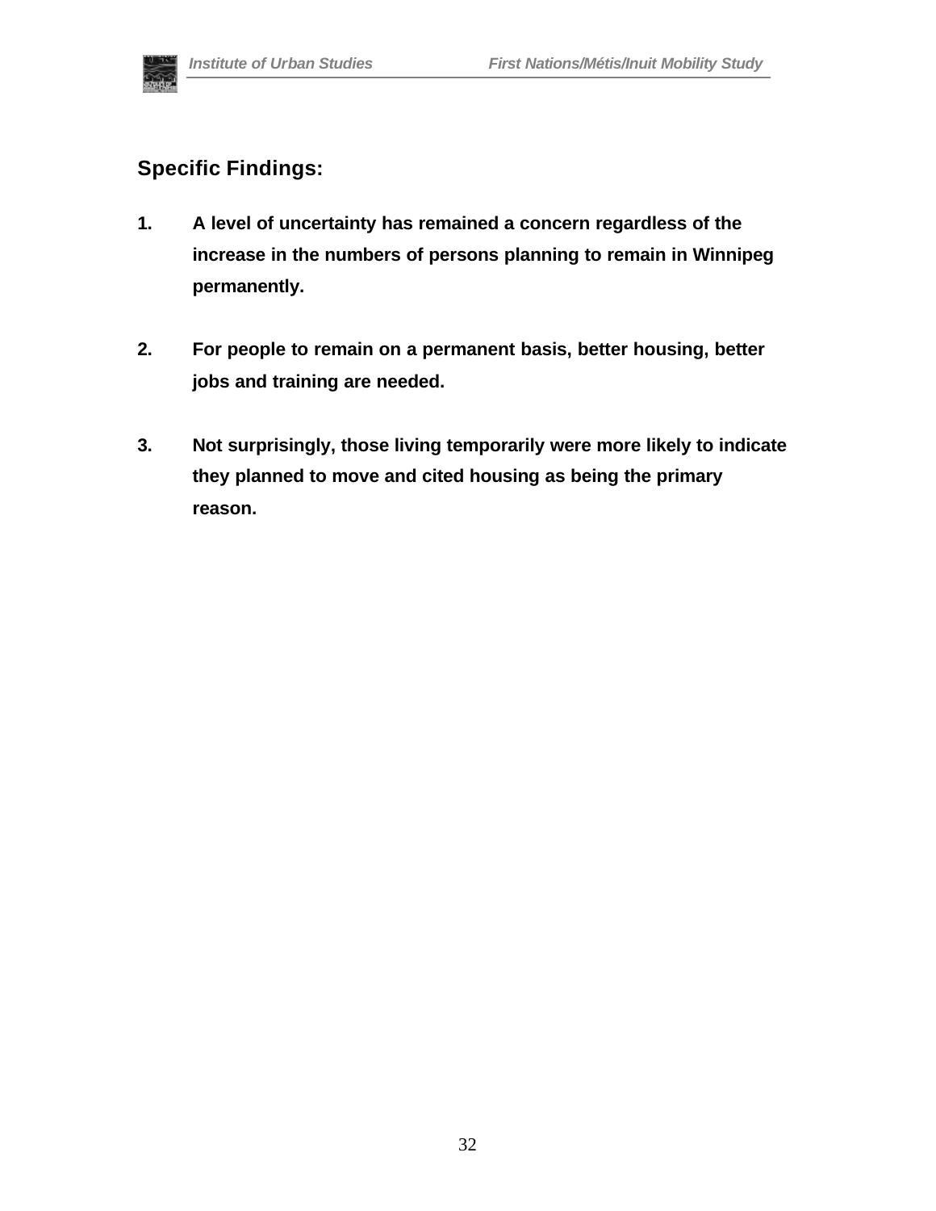## Specific Findings:

1. **A level of uncertainty has remained a concern regardless of the increase in the numbers of persons planning to remain in Winnipeg permanently.**

2. **For people to remain on a permanent basis, better housing, better jobs and training are needed.**

3. **Not surprisingly, those living temporarily were more likely to indicate they planned to move and cited housing as being the primary reason.**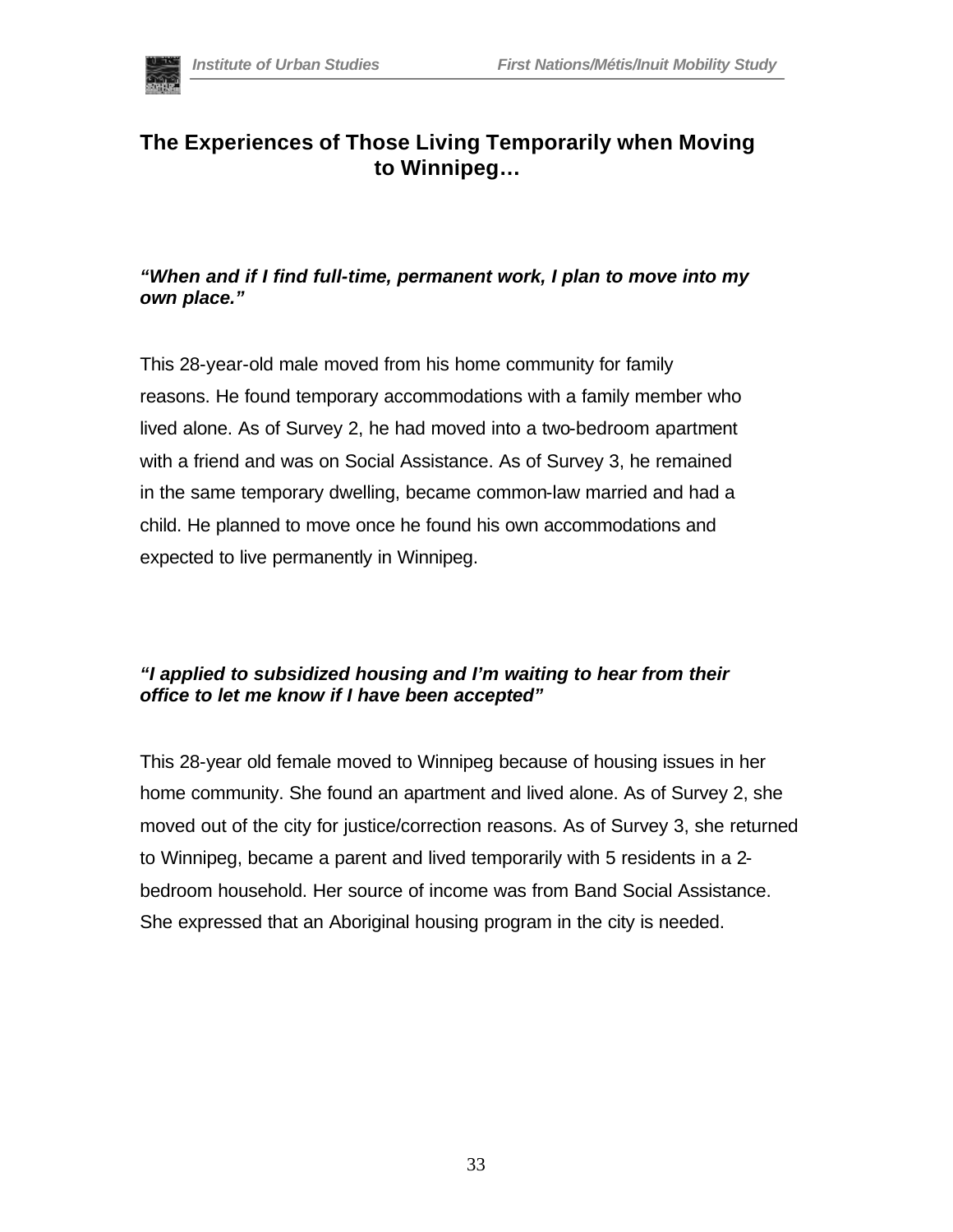## The Experiences of Those Living Temporarily when Moving to Winnipeg…

***"When and if I find full-time, permanent work, I plan to move into my own place."***

This 28-year-old male moved from his home community for family reasons. He found temporary accommodations with a family member who lived alone. As of Survey 2, he had moved into a two-bedroom apartment with a friend and was on Social Assistance. As of Survey 3, he remained in the same temporary dwelling, became common-law married and had a child. He planned to move once he found his own accommodations and expected to live permanently in Winnipeg.

***"I applied to subsidized housing and I'm waiting to hear from their office to let me know if I have been accepted"***

This 28-year old female moved to Winnipeg because of housing issues in her home community. She found an apartment and lived alone. As of Survey 2, she moved out of the city for justice/correction reasons. As of Survey 3, she returned to Winnipeg, became a parent and lived temporarily with 5 residents in a 2-bedroom household. Her source of income was from Band Social Assistance. She expressed that an Aboriginal housing program in the city is needed.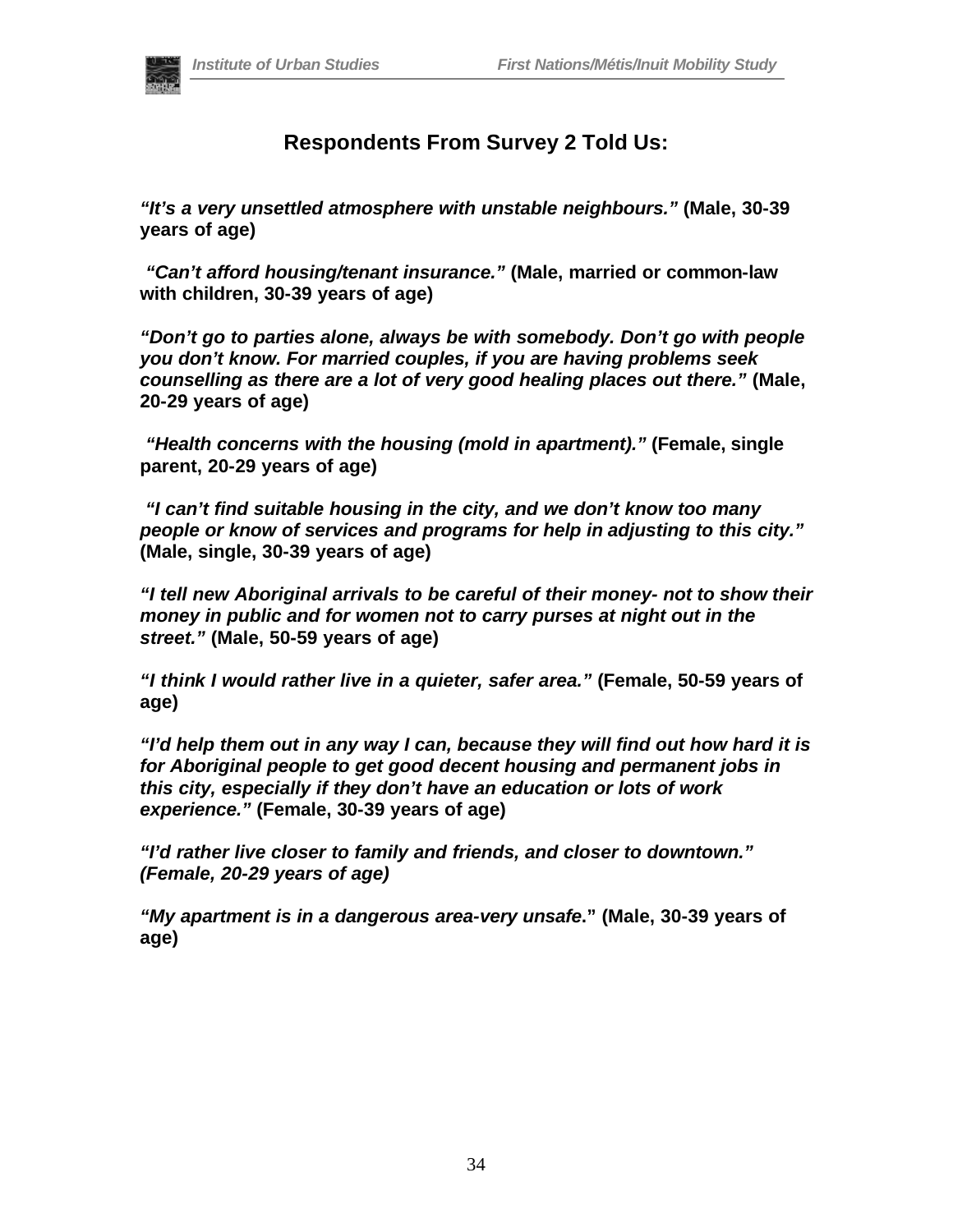## Respondents From Survey 2 Told Us:

***"It's a very unsettled atmosphere with unstable neighbours."*** **(Male, 30-39 years of age)**

***"Can't afford housing/tenant insurance."*** **(Male, married or common-law with children, 30-39 years of age)**

***"Don't go to parties alone, always be with somebody. Don't go with people you don't know. For married couples, if you are having problems seek counselling as there are a lot of very good healing places out there."*** **(Male, 20-29 years of age)**

***"Health concerns with the housing (mold in apartment)."*** **(Female, single parent, 20-29 years of age)**

***"I can't find suitable housing in the city, and we don't know too many people or know of services and programs for help in adjusting to this city."*** **(Male, single, 30-39 years of age)**

***"I tell new Aboriginal arrivals to be careful of their money- not to show their money in public and for women not to carry purses at night out in the street."*** **(Male, 50-59 years of age)**

***"I think I would rather live in a quieter, safer area."*** **(Female, 50-59 years of age)**

***"I'd help them out in any way I can, because they will find out how hard it is for Aboriginal people to get good decent housing and permanent jobs in this city, especially if they don't have an education or lots of work experience."*** **(Female, 30-39 years of age)**

***"I'd rather live closer to family and friends, and closer to downtown." (Female, 20-29 years of age)***

***"My apartment is in a dangerous area-very unsafe."*** **(Male, 30-39 years of age)**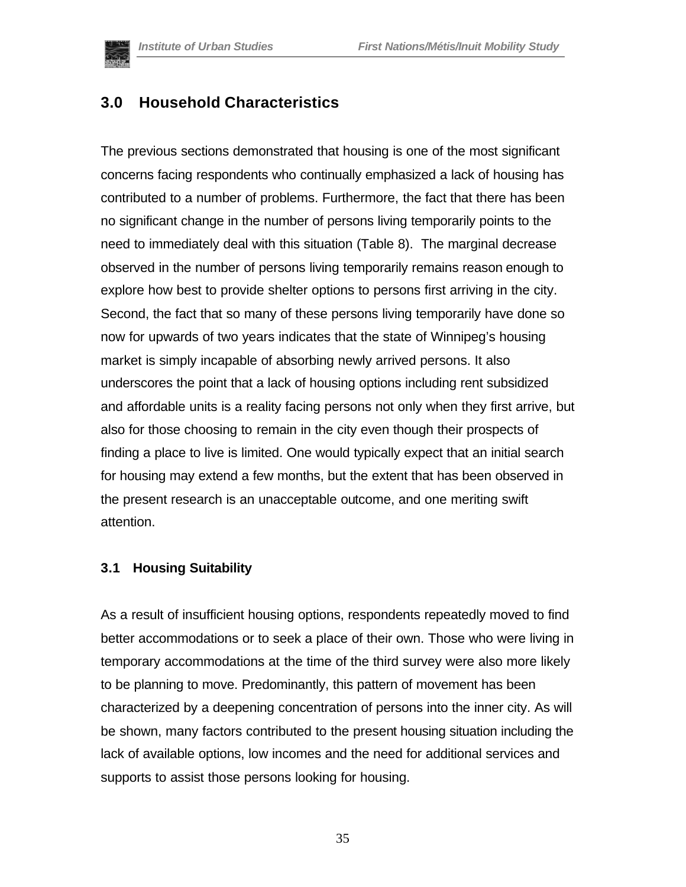## 3.0 Household Characteristics

The previous sections demonstrated that housing is one of the most significant concerns facing respondents who continually emphasized a lack of housing has contributed to a number of problems. Furthermore, the fact that there has been no significant change in the number of persons living temporarily points to the need to immediately deal with this situation (Table 8). The marginal decrease observed in the number of persons living temporarily remains reason enough to explore how best to provide shelter options to persons first arriving in the city. Second, the fact that so many of these persons living temporarily have done so now for upwards of two years indicates that the state of Winnipeg's housing market is simply incapable of absorbing newly arrived persons. It also underscores the point that a lack of housing options including rent subsidized and affordable units is a reality facing persons not only when they first arrive, but also for those choosing to remain in the city even though their prospects of finding a place to live is limited. One would typically expect that an initial search for housing may extend a few months, but the extent that has been observed in the present research is an unacceptable outcome, and one meriting swift attention.

### 3.1 Housing Suitability

As a result of insufficient housing options, respondents repeatedly moved to find better accommodations or to seek a place of their own. Those who were living in temporary accommodations at the time of the third survey were also more likely to be planning to move. Predominantly, this pattern of movement has been characterized by a deepening concentration of persons into the inner city. As will be shown, many factors contributed to the present housing situation including the lack of available options, low incomes and the need for additional services and supports to assist those persons looking for housing.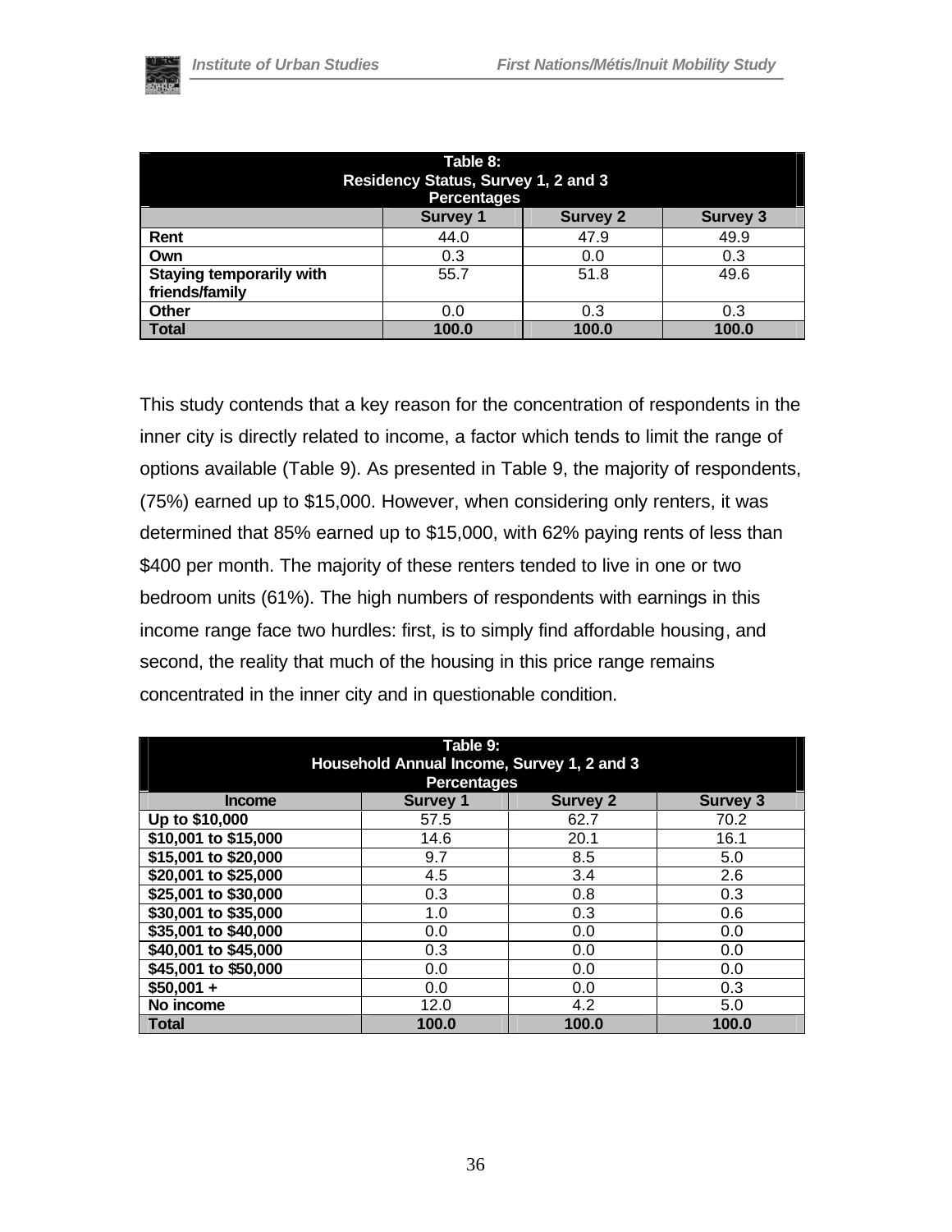| Table 8: Residency Status, Survey 1, 2 and 3 Percentages | | | |
|---|---|---|---|
| | Survey 1 | Survey 2 | Survey 3 |
| **Rent** | 44.0 | 47.9 | 49.9 |
| **Own** | 0.3 | 0.0 | 0.3 |
| **Staying temporarily with friends/family** | 55.7 | 51.8 | 49.6 |
| **Other** | 0.0 | 0.3 | 0.3 |
| **Total** | **100.0** | **100.0** | **100.0** |

This study contends that a key reason for the concentration of respondents in the inner city is directly related to income, a factor which tends to limit the range of options available (Table 9). As presented in Table 9, the majority of respondents, (75%) earned up to $15,000. However, when considering only renters, it was determined that 85% earned up to $15,000, with 62% paying rents of less than $400 per month. The majority of these renters tended to live in one or two bedroom units (61%). The high numbers of respondents with earnings in this income range face two hurdles: first, is to simply find affordable housing, and second, the reality that much of the housing in this price range remains concentrated in the inner city and in questionable condition.

| Table 9: Household Annual Income, Survey 1, 2 and 3 Percentages | | | |
|---|---|---|---|
| **Income** | **Survey 1** | **Survey 2** | **Survey 3** |
| **Up to $10,000** | 57.5 | 62.7 | 70.2 |
| **$10,001 to $15,000** | 14.6 | 20.1 | 16.1 |
| **$15,001 to $20,000** | 9.7 | 8.5 | 5.0 |
| **$20,001 to $25,000** | 4.5 | 3.4 | 2.6 |
| **$25,001 to $30,000** | 0.3 | 0.8 | 0.3 |
| **$30,001 to $35,000** | 1.0 | 0.3 | 0.6 |
| **$35,001 to $40,000** | 0.0 | 0.0 | 0.0 |
| **$40,001 to $45,000** | 0.3 | 0.0 | 0.0 |
| **$45,001 to $50,000** | 0.0 | 0.0 | 0.0 |
| **$50,001 +** | 0.0 | 0.0 | 0.3 |
| **No income** | 12.0 | 4.2 | 5.0 |
| **Total** | **100.0** | **100.0** | **100.0** |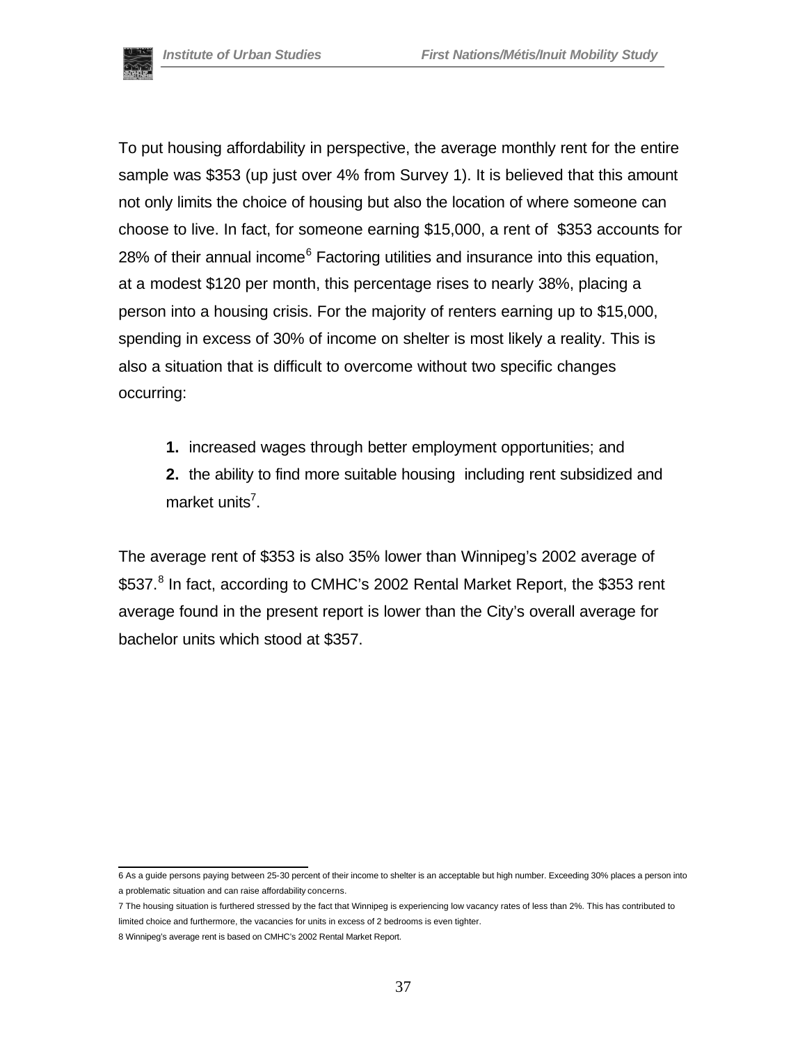To put housing affordability in perspective, the average monthly rent for the entire sample was $353 (up just over 4% from Survey 1). It is believed that this amount not only limits the choice of housing but also the location of where someone can choose to live. In fact, for someone earning $15,000, a rent of $353 accounts for 28% of their annual income[6] Factoring utilities and insurance into this equation, at a modest $120 per month, this percentage rises to nearly 38%, placing a person into a housing crisis. For the majority of renters earning up to $15,000, spending in excess of 30% of income on shelter is most likely a reality. This is also a situation that is difficult to overcome without two specific changes occurring:

1. increased wages through better employment opportunities; and
2. the ability to find more suitable housing including rent subsidized and market units[7].

The average rent of $353 is also 35% lower than Winnipeg's 2002 average of $537.[8] In fact, according to CMHC's 2002 Rental Market Report, the $353 rent average found in the present report is lower than the City's overall average for bachelor units which stood at $357.

---

6 As a guide persons paying between 25-30 percent of their income to shelter is an acceptable but high number. Exceeding 30% places a person into a problematic situation and can raise affordability concerns.

7 The housing situation is furthered stressed by the fact that Winnipeg is experiencing low vacancy rates of less than 2%. This has contributed to limited choice and furthermore, the vacancies for units in excess of 2 bedrooms is even tighter.

8 Winnipeg's average rent is based on CMHC's 2002 Rental Market Report.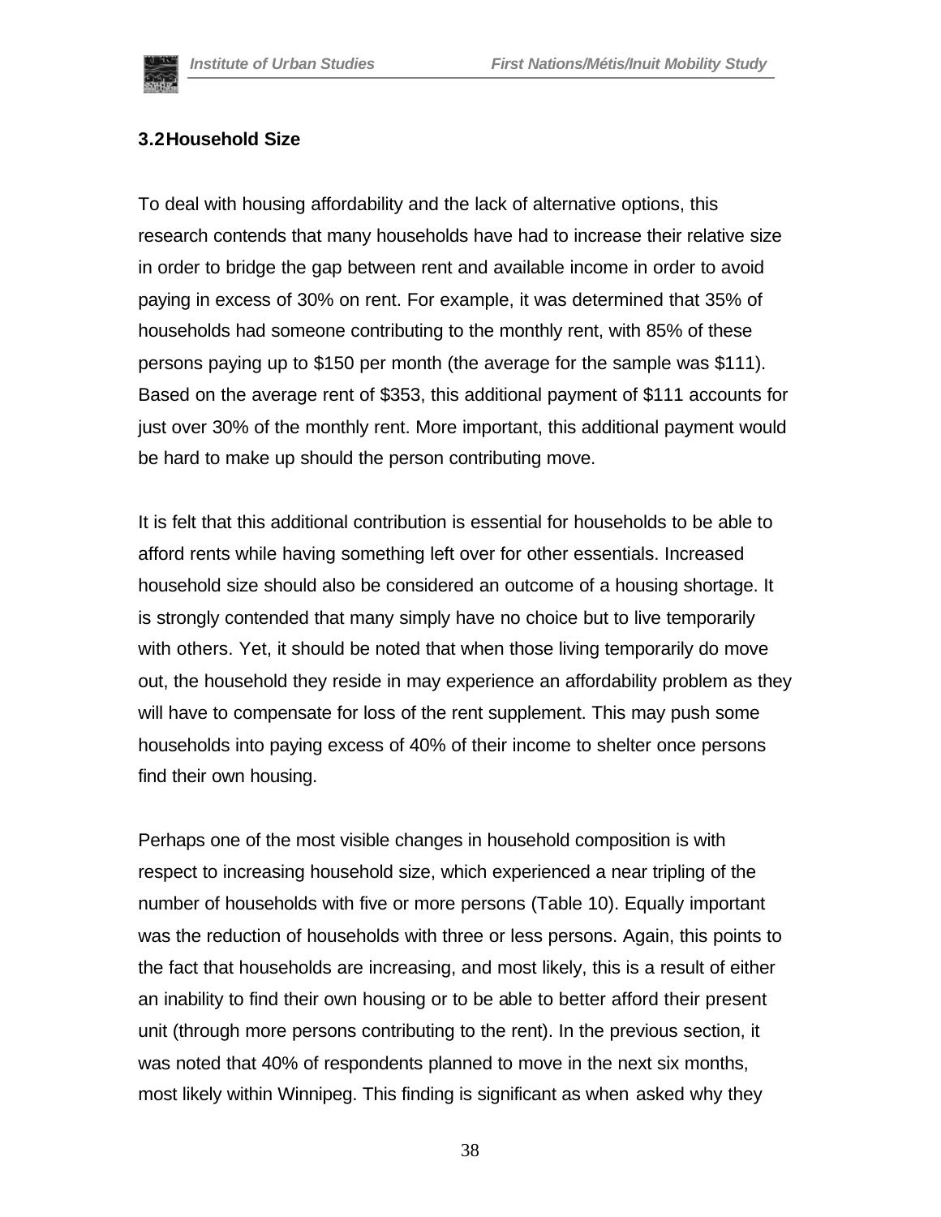### 3.2 Household Size

To deal with housing affordability and the lack of alternative options, this research contends that many households have had to increase their relative size in order to bridge the gap between rent and available income in order to avoid paying in excess of 30% on rent. For example, it was determined that 35% of households had someone contributing to the monthly rent, with 85% of these persons paying up to $150 per month (the average for the sample was $111). Based on the average rent of $353, this additional payment of $111 accounts for just over 30% of the monthly rent. More important, this additional payment would be hard to make up should the person contributing move.

It is felt that this additional contribution is essential for households to be able to afford rents while having something left over for other essentials. Increased household size should also be considered an outcome of a housing shortage. It is strongly contended that many simply have no choice but to live temporarily with others. Yet, it should be noted that when those living temporarily do move out, the household they reside in may experience an affordability problem as they will have to compensate for loss of the rent supplement. This may push some households into paying excess of 40% of their income to shelter once persons find their own housing.

Perhaps one of the most visible changes in household composition is with respect to increasing household size, which experienced a near tripling of the number of households with five or more persons (Table 10). Equally important was the reduction of households with three or less persons. Again, this points to the fact that households are increasing, and most likely, this is a result of either an inability to find their own housing or to be able to better afford their present unit (through more persons contributing to the rent). In the previous section, it was noted that 40% of respondents planned to move in the next six months, most likely within Winnipeg. This finding is significant as when asked why they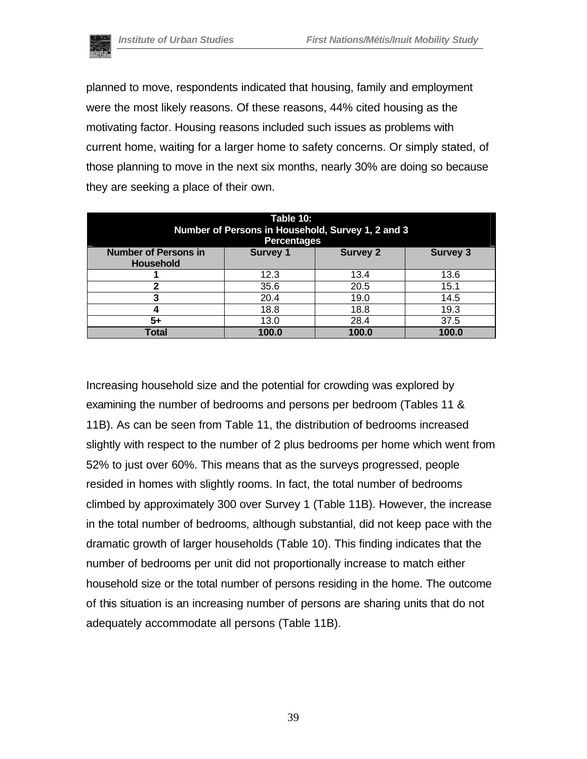planned to move, respondents indicated that housing, family and employment were the most likely reasons. Of these reasons, 44% cited housing as the motivating factor. Housing reasons included such issues as problems with current home, waiting for a larger home to safety concerns. Or simply stated, of those planning to move in the next six months, nearly 30% are doing so because they are seeking a place of their own.

**Table 10: Number of Persons in Household, Survey 1, 2 and 3 Percentages**

| Number of Persons in Household | Survey 1 | Survey 2 | Survey 3 |
|---|---|---|---|
| **1** | 12.3 | 13.4 | 13.6 |
| **2** | 35.6 | 20.5 | 15.1 |
| **3** | 20.4 | 19.0 | 14.5 |
| **4** | 18.8 | 18.8 | 19.3 |
| **5+** | 13.0 | 28.4 | 37.5 |
| **Total** | **100.0** | **100.0** | **100.0** |

Increasing household size and the potential for crowding was explored by examining the number of bedrooms and persons per bedroom (Tables 11 & 11B). As can be seen from Table 11, the distribution of bedrooms increased slightly with respect to the number of 2 plus bedrooms per home which went from 52% to just over 60%. This means that as the surveys progressed, people resided in homes with slightly rooms. In fact, the total number of bedrooms climbed by approximately 300 over Survey 1 (Table 11B). However, the increase in the total number of bedrooms, although substantial, did not keep pace with the dramatic growth of larger households (Table 10). This finding indicates that the number of bedrooms per unit did not proportionally increase to match either household size or the total number of persons residing in the home. The outcome of this situation is an increasing number of persons are sharing units that do not adequately accommodate all persons (Table 11B).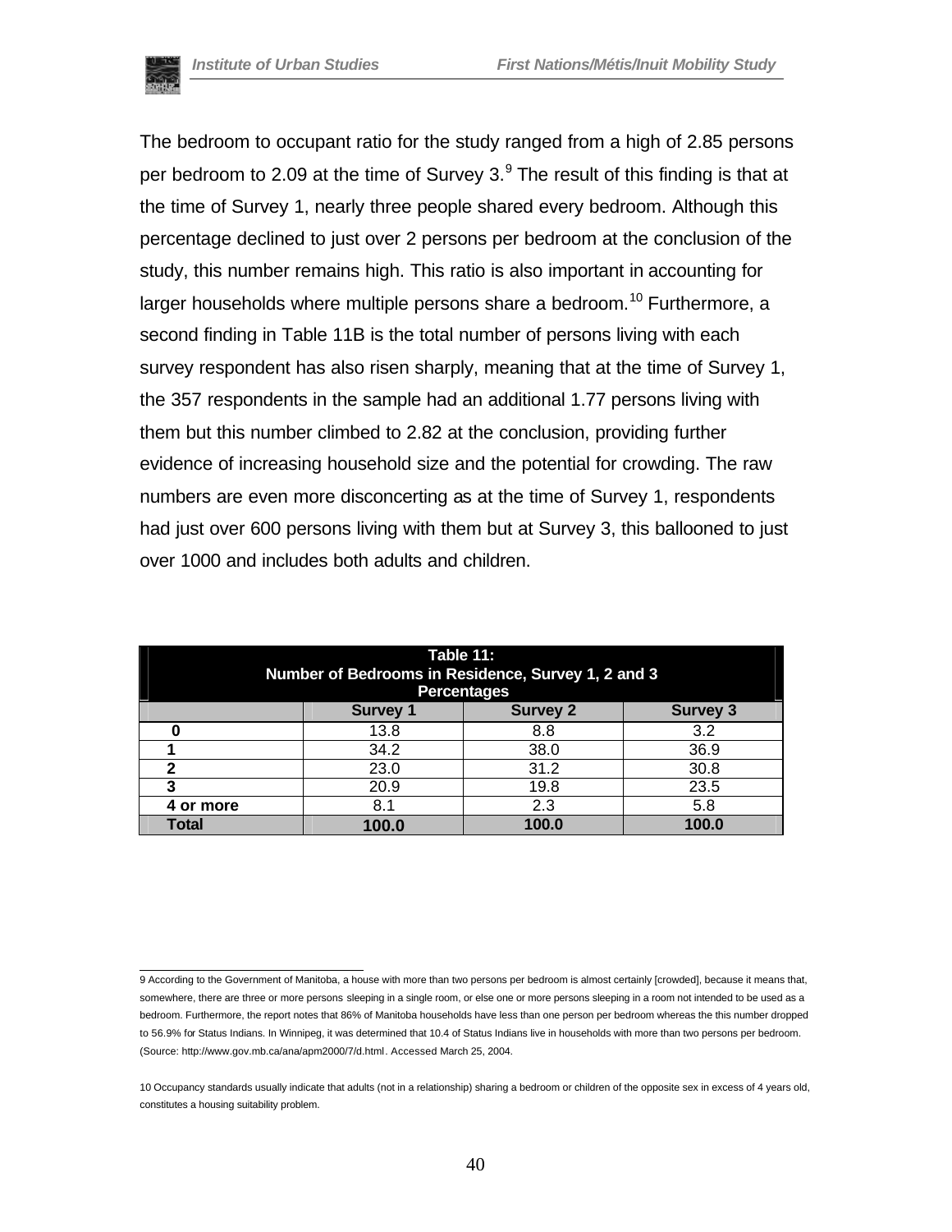The bedroom to occupant ratio for the study ranged from a high of 2.85 persons per bedroom to 2.09 at the time of Survey 3.[9] The result of this finding is that at the time of Survey 1, nearly three people shared every bedroom. Although this percentage declined to just over 2 persons per bedroom at the conclusion of the study, this number remains high. This ratio is also important in accounting for larger households where multiple persons share a bedroom.[10] Furthermore, a second finding in Table 11B is the total number of persons living with each survey respondent has also risen sharply, meaning that at the time of Survey 1, the 357 respondents in the sample had an additional 1.77 persons living with them but this number climbed to 2.82 at the conclusion, providing further evidence of increasing household size and the potential for crowding. The raw numbers are even more disconcerting as at the time of Survey 1, respondents had just over 600 persons living with them but at Survey 3, this ballooned to just over 1000 and includes both adults and children.

**Table 11: Number of Bedrooms in Residence, Survey 1, 2 and 3 Percentages**

| | Survey 1 | Survey 2 | Survey 3 |
|---|---|---|---|
| 0 | 13.8 | 8.8 | 3.2 |
| 1 | 34.2 | 38.0 | 36.9 |
| 2 | 23.0 | 31.2 | 30.8 |
| 3 | 20.9 | 19.8 | 23.5 |
| 4 or more | 8.1 | 2.3 | 5.8 |
| **Total** | **100.0** | **100.0** | **100.0** |

9 According to the Government of Manitoba, a house with more than two persons per bedroom is almost certainly [crowded], because it means that, somewhere, there are three or more persons sleeping in a single room, or else one or more persons sleeping in a room not intended to be used as a bedroom. Furthermore, the report notes that 86% of Manitoba households have less than one person per bedroom whereas the this number dropped to 56.9% for Status Indians. In Winnipeg, it was determined that 10.4 of Status Indians live in households with more than two persons per bedroom. (Source: http://www.gov.mb.ca/ana/apm2000/7/d.html. Accessed March 25, 2004.

10 Occupancy standards usually indicate that adults (not in a relationship) sharing a bedroom or children of the opposite sex in excess of 4 years old, constitutes a housing suitability problem.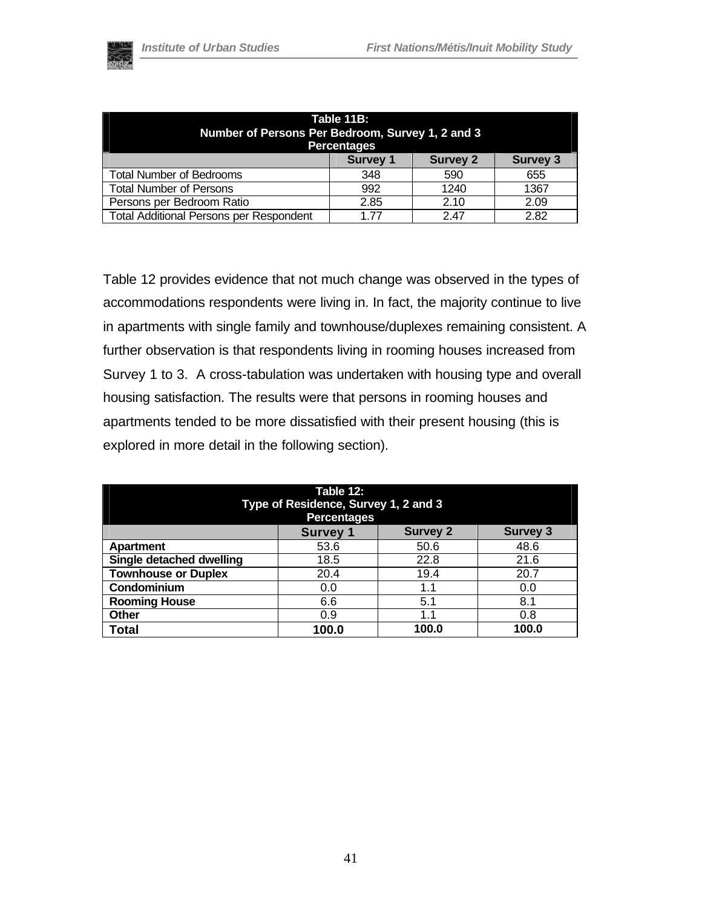| Table 11B:<br>Number of Persons Per Bedroom, Survey 1, 2 and 3<br>Percentages | | | |
|---|---|---|---|
| | Survey 1 | Survey 2 | Survey 3 |
| Total Number of Bedrooms | 348 | 590 | 655 |
| Total Number of Persons | 992 | 1240 | 1367 |
| Persons per Bedroom Ratio | 2.85 | 2.10 | 2.09 |
| Total Additional Persons per Respondent | 1.77 | 2.47 | 2.82 |

Table 12 provides evidence that not much change was observed in the types of accommodations respondents were living in. In fact, the majority continue to live in apartments with single family and townhouse/duplexes remaining consistent. A further observation is that respondents living in rooming houses increased from Survey 1 to 3. A cross-tabulation was undertaken with housing type and overall housing satisfaction. The results were that persons in rooming houses and apartments tended to be more dissatisfied with their present housing (this is explored in more detail in the following section).

| Table 12:<br>Type of Residence, Survey 1, 2 and 3<br>Percentages | | | |
|---|---|---|---|
| | Survey 1 | Survey 2 | Survey 3 |
| **Apartment** | 53.6 | 50.6 | 48.6 |
| **Single detached dwelling** | 18.5 | 22.8 | 21.6 |
| **Townhouse or Duplex** | 20.4 | 19.4 | 20.7 |
| **Condominium** | 0.0 | 1.1 | 0.0 |
| **Rooming House** | 6.6 | 5.1 | 8.1 |
| **Other** | 0.9 | 1.1 | 0.8 |
| **Total** | **100.0** | **100.0** | **100.0** |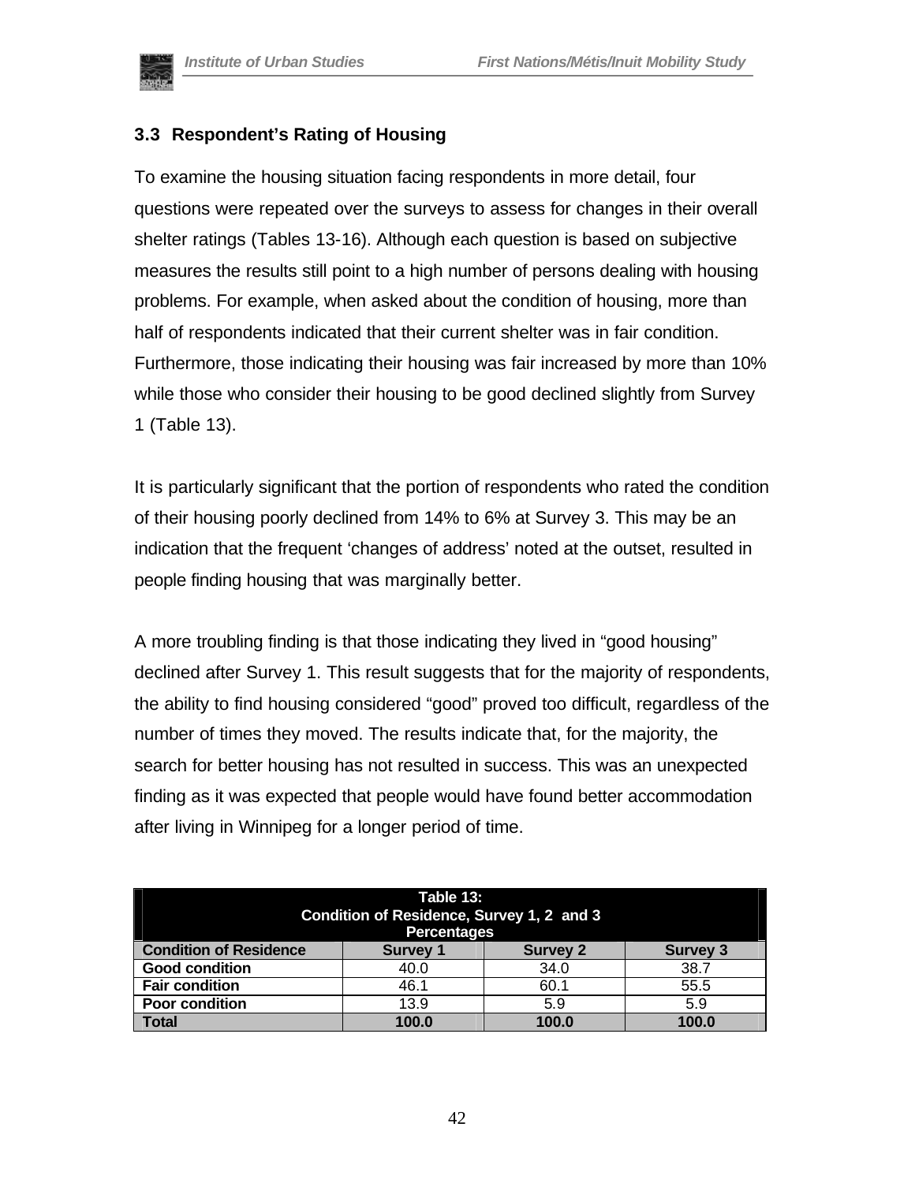### 3.3 Respondent's Rating of Housing

To examine the housing situation facing respondents in more detail, four questions were repeated over the surveys to assess for changes in their overall shelter ratings (Tables 13-16). Although each question is based on subjective measures the results still point to a high number of persons dealing with housing problems. For example, when asked about the condition of housing, more than half of respondents indicated that their current shelter was in fair condition. Furthermore, those indicating their housing was fair increased by more than 10% while those who consider their housing to be good declined slightly from Survey 1 (Table 13).

It is particularly significant that the portion of respondents who rated the condition of their housing poorly declined from 14% to 6% at Survey 3. This may be an indication that the frequent 'changes of address' noted at the outset, resulted in people finding housing that was marginally better.

A more troubling finding is that those indicating they lived in "good housing" declined after Survey 1. This result suggests that for the majority of respondents, the ability to find housing considered "good" proved too difficult, regardless of the number of times they moved. The results indicate that, for the majority, the search for better housing has not resulted in success. This was an unexpected finding as it was expected that people would have found better accommodation after living in Winnipeg for a longer period of time.

**Table 13: Condition of Residence, Survey 1, 2 and 3 Percentages**

| Condition of Residence | Survey 1 | Survey 2 | Survey 3 |
|---|---|---|---|
| **Good condition** | 40.0 | 34.0 | 38.7 |
| **Fair condition** | 46.1 | 60.1 | 55.5 |
| **Poor condition** | 13.9 | 5.9 | 5.9 |
| **Total** | **100.0** | **100.0** | **100.0** |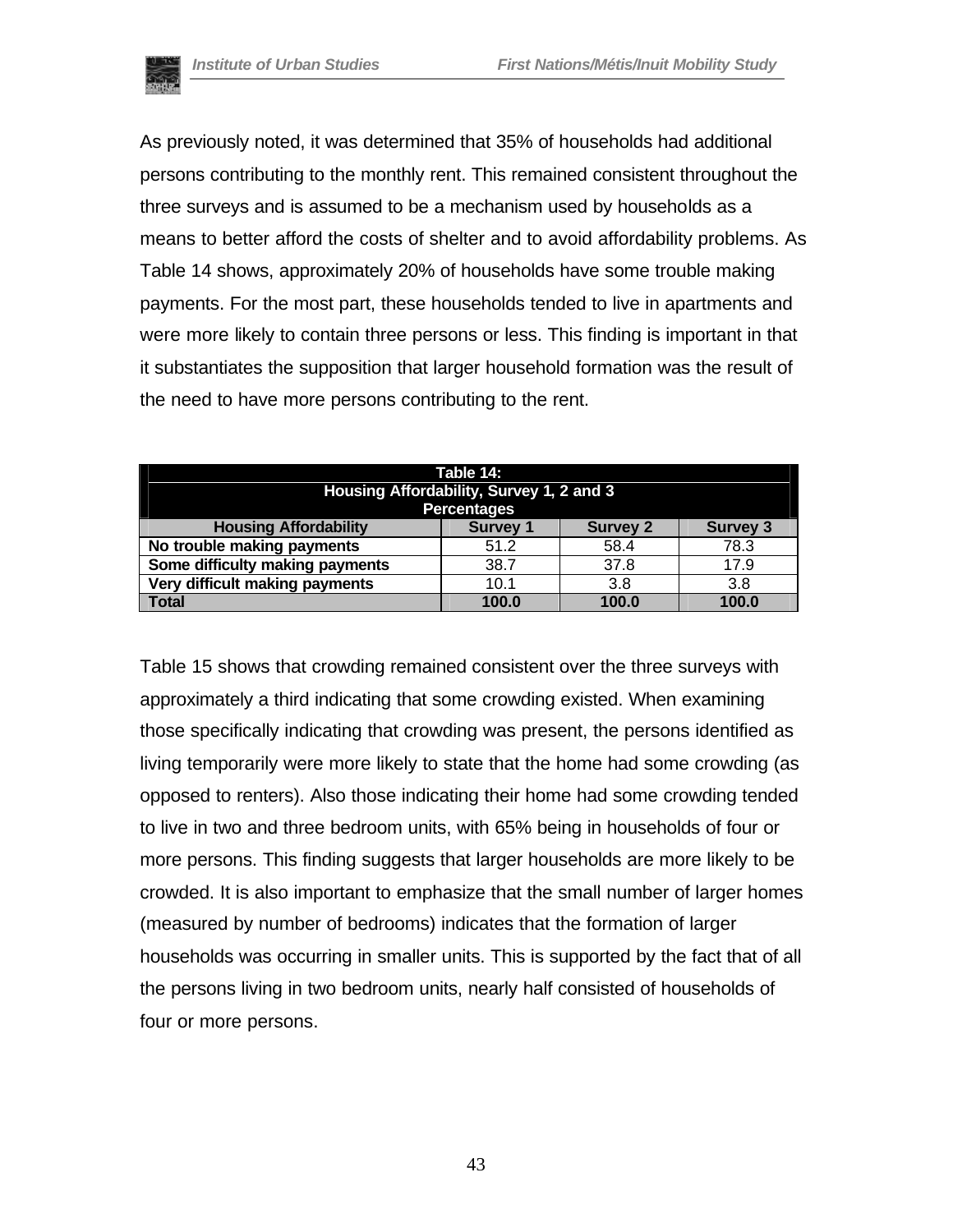As previously noted, it was determined that 35% of households had additional persons contributing to the monthly rent. This remained consistent throughout the three surveys and is assumed to be a mechanism used by households as a means to better afford the costs of shelter and to avoid affordability problems. As Table 14 shows, approximately 20% of households have some trouble making payments. For the most part, these households tended to live in apartments and were more likely to contain three persons or less. This finding is important in that it substantiates the supposition that larger household formation was the result of the need to have more persons contributing to the rent.

**Table 14: Housing Affordability, Survey 1, 2 and 3 Percentages**

| Housing Affordability | Survey 1 | Survey 2 | Survey 3 |
|---|---|---|---|
| No trouble making payments | 51.2 | 58.4 | 78.3 |
| Some difficulty making payments | 38.7 | 37.8 | 17.9 |
| Very difficult making payments | 10.1 | 3.8 | 3.8 |
| **Total** | **100.0** | **100.0** | **100.0** |

Table 15 shows that crowding remained consistent over the three surveys with approximately a third indicating that some crowding existed. When examining those specifically indicating that crowding was present, the persons identified as living temporarily were more likely to state that the home had some crowding (as opposed to renters). Also those indicating their home had some crowding tended to live in two and three bedroom units, with 65% being in households of four or more persons. This finding suggests that larger households are more likely to be crowded. It is also important to emphasize that the small number of larger homes (measured by number of bedrooms) indicates that the formation of larger households was occurring in smaller units. This is supported by the fact that of all the persons living in two bedroom units, nearly half consisted of households of four or more persons.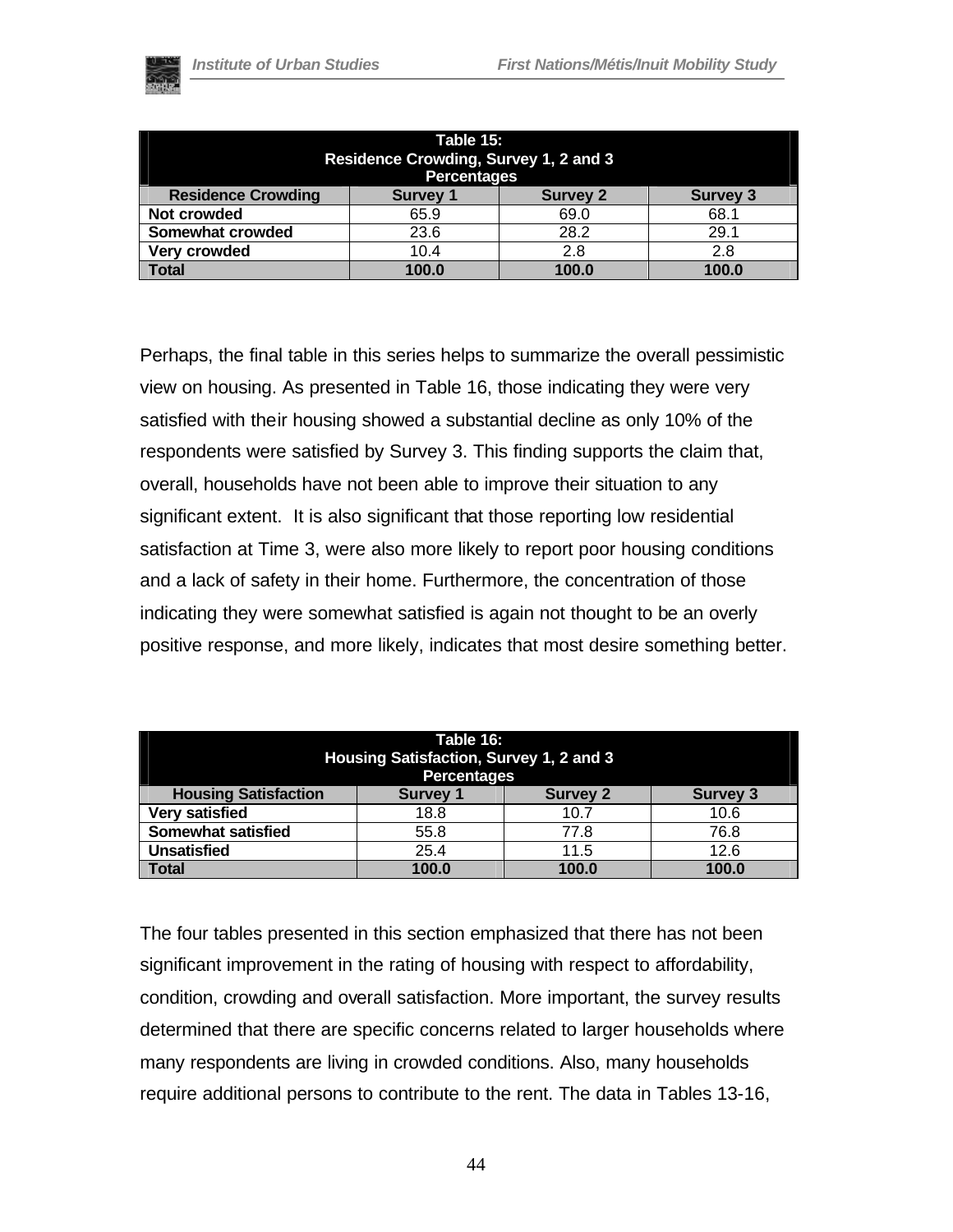| Table 15: Residence Crowding, Survey 1, 2 and 3 Percentages | | | |
|---|---|---|---|
| **Residence Crowding** | **Survey 1** | **Survey 2** | **Survey 3** |
| **Not crowded** | 65.9 | 69.0 | 68.1 |
| **Somewhat crowded** | 23.6 | 28.2 | 29.1 |
| **Very crowded** | 10.4 | 2.8 | 2.8 |
| **Total** | **100.0** | **100.0** | **100.0** |

Perhaps, the final table in this series helps to summarize the overall pessimistic view on housing. As presented in Table 16, those indicating they were very satisfied with their housing showed a substantial decline as only 10% of the respondents were satisfied by Survey 3. This finding supports the claim that, overall, households have not been able to improve their situation to any significant extent. It is also significant that those reporting low residential satisfaction at Time 3, were also more likely to report poor housing conditions and a lack of safety in their home. Furthermore, the concentration of those indicating they were somewhat satisfied is again not thought to be an overly positive response, and more likely, indicates that most desire something better.

| Table 16: Housing Satisfaction, Survey 1, 2 and 3 Percentages | | | |
|---|---|---|---|
| **Housing Satisfaction** | **Survey 1** | **Survey 2** | **Survey 3** |
| **Very satisfied** | 18.8 | 10.7 | 10.6 |
| **Somewhat satisfied** | 55.8 | 77.8 | 76.8 |
| **Unsatisfied** | 25.4 | 11.5 | 12.6 |
| **Total** | **100.0** | **100.0** | **100.0** |

The four tables presented in this section emphasized that there has not been significant improvement in the rating of housing with respect to affordability, condition, crowding and overall satisfaction. More important, the survey results determined that there are specific concerns related to larger households where many respondents are living in crowded conditions. Also, many households require additional persons to contribute to the rent. The data in Tables 13-16,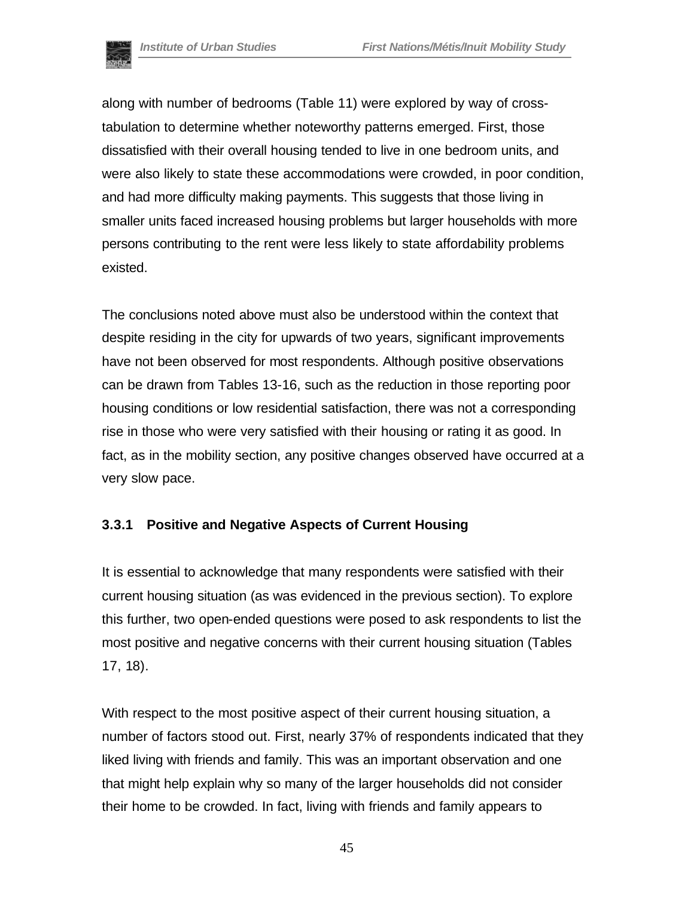along with number of bedrooms (Table 11) were explored by way of cross-tabulation to determine whether noteworthy patterns emerged. First, those dissatisfied with their overall housing tended to live in one bedroom units, and were also likely to state these accommodations were crowded, in poor condition, and had more difficulty making payments. This suggests that those living in smaller units faced increased housing problems but larger households with more persons contributing to the rent were less likely to state affordability problems existed.

The conclusions noted above must also be understood within the context that despite residing in the city for upwards of two years, significant improvements have not been observed for most respondents. Although positive observations can be drawn from Tables 13-16, such as the reduction in those reporting poor housing conditions or low residential satisfaction, there was not a corresponding rise in those who were very satisfied with their housing or rating it as good. In fact, as in the mobility section, any positive changes observed have occurred at a very slow pace.

### 3.3.1 Positive and Negative Aspects of Current Housing

It is essential to acknowledge that many respondents were satisfied with their current housing situation (as was evidenced in the previous section). To explore this further, two open-ended questions were posed to ask respondents to list the most positive and negative concerns with their current housing situation (Tables 17, 18).

With respect to the most positive aspect of their current housing situation, a number of factors stood out. First, nearly 37% of respondents indicated that they liked living with friends and family. This was an important observation and one that might help explain why so many of the larger households did not consider their home to be crowded. In fact, living with friends and family appears to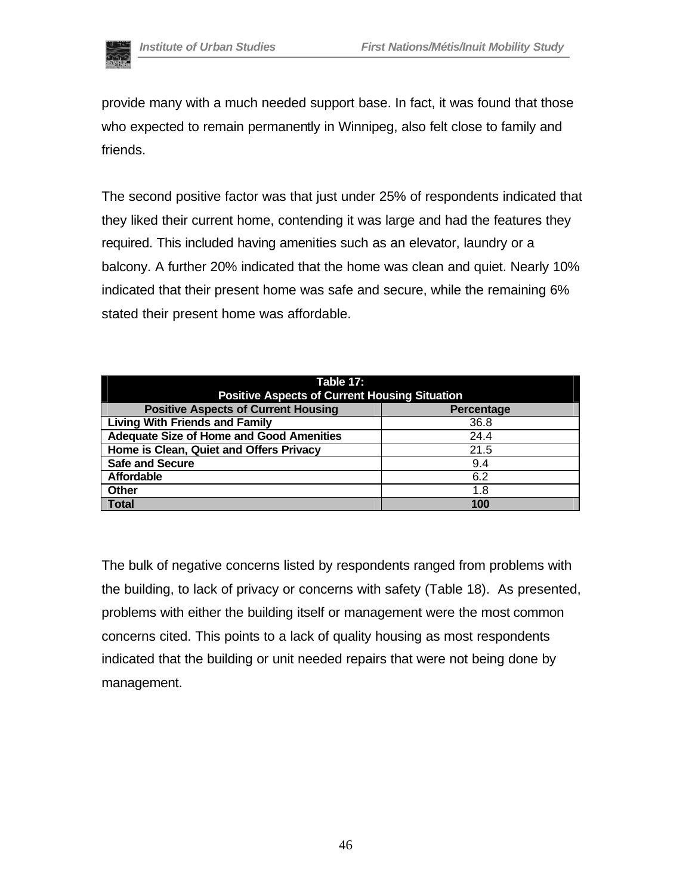provide many with a much needed support base. In fact, it was found that those who expected to remain permanently in Winnipeg, also felt close to family and friends.

The second positive factor was that just under 25% of respondents indicated that they liked their current home, contending it was large and had the features they required. This included having amenities such as an elevator, laundry or a balcony. A further 20% indicated that the home was clean and quiet. Nearly 10% indicated that their present home was safe and secure, while the remaining 6% stated their present home was affordable.

**Table 17: Positive Aspects of Current Housing Situation**

| Positive Aspects of Current Housing | Percentage |
|---|---|
| **Living With Friends and Family** | 36.8 |
| **Adequate Size of Home and Good Amenities** | 24.4 |
| **Home is Clean, Quiet and Offers Privacy** | 21.5 |
| **Safe and Secure** | 9.4 |
| **Affordable** | 6.2 |
| **Other** | 1.8 |
| **Total** | **100** |

The bulk of negative concerns listed by respondents ranged from problems with the building, to lack of privacy or concerns with safety (Table 18). As presented, problems with either the building itself or management were the most common concerns cited. This points to a lack of quality housing as most respondents indicated that the building or unit needed repairs that were not being done by management.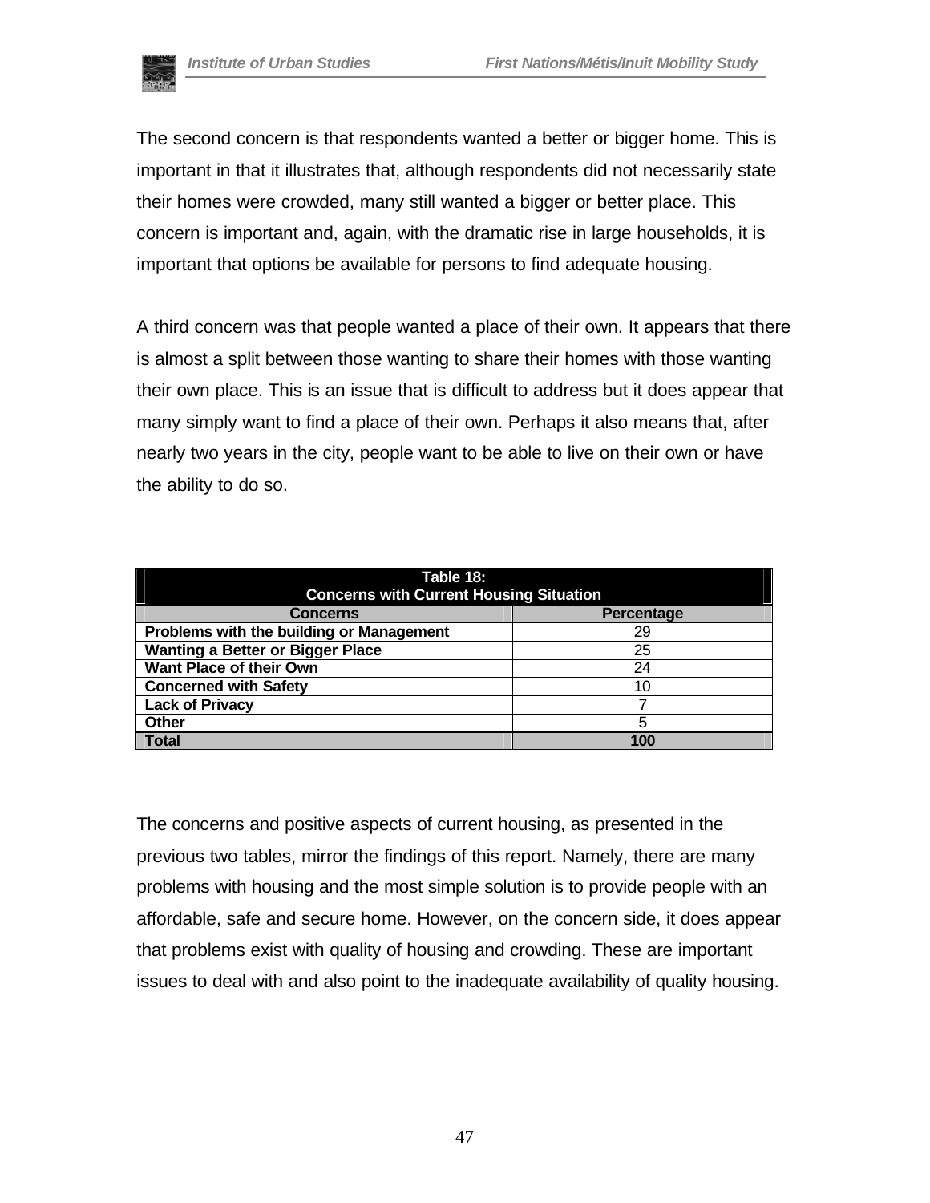The second concern is that respondents wanted a better or bigger home. This is important in that it illustrates that, although respondents did not necessarily state their homes were crowded, many still wanted a bigger or better place. This concern is important and, again, with the dramatic rise in large households, it is important that options be available for persons to find adequate housing.

A third concern was that people wanted a place of their own. It appears that there is almost a split between those wanting to share their homes with those wanting their own place. This is an issue that is difficult to address but it does appear that many simply want to find a place of their own. Perhaps it also means that, after nearly two years in the city, people want to be able to live on their own or have the ability to do so.

**Table 18: Concerns with Current Housing Situation**

| Concerns | Percentage |
|---|---|
| **Problems with the building or Management** | 29 |
| **Wanting a Better or Bigger Place** | 25 |
| **Want Place of their Own** | 24 |
| **Concerned with Safety** | 10 |
| **Lack of Privacy** | 7 |
| **Other** | 5 |
| **Total** | **100** |

The concerns and positive aspects of current housing, as presented in the previous two tables, mirror the findings of this report. Namely, there are many problems with housing and the most simple solution is to provide people with an affordable, safe and secure home. However, on the concern side, it does appear that problems exist with quality of housing and crowding. These are important issues to deal with and also point to the inadequate availability of quality housing.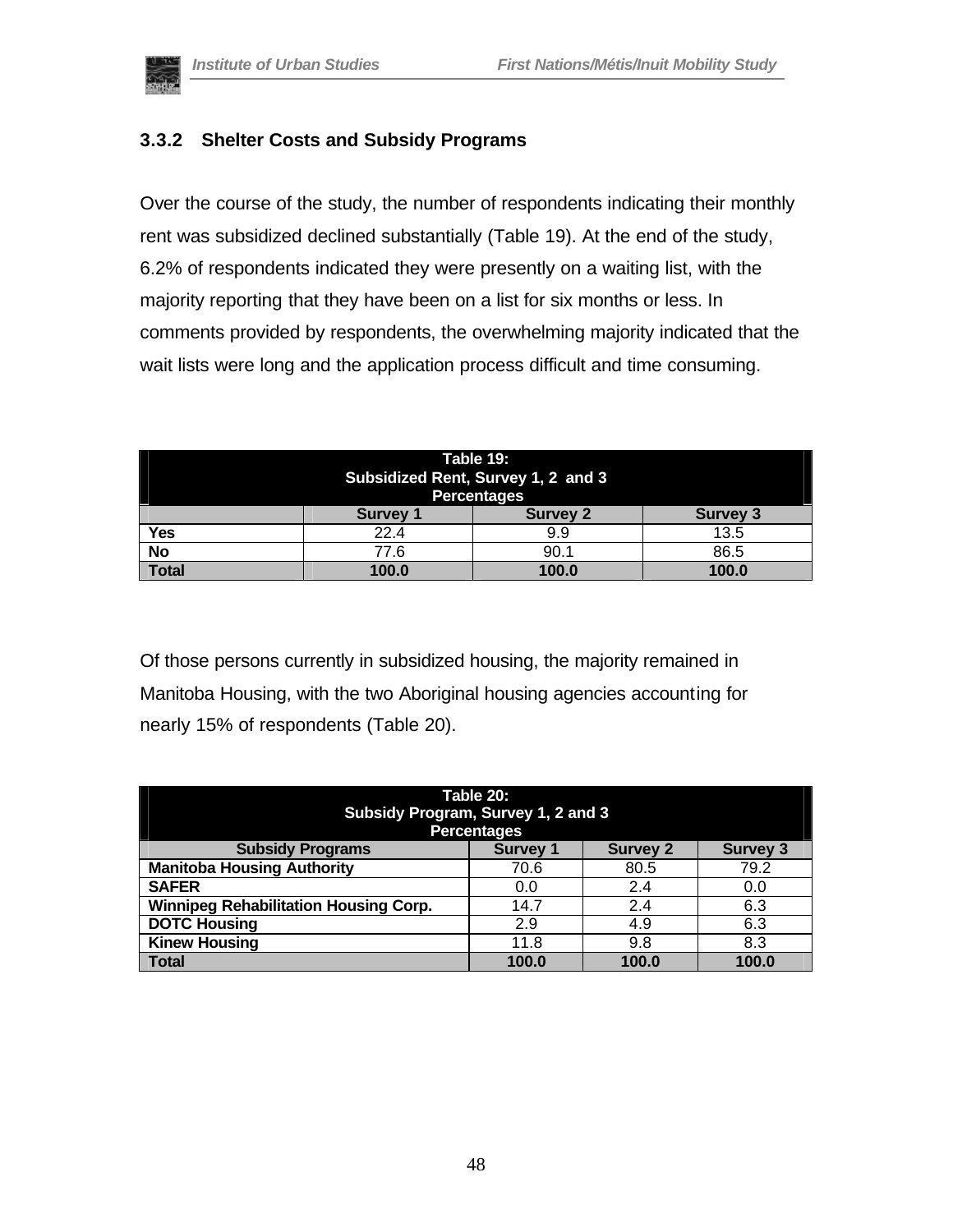### 3.3.2 Shelter Costs and Subsidy Programs

Over the course of the study, the number of respondents indicating their monthly rent was subsidized declined substantially (Table 19). At the end of the study, 6.2% of respondents indicated they were presently on a waiting list, with the majority reporting that they have been on a list for six months or less. In comments provided by respondents, the overwhelming majority indicated that the wait lists were long and the application process difficult and time consuming.

**Table 19: Subsidized Rent, Survey 1, 2 and 3 Percentages**

| | Survey 1 | Survey 2 | Survey 3 |
|---|---|---|---|
| **Yes** | 22.4 | 9.9 | 13.5 |
| **No** | 77.6 | 90.1 | 86.5 |
| **Total** | **100.0** | **100.0** | **100.0** |

Of those persons currently in subsidized housing, the majority remained in Manitoba Housing, with the two Aboriginal housing agencies accounting for nearly 15% of respondents (Table 20).

**Table 20: Subsidy Program, Survey 1, 2 and 3 Percentages**

| Subsidy Programs | Survey 1 | Survey 2 | Survey 3 |
|---|---|---|---|
| **Manitoba Housing Authority** | 70.6 | 80.5 | 79.2 |
| **SAFER** | 0.0 | 2.4 | 0.0 |
| **Winnipeg Rehabilitation Housing Corp.** | 14.7 | 2.4 | 6.3 |
| **DOTC Housing** | 2.9 | 4.9 | 6.3 |
| **Kinew Housing** | 11.8 | 9.8 | 8.3 |
| **Total** | **100.0** | **100.0** | **100.0** |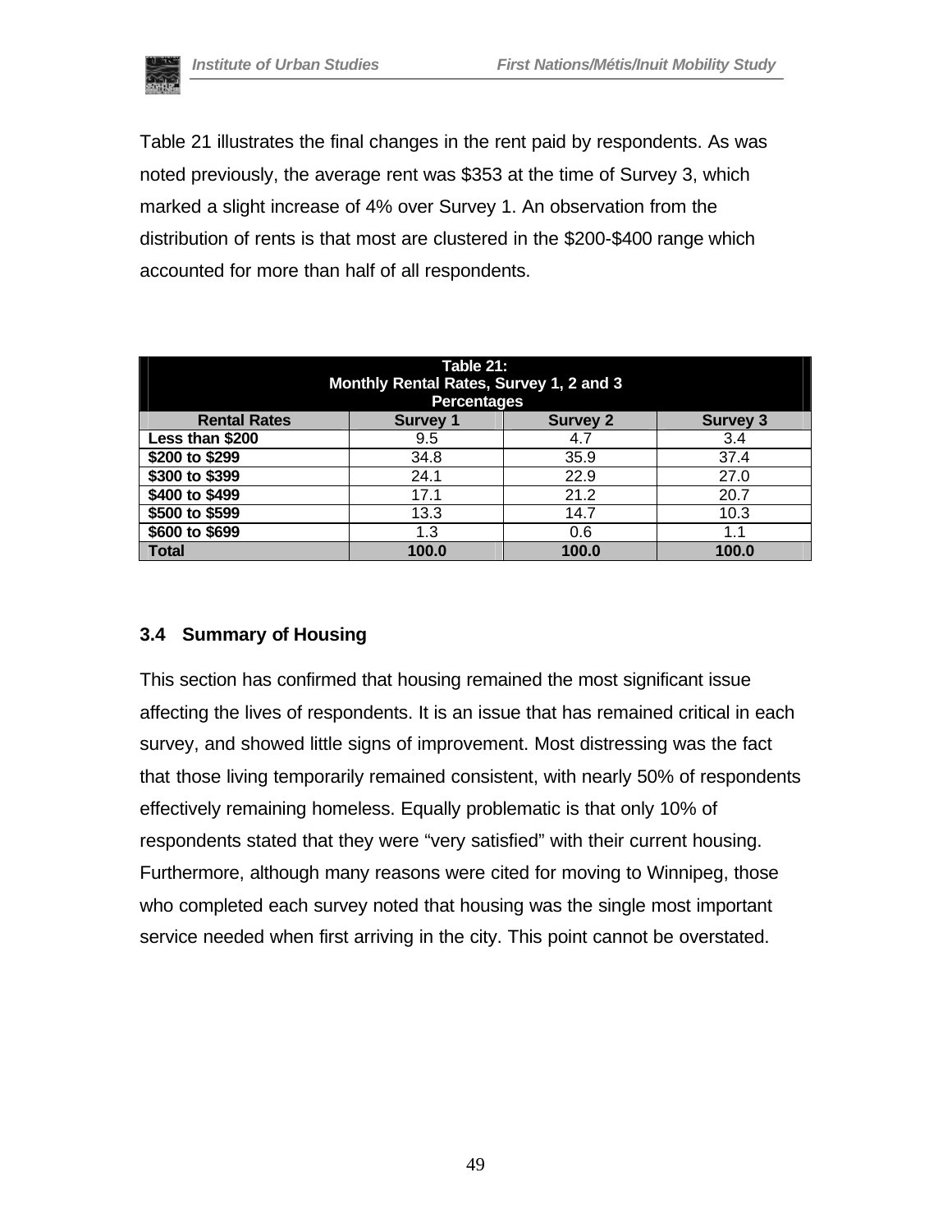Table 21 illustrates the final changes in the rent paid by respondents. As was noted previously, the average rent was $353 at the time of Survey 3, which marked a slight increase of 4% over Survey 1. An observation from the distribution of rents is that most are clustered in the $200-$400 range which accounted for more than half of all respondents.

| Table 21: Monthly Rental Rates, Survey 1, 2 and 3 Percentages | | | |
|---|---|---|---|
| **Rental Rates** | **Survey 1** | **Survey 2** | **Survey 3** |
| **Less than $200** | 9.5 | 4.7 | 3.4 |
| **$200 to $299** | 34.8 | 35.9 | 37.4 |
| **$300 to $399** | 24.1 | 22.9 | 27.0 |
| **$400 to $499** | 17.1 | 21.2 | 20.7 |
| **$500 to $599** | 13.3 | 14.7 | 10.3 |
| **$600 to $699** | 1.3 | 0.6 | 1.1 |
| **Total** | **100.0** | **100.0** | **100.0** |

### 3.4 Summary of Housing

This section has confirmed that housing remained the most significant issue affecting the lives of respondents. It is an issue that has remained critical in each survey, and showed little signs of improvement. Most distressing was the fact that those living temporarily remained consistent, with nearly 50% of respondents effectively remaining homeless. Equally problematic is that only 10% of respondents stated that they were "very satisfied" with their current housing. Furthermore, although many reasons were cited for moving to Winnipeg, those who completed each survey noted that housing was the single most important service needed when first arriving in the city. This point cannot be overstated.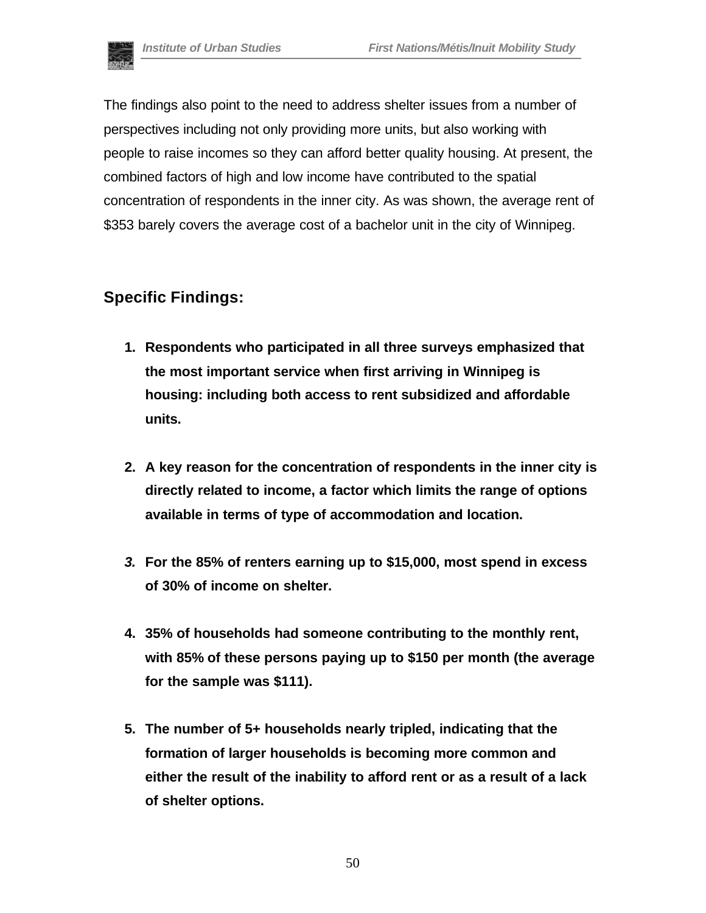The findings also point to the need to address shelter issues from a number of perspectives including not only providing more units, but also working with people to raise incomes so they can afford better quality housing. At present, the combined factors of high and low income have contributed to the spatial concentration of respondents in the inner city. As was shown, the average rent of $353 barely covers the average cost of a bachelor unit in the city of Winnipeg.

## Specific Findings:

1. **Respondents who participated in all three surveys emphasized that the most important service when first arriving in Winnipeg is housing: including both access to rent subsidized and affordable units.**

2. **A key reason for the concentration of respondents in the inner city is directly related to income, a factor which limits the range of options available in terms of type of accommodation and location.**

3. **For the 85% of renters earning up to $15,000, most spend in excess of 30% of income on shelter.**

4. **35% of households had someone contributing to the monthly rent, with 85% of these persons paying up to $150 per month (the average for the sample was $111).**

5. **The number of 5+ households nearly tripled, indicating that the formation of larger households is becoming more common and either the result of the inability to afford rent or as a result of a lack of shelter options.**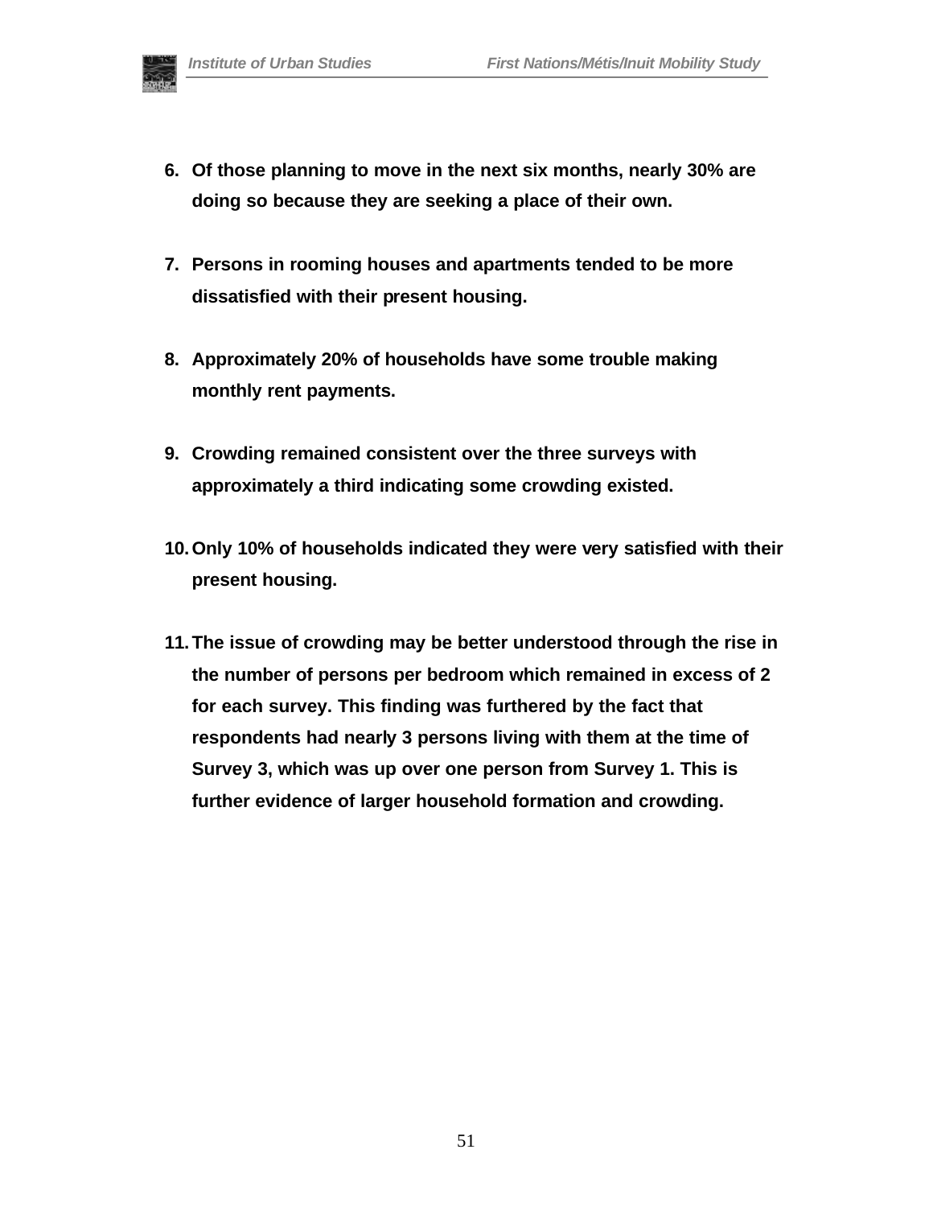6. **Of those planning to move in the next six months, nearly 30% are doing so because they are seeking a place of their own.**

7. **Persons in rooming houses and apartments tended to be more dissatisfied with their present housing.**

8. **Approximately 20% of households have some trouble making monthly rent payments.**

9. **Crowding remained consistent over the three surveys with approximately a third indicating some crowding existed.**

10. **Only 10% of households indicated they were very satisfied with their present housing.**

11. **The issue of crowding may be better understood through the rise in the number of persons per bedroom which remained in excess of 2 for each survey. This finding was furthered by the fact that respondents had nearly 3 persons living with them at the time of Survey 3, which was up over one person from Survey 1. This is further evidence of larger household formation and crowding.**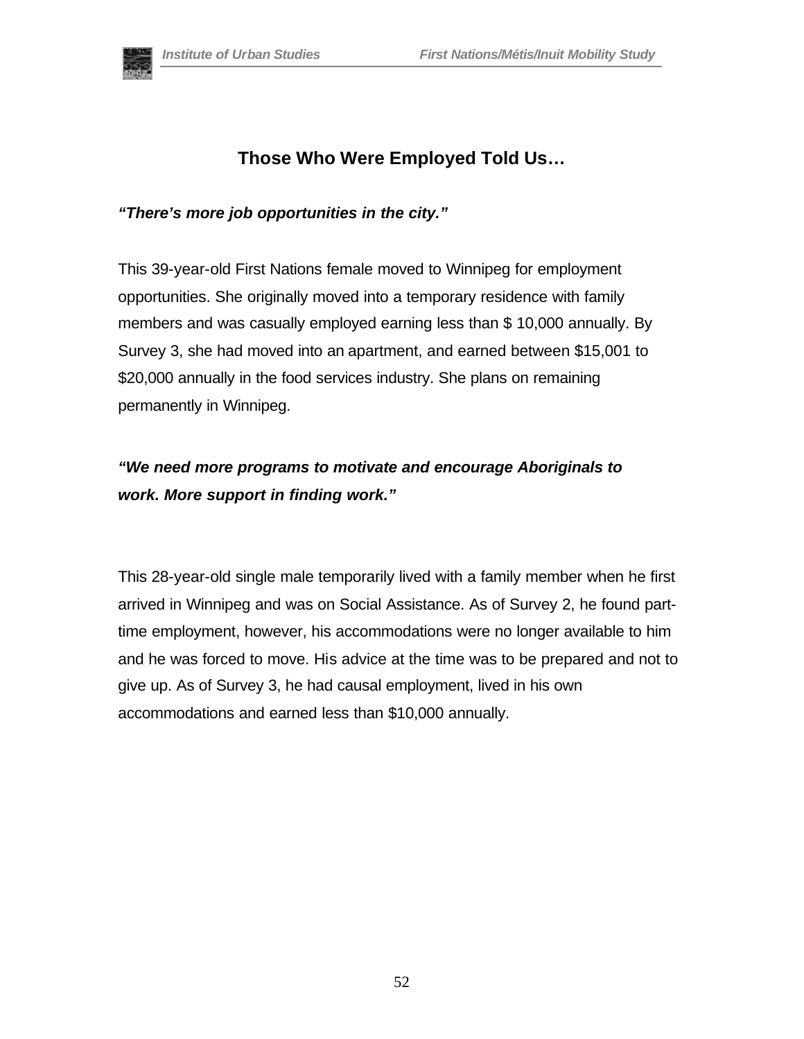## Those Who Were Employed Told Us…

***"There's more job opportunities in the city."***

This 39-year-old First Nations female moved to Winnipeg for employment opportunities. She originally moved into a temporary residence with family members and was casually employed earning less than $ 10,000 annually. By Survey 3, she had moved into an apartment, and earned between $15,001 to $20,000 annually in the food services industry. She plans on remaining permanently in Winnipeg.

***"We need more programs to motivate and encourage Aboriginals to work. More support in finding work."***

This 28-year-old single male temporarily lived with a family member when he first arrived in Winnipeg and was on Social Assistance. As of Survey 2, he found part-time employment, however, his accommodations were no longer available to him and he was forced to move. His advice at the time was to be prepared and not to give up. As of Survey 3, he had causal employment, lived in his own accommodations and earned less than $10,000 annually.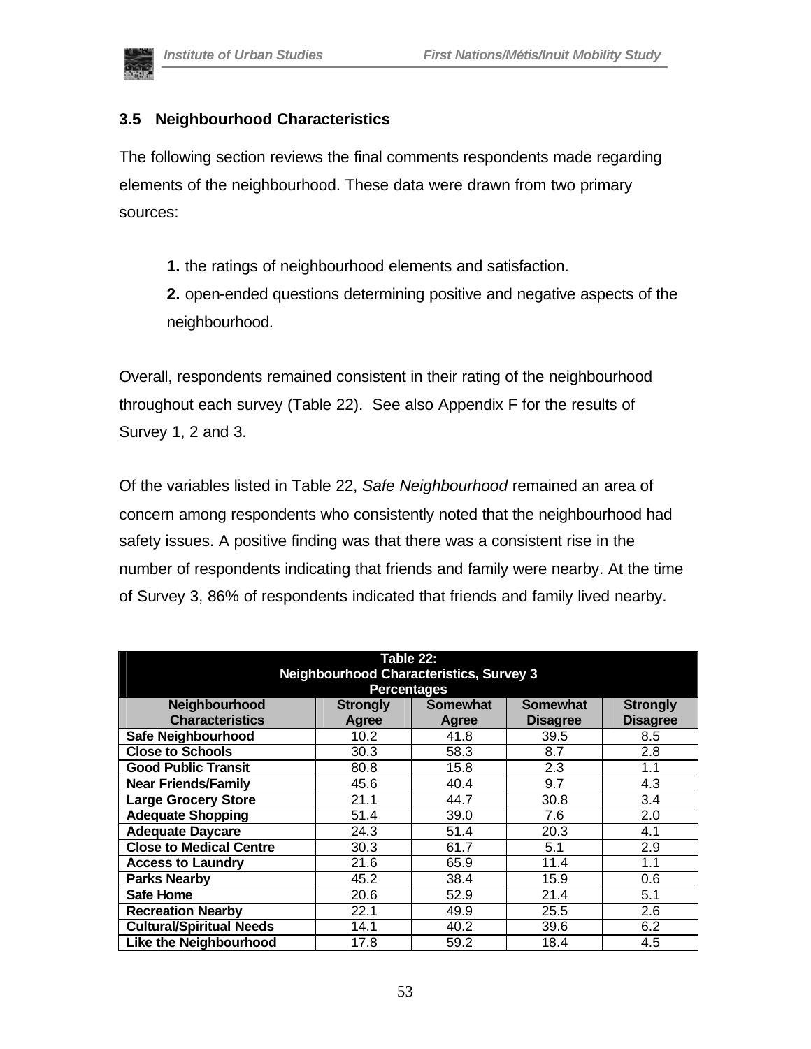### 3.5 Neighbourhood Characteristics

The following section reviews the final comments respondents made regarding elements of the neighbourhood. These data were drawn from two primary sources:

> **1.** the ratings of neighbourhood elements and satisfaction.
>
> **2.** open-ended questions determining positive and negative aspects of the neighbourhood.

Overall, respondents remained consistent in their rating of the neighbourhood throughout each survey (Table 22). See also Appendix F for the results of Survey 1, 2 and 3.

Of the variables listed in Table 22, *Safe Neighbourhood* remained an area of concern among respondents who consistently noted that the neighbourhood had safety issues. A positive finding was that there was a consistent rise in the number of respondents indicating that friends and family were nearby. At the time of Survey 3, 86% of respondents indicated that friends and family lived nearby.

**Table 22: Neighbourhood Characteristics, Survey 3 Percentages**

| Neighbourhood Characteristics | Strongly Agree | Somewhat Agree | Somewhat Disagree | Strongly Disagree |
|---|---|---|---|---|
| **Safe Neighbourhood** | 10.2 | 41.8 | 39.5 | 8.5 |
| **Close to Schools** | 30.3 | 58.3 | 8.7 | 2.8 |
| **Good Public Transit** | 80.8 | 15.8 | 2.3 | 1.1 |
| **Near Friends/Family** | 45.6 | 40.4 | 9.7 | 4.3 |
| **Large Grocery Store** | 21.1 | 44.7 | 30.8 | 3.4 |
| **Adequate Shopping** | 51.4 | 39.0 | 7.6 | 2.0 |
| **Adequate Daycare** | 24.3 | 51.4 | 20.3 | 4.1 |
| **Close to Medical Centre** | 30.3 | 61.7 | 5.1 | 2.9 |
| **Access to Laundry** | 21.6 | 65.9 | 11.4 | 1.1 |
| **Parks Nearby** | 45.2 | 38.4 | 15.9 | 0.6 |
| **Safe Home** | 20.6 | 52.9 | 21.4 | 5.1 |
| **Recreation Nearby** | 22.1 | 49.9 | 25.5 | 2.6 |
| **Cultural/Spiritual Needs** | 14.1 | 40.2 | 39.6 | 6.2 |
| **Like the Neighbourhood** | 17.8 | 59.2 | 18.4 | 4.5 |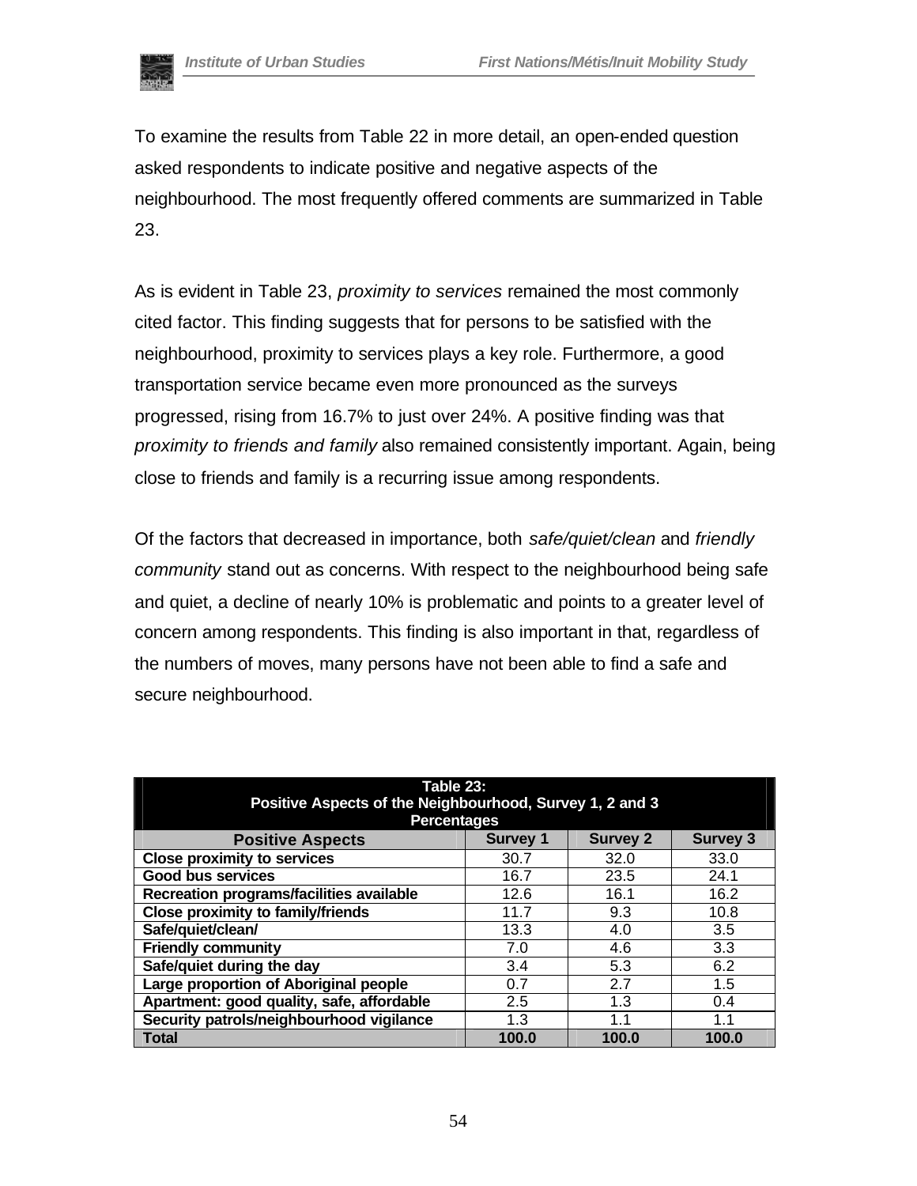To examine the results from Table 22 in more detail, an open-ended question asked respondents to indicate positive and negative aspects of the neighbourhood. The most frequently offered comments are summarized in Table 23.

As is evident in Table 23, *proximity to services* remained the most commonly cited factor. This finding suggests that for persons to be satisfied with the neighbourhood, proximity to services plays a key role. Furthermore, a good transportation service became even more pronounced as the surveys progressed, rising from 16.7% to just over 24%. A positive finding was that *proximity to friends and family* also remained consistently important. Again, being close to friends and family is a recurring issue among respondents.

Of the factors that decreased in importance, both *safe/quiet/clean* and *friendly community* stand out as concerns. With respect to the neighbourhood being safe and quiet, a decline of nearly 10% is problematic and points to a greater level of concern among respondents. This finding is also important in that, regardless of the numbers of moves, many persons have not been able to find a safe and secure neighbourhood.

**Table 23: Positive Aspects of the Neighbourhood, Survey 1, 2 and 3 Percentages**

| Positive Aspects | Survey 1 | Survey 2 | Survey 3 |
|---|---|---|---|
| **Close proximity to services** | 30.7 | 32.0 | 33.0 |
| **Good bus services** | 16.7 | 23.5 | 24.1 |
| **Recreation programs/facilities available** | 12.6 | 16.1 | 16.2 |
| **Close proximity to family/friends** | 11.7 | 9.3 | 10.8 |
| **Safe/quiet/clean/** | 13.3 | 4.0 | 3.5 |
| **Friendly community** | 7.0 | 4.6 | 3.3 |
| **Safe/quiet during the day** | 3.4 | 5.3 | 6.2 |
| **Large proportion of Aboriginal people** | 0.7 | 2.7 | 1.5 |
| **Apartment: good quality, safe, affordable** | 2.5 | 1.3 | 0.4 |
| **Security patrols/neighbourhood vigilance** | 1.3 | 1.1 | 1.1 |
| **Total** | **100.0** | **100.0** | **100.0** |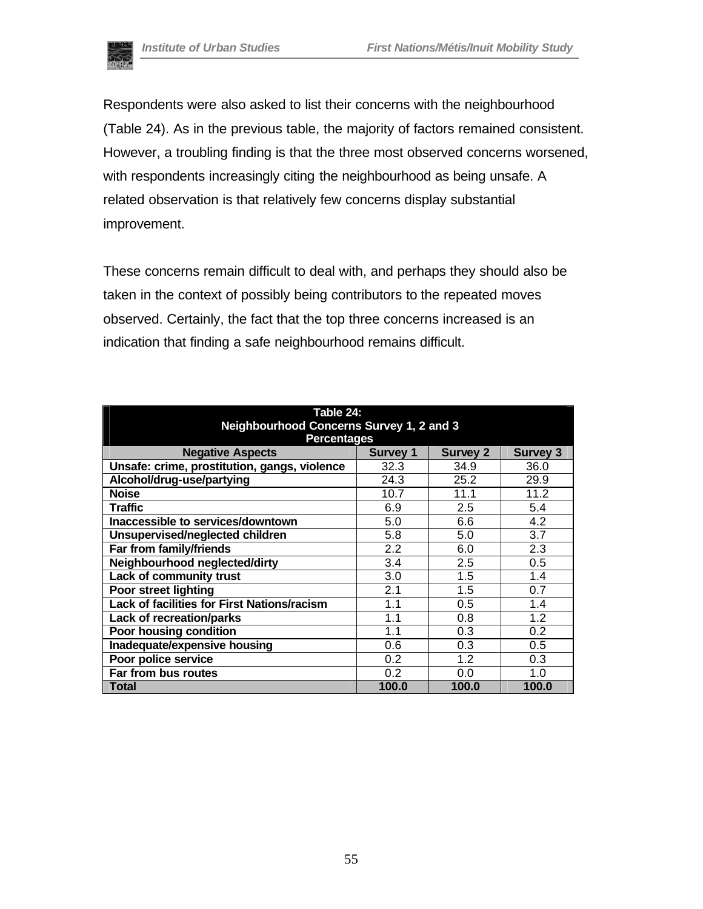Respondents were also asked to list their concerns with the neighbourhood (Table 24). As in the previous table, the majority of factors remained consistent. However, a troubling finding is that the three most observed concerns worsened, with respondents increasingly citing the neighbourhood as being unsafe. A related observation is that relatively few concerns display substantial improvement.

These concerns remain difficult to deal with, and perhaps they should also be taken in the context of possibly being contributors to the repeated moves observed. Certainly, the fact that the top three concerns increased is an indication that finding a safe neighbourhood remains difficult.

**Table 24: Neighbourhood Concerns Survey 1, 2 and 3 Percentages**

| Negative Aspects | Survey 1 | Survey 2 | Survey 3 |
|---|---|---|---|
| Unsafe: crime, prostitution, gangs, violence | 32.3 | 34.9 | 36.0 |
| Alcohol/drug-use/partying | 24.3 | 25.2 | 29.9 |
| Noise | 10.7 | 11.1 | 11.2 |
| Traffic | 6.9 | 2.5 | 5.4 |
| Inaccessible to services/downtown | 5.0 | 6.6 | 4.2 |
| Unsupervised/neglected children | 5.8 | 5.0 | 3.7 |
| Far from family/friends | 2.2 | 6.0 | 2.3 |
| Neighbourhood neglected/dirty | 3.4 | 2.5 | 0.5 |
| Lack of community trust | 3.0 | 1.5 | 1.4 |
| Poor street lighting | 2.1 | 1.5 | 0.7 |
| Lack of facilities for First Nations/racism | 1.1 | 0.5 | 1.4 |
| Lack of recreation/parks | 1.1 | 0.8 | 1.2 |
| Poor housing condition | 1.1 | 0.3 | 0.2 |
| Inadequate/expensive housing | 0.6 | 0.3 | 0.5 |
| Poor police service | 0.2 | 1.2 | 0.3 |
| Far from bus routes | 0.2 | 0.0 | 1.0 |
| **Total** | **100.0** | **100.0** | **100.0** |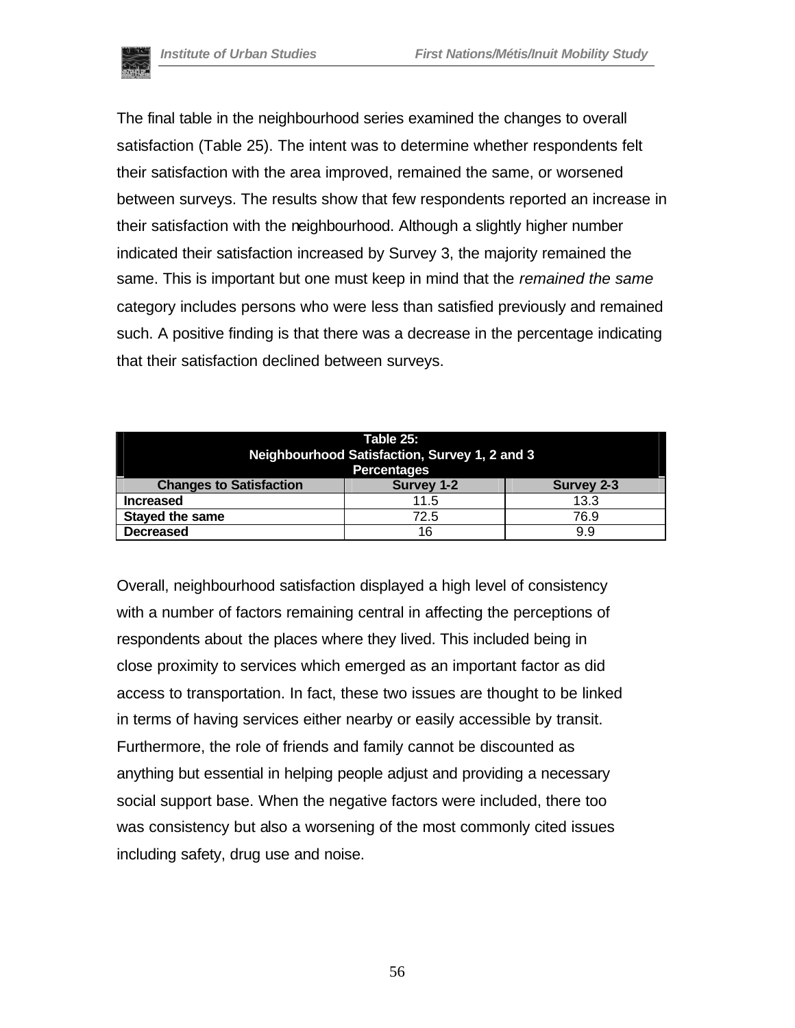The final table in the neighbourhood series examined the changes to overall satisfaction (Table 25). The intent was to determine whether respondents felt their satisfaction with the area improved, remained the same, or worsened between surveys. The results show that few respondents reported an increase in their satisfaction with the neighbourhood. Although a slightly higher number indicated their satisfaction increased by Survey 3, the majority remained the same. This is important but one must keep in mind that the *remained the same* category includes persons who were less than satisfied previously and remained such. A positive finding is that there was a decrease in the percentage indicating that their satisfaction declined between surveys.

**Table 25: Neighbourhood Satisfaction, Survey 1, 2 and 3 Percentages**

| Changes to Satisfaction | Survey 1-2 | Survey 2-3 |
|---|---|---|
| **Increased** | 11.5 | 13.3 |
| **Stayed the same** | 72.5 | 76.9 |
| **Decreased** | 16 | 9.9 |

Overall, neighbourhood satisfaction displayed a high level of consistency with a number of factors remaining central in affecting the perceptions of respondents about the places where they lived. This included being in close proximity to services which emerged as an important factor as did access to transportation. In fact, these two issues are thought to be linked in terms of having services either nearby or easily accessible by transit. Furthermore, the role of friends and family cannot be discounted as anything but essential in helping people adjust and providing a necessary social support base. When the negative factors were included, there too was consistency but also a worsening of the most commonly cited issues including safety, drug use and noise.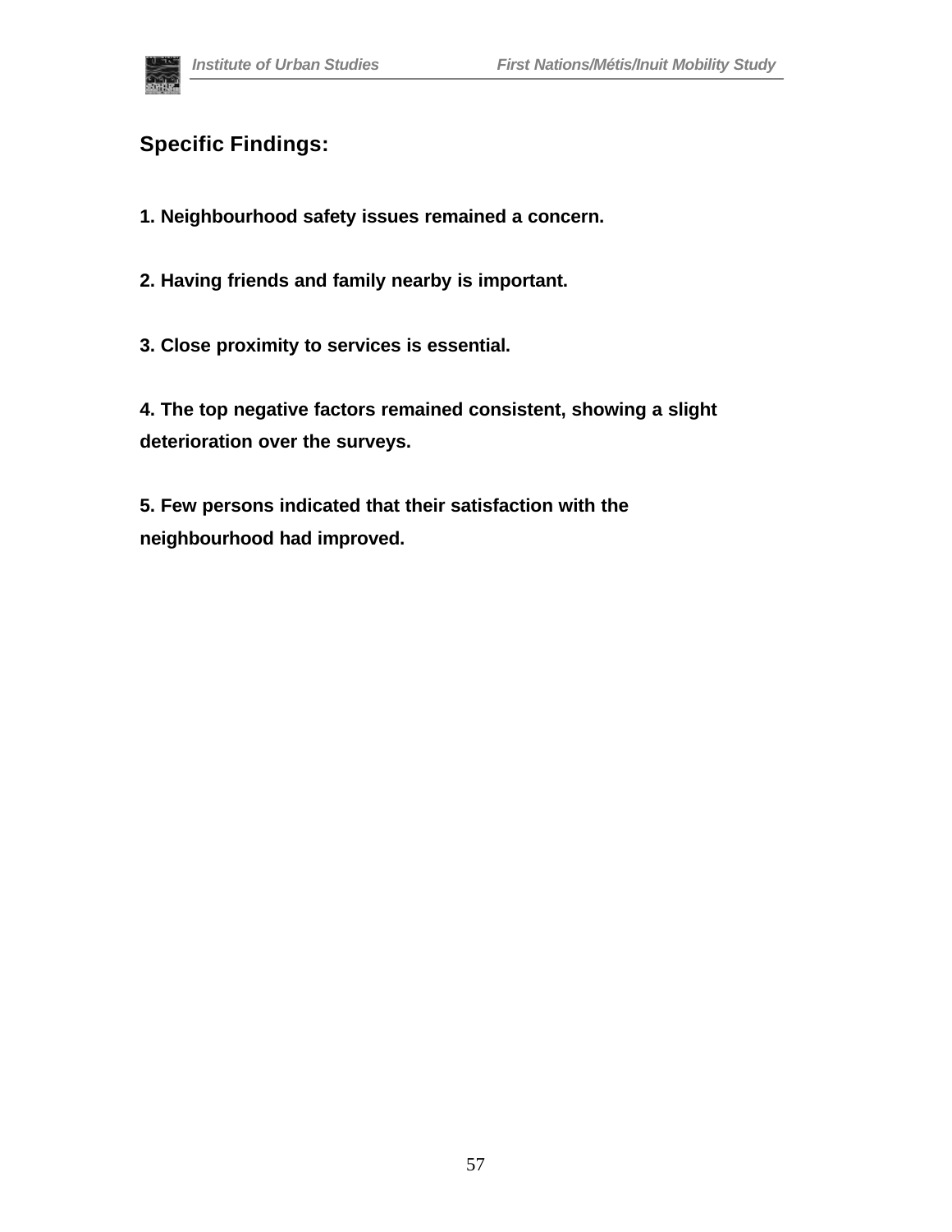## Specific Findings:

**1. Neighbourhood safety issues remained a concern.**

**2. Having friends and family nearby is important.**

**3. Close proximity to services is essential.**

**4. The top negative factors remained consistent, showing a slight deterioration over the surveys.**

**5. Few persons indicated that their satisfaction with the neighbourhood had improved.**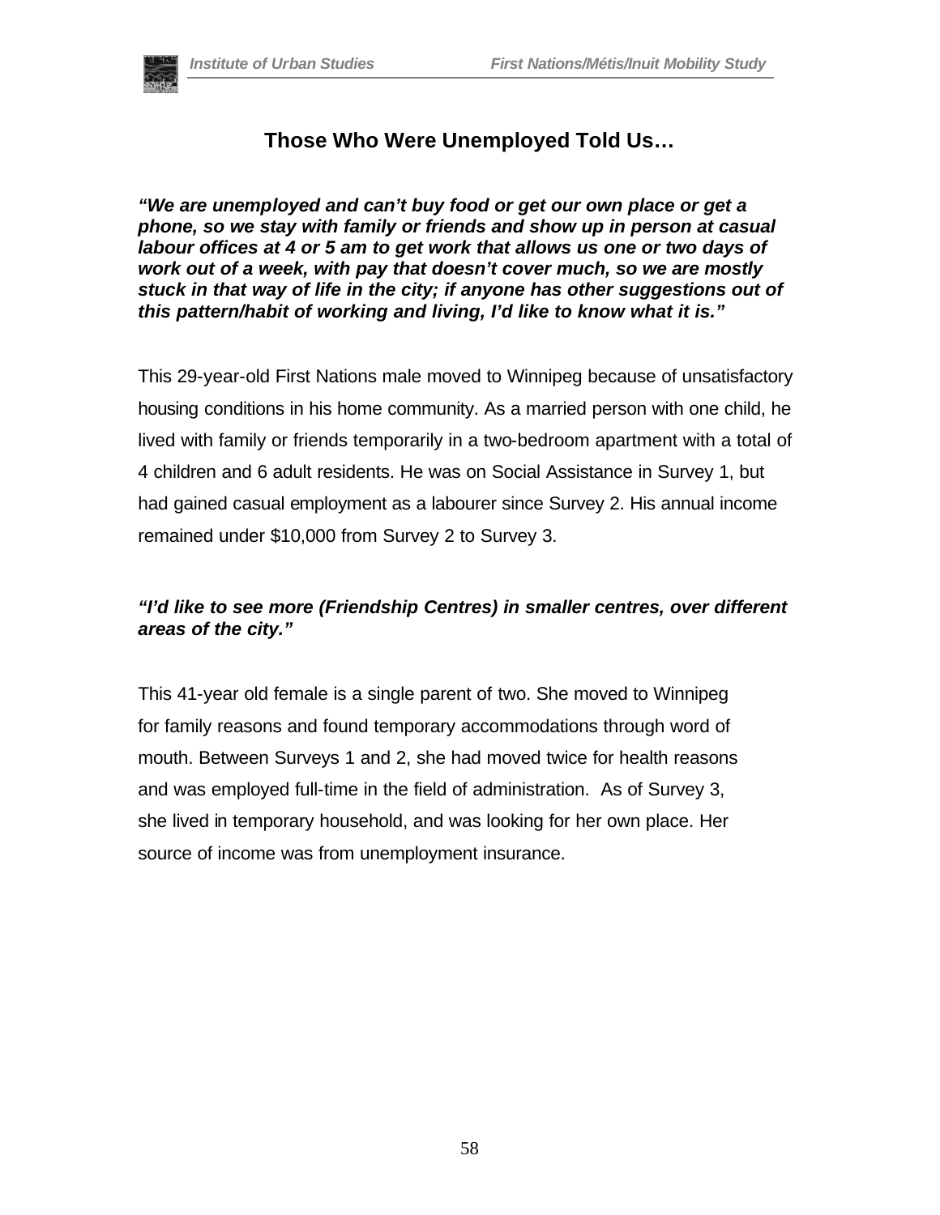## Those Who Were Unemployed Told Us…

***"We are unemployed and can't buy food or get our own place or get a phone, so we stay with family or friends and show up in person at casual labour offices at 4 or 5 am to get work that allows us one or two days of work out of a week, with pay that doesn't cover much, so we are mostly stuck in that way of life in the city; if anyone has other suggestions out of this pattern/habit of working and living, I'd like to know what it is."***

This 29-year-old First Nations male moved to Winnipeg because of unsatisfactory housing conditions in his home community. As a married person with one child, he lived with family or friends temporarily in a two-bedroom apartment with a total of 4 children and 6 adult residents. He was on Social Assistance in Survey 1, but had gained casual employment as a labourer since Survey 2. His annual income remained under $10,000 from Survey 2 to Survey 3.

***"I'd like to see more (Friendship Centres) in smaller centres, over different areas of the city."***

This 41-year old female is a single parent of two. She moved to Winnipeg for family reasons and found temporary accommodations through word of mouth. Between Surveys 1 and 2, she had moved twice for health reasons and was employed full-time in the field of administration. As of Survey 3, she lived in temporary household, and was looking for her own place. Her source of income was from unemployment insurance.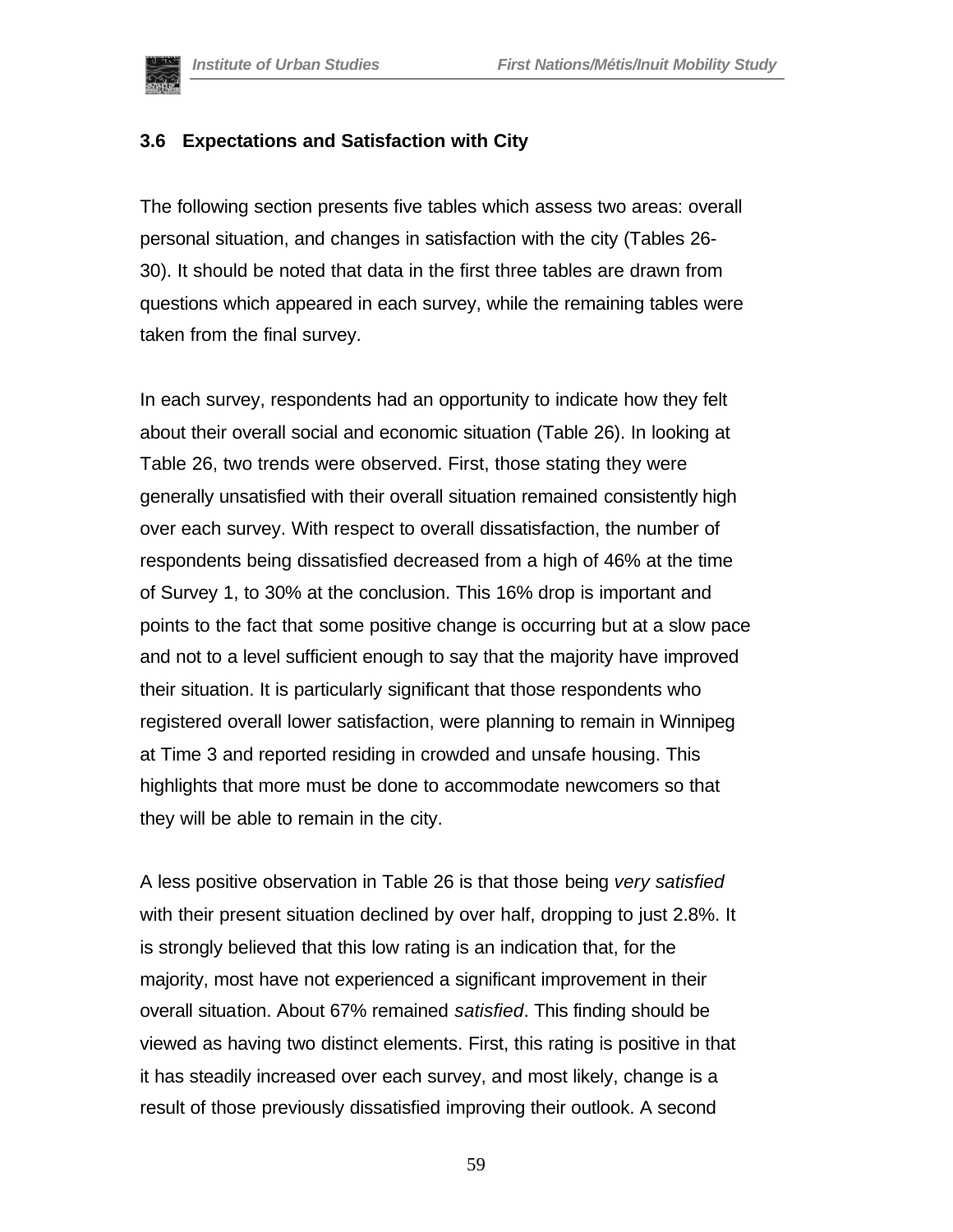### 3.6 Expectations and Satisfaction with City

The following section presents five tables which assess two areas: overall personal situation, and changes in satisfaction with the city (Tables 26-30). It should be noted that data in the first three tables are drawn from questions which appeared in each survey, while the remaining tables were taken from the final survey.

In each survey, respondents had an opportunity to indicate how they felt about their overall social and economic situation (Table 26). In looking at Table 26, two trends were observed. First, those stating they were generally unsatisfied with their overall situation remained consistently high over each survey. With respect to overall dissatisfaction, the number of respondents being dissatisfied decreased from a high of 46% at the time of Survey 1, to 30% at the conclusion. This 16% drop is important and points to the fact that some positive change is occurring but at a slow pace and not to a level sufficient enough to say that the majority have improved their situation. It is particularly significant that those respondents who registered overall lower satisfaction, were planning to remain in Winnipeg at Time 3 and reported residing in crowded and unsafe housing. This highlights that more must be done to accommodate newcomers so that they will be able to remain in the city.

A less positive observation in Table 26 is that those being *very satisfied* with their present situation declined by over half, dropping to just 2.8%. It is strongly believed that this low rating is an indication that, for the majority, most have not experienced a significant improvement in their overall situation. About 67% remained *satisfied*. This finding should be viewed as having two distinct elements. First, this rating is positive in that it has steadily increased over each survey, and most likely, change is a result of those previously dissatisfied improving their outlook. A second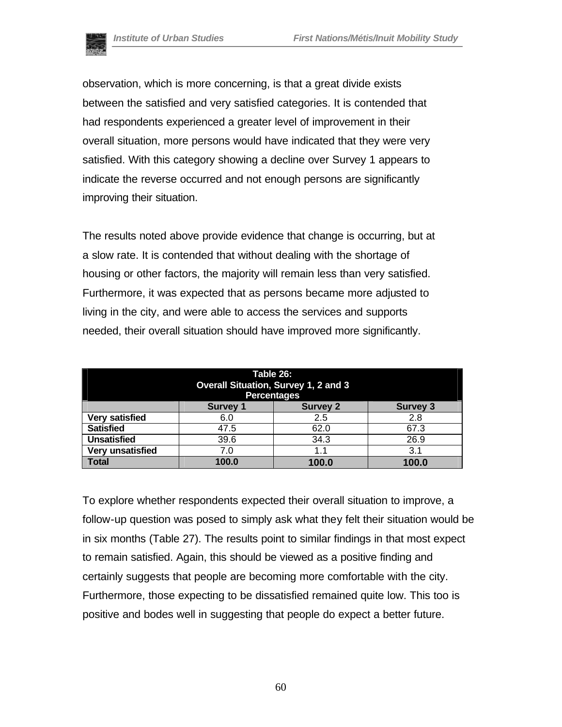observation, which is more concerning, is that a great divide exists between the satisfied and very satisfied categories. It is contended that had respondents experienced a greater level of improvement in their overall situation, more persons would have indicated that they were very satisfied. With this category showing a decline over Survey 1 appears to indicate the reverse occurred and not enough persons are significantly improving their situation.

The results noted above provide evidence that change is occurring, but at a slow rate. It is contended that without dealing with the shortage of housing or other factors, the majority will remain less than very satisfied. Furthermore, it was expected that as persons became more adjusted to living in the city, and were able to access the services and supports needed, their overall situation should have improved more significantly.

**Table 26: Overall Situation, Survey 1, 2 and 3 Percentages**

| | Survey 1 | Survey 2 | Survey 3 |
|---|---|---|---|
| **Very satisfied** | 6.0 | 2.5 | 2.8 |
| **Satisfied** | 47.5 | 62.0 | 67.3 |
| **Unsatisfied** | 39.6 | 34.3 | 26.9 |
| **Very unsatisfied** | 7.0 | 1.1 | 3.1 |
| **Total** | **100.0** | **100.0** | **100.0** |

To explore whether respondents expected their overall situation to improve, a follow-up question was posed to simply ask what they felt their situation would be in six months (Table 27). The results point to similar findings in that most expect to remain satisfied. Again, this should be viewed as a positive finding and certainly suggests that people are becoming more comfortable with the city. Furthermore, those expecting to be dissatisfied remained quite low. This too is positive and bodes well in suggesting that people do expect a better future.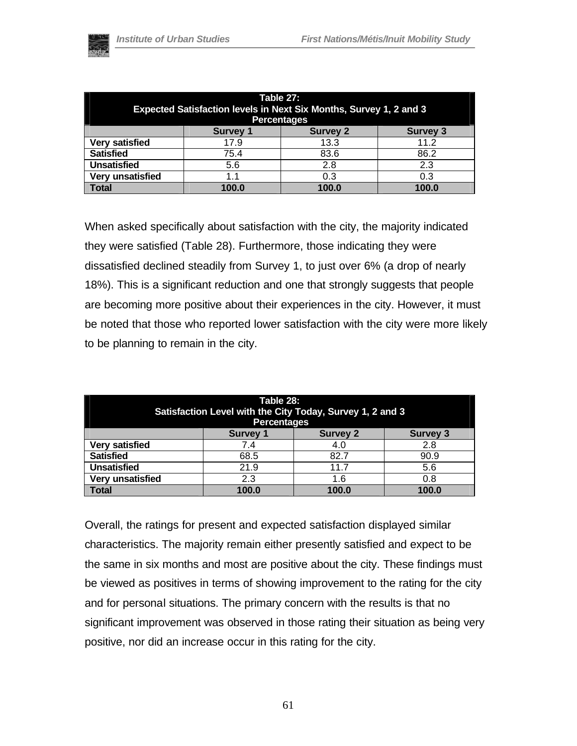| Table 27: Expected Satisfaction levels in Next Six Months, Survey 1, 2 and 3 Percentages | | | |
|---|---|---|---|
| | Survey 1 | Survey 2 | Survey 3 |
| **Very satisfied** | 17.9 | 13.3 | 11.2 |
| **Satisfied** | 75.4 | 83.6 | 86.2 |
| **Unsatisfied** | 5.6 | 2.8 | 2.3 |
| **Very unsatisfied** | 1.1 | 0.3 | 0.3 |
| **Total** | **100.0** | **100.0** | **100.0** |

When asked specifically about satisfaction with the city, the majority indicated they were satisfied (Table 28). Furthermore, those indicating they were dissatisfied declined steadily from Survey 1, to just over 6% (a drop of nearly 18%). This is a significant reduction and one that strongly suggests that people are becoming more positive about their experiences in the city. However, it must be noted that those who reported lower satisfaction with the city were more likely to be planning to remain in the city.

| Table 28: Satisfaction Level with the City Today, Survey 1, 2 and 3 Percentages | | | |
|---|---|---|---|
| | Survey 1 | Survey 2 | Survey 3 |
| **Very satisfied** | 7.4 | 4.0 | 2.8 |
| **Satisfied** | 68.5 | 82.7 | 90.9 |
| **Unsatisfied** | 21.9 | 11.7 | 5.6 |
| **Very unsatisfied** | 2.3 | 1.6 | 0.8 |
| **Total** | **100.0** | **100.0** | **100.0** |

Overall, the ratings for present and expected satisfaction displayed similar characteristics. The majority remain either presently satisfied and expect to be the same in six months and most are positive about the city. These findings must be viewed as positives in terms of showing improvement to the rating for the city and for personal situations. The primary concern with the results is that no significant improvement was observed in those rating their situation as being very positive, nor did an increase occur in this rating for the city.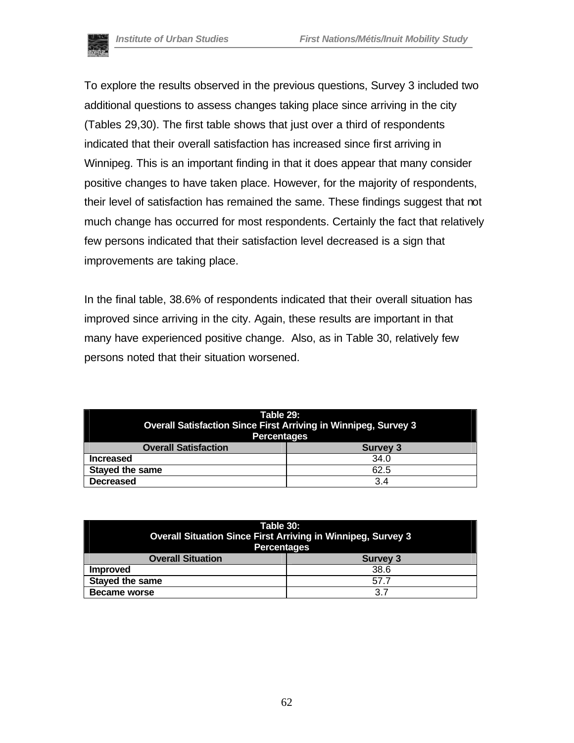To explore the results observed in the previous questions, Survey 3 included two additional questions to assess changes taking place since arriving in the city (Tables 29,30). The first table shows that just over a third of respondents indicated that their overall satisfaction has increased since first arriving in Winnipeg. This is an important finding in that it does appear that many consider positive changes to have taken place. However, for the majority of respondents, their level of satisfaction has remained the same. These findings suggest that not much change has occurred for most respondents. Certainly the fact that relatively few persons indicated that their satisfaction level decreased is a sign that improvements are taking place.

In the final table, 38.6% of respondents indicated that their overall situation has improved since arriving in the city. Again, these results are important in that many have experienced positive change. Also, as in Table 30, relatively few persons noted that their situation worsened.

**Table 29: Overall Satisfaction Since First Arriving in Winnipeg, Survey 3 Percentages**

| Overall Satisfaction | Survey 3 |
|---|---|
| **Increased** | 34.0 |
| **Stayed the same** | 62.5 |
| **Decreased** | 3.4 |

**Table 30: Overall Situation Since First Arriving in Winnipeg, Survey 3 Percentages**

| Overall Situation | Survey 3 |
|---|---|
| **Improved** | 38.6 |
| **Stayed the same** | 57.7 |
| **Became worse** | 3.7 |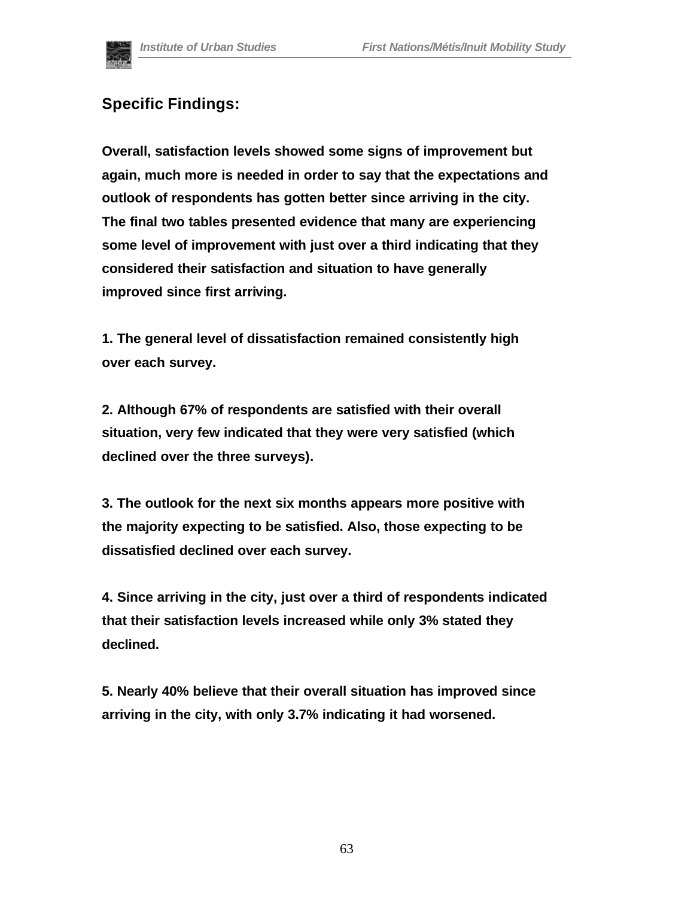## Specific Findings:

**Overall, satisfaction levels showed some signs of improvement but again, much more is needed in order to say that the expectations and outlook of respondents has gotten better since arriving in the city. The final two tables presented evidence that many are experiencing some level of improvement with just over a third indicating that they considered their satisfaction and situation to have generally improved since first arriving.**

**1. The general level of dissatisfaction remained consistently high over each survey.**

**2. Although 67% of respondents are satisfied with their overall situation, very few indicated that they were very satisfied (which declined over the three surveys).**

**3. The outlook for the next six months appears more positive with the majority expecting to be satisfied. Also, those expecting to be dissatisfied declined over each survey.**

**4. Since arriving in the city, just over a third of respondents indicated that their satisfaction levels increased while only 3% stated they declined.**

**5. Nearly 40% believe that their overall situation has improved since arriving in the city, with only 3.7% indicating it had worsened.**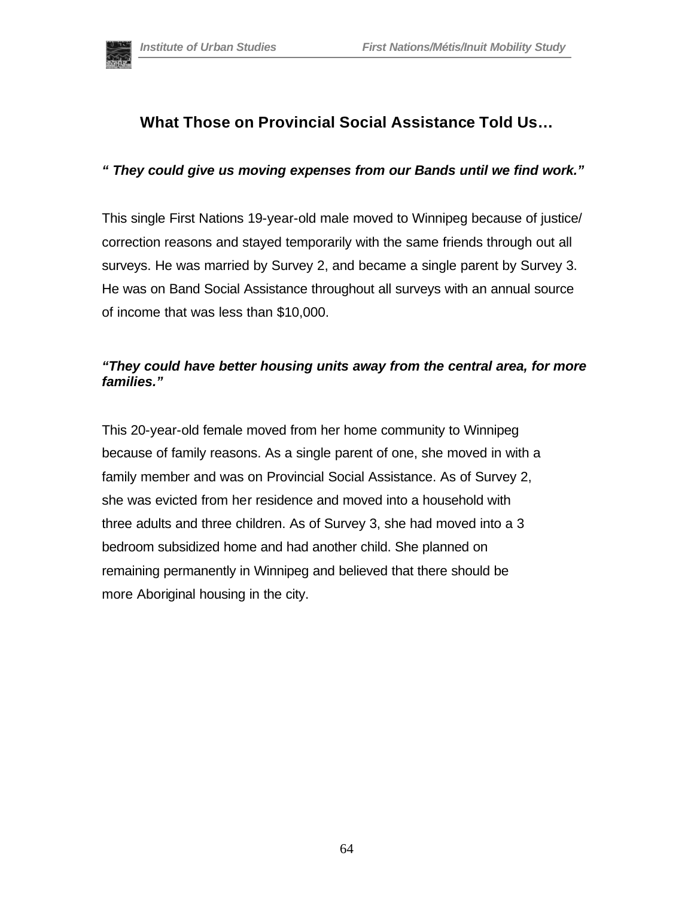## What Those on Provincial Social Assistance Told Us…

***" They could give us moving expenses from our Bands until we find work."***

This single First Nations 19-year-old male moved to Winnipeg because of justice/ correction reasons and stayed temporarily with the same friends through out all surveys. He was married by Survey 2, and became a single parent by Survey 3. He was on Band Social Assistance throughout all surveys with an annual source of income that was less than $10,000.

***"They could have better housing units away from the central area, for more families."***

This 20-year-old female moved from her home community to Winnipeg because of family reasons. As a single parent of one, she moved in with a family member and was on Provincial Social Assistance. As of Survey 2, she was evicted from her residence and moved into a household with three adults and three children. As of Survey 3, she had moved into a 3 bedroom subsidized home and had another child. She planned on remaining permanently in Winnipeg and believed that there should be more Aboriginal housing in the city.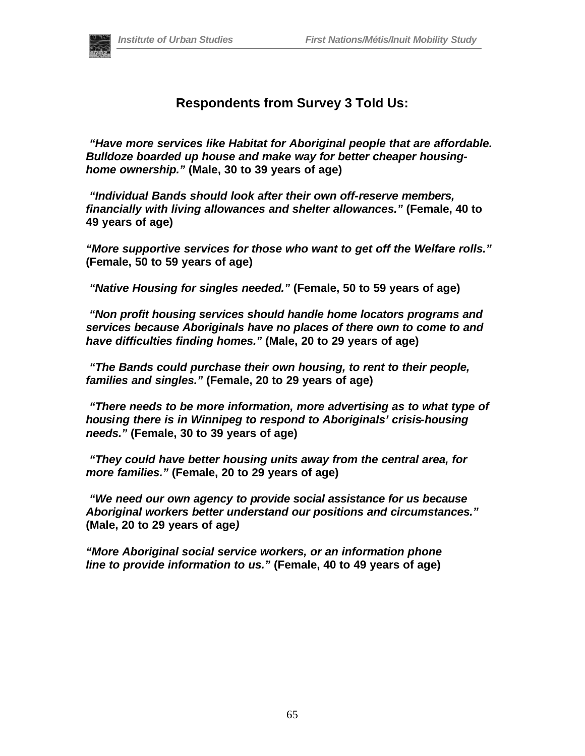## Respondents from Survey 3 Told Us:

***"Have more services like Habitat for Aboriginal people that are affordable. Bulldoze boarded up house and make way for better cheaper housing-home ownership."*** **(Male, 30 to 39 years of age)**

***"Individual Bands should look after their own off-reserve members, financially with living allowances and shelter allowances."*** **(Female, 40 to 49 years of age)**

***"More supportive services for those who want to get off the Welfare rolls."*** **(Female, 50 to 59 years of age)**

***"Native Housing for singles needed."*** **(Female, 50 to 59 years of age)**

***"Non profit housing services should handle home locators programs and services because Aboriginals have no places of there own to come to and have difficulties finding homes."*** **(Male, 20 to 29 years of age)**

***"The Bands could purchase their own housing, to rent to their people, families and singles."*** **(Female, 20 to 29 years of age)**

***"There needs to be more information, more advertising as to what type of housing there is in Winnipeg to respond to Aboriginals' crisis-housing needs."*** **(Female, 30 to 39 years of age)**

***"They could have better housing units away from the central area, for more families."*** **(Female, 20 to 29 years of age)**

***"We need our own agency to provide social assistance for us because Aboriginal workers better understand our positions and circumstances."*** **(Male, 20 to 29 years of age)**

***"More Aboriginal social service workers, or an information phone line to provide information to us."*** **(Female, 40 to 49 years of age)**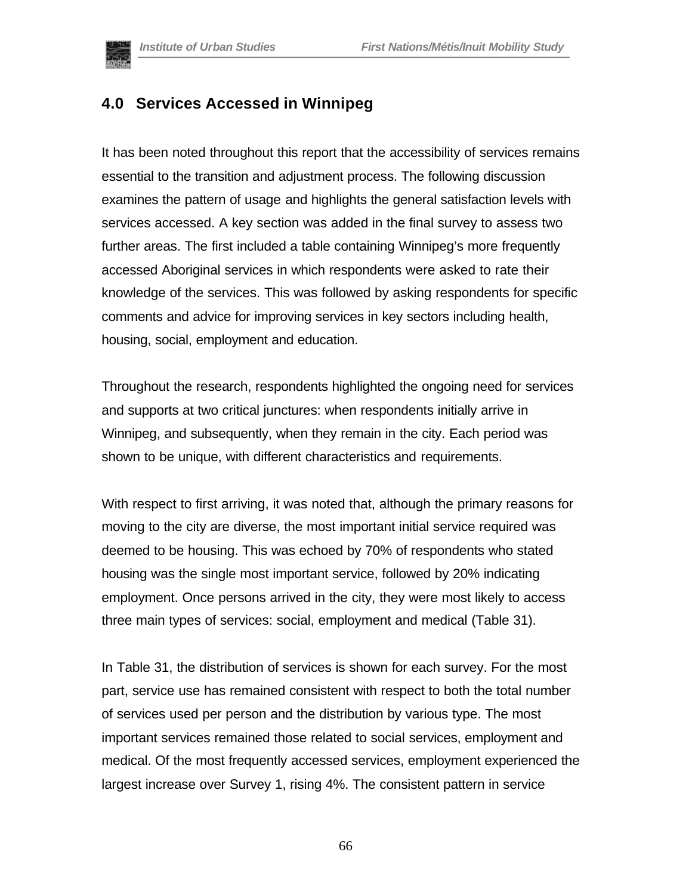## 4.0 Services Accessed in Winnipeg

It has been noted throughout this report that the accessibility of services remains essential to the transition and adjustment process. The following discussion examines the pattern of usage and highlights the general satisfaction levels with services accessed. A key section was added in the final survey to assess two further areas. The first included a table containing Winnipeg's more frequently accessed Aboriginal services in which respondents were asked to rate their knowledge of the services. This was followed by asking respondents for specific comments and advice for improving services in key sectors including health, housing, social, employment and education.

Throughout the research, respondents highlighted the ongoing need for services and supports at two critical junctures: when respondents initially arrive in Winnipeg, and subsequently, when they remain in the city. Each period was shown to be unique, with different characteristics and requirements.

With respect to first arriving, it was noted that, although the primary reasons for moving to the city are diverse, the most important initial service required was deemed to be housing. This was echoed by 70% of respondents who stated housing was the single most important service, followed by 20% indicating employment. Once persons arrived in the city, they were most likely to access three main types of services: social, employment and medical (Table 31).

In Table 31, the distribution of services is shown for each survey. For the most part, service use has remained consistent with respect to both the total number of services used per person and the distribution by various type. The most important services remained those related to social services, employment and medical. Of the most frequently accessed services, employment experienced the largest increase over Survey 1, rising 4%. The consistent pattern in service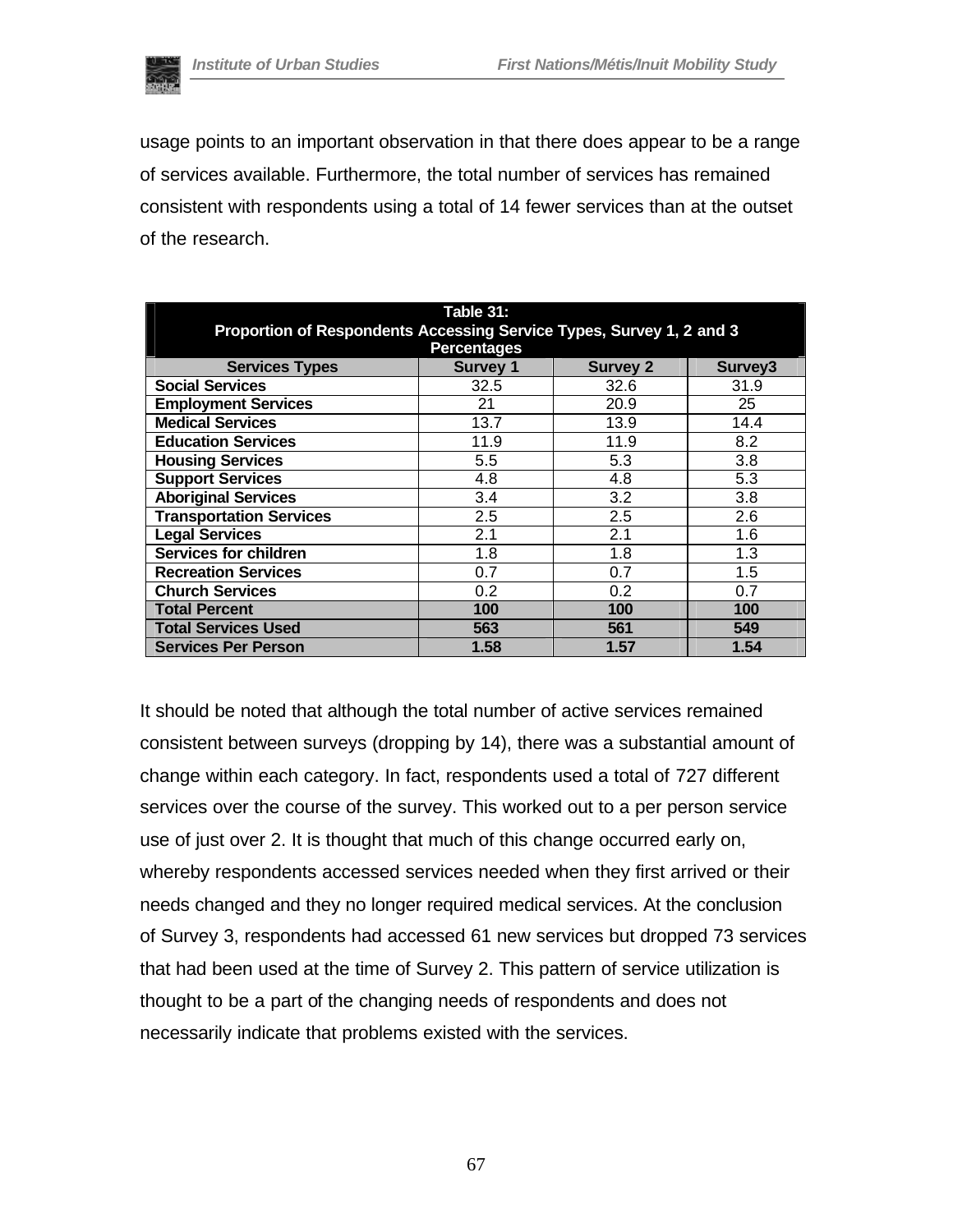usage points to an important observation in that there does appear to be a range of services available. Furthermore, the total number of services has remained consistent with respondents using a total of 14 fewer services than at the outset of the research.

**Table 31:**
**Proportion of Respondents Accessing Service Types, Survey 1, 2 and 3**
**Percentages**

| Services Types | Survey 1 | Survey 2 | Survey3 |
|---|---|---|---|
| **Social Services** | 32.5 | 32.6 | 31.9 |
| **Employment Services** | 21 | 20.9 | 25 |
| **Medical Services** | 13.7 | 13.9 | 14.4 |
| **Education Services** | 11.9 | 11.9 | 8.2 |
| **Housing Services** | 5.5 | 5.3 | 3.8 |
| **Support Services** | 4.8 | 4.8 | 5.3 |
| **Aboriginal Services** | 3.4 | 3.2 | 3.8 |
| **Transportation Services** | 2.5 | 2.5 | 2.6 |
| **Legal Services** | 2.1 | 2.1 | 1.6 |
| **Services for children** | 1.8 | 1.8 | 1.3 |
| **Recreation Services** | 0.7 | 0.7 | 1.5 |
| **Church Services** | 0.2 | 0.2 | 0.7 |
| **Total Percent** | **100** | **100** | **100** |
| **Total Services Used** | **563** | **561** | **549** |
| **Services Per Person** | **1.58** | **1.57** | **1.54** |

It should be noted that although the total number of active services remained consistent between surveys (dropping by 14), there was a substantial amount of change within each category. In fact, respondents used a total of 727 different services over the course of the survey. This worked out to a per person service use of just over 2. It is thought that much of this change occurred early on, whereby respondents accessed services needed when they first arrived or their needs changed and they no longer required medical services. At the conclusion of Survey 3, respondents had accessed 61 new services but dropped 73 services that had been used at the time of Survey 2. This pattern of service utilization is thought to be a part of the changing needs of respondents and does not necessarily indicate that problems existed with the services.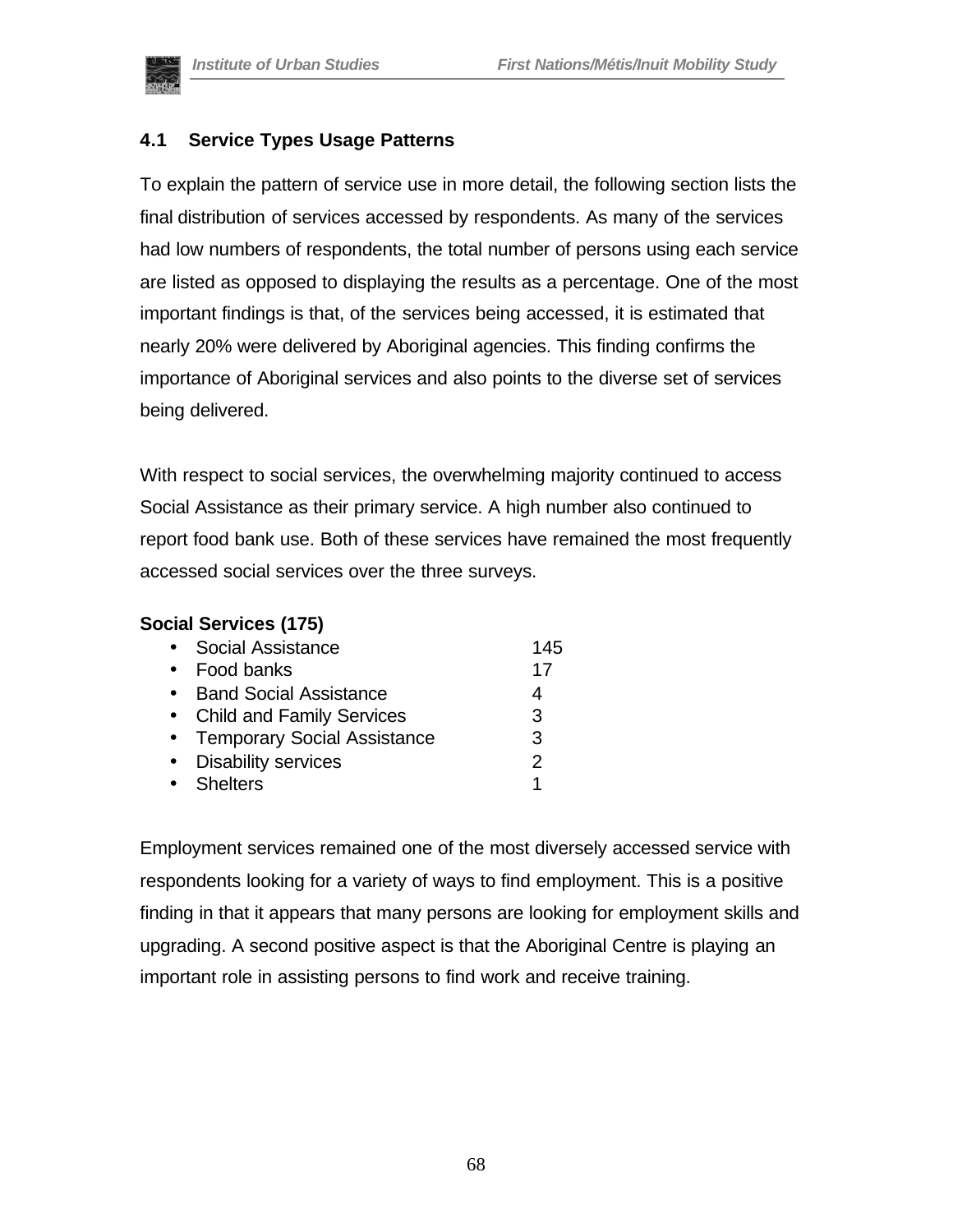### 4.1 Service Types Usage Patterns

To explain the pattern of service use in more detail, the following section lists the final distribution of services accessed by respondents. As many of the services had low numbers of respondents, the total number of persons using each service are listed as opposed to displaying the results as a percentage. One of the most important findings is that, of the services being accessed, it is estimated that nearly 20% were delivered by Aboriginal agencies. This finding confirms the importance of Aboriginal services and also points to the diverse set of services being delivered.

With respect to social services, the overwhelming majority continued to access Social Assistance as their primary service. A high number also continued to report food bank use. Both of these services have remained the most frequently accessed social services over the three surveys.

**Social Services (175)**

- Social Assistance 145
- Food banks 17
- Band Social Assistance 4
- Child and Family Services 3
- Temporary Social Assistance 3
- Disability services 2
- Shelters 1

Employment services remained one of the most diversely accessed service with respondents looking for a variety of ways to find employment. This is a positive finding in that it appears that many persons are looking for employment skills and upgrading. A second positive aspect is that the Aboriginal Centre is playing an important role in assisting persons to find work and receive training.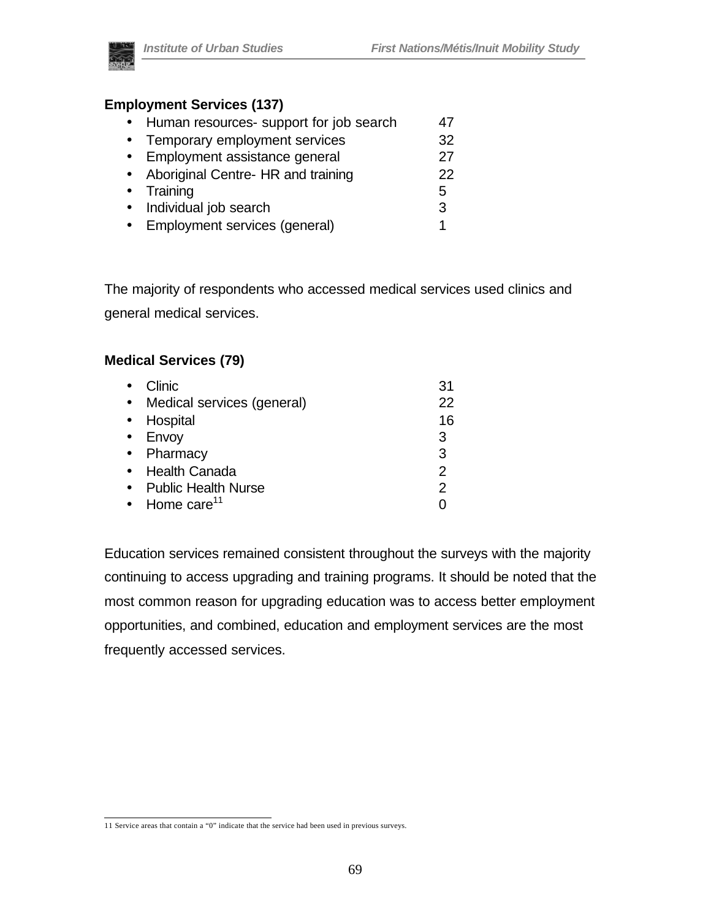**Employment Services (137)**

- Human resources- support for job search 47
- Temporary employment services 32
- Employment assistance general 27
- Aboriginal Centre- HR and training 22
- Training 5
- Individual job search 3
- Employment services (general) 1

The majority of respondents who accessed medical services used clinics and general medical services.

**Medical Services (79)**

- Clinic 31
- Medical services (general) 22
- Hospital 16
- Envoy 3
- Pharmacy 3
- Health Canada 2
- Public Health Nurse 2
- Home care[11] 0

Education services remained consistent throughout the surveys with the majority continuing to access upgrading and training programs. It should be noted that the most common reason for upgrading education was to access better employment opportunities, and combined, education and employment services are the most frequently accessed services.

11 Service areas that contain a "0" indicate that the service had been used in previous surveys.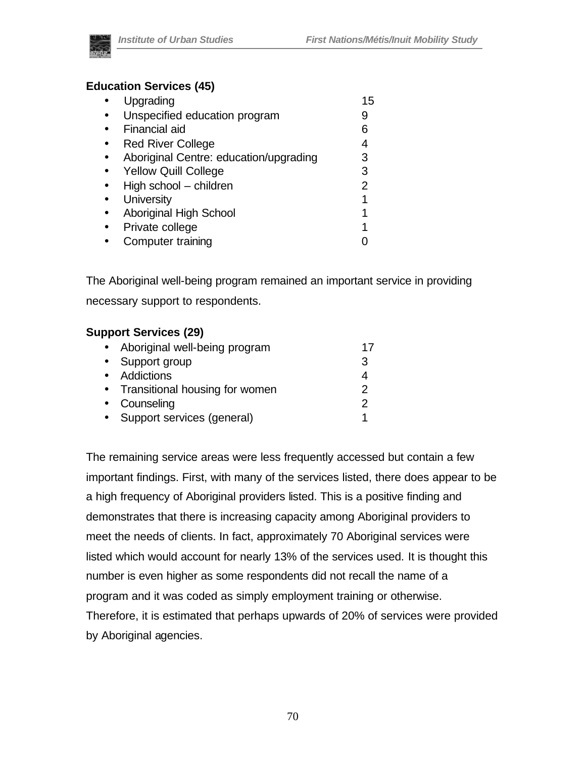**Education Services (45)**

| | |
|---|---|
| Upgrading | 15 |
| Unspecified education program | 9 |
| Financial aid | 6 |
| Red River College | 4 |
| Aboriginal Centre: education/upgrading | 3 |
| Yellow Quill College | 3 |
| High school – children | 2 |
| University | 1 |
| Aboriginal High School | 1 |
| Private college | 1 |
| Computer training | 0 |

The Aboriginal well-being program remained an important service in providing necessary support to respondents.

**Support Services (29)**

| | |
|---|---|
| Aboriginal well-being program | 17 |
| Support group | 3 |
| Addictions | 4 |
| Transitional housing for women | 2 |
| Counseling | 2 |
| Support services (general) | 1 |

The remaining service areas were less frequently accessed but contain a few important findings. First, with many of the services listed, there does appear to be a high frequency of Aboriginal providers listed. This is a positive finding and demonstrates that there is increasing capacity among Aboriginal providers to meet the needs of clients. In fact, approximately 70 Aboriginal services were listed which would account for nearly 13% of the services used. It is thought this number is even higher as some respondents did not recall the name of a program and it was coded as simply employment training or otherwise. Therefore, it is estimated that perhaps upwards of 20% of services were provided by Aboriginal agencies.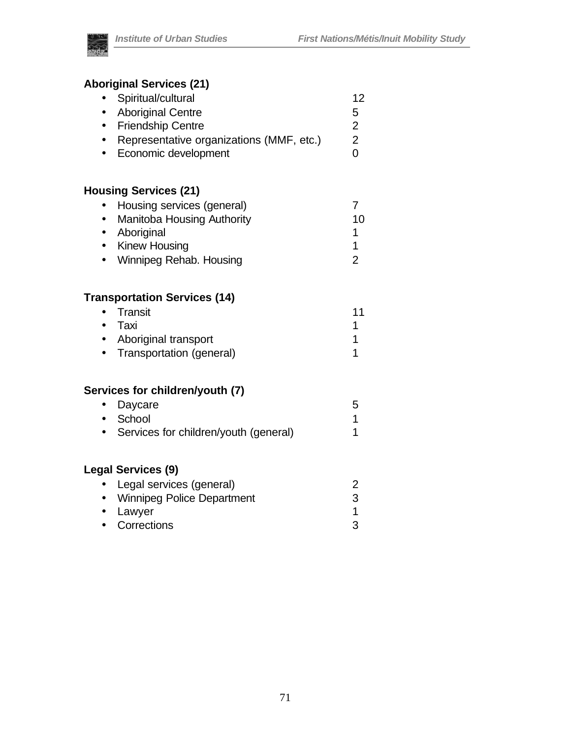**Aboriginal Services (21)**

- Spiritual/cultural 12
- Aboriginal Centre 5
- Friendship Centre 2
- Representative organizations (MMF, etc.) 2
- Economic development 0

**Housing Services (21)**

- Housing services (general) 7
- Manitoba Housing Authority 10
- Aboriginal 1
- Kinew Housing 1
- Winnipeg Rehab. Housing 2

**Transportation Services (14)**

- Transit 11
- Taxi 1
- Aboriginal transport 1
- Transportation (general) 1

**Services for children/youth (7)**

- Daycare 5
- School 1
- Services for children/youth (general) 1

**Legal Services (9)**

- Legal services (general) 2
- Winnipeg Police Department 3
- Lawyer 1
- Corrections 3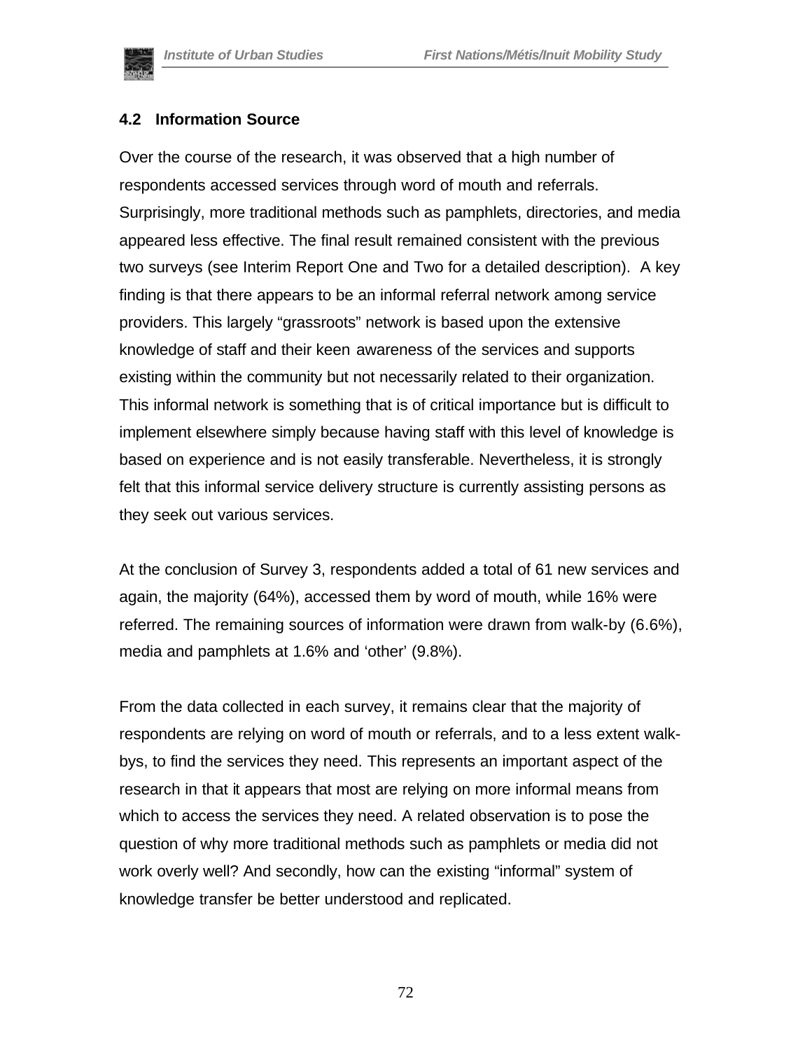## 4.2 Information Source

Over the course of the research, it was observed that a high number of respondents accessed services through word of mouth and referrals. Surprisingly, more traditional methods such as pamphlets, directories, and media appeared less effective. The final result remained consistent with the previous two surveys (see Interim Report One and Two for a detailed description). A key finding is that there appears to be an informal referral network among service providers. This largely "grassroots" network is based upon the extensive knowledge of staff and their keen awareness of the services and supports existing within the community but not necessarily related to their organization. This informal network is something that is of critical importance but is difficult to implement elsewhere simply because having staff with this level of knowledge is based on experience and is not easily transferable. Nevertheless, it is strongly felt that this informal service delivery structure is currently assisting persons as they seek out various services.

At the conclusion of Survey 3, respondents added a total of 61 new services and again, the majority (64%), accessed them by word of mouth, while 16% were referred. The remaining sources of information were drawn from walk-by (6.6%), media and pamphlets at 1.6% and 'other' (9.8%).

From the data collected in each survey, it remains clear that the majority of respondents are relying on word of mouth or referrals, and to a less extent walk-bys, to find the services they need. This represents an important aspect of the research in that it appears that most are relying on more informal means from which to access the services they need. A related observation is to pose the question of why more traditional methods such as pamphlets or media did not work overly well? And secondly, how can the existing "informal" system of knowledge transfer be better understood and replicated.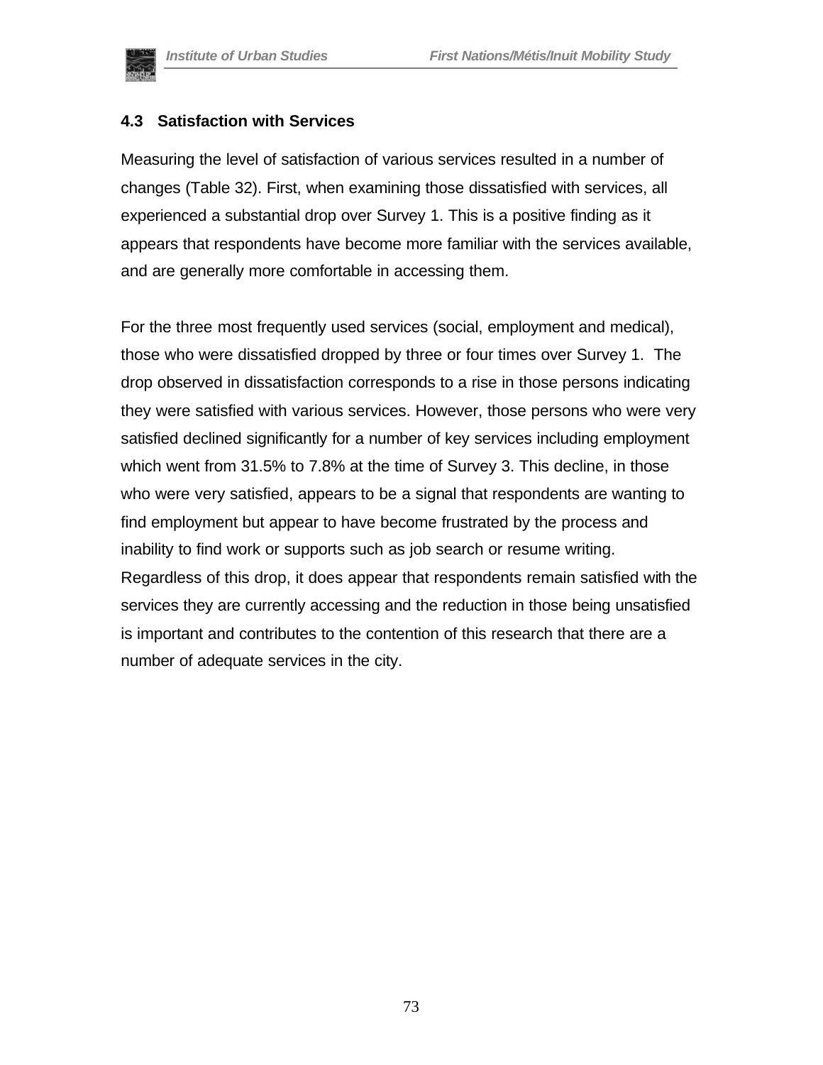### 4.3 Satisfaction with Services

Measuring the level of satisfaction of various services resulted in a number of changes (Table 32). First, when examining those dissatisfied with services, all experienced a substantial drop over Survey 1. This is a positive finding as it appears that respondents have become more familiar with the services available, and are generally more comfortable in accessing them.

For the three most frequently used services (social, employment and medical), those who were dissatisfied dropped by three or four times over Survey 1. The drop observed in dissatisfaction corresponds to a rise in those persons indicating they were satisfied with various services. However, those persons who were very satisfied declined significantly for a number of key services including employment which went from 31.5% to 7.8% at the time of Survey 3. This decline, in those who were very satisfied, appears to be a signal that respondents are wanting to find employment but appear to have become frustrated by the process and inability to find work or supports such as job search or resume writing. Regardless of this drop, it does appear that respondents remain satisfied with the services they are currently accessing and the reduction in those being unsatisfied is important and contributes to the contention of this research that there are a number of adequate services in the city.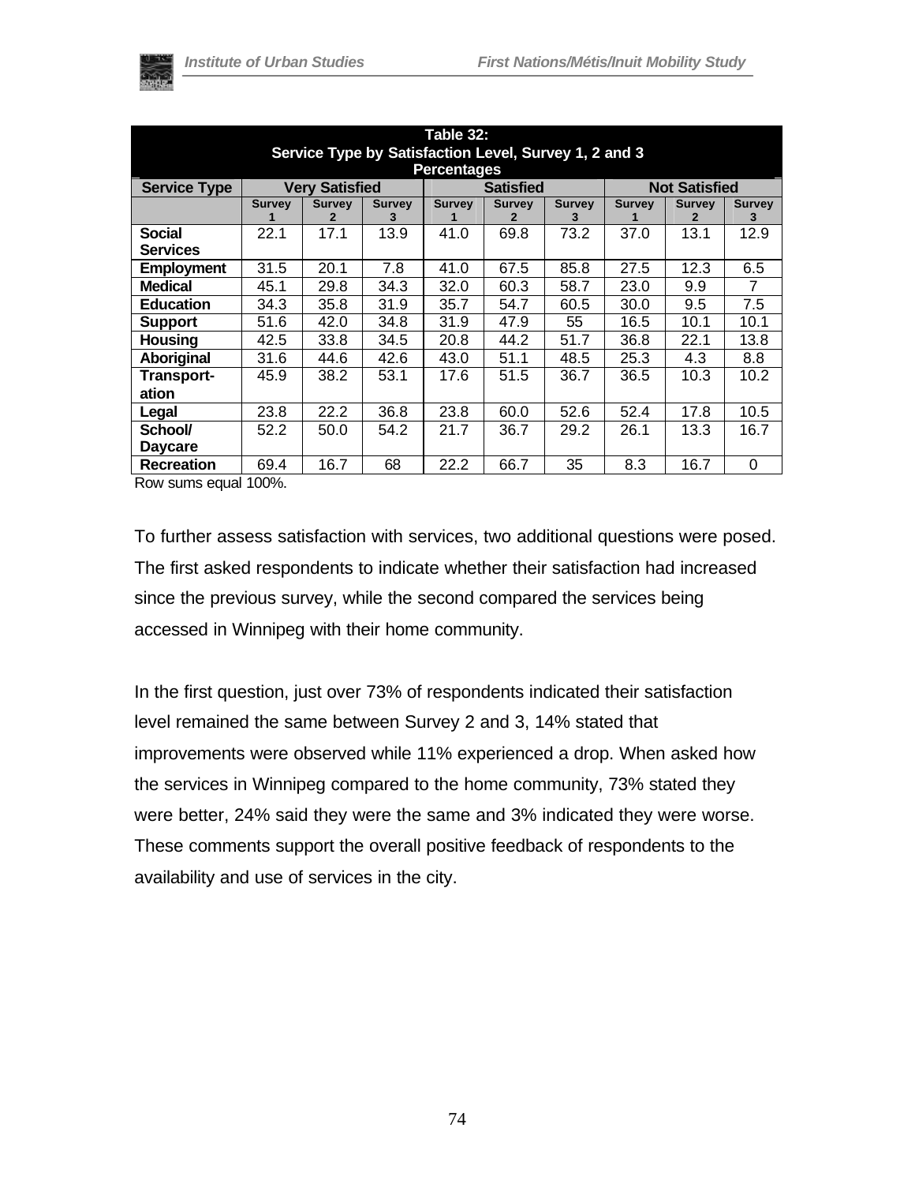| Table 32: Service Type by Satisfaction Level, Survey 1, 2 and 3 Percentages | | | | | | | | | |
|---|---|---|---|---|---|---|---|---|---|
| **Service Type** | **Very Satisfied** | | | **Satisfied** | | | **Not Satisfied** | | |
| | **Survey 1** | **Survey 2** | **Survey 3** | **Survey 1** | **Survey 2** | **Survey 3** | **Survey 1** | **Survey 2** | **Survey 3** |
| **Social Services** | 22.1 | 17.1 | 13.9 | 41.0 | 69.8 | 73.2 | 37.0 | 13.1 | 12.9 |
| **Employment** | 31.5 | 20.1 | 7.8 | 41.0 | 67.5 | 85.8 | 27.5 | 12.3 | 6.5 |
| **Medical** | 45.1 | 29.8 | 34.3 | 32.0 | 60.3 | 58.7 | 23.0 | 9.9 | 7 |
| **Education** | 34.3 | 35.8 | 31.9 | 35.7 | 54.7 | 60.5 | 30.0 | 9.5 | 7.5 |
| **Support** | 51.6 | 42.0 | 34.8 | 31.9 | 47.9 | 55 | 16.5 | 10.1 | 10.1 |
| **Housing** | 42.5 | 33.8 | 34.5 | 20.8 | 44.2 | 51.7 | 36.8 | 22.1 | 13.8 |
| **Aboriginal** | 31.6 | 44.6 | 42.6 | 43.0 | 51.1 | 48.5 | 25.3 | 4.3 | 8.8 |
| **Transport-ation** | 45.9 | 38.2 | 53.1 | 17.6 | 51.5 | 36.7 | 36.5 | 10.3 | 10.2 |
| **Legal** | 23.8 | 22.2 | 36.8 | 23.8 | 60.0 | 52.6 | 52.4 | 17.8 | 10.5 |
| **School/ Daycare** | 52.2 | 50.0 | 54.2 | 21.7 | 36.7 | 29.2 | 26.1 | 13.3 | 16.7 |
| **Recreation** | 69.4 | 16.7 | 68 | 22.2 | 66.7 | 35 | 8.3 | 16.7 | 0 |

Row sums equal 100%.

To further assess satisfaction with services, two additional questions were posed. The first asked respondents to indicate whether their satisfaction had increased since the previous survey, while the second compared the services being accessed in Winnipeg with their home community.

In the first question, just over 73% of respondents indicated their satisfaction level remained the same between Survey 2 and 3, 14% stated that improvements were observed while 11% experienced a drop. When asked how the services in Winnipeg compared to the home community, 73% stated they were better, 24% said they were the same and 3% indicated they were worse. These comments support the overall positive feedback of respondents to the availability and use of services in the city.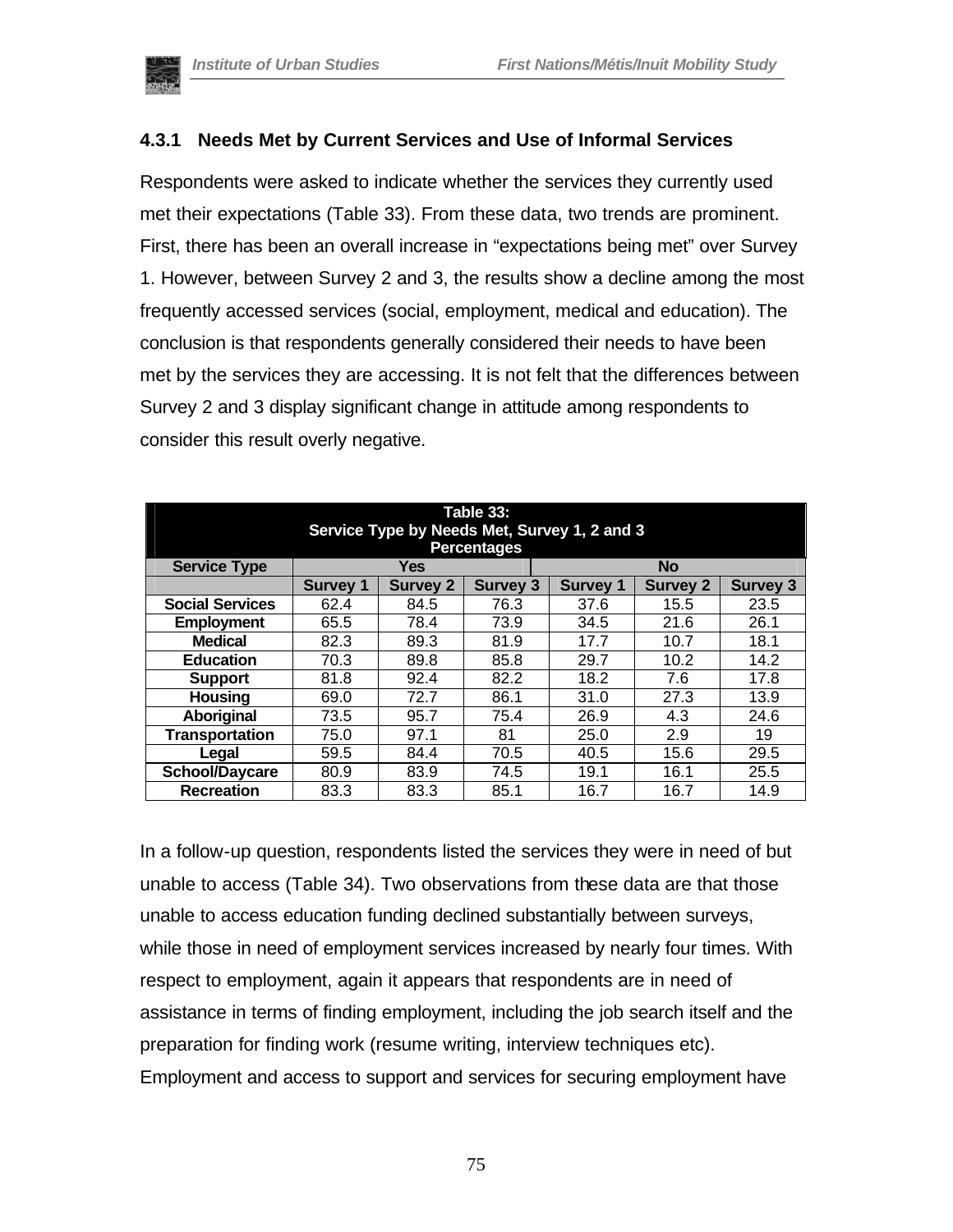### 4.3.1 Needs Met by Current Services and Use of Informal Services

Respondents were asked to indicate whether the services they currently used met their expectations (Table 33). From these data, two trends are prominent. First, there has been an overall increase in "expectations being met" over Survey 1. However, between Survey 2 and 3, the results show a decline among the most frequently accessed services (social, employment, medical and education). The conclusion is that respondents generally considered their needs to have been met by the services they are accessing. It is not felt that the differences between Survey 2 and 3 display significant change in attitude among respondents to consider this result overly negative.

**Table 33: Service Type by Needs Met, Survey 1, 2 and 3 Percentages**

| Service Type | Yes | | | No | | |
|---|---|---|---|---|---|---|
| | Survey 1 | Survey 2 | Survey 3 | Survey 1 | Survey 2 | Survey 3 |
| Social Services | 62.4 | 84.5 | 76.3 | 37.6 | 15.5 | 23.5 |
| Employment | 65.5 | 78.4 | 73.9 | 34.5 | 21.6 | 26.1 |
| Medical | 82.3 | 89.3 | 81.9 | 17.7 | 10.7 | 18.1 |
| Education | 70.3 | 89.8 | 85.8 | 29.7 | 10.2 | 14.2 |
| Support | 81.8 | 92.4 | 82.2 | 18.2 | 7.6 | 17.8 |
| Housing | 69.0 | 72.7 | 86.1 | 31.0 | 27.3 | 13.9 |
| Aboriginal | 73.5 | 95.7 | 75.4 | 26.9 | 4.3 | 24.6 |
| Transportation | 75.0 | 97.1 | 81 | 25.0 | 2.9 | 19 |
| Legal | 59.5 | 84.4 | 70.5 | 40.5 | 15.6 | 29.5 |
| School/Daycare | 80.9 | 83.9 | 74.5 | 19.1 | 16.1 | 25.5 |
| Recreation | 83.3 | 83.3 | 85.1 | 16.7 | 16.7 | 14.9 |

In a follow-up question, respondents listed the services they were in need of but unable to access (Table 34). Two observations from these data are that those unable to access education funding declined substantially between surveys, while those in need of employment services increased by nearly four times. With respect to employment, again it appears that respondents are in need of assistance in terms of finding employment, including the job search itself and the preparation for finding work (resume writing, interview techniques etc). Employment and access to support and services for securing employment have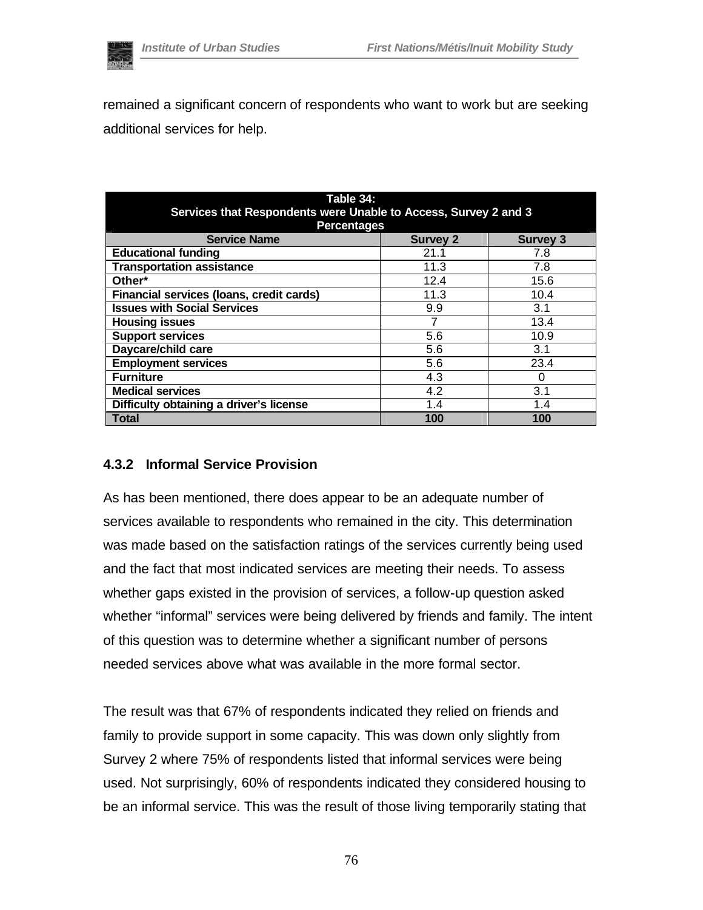remained a significant concern of respondents who want to work but are seeking additional services for help.

| Table 34: Services that Respondents were Unable to Access, Survey 2 and 3 Percentages | | |
|---|---|---|
| **Service Name** | **Survey 2** | **Survey 3** |
| **Educational funding** | 21.1 | 7.8 |
| **Transportation assistance** | 11.3 | 7.8 |
| **Other*** | 12.4 | 15.6 |
| **Financial services (loans, credit cards)** | 11.3 | 10.4 |
| **Issues with Social Services** | 9.9 | 3.1 |
| **Housing issues** | 7 | 13.4 |
| **Support services** | 5.6 | 10.9 |
| **Daycare/child care** | 5.6 | 3.1 |
| **Employment services** | 5.6 | 23.4 |
| **Furniture** | 4.3 | 0 |
| **Medical services** | 4.2 | 3.1 |
| **Difficulty obtaining a driver's license** | 1.4 | 1.4 |
| **Total** | **100** | **100** |

### 4.3.2 Informal Service Provision

As has been mentioned, there does appear to be an adequate number of services available to respondents who remained in the city. This determination was made based on the satisfaction ratings of the services currently being used and the fact that most indicated services are meeting their needs. To assess whether gaps existed in the provision of services, a follow-up question asked whether "informal" services were being delivered by friends and family. The intent of this question was to determine whether a significant number of persons needed services above what was available in the more formal sector.

The result was that 67% of respondents indicated they relied on friends and family to provide support in some capacity. This was down only slightly from Survey 2 where 75% of respondents listed that informal services were being used. Not surprisingly, 60% of respondents indicated they considered housing to be an informal service. This was the result of those living temporarily stating that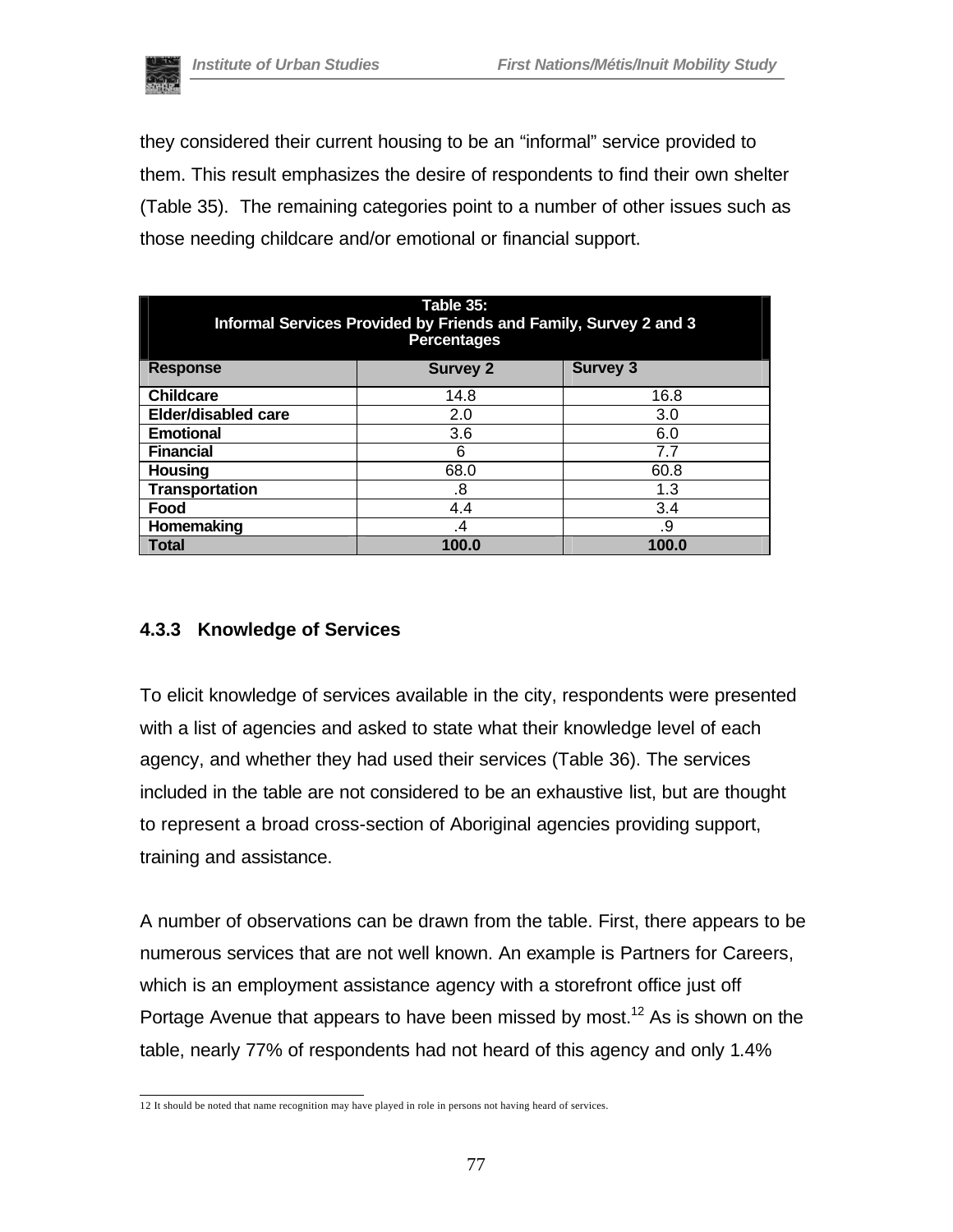they considered their current housing to be an "informal" service provided to them. This result emphasizes the desire of respondents to find their own shelter (Table 35). The remaining categories point to a number of other issues such as those needing childcare and/or emotional or financial support.

**Table 35: Informal Services Provided by Friends and Family, Survey 2 and 3 Percentages**

| Response | Survey 2 | Survey 3 |
|---|---|---|
| **Childcare** | 14.8 | 16.8 |
| **Elder/disabled care** | 2.0 | 3.0 |
| **Emotional** | 3.6 | 6.0 |
| **Financial** | 6 | 7.7 |
| **Housing** | 68.0 | 60.8 |
| **Transportation** | .8 | 1.3 |
| **Food** | 4.4 | 3.4 |
| **Homemaking** | .4 | .9 |
| **Total** | **100.0** | **100.0** |

### 4.3.3 Knowledge of Services

To elicit knowledge of services available in the city, respondents were presented with a list of agencies and asked to state what their knowledge level of each agency, and whether they had used their services (Table 36). The services included in the table are not considered to be an exhaustive list, but are thought to represent a broad cross-section of Aboriginal agencies providing support, training and assistance.

A number of observations can be drawn from the table. First, there appears to be numerous services that are not well known. An example is Partners for Careers, which is an employment assistance agency with a storefront office just off Portage Avenue that appears to have been missed by most.[12] As is shown on the table, nearly 77% of respondents had not heard of this agency and only 1.4%

[12] It should be noted that name recognition may have played in role in persons not having heard of services.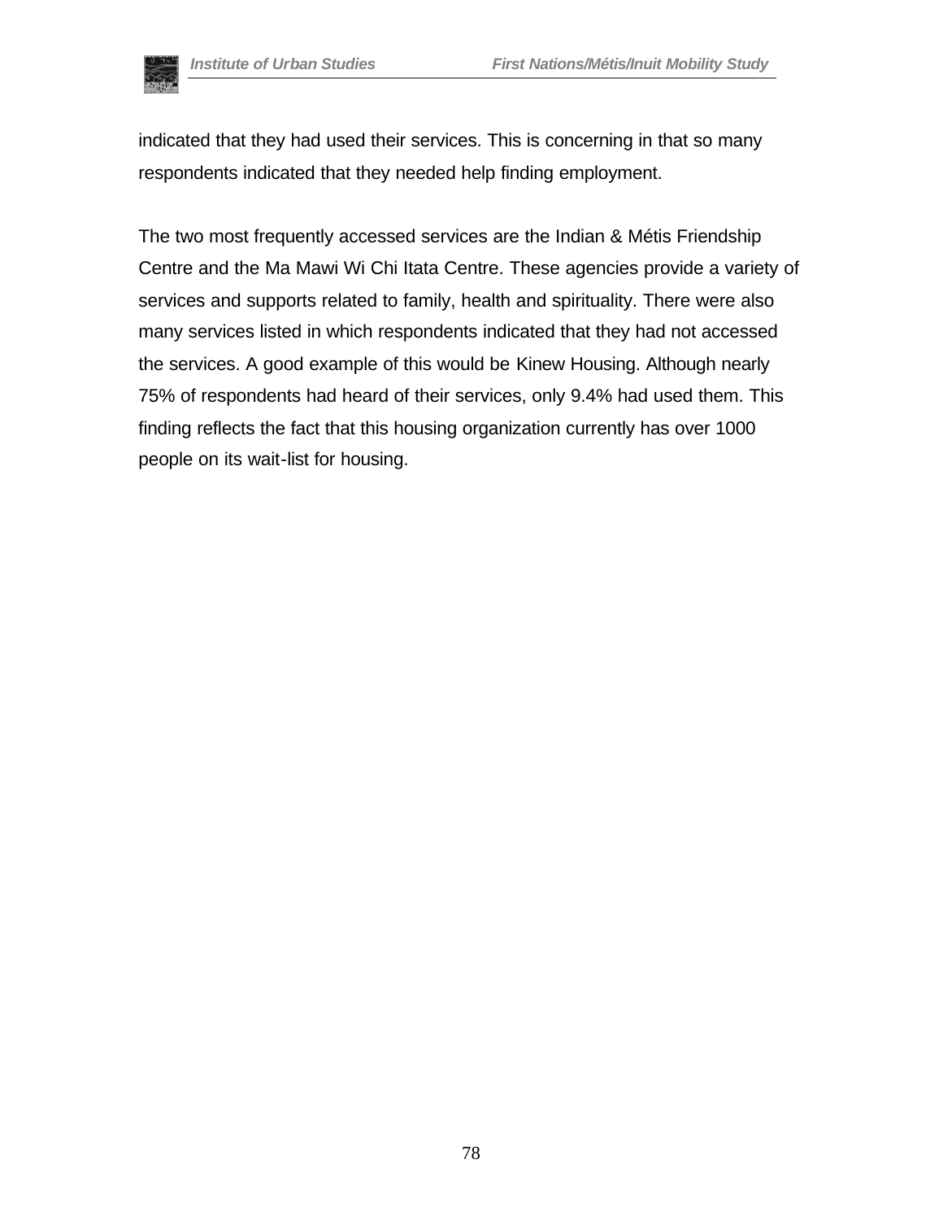indicated that they had used their services. This is concerning in that so many respondents indicated that they needed help finding employment.

The two most frequently accessed services are the Indian & Métis Friendship Centre and the Ma Mawi Wi Chi Itata Centre. These agencies provide a variety of services and supports related to family, health and spirituality. There were also many services listed in which respondents indicated that they had not accessed the services. A good example of this would be Kinew Housing. Although nearly 75% of respondents had heard of their services, only 9.4% had used them. This finding reflects the fact that this housing organization currently has over 1000 people on its wait-list for housing.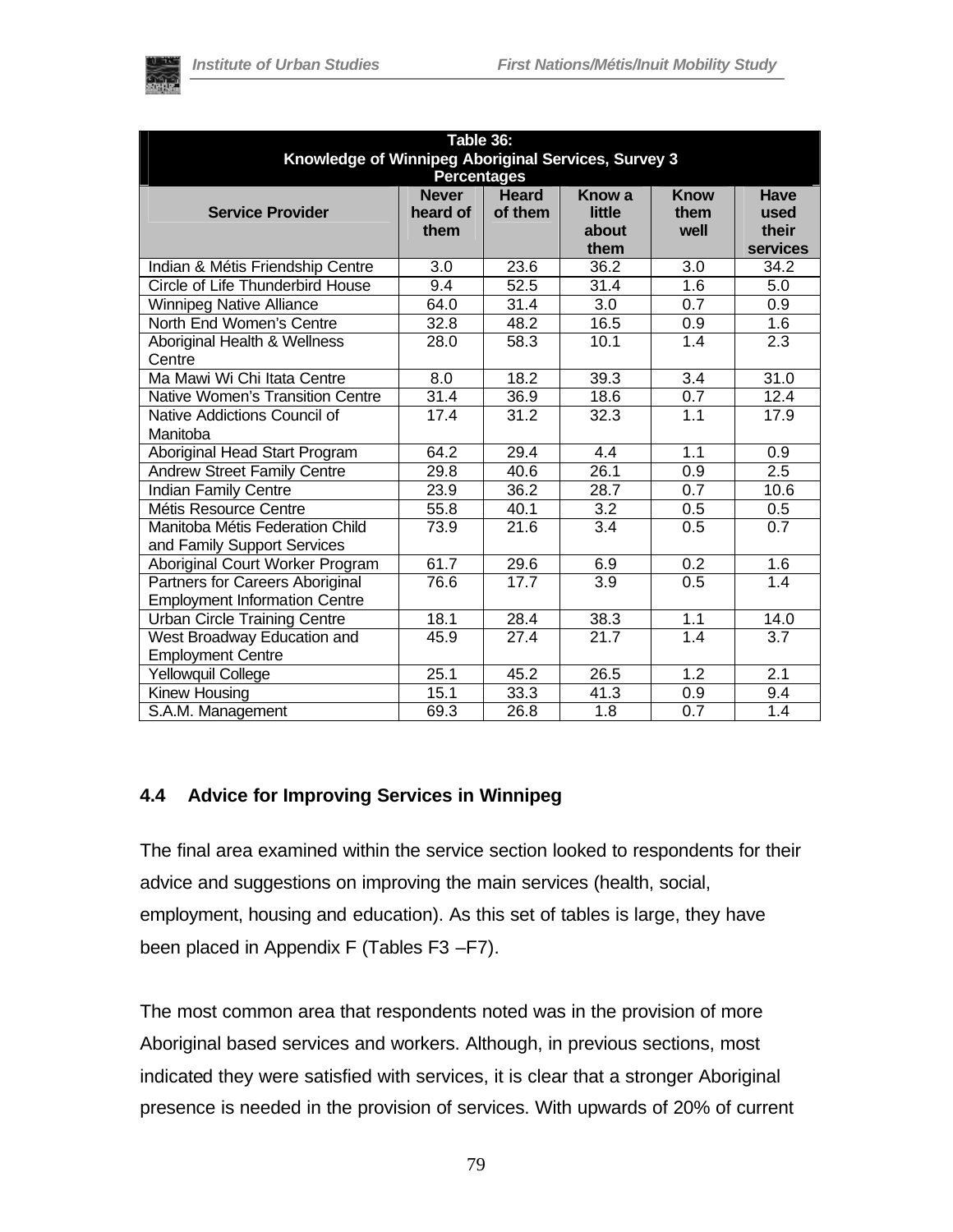| Table 36: Knowledge of Winnipeg Aboriginal Services, Survey 3 Percentages | | | | | |
|---|---|---|---|---|---|
| **Service Provider** | **Never heard of them** | **Heard of them** | **Know a little about them** | **Know them well** | **Have used their services** |
| Indian & Métis Friendship Centre | 3.0 | 23.6 | 36.2 | 3.0 | 34.2 |
| Circle of Life Thunderbird House | 9.4 | 52.5 | 31.4 | 1.6 | 5.0 |
| Winnipeg Native Alliance | 64.0 | 31.4 | 3.0 | 0.7 | 0.9 |
| North End Women's Centre | 32.8 | 48.2 | 16.5 | 0.9 | 1.6 |
| Aboriginal Health & Wellness Centre | 28.0 | 58.3 | 10.1 | 1.4 | 2.3 |
| Ma Mawi Wi Chi Itata Centre | 8.0 | 18.2 | 39.3 | 3.4 | 31.0 |
| Native Women's Transition Centre | 31.4 | 36.9 | 18.6 | 0.7 | 12.4 |
| Native Addictions Council of Manitoba | 17.4 | 31.2 | 32.3 | 1.1 | 17.9 |
| Aboriginal Head Start Program | 64.2 | 29.4 | 4.4 | 1.1 | 0.9 |
| Andrew Street Family Centre | 29.8 | 40.6 | 26.1 | 0.9 | 2.5 |
| Indian Family Centre | 23.9 | 36.2 | 28.7 | 0.7 | 10.6 |
| Métis Resource Centre | 55.8 | 40.1 | 3.2 | 0.5 | 0.5 |
| Manitoba Métis Federation Child and Family Support Services | 73.9 | 21.6 | 3.4 | 0.5 | 0.7 |
| Aboriginal Court Worker Program | 61.7 | 29.6 | 6.9 | 0.2 | 1.6 |
| Partners for Careers Aboriginal Employment Information Centre | 76.6 | 17.7 | 3.9 | 0.5 | 1.4 |
| Urban Circle Training Centre | 18.1 | 28.4 | 38.3 | 1.1 | 14.0 |
| West Broadway Education and Employment Centre | 45.9 | 27.4 | 21.7 | 1.4 | 3.7 |
| Yellowquil College | 25.1 | 45.2 | 26.5 | 1.2 | 2.1 |
| Kinew Housing | 15.1 | 33.3 | 41.3 | 0.9 | 9.4 |
| S.A.M. Management | 69.3 | 26.8 | 1.8 | 0.7 | 1.4 |

### 4.4 Advice for Improving Services in Winnipeg

The final area examined within the service section looked to respondents for their advice and suggestions on improving the main services (health, social, employment, housing and education). As this set of tables is large, they have been placed in Appendix F (Tables F3 –F7).

The most common area that respondents noted was in the provision of more Aboriginal based services and workers. Although, in previous sections, most indicated they were satisfied with services, it is clear that a stronger Aboriginal presence is needed in the provision of services. With upwards of 20% of current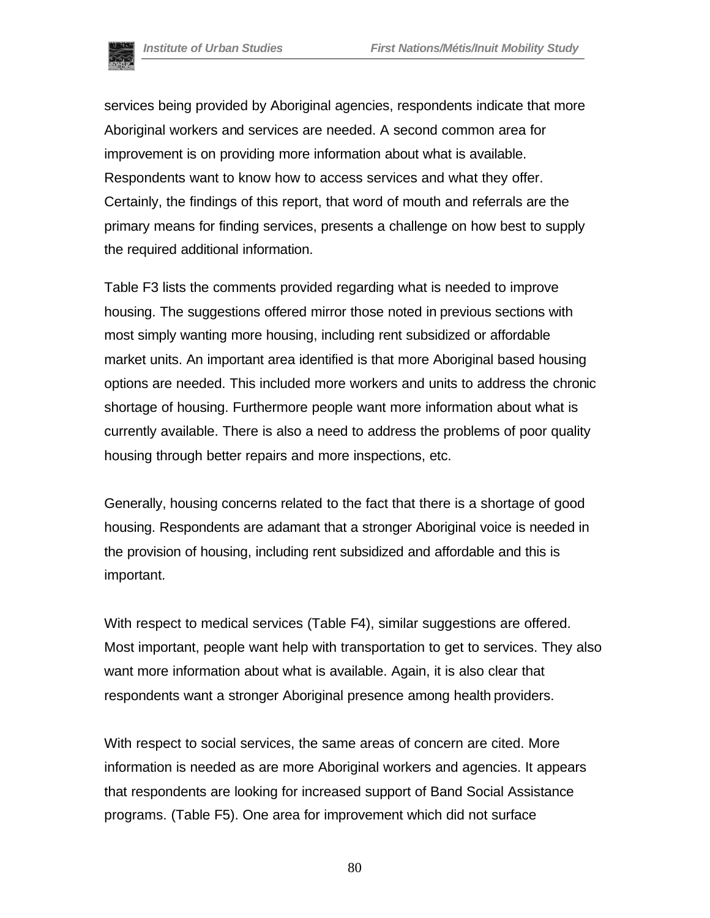services being provided by Aboriginal agencies, respondents indicate that more Aboriginal workers and services are needed. A second common area for improvement is on providing more information about what is available. Respondents want to know how to access services and what they offer. Certainly, the findings of this report, that word of mouth and referrals are the primary means for finding services, presents a challenge on how best to supply the required additional information.

Table F3 lists the comments provided regarding what is needed to improve housing. The suggestions offered mirror those noted in previous sections with most simply wanting more housing, including rent subsidized or affordable market units. An important area identified is that more Aboriginal based housing options are needed. This included more workers and units to address the chronic shortage of housing. Furthermore people want more information about what is currently available. There is also a need to address the problems of poor quality housing through better repairs and more inspections, etc.

Generally, housing concerns related to the fact that there is a shortage of good housing. Respondents are adamant that a stronger Aboriginal voice is needed in the provision of housing, including rent subsidized and affordable and this is important.

With respect to medical services (Table F4), similar suggestions are offered. Most important, people want help with transportation to get to services. They also want more information about what is available. Again, it is also clear that respondents want a stronger Aboriginal presence among health providers.

With respect to social services, the same areas of concern are cited. More information is needed as are more Aboriginal workers and agencies. It appears that respondents are looking for increased support of Band Social Assistance programs. (Table F5). One area for improvement which did not surface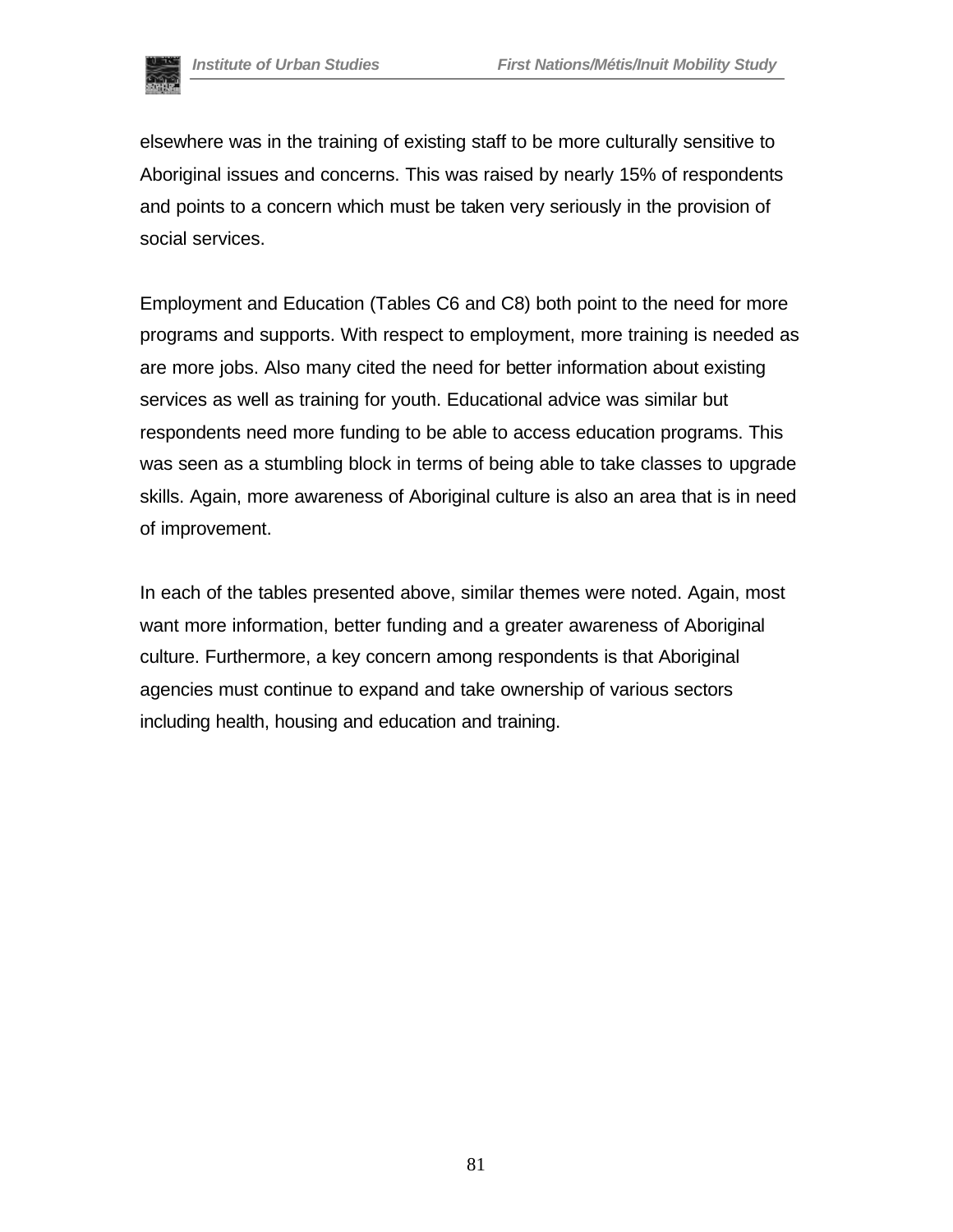elsewhere was in the training of existing staff to be more culturally sensitive to Aboriginal issues and concerns. This was raised by nearly 15% of respondents and points to a concern which must be taken very seriously in the provision of social services.

Employment and Education (Tables C6 and C8) both point to the need for more programs and supports. With respect to employment, more training is needed as are more jobs. Also many cited the need for better information about existing services as well as training for youth. Educational advice was similar but respondents need more funding to be able to access education programs. This was seen as a stumbling block in terms of being able to take classes to upgrade skills. Again, more awareness of Aboriginal culture is also an area that is in need of improvement.

In each of the tables presented above, similar themes were noted. Again, most want more information, better funding and a greater awareness of Aboriginal culture. Furthermore, a key concern among respondents is that Aboriginal agencies must continue to expand and take ownership of various sectors including health, housing and education and training.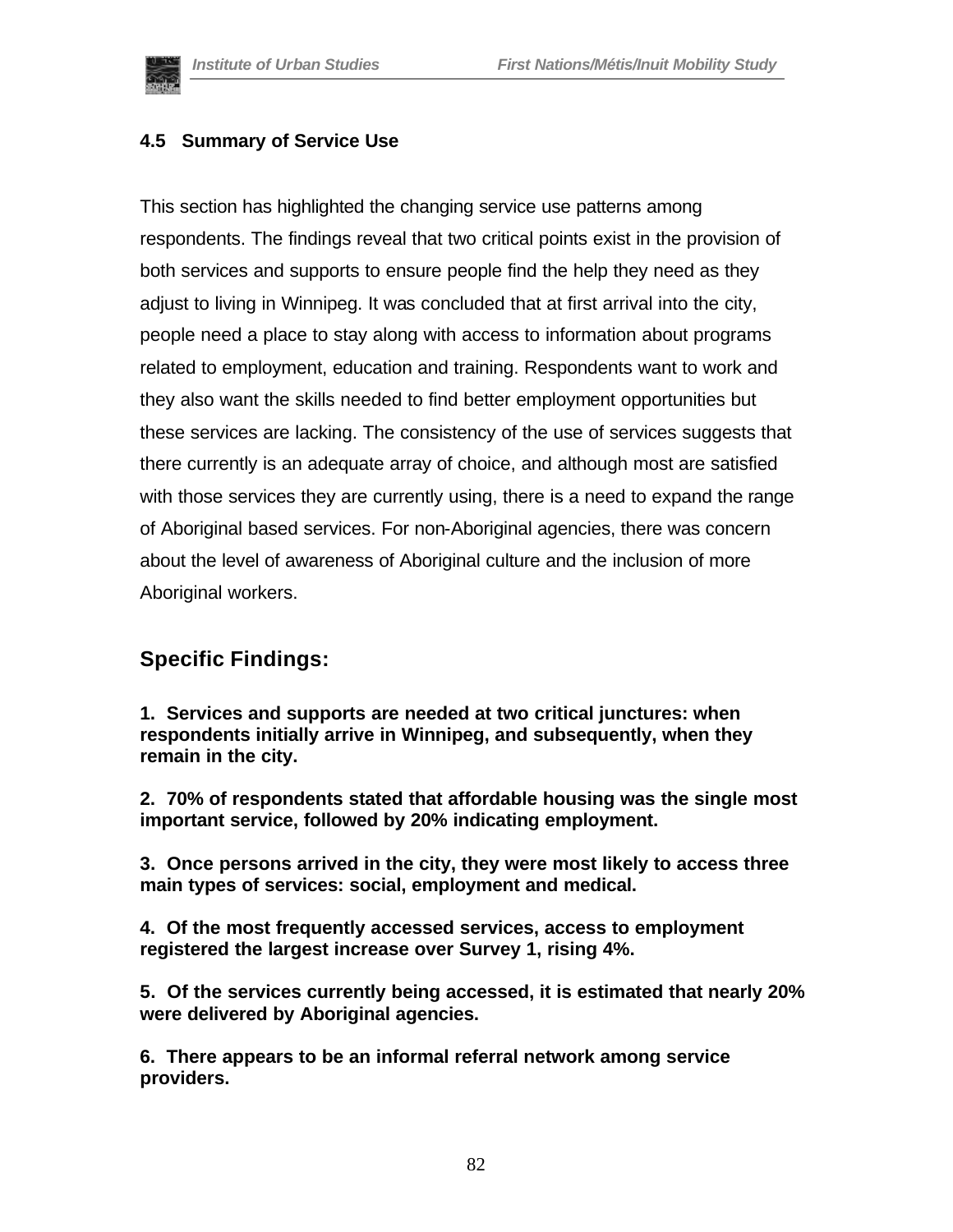### 4.5 Summary of Service Use

This section has highlighted the changing service use patterns among respondents. The findings reveal that two critical points exist in the provision of both services and supports to ensure people find the help they need as they adjust to living in Winnipeg. It was concluded that at first arrival into the city, people need a place to stay along with access to information about programs related to employment, education and training. Respondents want to work and they also want the skills needed to find better employment opportunities but these services are lacking. The consistency of the use of services suggests that there currently is an adequate array of choice, and although most are satisfied with those services they are currently using, there is a need to expand the range of Aboriginal based services. For non-Aboriginal agencies, there was concern about the level of awareness of Aboriginal culture and the inclusion of more Aboriginal workers.

## Specific Findings:

**1. Services and supports are needed at two critical junctures: when respondents initially arrive in Winnipeg, and subsequently, when they remain in the city.**

**2. 70% of respondents stated that affordable housing was the single most important service, followed by 20% indicating employment.**

**3. Once persons arrived in the city, they were most likely to access three main types of services: social, employment and medical.**

**4. Of the most frequently accessed services, access to employment registered the largest increase over Survey 1, rising 4%.**

**5. Of the services currently being accessed, it is estimated that nearly 20% were delivered by Aboriginal agencies.**

**6. There appears to be an informal referral network among service providers.**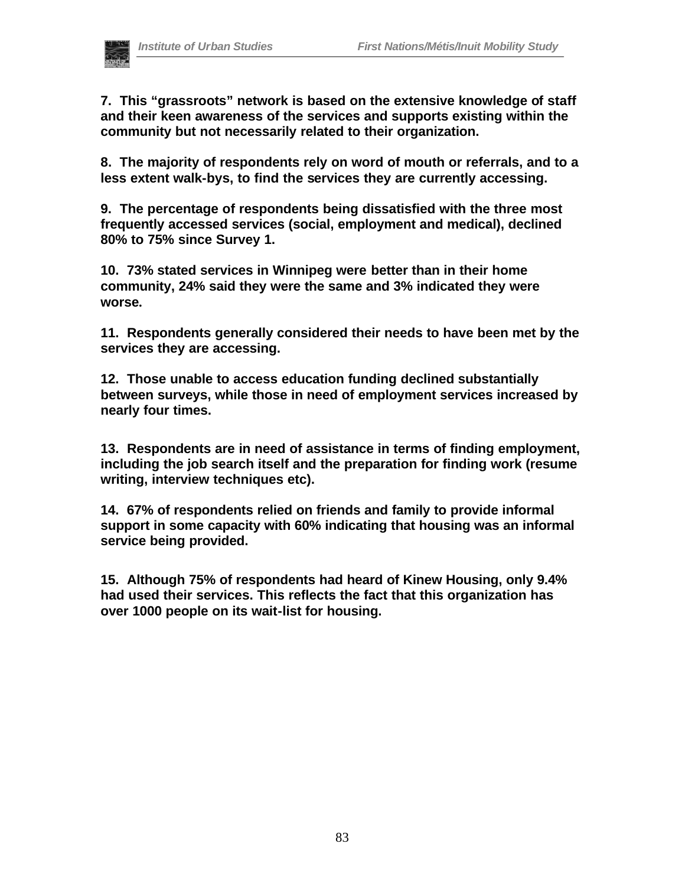**7. This "grassroots" network is based on the extensive knowledge of staff and their keen awareness of the services and supports existing within the community but not necessarily related to their organization.**

**8. The majority of respondents rely on word of mouth or referrals, and to a less extent walk-bys, to find the services they are currently accessing.**

**9. The percentage of respondents being dissatisfied with the three most frequently accessed services (social, employment and medical), declined 80% to 75% since Survey 1.**

**10. 73% stated services in Winnipeg were better than in their home community, 24% said they were the same and 3% indicated they were worse.**

**11. Respondents generally considered their needs to have been met by the services they are accessing.**

**12. Those unable to access education funding declined substantially between surveys, while those in need of employment services increased by nearly four times.**

**13. Respondents are in need of assistance in terms of finding employment, including the job search itself and the preparation for finding work (resume writing, interview techniques etc).**

**14. 67% of respondents relied on friends and family to provide informal support in some capacity with 60% indicating that housing was an informal service being provided.**

**15. Although 75% of respondents had heard of Kinew Housing, only 9.4% had used their services. This reflects the fact that this organization has over 1000 people on its wait-list for housing.**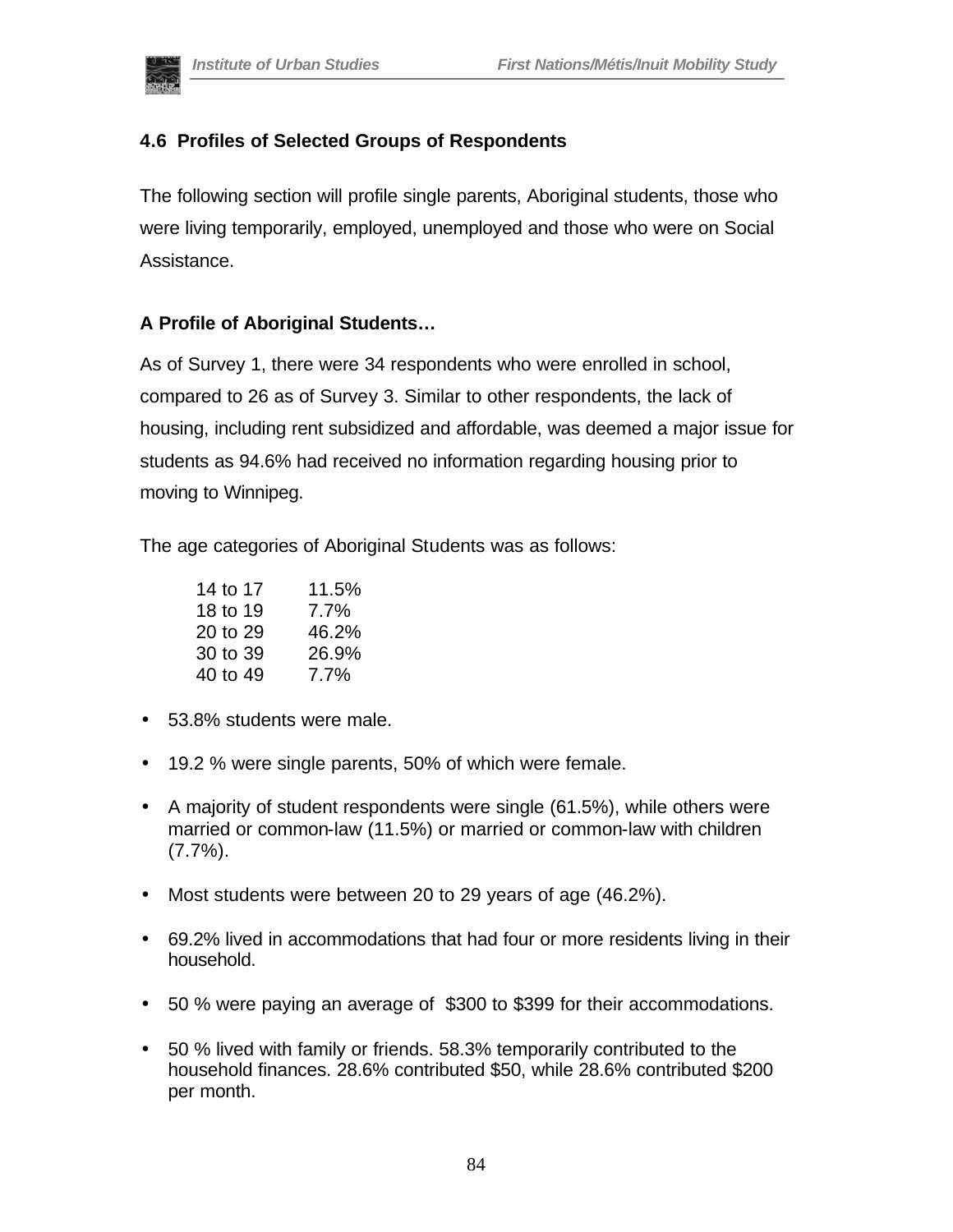### 4.6 Profiles of Selected Groups of Respondents

The following section will profile single parents, Aboriginal students, those who were living temporarily, employed, unemployed and those who were on Social Assistance.

#### A Profile of Aboriginal Students…

As of Survey 1, there were 34 respondents who were enrolled in school, compared to 26 as of Survey 3. Similar to other respondents, the lack of housing, including rent subsidized and affordable, was deemed a major issue for students as 94.6% had received no information regarding housing prior to moving to Winnipeg.

The age categories of Aboriginal Students was as follows:

| | |
|---|---|
| 14 to 17 | 11.5% |
| 18 to 19 | 7.7% |
| 20 to 29 | 46.2% |
| 30 to 39 | 26.9% |
| 40 to 49 | 7.7% |

- 53.8% students were male.
- 19.2 % were single parents, 50% of which were female.
- A majority of student respondents were single (61.5%), while others were married or common-law (11.5%) or married or common-law with children (7.7%).
- Most students were between 20 to 29 years of age (46.2%).
- 69.2% lived in accommodations that had four or more residents living in their household.
- 50 % were paying an average of $300 to $399 for their accommodations.
- 50 % lived with family or friends. 58.3% temporarily contributed to the household finances. 28.6% contributed $50, while 28.6% contributed $200 per month.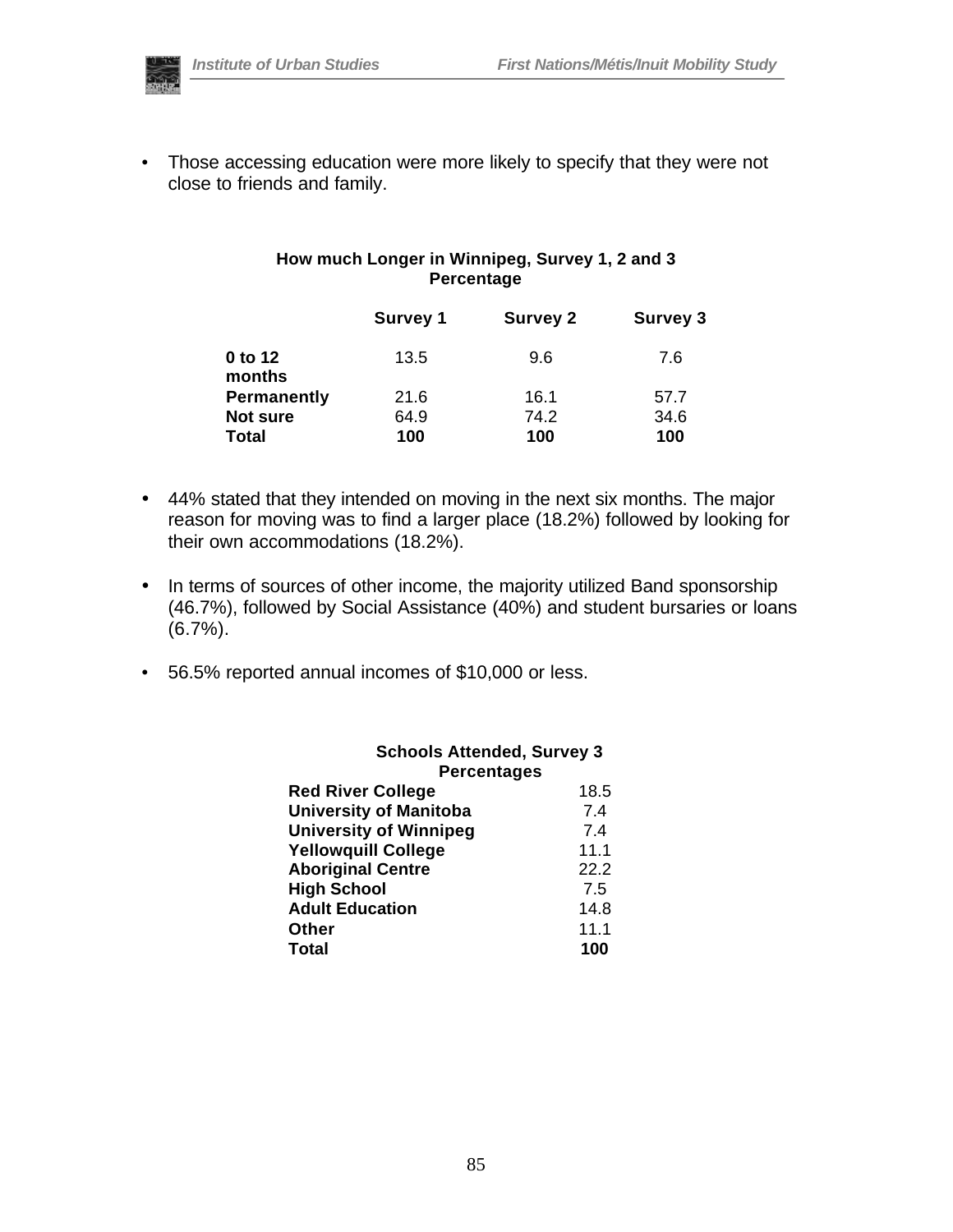- Those accessing education were more likely to specify that they were not close to friends and family.

**How much Longer in Winnipeg, Survey 1, 2 and 3**
**Percentage**

| | Survey 1 | Survey 2 | Survey 3 |
|---|---|---|---|
| **0 to 12 months** | 13.5 | 9.6 | 7.6 |
| **Permanently** | 21.6 | 16.1 | 57.7 |
| **Not sure** | 64.9 | 74.2 | 34.6 |
| **Total** | **100** | **100** | **100** |

- 44% stated that they intended on moving in the next six months. The major reason for moving was to find a larger place (18.2%) followed by looking for their own accommodations (18.2%).

- In terms of sources of other income, the majority utilized Band sponsorship (46.7%), followed by Social Assistance (40%) and student bursaries or loans (6.7%).

- 56.5% reported annual incomes of $10,000 or less.

**Schools Attended, Survey 3**
**Percentages**

| | |
|---|---|
| **Red River College** | 18.5 |
| **University of Manitoba** | 7.4 |
| **University of Winnipeg** | 7.4 |
| **Yellowquill College** | 11.1 |
| **Aboriginal Centre** | 22.2 |
| **High School** | 7.5 |
| **Adult Education** | 14.8 |
| **Other** | 11.1 |
| **Total** | **100** |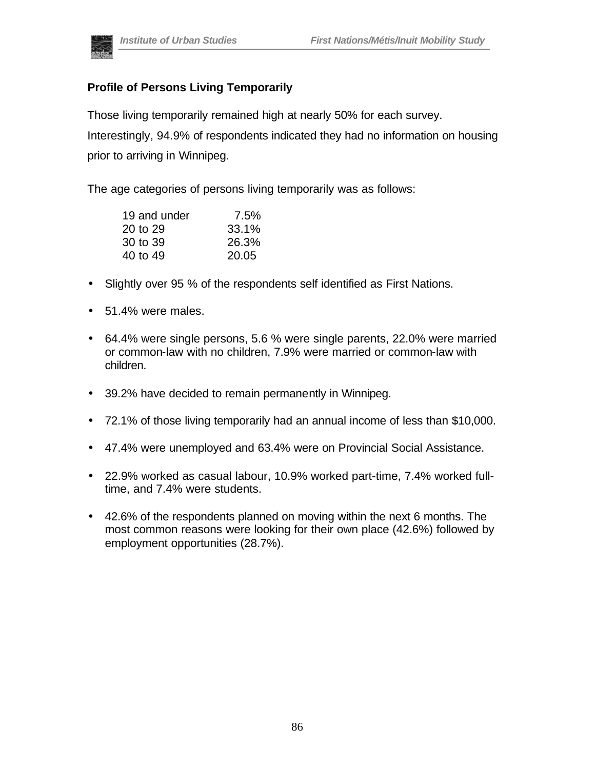### Profile of Persons Living Temporarily

Those living temporarily remained high at nearly 50% for each survey. Interestingly, 94.9% of respondents indicated they had no information on housing prior to arriving in Winnipeg.

The age categories of persons living temporarily was as follows:

| | |
|---|---|
| 19 and under | 7.5% |
| 20 to 29 | 33.1% |
| 30 to 39 | 26.3% |
| 40 to 49 | 20.05 |

- Slightly over 95 % of the respondents self identified as First Nations.
- 51.4% were males.
- 64.4% were single persons, 5.6 % were single parents, 22.0% were married or common-law with no children, 7.9% were married or common-law with children.
- 39.2% have decided to remain permanently in Winnipeg.
- 72.1% of those living temporarily had an annual income of less than $10,000.
- 47.4% were unemployed and 63.4% were on Provincial Social Assistance.
- 22.9% worked as casual labour, 10.9% worked part-time, 7.4% worked full-time, and 7.4% were students.
- 42.6% of the respondents planned on moving within the next 6 months. The most common reasons were looking for their own place (42.6%) followed by employment opportunities (28.7%).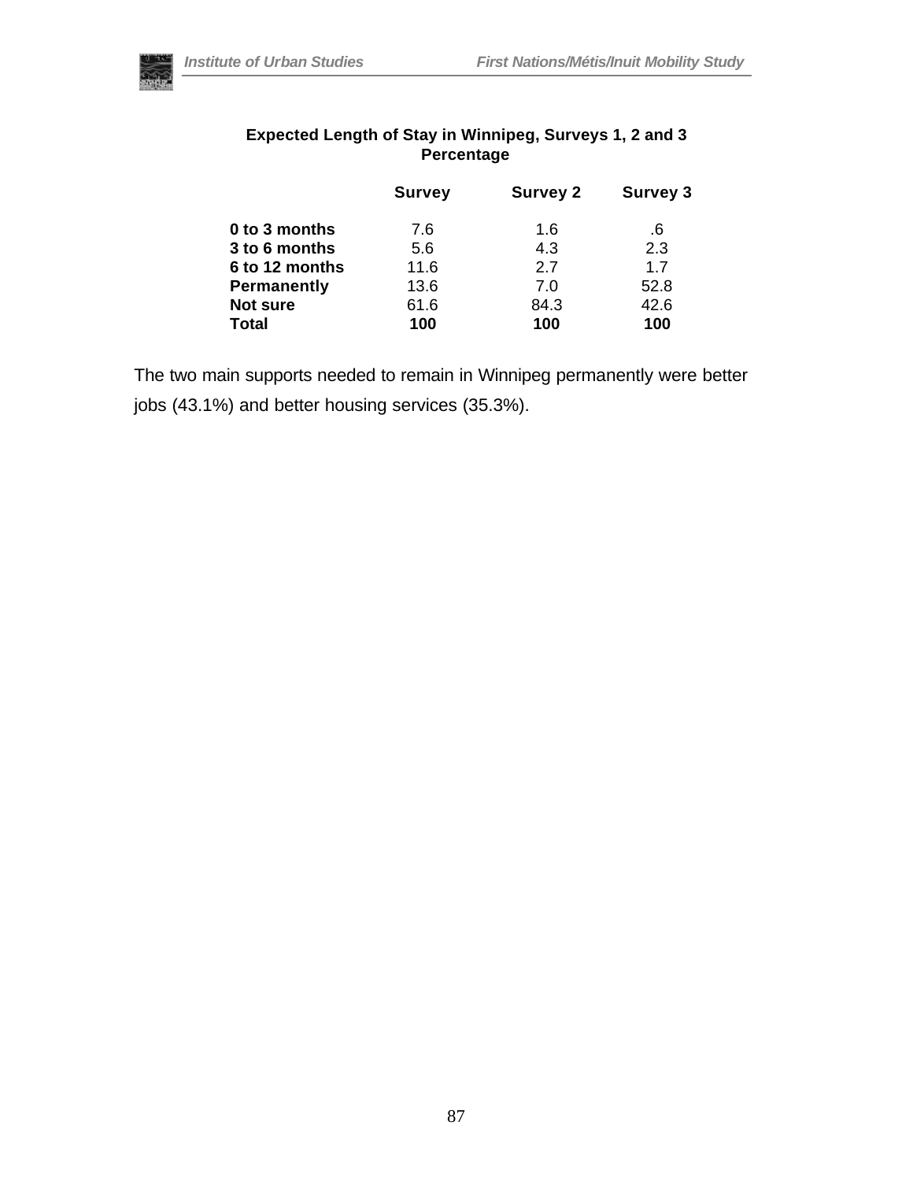**Expected Length of Stay in Winnipeg, Surveys 1, 2 and 3**
**Percentage**

| | Survey | Survey 2 | Survey 3 |
|---|---|---|---|
| **0 to 3 months** | 7.6 | 1.6 | .6 |
| **3 to 6 months** | 5.6 | 4.3 | 2.3 |
| **6 to 12 months** | 11.6 | 2.7 | 1.7 |
| **Permanently** | 13.6 | 7.0 | 52.8 |
| **Not sure** | 61.6 | 84.3 | 42.6 |
| **Total** | **100** | **100** | **100** |

The two main supports needed to remain in Winnipeg permanently were better jobs (43.1%) and better housing services (35.3%).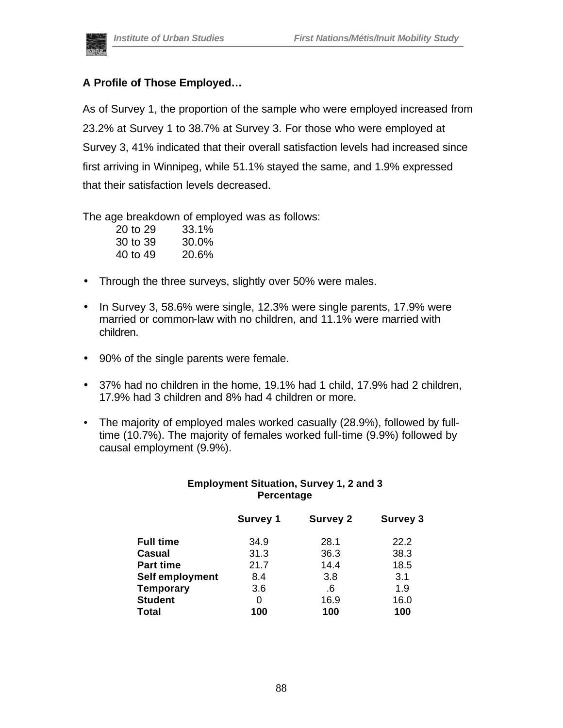### A Profile of Those Employed…

As of Survey 1, the proportion of the sample who were employed increased from 23.2% at Survey 1 to 38.7% at Survey 3. For those who were employed at Survey 3, 41% indicated that their overall satisfaction levels had increased since first arriving in Winnipeg, while 51.1% stayed the same, and 1.9% expressed that their satisfaction levels decreased.

The age breakdown of employed was as follows:

| | |
|---|---|
| 20 to 29 | 33.1% |
| 30 to 39 | 30.0% |
| 40 to 49 | 20.6% |

- Through the three surveys, slightly over 50% were males.
- In Survey 3, 58.6% were single, 12.3% were single parents, 17.9% were married or common-law with no children, and 11.1% were married with children.
- 90% of the single parents were female.
- 37% had no children in the home, 19.1% had 1 child, 17.9% had 2 children, 17.9% had 3 children and 8% had 4 children or more.
- The majority of employed males worked casually (28.9%), followed by full-time (10.7%). The majority of females worked full-time (9.9%) followed by causal employment (9.9%).

**Employment Situation, Survey 1, 2 and 3**
**Percentage**

| | Survey 1 | Survey 2 | Survey 3 |
|---|---|---|---|
| **Full time** | 34.9 | 28.1 | 22.2 |
| **Casual** | 31.3 | 36.3 | 38.3 |
| **Part time** | 21.7 | 14.4 | 18.5 |
| **Self employment** | 8.4 | 3.8 | 3.1 |
| **Temporary** | 3.6 | .6 | 1.9 |
| **Student** | 0 | 16.9 | 16.0 |
| **Total** | **100** | **100** | **100** |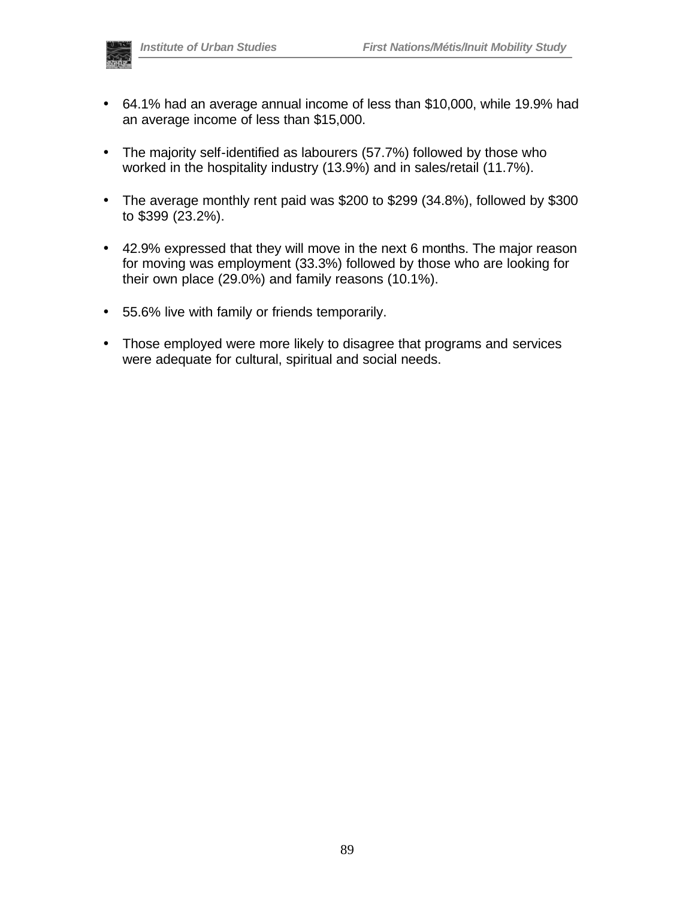- 64.1% had an average annual income of less than $10,000, while 19.9% had an average income of less than $15,000.
- The majority self-identified as labourers (57.7%) followed by those who worked in the hospitality industry (13.9%) and in sales/retail (11.7%).
- The average monthly rent paid was $200 to $299 (34.8%), followed by $300 to $399 (23.2%).
- 42.9% expressed that they will move in the next 6 months. The major reason for moving was employment (33.3%) followed by those who are looking for their own place (29.0%) and family reasons (10.1%).
- 55.6% live with family or friends temporarily.
- Those employed were more likely to disagree that programs and services were adequate for cultural, spiritual and social needs.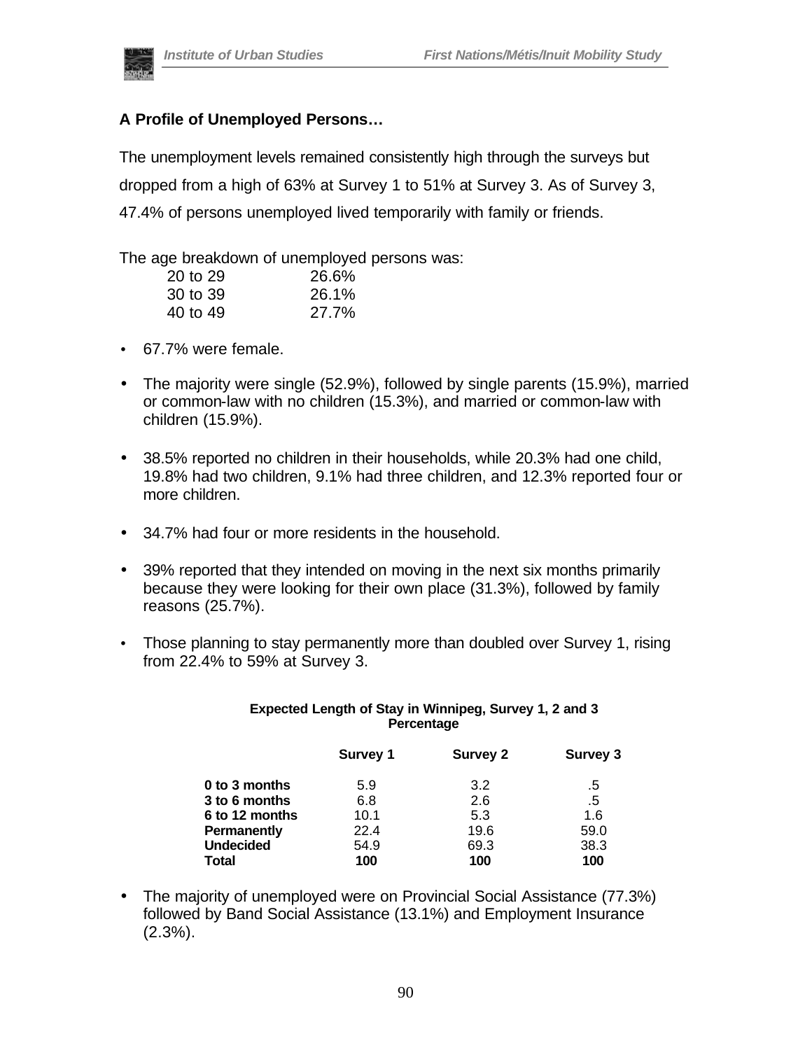### A Profile of Unemployed Persons…

The unemployment levels remained consistently high through the surveys but dropped from a high of 63% at Survey 1 to 51% at Survey 3. As of Survey 3, 47.4% of persons unemployed lived temporarily with family or friends.

The age breakdown of unemployed persons was:

| | |
|---|---|
| 20 to 29 | 26.6% |
| 30 to 39 | 26.1% |
| 40 to 49 | 27.7% |

- 67.7% were female.
- The majority were single (52.9%), followed by single parents (15.9%), married or common-law with no children (15.3%), and married or common-law with children (15.9%).
- 38.5% reported no children in their households, while 20.3% had one child, 19.8% had two children, 9.1% had three children, and 12.3% reported four or more children.
- 34.7% had four or more residents in the household.
- 39% reported that they intended on moving in the next six months primarily because they were looking for their own place (31.3%), followed by family reasons (25.7%).
- Those planning to stay permanently more than doubled over Survey 1, rising from 22.4% to 59% at Survey 3.

**Expected Length of Stay in Winnipeg, Survey 1, 2 and 3**
**Percentage**

| | Survey 1 | Survey 2 | Survey 3 |
|---|---|---|---|
| **0 to 3 months** | 5.9 | 3.2 | .5 |
| **3 to 6 months** | 6.8 | 2.6 | .5 |
| **6 to 12 months** | 10.1 | 5.3 | 1.6 |
| **Permanently** | 22.4 | 19.6 | 59.0 |
| **Undecided** | 54.9 | 69.3 | 38.3 |
| **Total** | **100** | **100** | **100** |

- The majority of unemployed were on Provincial Social Assistance (77.3%) followed by Band Social Assistance (13.1%) and Employment Insurance (2.3%).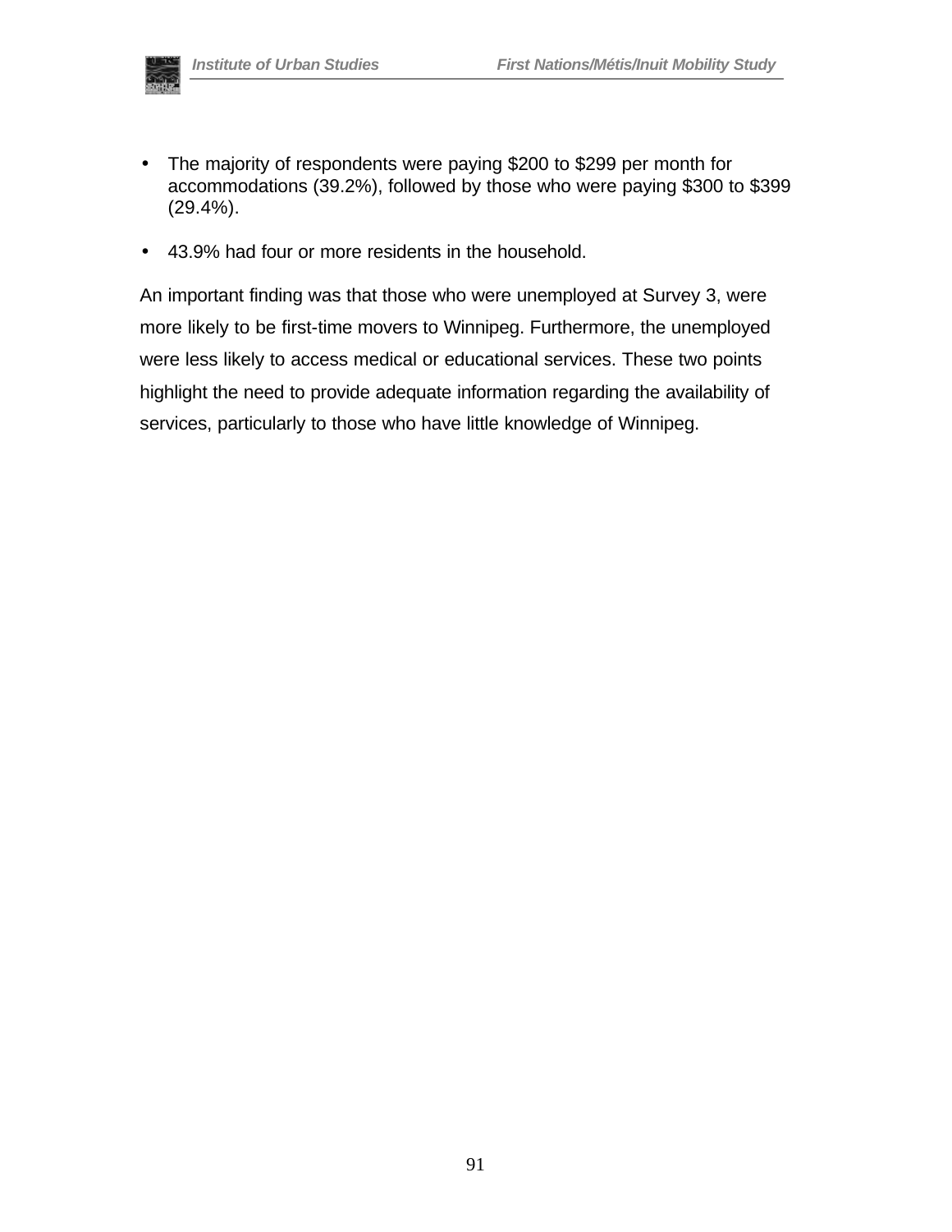- The majority of respondents were paying $200 to $299 per month for accommodations (39.2%), followed by those who were paying $300 to $399 (29.4%).
- 43.9% had four or more residents in the household.

An important finding was that those who were unemployed at Survey 3, were more likely to be first-time movers to Winnipeg. Furthermore, the unemployed were less likely to access medical or educational services. These two points highlight the need to provide adequate information regarding the availability of services, particularly to those who have little knowledge of Winnipeg.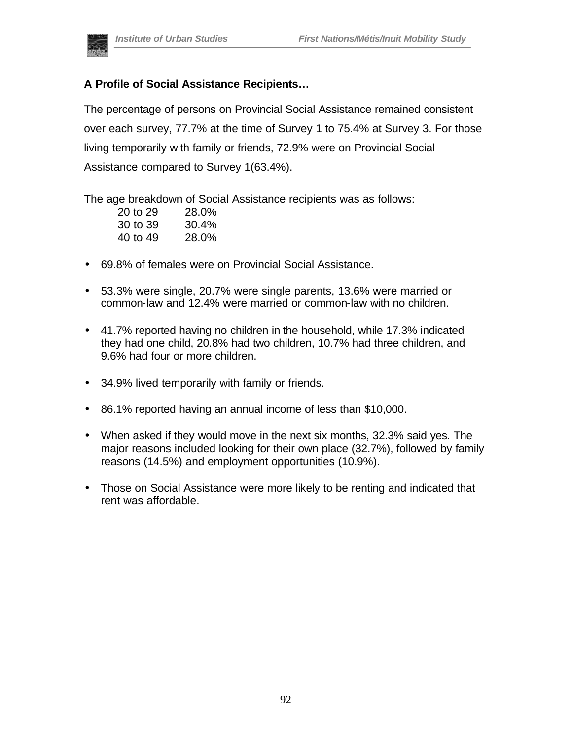**A Profile of Social Assistance Recipients…**

The percentage of persons on Provincial Social Assistance remained consistent over each survey, 77.7% at the time of Survey 1 to 75.4% at Survey 3. For those living temporarily with family or friends, 72.9% were on Provincial Social Assistance compared to Survey 1(63.4%).

The age breakdown of Social Assistance recipients was as follows:

| | |
|---|---|
| 20 to 29 | 28.0% |
| 30 to 39 | 30.4% |
| 40 to 49 | 28.0% |

- 69.8% of females were on Provincial Social Assistance.
- 53.3% were single, 20.7% were single parents, 13.6% were married or common-law and 12.4% were married or common-law with no children.
- 41.7% reported having no children in the household, while 17.3% indicated they had one child, 20.8% had two children, 10.7% had three children, and 9.6% had four or more children.
- 34.9% lived temporarily with family or friends.
- 86.1% reported having an annual income of less than $10,000.
- When asked if they would move in the next six months, 32.3% said yes. The major reasons included looking for their own place (32.7%), followed by family reasons (14.5%) and employment opportunities (10.9%).
- Those on Social Assistance were more likely to be renting and indicated that rent was affordable.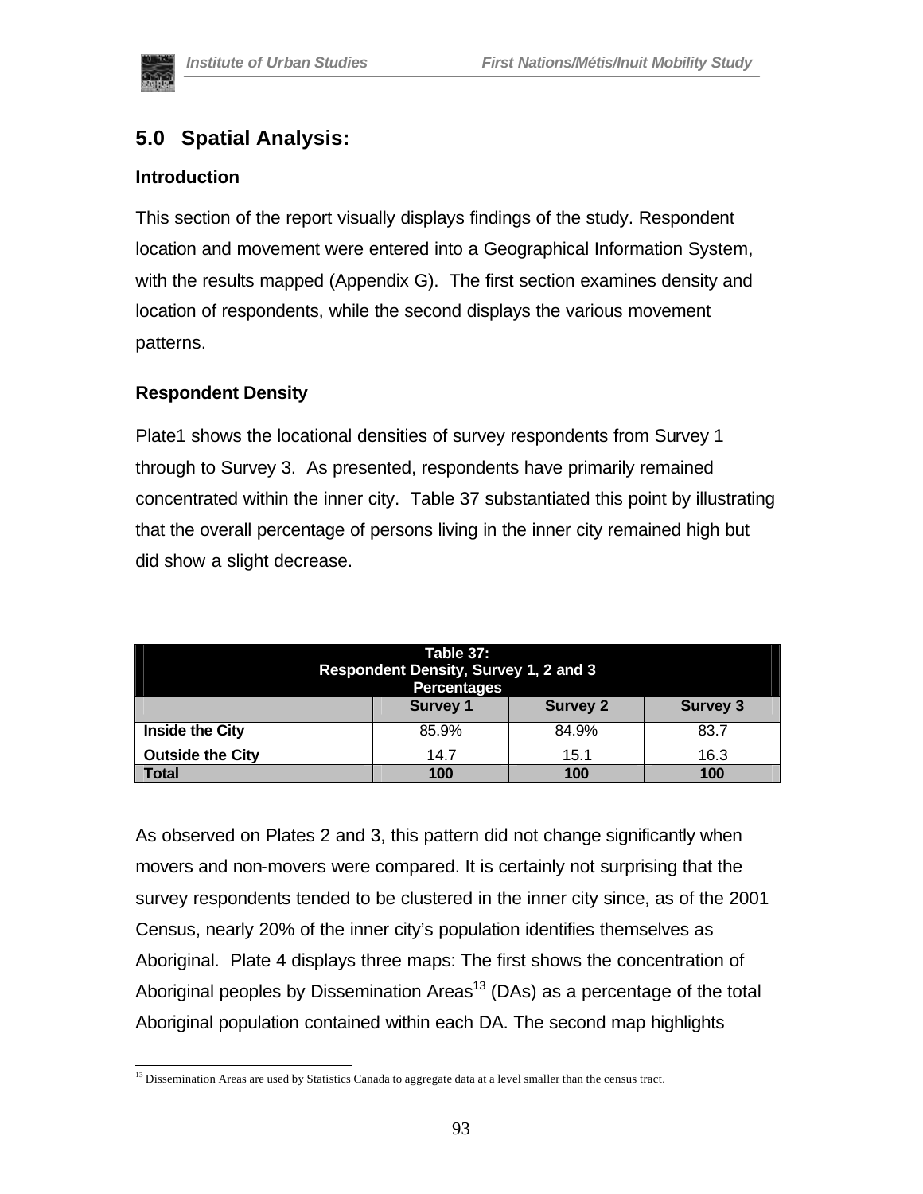## 5.0 Spatial Analysis:

### Introduction

This section of the report visually displays findings of the study. Respondent location and movement were entered into a Geographical Information System, with the results mapped (Appendix G). The first section examines density and location of respondents, while the second displays the various movement patterns.

### Respondent Density

Plate1 shows the locational densities of survey respondents from Survey 1 through to Survey 3. As presented, respondents have primarily remained concentrated within the inner city. Table 37 substantiated this point by illustrating that the overall percentage of persons living in the inner city remained high but did show a slight decrease.

**Table 37: Respondent Density, Survey 1, 2 and 3 Percentages**

| | Survey 1 | Survey 2 | Survey 3 |
|---|---|---|---|
| **Inside the City** | 85.9% | 84.9% | 83.7 |
| **Outside the City** | 14.7 | 15.1 | 16.3 |
| **Total** | **100** | **100** | **100** |

As observed on Plates 2 and 3, this pattern did not change significantly when movers and non-movers were compared. It is certainly not surprising that the survey respondents tended to be clustered in the inner city since, as of the 2001 Census, nearly 20% of the inner city's population identifies themselves as Aboriginal. Plate 4 displays three maps: The first shows the concentration of Aboriginal peoples by Dissemination Areas[13] (DAs) as a percentage of the total Aboriginal population contained within each DA. The second map highlights

[13] Dissemination Areas are used by Statistics Canada to aggregate data at a level smaller than the census tract.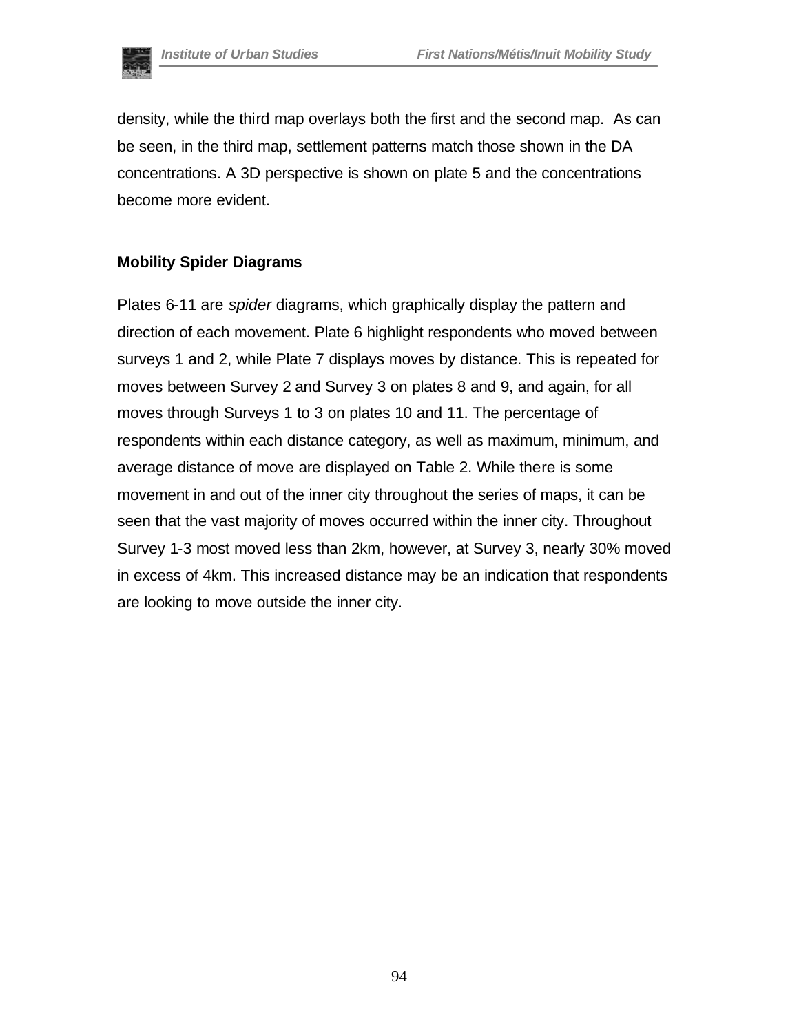density, while the third map overlays both the first and the second map. As can be seen, in the third map, settlement patterns match those shown in the DA concentrations. A 3D perspective is shown on plate 5 and the concentrations become more evident.

**Mobility Spider Diagrams**

Plates 6-11 are *spider* diagrams, which graphically display the pattern and direction of each movement. Plate 6 highlight respondents who moved between surveys 1 and 2, while Plate 7 displays moves by distance. This is repeated for moves between Survey 2 and Survey 3 on plates 8 and 9, and again, for all moves through Surveys 1 to 3 on plates 10 and 11. The percentage of respondents within each distance category, as well as maximum, minimum, and average distance of move are displayed on Table 2. While there is some movement in and out of the inner city throughout the series of maps, it can be seen that the vast majority of moves occurred within the inner city. Throughout Survey 1-3 most moved less than 2km, however, at Survey 3, nearly 30% moved in excess of 4km. This increased distance may be an indication that respondents are looking to move outside the inner city.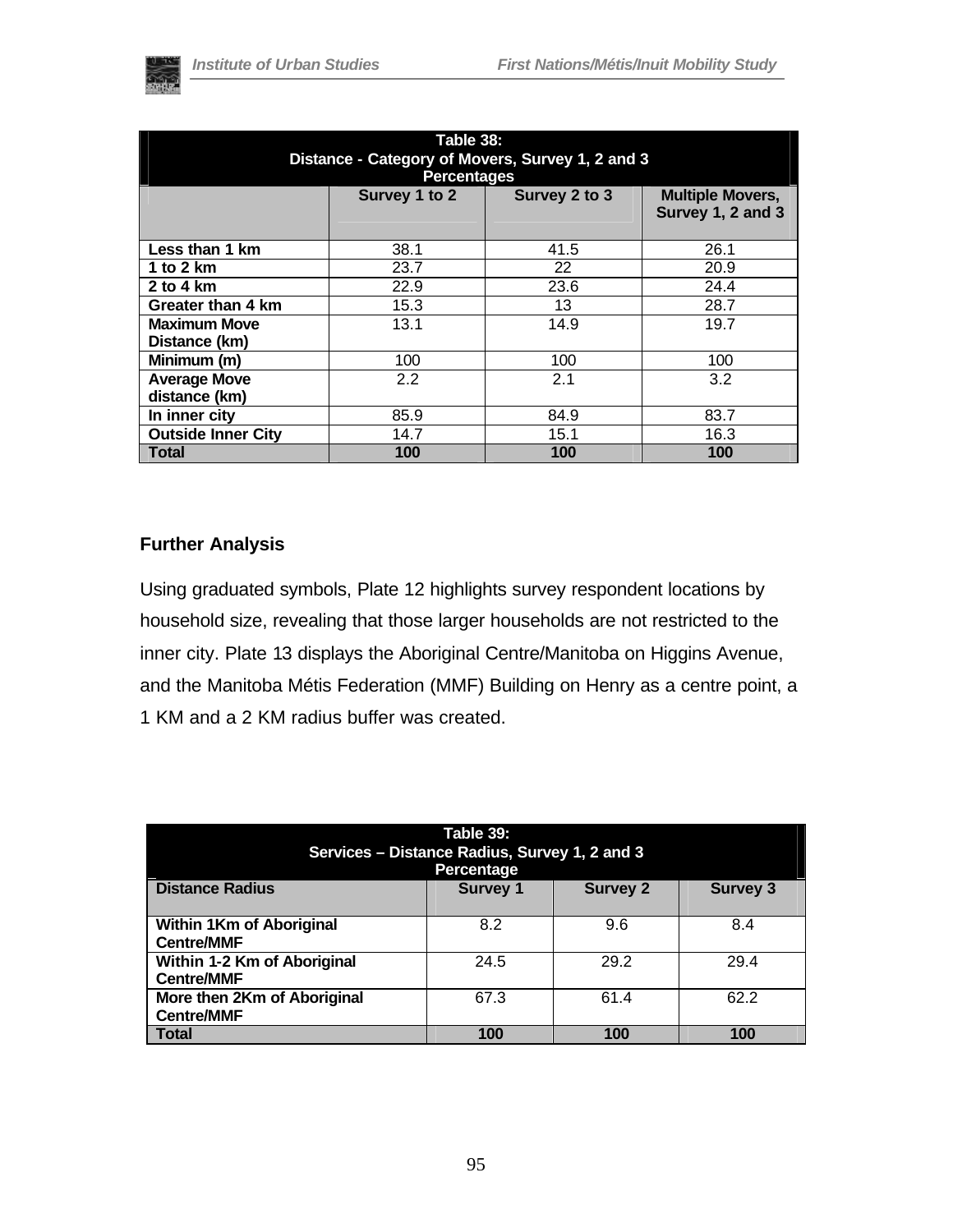| Table 38: Distance - Category of Movers, Survey 1, 2 and 3 Percentages | | | |
|---|---|---|---|
| | Survey 1 to 2 | Survey 2 to 3 | Multiple Movers, Survey 1, 2 and 3 |
| **Less than 1 km** | 38.1 | 41.5 | 26.1 |
| **1 to 2 km** | 23.7 | 22 | 20.9 |
| **2 to 4 km** | 22.9 | 23.6 | 24.4 |
| **Greater than 4 km** | 15.3 | 13 | 28.7 |
| **Maximum Move Distance (km)** | 13.1 | 14.9 | 19.7 |
| **Minimum (m)** | 100 | 100 | 100 |
| **Average Move distance (km)** | 2.2 | 2.1 | 3.2 |
| **In inner city** | 85.9 | 84.9 | 83.7 |
| **Outside Inner City** | 14.7 | 15.1 | 16.3 |
| **Total** | **100** | **100** | **100** |

### Further Analysis

Using graduated symbols, Plate 12 highlights survey respondent locations by household size, revealing that those larger households are not restricted to the inner city. Plate 13 displays the Aboriginal Centre/Manitoba on Higgins Avenue, and the Manitoba Métis Federation (MMF) Building on Henry as a centre point, a 1 KM and a 2 KM radius buffer was created.

| Table 39: Services – Distance Radius, Survey 1, 2 and 3 Percentage | | | |
|---|---|---|---|
| **Distance Radius** | **Survey 1** | **Survey 2** | **Survey 3** |
| **Within 1Km of Aboriginal Centre/MMF** | 8.2 | 9.6 | 8.4 |
| **Within 1-2 Km of Aboriginal Centre/MMF** | 24.5 | 29.2 | 29.4 |
| **More then 2Km of Aboriginal Centre/MMF** | 67.3 | 61.4 | 62.2 |
| **Total** | **100** | **100** | **100** |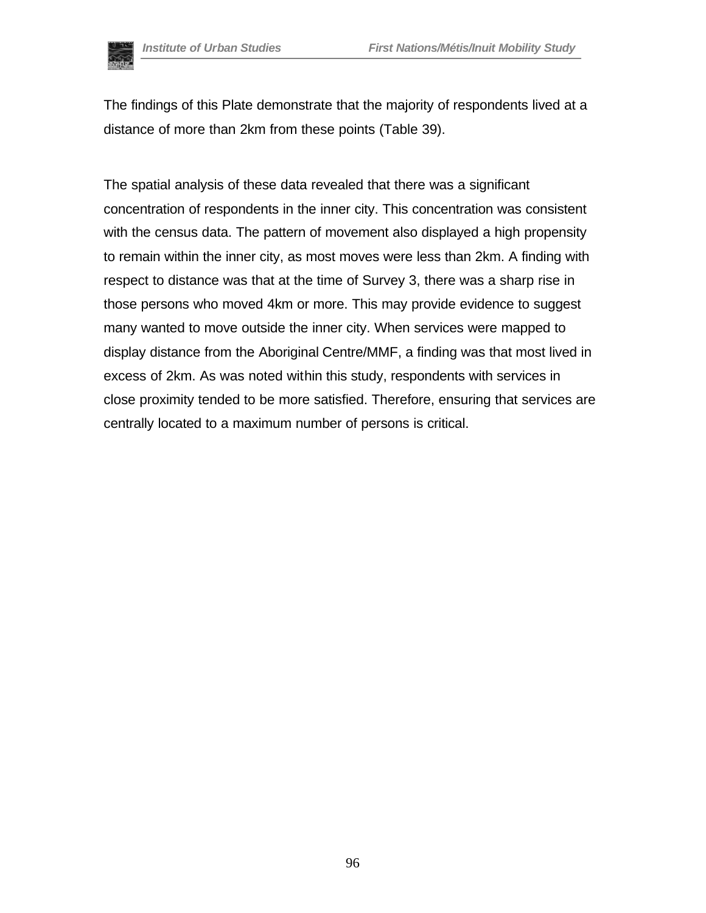The findings of this Plate demonstrate that the majority of respondents lived at a distance of more than 2km from these points (Table 39).

The spatial analysis of these data revealed that there was a significant concentration of respondents in the inner city. This concentration was consistent with the census data. The pattern of movement also displayed a high propensity to remain within the inner city, as most moves were less than 2km. A finding with respect to distance was that at the time of Survey 3, there was a sharp rise in those persons who moved 4km or more. This may provide evidence to suggest many wanted to move outside the inner city. When services were mapped to display distance from the Aboriginal Centre/MMF, a finding was that most lived in excess of 2km. As was noted within this study, respondents with services in close proximity tended to be more satisfied. Therefore, ensuring that services are centrally located to a maximum number of persons is critical.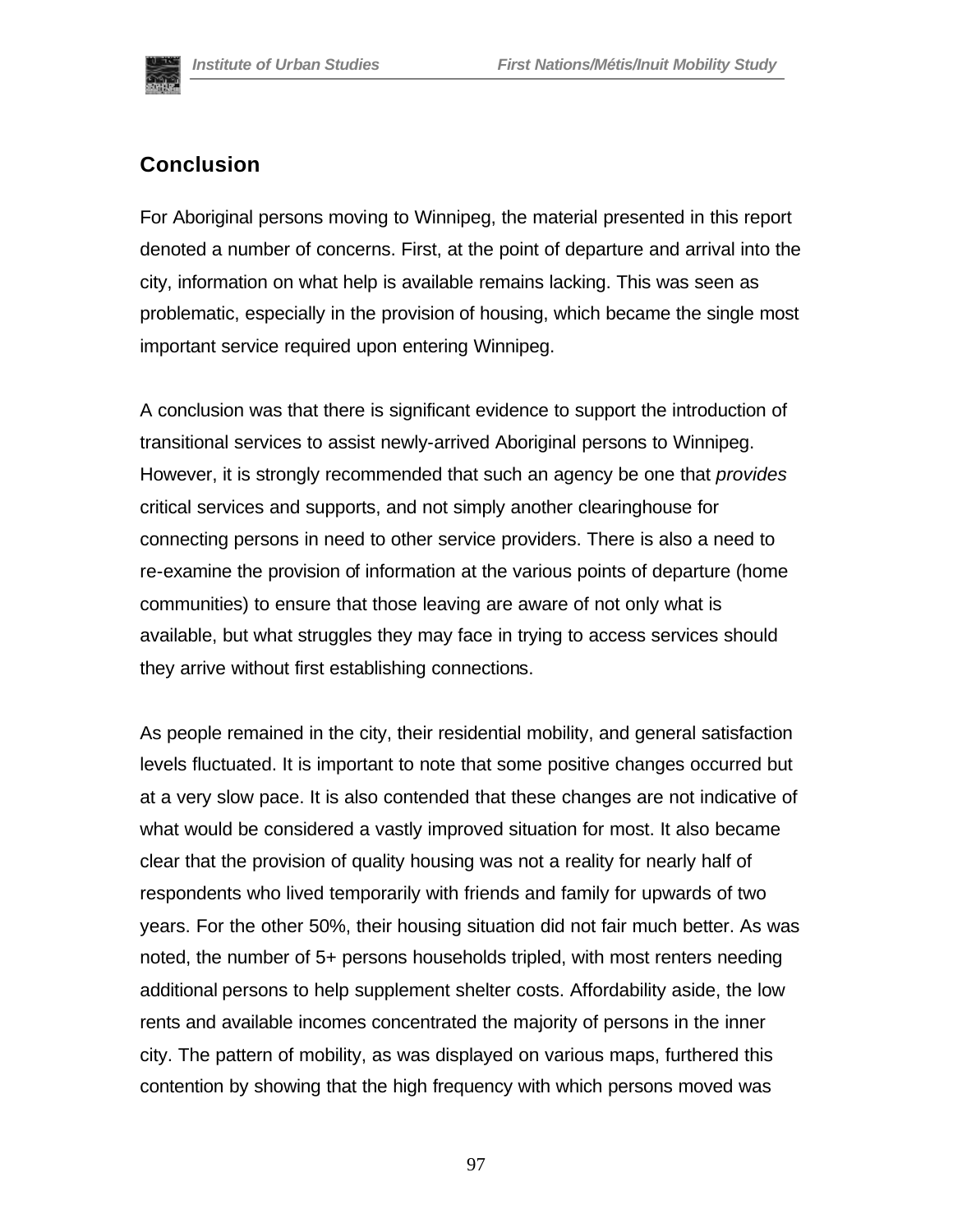## Conclusion

For Aboriginal persons moving to Winnipeg, the material presented in this report denoted a number of concerns. First, at the point of departure and arrival into the city, information on what help is available remains lacking. This was seen as problematic, especially in the provision of housing, which became the single most important service required upon entering Winnipeg.

A conclusion was that there is significant evidence to support the introduction of transitional services to assist newly-arrived Aboriginal persons to Winnipeg. However, it is strongly recommended that such an agency be one that *provides* critical services and supports, and not simply another clearinghouse for connecting persons in need to other service providers. There is also a need to re-examine the provision of information at the various points of departure (home communities) to ensure that those leaving are aware of not only what is available, but what struggles they may face in trying to access services should they arrive without first establishing connections.

As people remained in the city, their residential mobility, and general satisfaction levels fluctuated. It is important to note that some positive changes occurred but at a very slow pace. It is also contended that these changes are not indicative of what would be considered a vastly improved situation for most. It also became clear that the provision of quality housing was not a reality for nearly half of respondents who lived temporarily with friends and family for upwards of two years. For the other 50%, their housing situation did not fair much better. As was noted, the number of 5+ persons households tripled, with most renters needing additional persons to help supplement shelter costs. Affordability aside, the low rents and available incomes concentrated the majority of persons in the inner city. The pattern of mobility, as was displayed on various maps, furthered this contention by showing that the high frequency with which persons moved was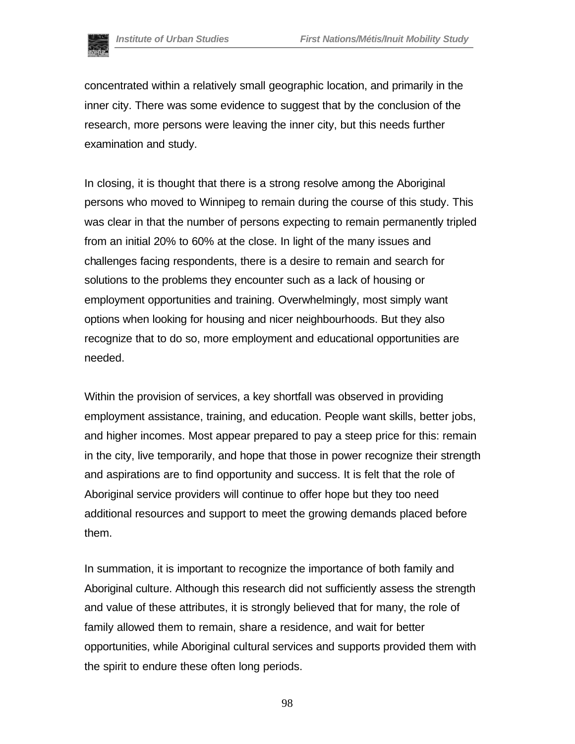concentrated within a relatively small geographic location, and primarily in the inner city. There was some evidence to suggest that by the conclusion of the research, more persons were leaving the inner city, but this needs further examination and study.

In closing, it is thought that there is a strong resolve among the Aboriginal persons who moved to Winnipeg to remain during the course of this study. This was clear in that the number of persons expecting to remain permanently tripled from an initial 20% to 60% at the close. In light of the many issues and challenges facing respondents, there is a desire to remain and search for solutions to the problems they encounter such as a lack of housing or employment opportunities and training. Overwhelmingly, most simply want options when looking for housing and nicer neighbourhoods. But they also recognize that to do so, more employment and educational opportunities are needed.

Within the provision of services, a key shortfall was observed in providing employment assistance, training, and education. People want skills, better jobs, and higher incomes. Most appear prepared to pay a steep price for this: remain in the city, live temporarily, and hope that those in power recognize their strength and aspirations are to find opportunity and success. It is felt that the role of Aboriginal service providers will continue to offer hope but they too need additional resources and support to meet the growing demands placed before them.

In summation, it is important to recognize the importance of both family and Aboriginal culture. Although this research did not sufficiently assess the strength and value of these attributes, it is strongly believed that for many, the role of family allowed them to remain, share a residence, and wait for better opportunities, while Aboriginal cultural services and supports provided them with the spirit to endure these often long periods.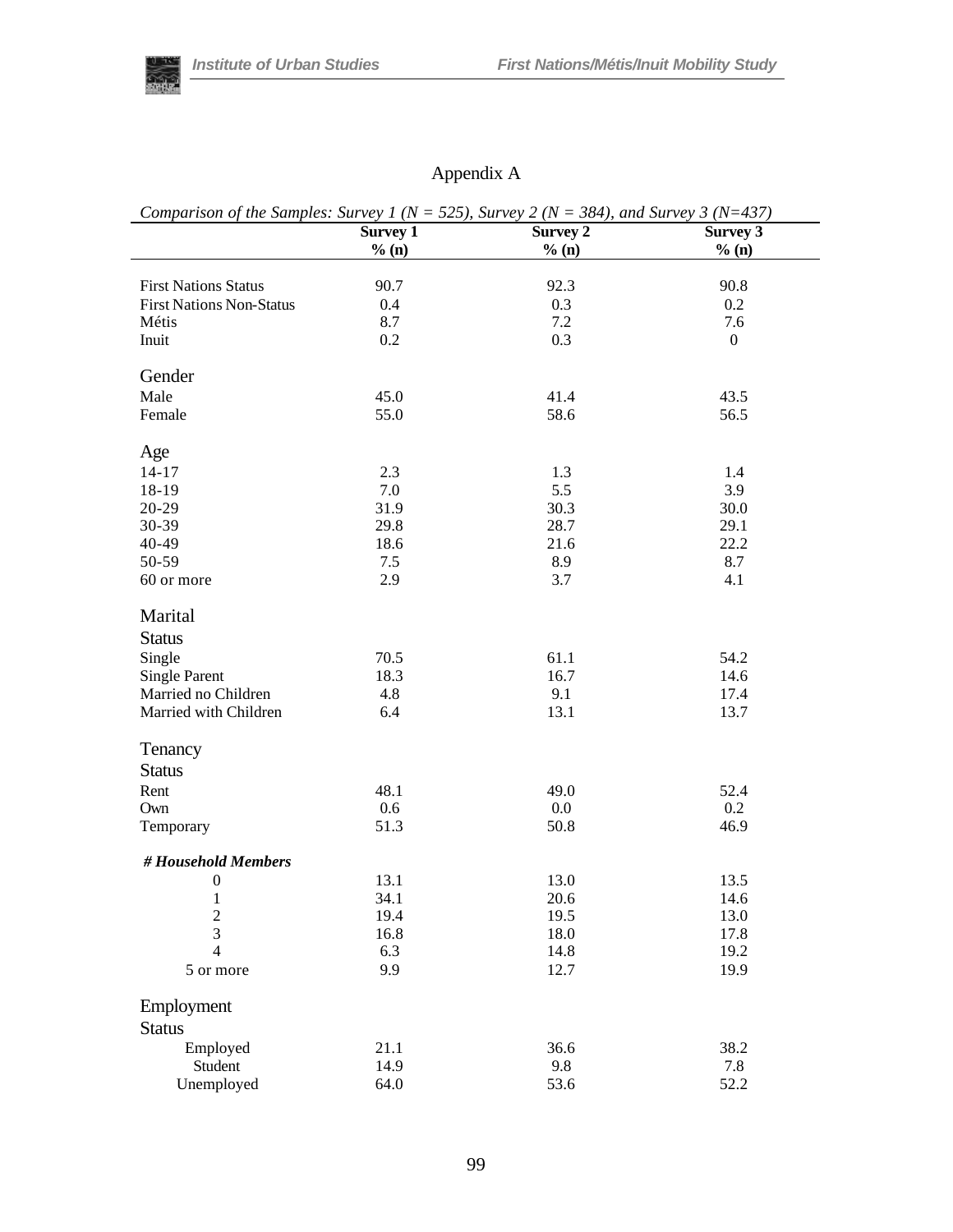# Appendix A

*Comparison of the Samples: Survey 1 (N = 525), Survey 2 (N = 384), and Survey 3 (N=437)*

| | **Survey 1** | **Survey 2** | **Survey 3** |
|---|---|---|---|
| | **% (n)** | **% (n)** | **% (n)** |
| First Nations Status | 90.7 | 92.3 | 90.8 |
| First Nations Non-Status | 0.4 | 0.3 | 0.2 |
| Métis | 8.7 | 7.2 | 7.6 |
| Inuit | 0.2 | 0.3 | 0 |
| Gender | | | |
| Male | 45.0 | 41.4 | 43.5 |
| Female | 55.0 | 58.6 | 56.5 |
| Age | | | |
| 14-17 | 2.3 | 1.3 | 1.4 |
| 18-19 | 7.0 | 5.5 | 3.9 |
| 20-29 | 31.9 | 30.3 | 30.0 |
| 30-39 | 29.8 | 28.7 | 29.1 |
| 40-49 | 18.6 | 21.6 | 22.2 |
| 50-59 | 7.5 | 8.9 | 8.7 |
| 60 or more | 2.9 | 3.7 | 4.1 |
| Marital Status | | | |
| Single | 70.5 | 61.1 | 54.2 |
| Single Parent | 18.3 | 16.7 | 14.6 |
| Married no Children | 4.8 | 9.1 | 17.4 |
| Married with Children | 6.4 | 13.1 | 13.7 |
| Tenancy Status | | | |
| Rent | 48.1 | 49.0 | 52.4 |
| Own | 0.6 | 0.0 | 0.2 |
| Temporary | 51.3 | 50.8 | 46.9 |
| ***# Household Members*** | | | |
| 0 | 13.1 | 13.0 | 13.5 |
| 1 | 34.1 | 20.6 | 14.6 |
| 2 | 19.4 | 19.5 | 13.0 |
| 3 | 16.8 | 18.0 | 17.8 |
| 4 | 6.3 | 14.8 | 19.2 |
| 5 or more | 9.9 | 12.7 | 19.9 |
| Employment Status | | | |
| Employed | 21.1 | 36.6 | 38.2 |
| Student | 14.9 | 9.8 | 7.8 |
| Unemployed | 64.0 | 53.6 | 52.2 |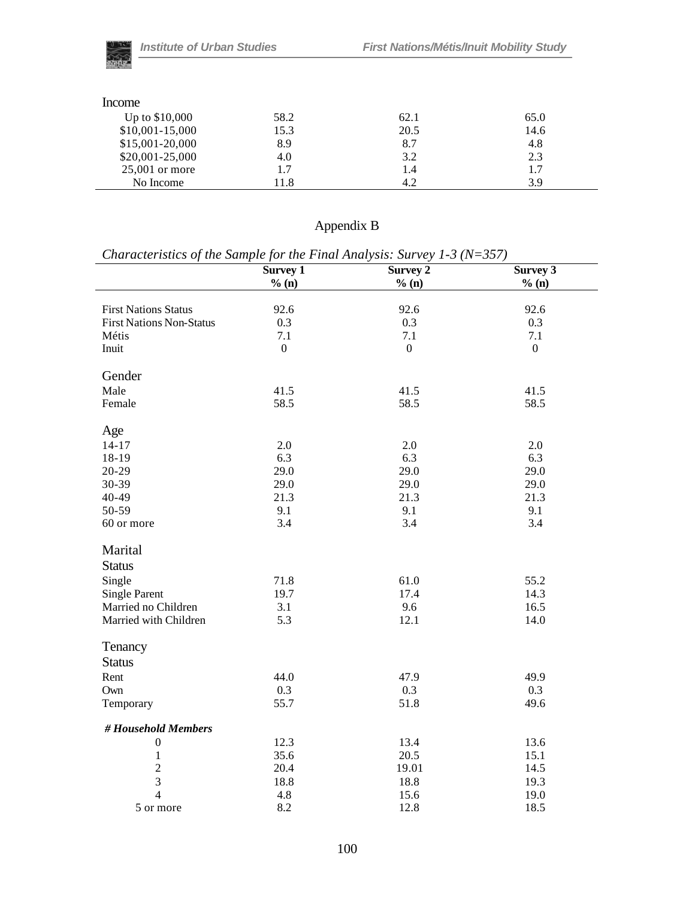| Income | | | |
|---|---|---|---|
| Up to $10,000 | 58.2 | 62.1 | 65.0 |
| $10,001-15,000 | 15.3 | 20.5 | 14.6 |
| $15,001-20,000 | 8.9 | 8.7 | 4.8 |
| $20,001-25,000 | 4.0 | 3.2 | 2.3 |
| 25,001 or more | 1.7 | 1.4 | 1.7 |
| No Income | 11.8 | 4.2 | 3.9 |

## Appendix B

*Characteristics of the Sample for the Final Analysis: Survey 1-3 (N=357)*

| | **Survey 1** **% (n)** | **Survey 2** **% (n)** | **Survey 3** **% (n)** |
|---|---|---|---|
| First Nations Status | 92.6 | 92.6 | 92.6 |
| First Nations Non-Status | 0.3 | 0.3 | 0.3 |
| Métis | 7.1 | 7.1 | 7.1 |
| Inuit | 0 | 0 | 0 |
| Gender | | | |
| Male | 41.5 | 41.5 | 41.5 |
| Female | 58.5 | 58.5 | 58.5 |
| Age | | | |
| 14-17 | 2.0 | 2.0 | 2.0 |
| 18-19 | 6.3 | 6.3 | 6.3 |
| 20-29 | 29.0 | 29.0 | 29.0 |
| 30-39 | 29.0 | 29.0 | 29.0 |
| 40-49 | 21.3 | 21.3 | 21.3 |
| 50-59 | 9.1 | 9.1 | 9.1 |
| 60 or more | 3.4 | 3.4 | 3.4 |
| Marital Status | | | |
| Single | 71.8 | 61.0 | 55.2 |
| Single Parent | 19.7 | 17.4 | 14.3 |
| Married no Children | 3.1 | 9.6 | 16.5 |
| Married with Children | 5.3 | 12.1 | 14.0 |
| Tenancy Status | | | |
| Rent | 44.0 | 47.9 | 49.9 |
| Own | 0.3 | 0.3 | 0.3 |
| Temporary | 55.7 | 51.8 | 49.6 |
| ***# Household Members*** | | | |
| 0 | 12.3 | 13.4 | 13.6 |
| 1 | 35.6 | 20.5 | 15.1 |
| 2 | 20.4 | 19.01 | 14.5 |
| 3 | 18.8 | 18.8 | 19.3 |
| 4 | 4.8 | 15.6 | 19.0 |
| 5 or more | 8.2 | 12.8 | 18.5 |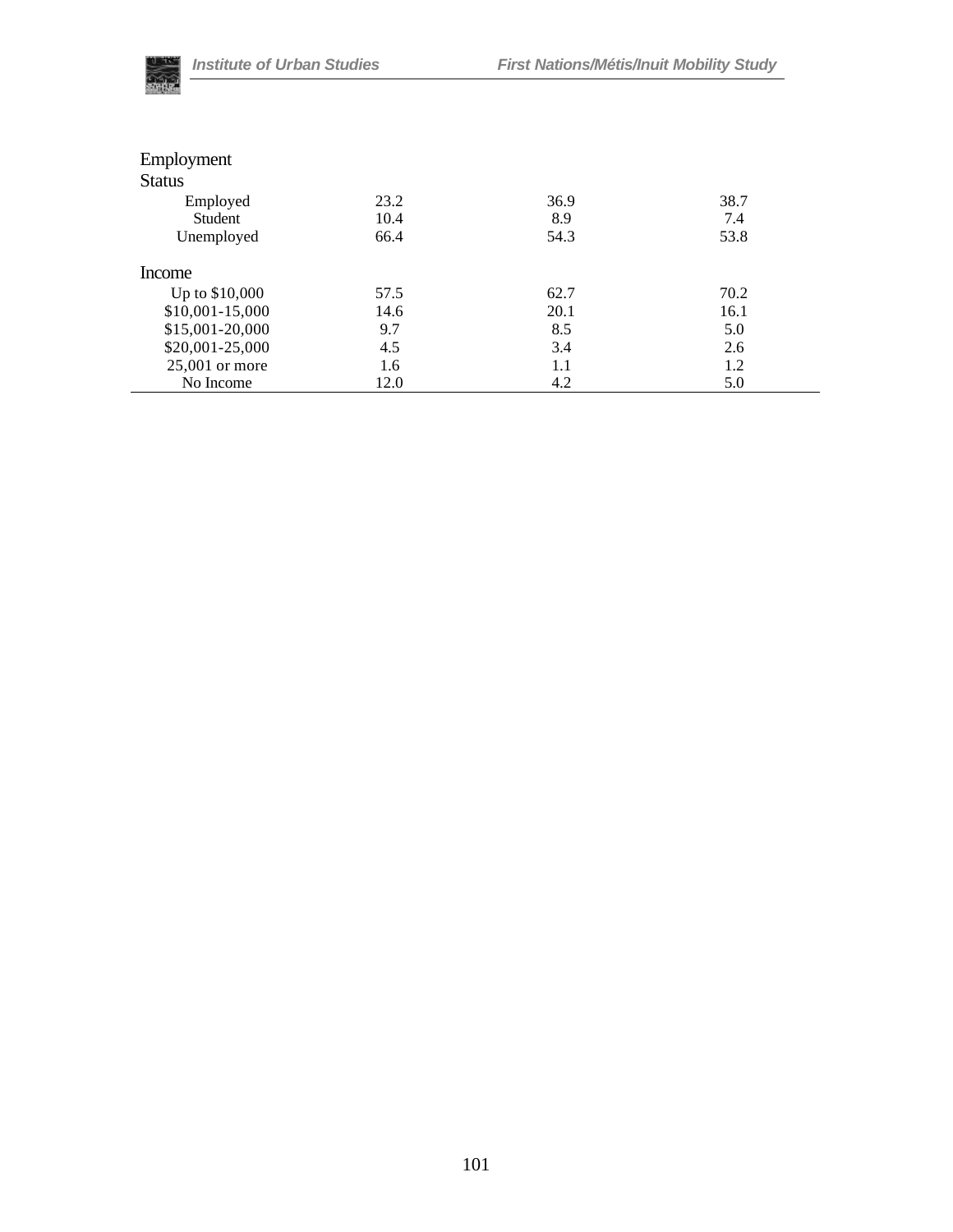| | | | |
|---|---|---|---|
| **Employment Status** | | | |
| Employed | 23.2 | 36.9 | 38.7 |
| Student | 10.4 | 8.9 | 7.4 |
| Unemployed | 66.4 | 54.3 | 53.8 |
| **Income** | | | |
| Up to $10,000 | 57.5 | 62.7 | 70.2 |
| $10,001-15,000 | 14.6 | 20.1 | 16.1 |
| $15,001-20,000 | 9.7 | 8.5 | 5.0 |
| $20,001-25,000 | 4.5 | 3.4 | 2.6 |
| 25,001 or more | 1.6 | 1.1 | 1.2 |
| No Income | 12.0 | 4.2 | 5.0 |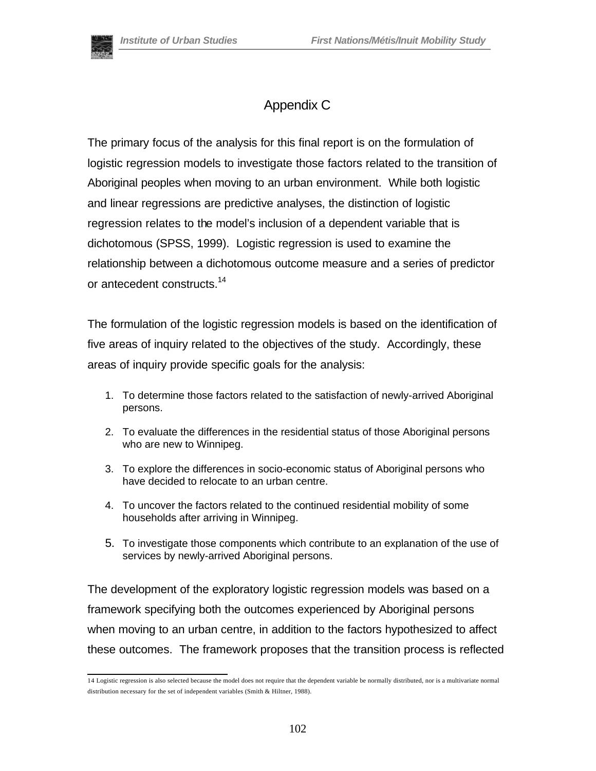# Appendix C

The primary focus of the analysis for this final report is on the formulation of logistic regression models to investigate those factors related to the transition of Aboriginal peoples when moving to an urban environment. While both logistic and linear regressions are predictive analyses, the distinction of logistic regression relates to the model's inclusion of a dependent variable that is dichotomous (SPSS, 1999). Logistic regression is used to examine the relationship between a dichotomous outcome measure and a series of predictor or antecedent constructs.[14]

The formulation of the logistic regression models is based on the identification of five areas of inquiry related to the objectives of the study. Accordingly, these areas of inquiry provide specific goals for the analysis:

1. To determine those factors related to the satisfaction of newly-arrived Aboriginal persons.
2. To evaluate the differences in the residential status of those Aboriginal persons who are new to Winnipeg.
3. To explore the differences in socio-economic status of Aboriginal persons who have decided to relocate to an urban centre.
4. To uncover the factors related to the continued residential mobility of some households after arriving in Winnipeg.
5. To investigate those components which contribute to an explanation of the use of services by newly-arrived Aboriginal persons.

The development of the exploratory logistic regression models was based on a framework specifying both the outcomes experienced by Aboriginal persons when moving to an urban centre, in addition to the factors hypothesized to affect these outcomes. The framework proposes that the transition process is reflected

---

14 Logistic regression is also selected because the model does not require that the dependent variable be normally distributed, nor is a multivariate normal distribution necessary for the set of independent variables (Smith & Hiltner, 1988).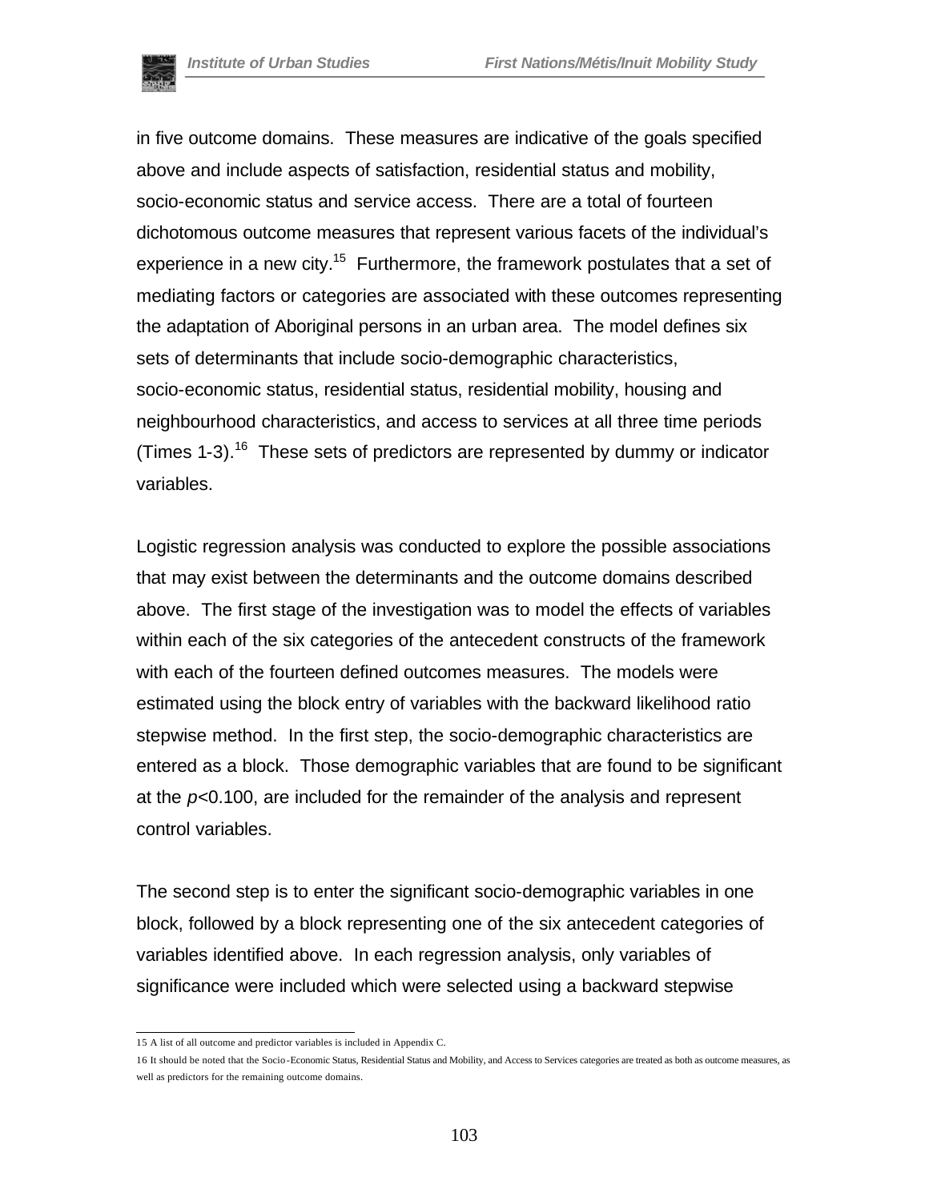in five outcome domains. These measures are indicative of the goals specified above and include aspects of satisfaction, residential status and mobility, socio-economic status and service access. There are a total of fourteen dichotomous outcome measures that represent various facets of the individual's experience in a new city.[15] Furthermore, the framework postulates that a set of mediating factors or categories are associated with these outcomes representing the adaptation of Aboriginal persons in an urban area. The model defines six sets of determinants that include socio-demographic characteristics, socio-economic status, residential status, residential mobility, housing and neighbourhood characteristics, and access to services at all three time periods (Times 1-3).[16] These sets of predictors are represented by dummy or indicator variables.

Logistic regression analysis was conducted to explore the possible associations that may exist between the determinants and the outcome domains described above. The first stage of the investigation was to model the effects of variables within each of the six categories of the antecedent constructs of the framework with each of the fourteen defined outcomes measures. The models were estimated using the block entry of variables with the backward likelihood ratio stepwise method. In the first step, the socio-demographic characteristics are entered as a block. Those demographic variables that are found to be significant at the $p<0.100$, are included for the remainder of the analysis and represent control variables.

The second step is to enter the significant socio-demographic variables in one block, followed by a block representing one of the six antecedent categories of variables identified above. In each regression analysis, only variables of significance were included which were selected using a backward stepwise

---

15 A list of all outcome and predictor variables is included in Appendix C.

16 It should be noted that the Socio-Economic Status, Residential Status and Mobility, and Access to Services categories are treated as both as outcome measures, as well as predictors for the remaining outcome domains.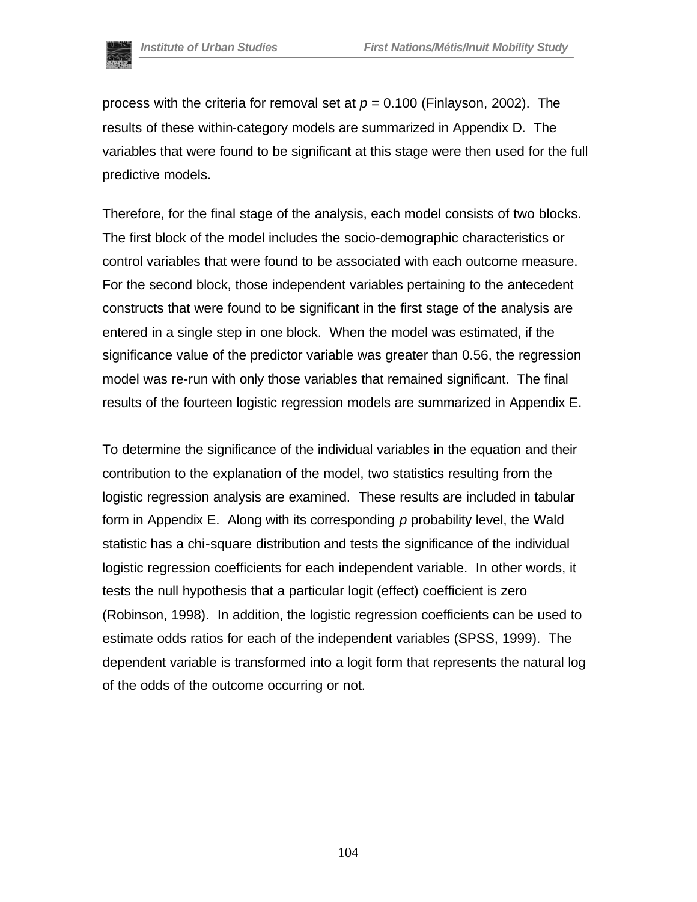process with the criteria for removal set at $p = 0.100$ (Finlayson, 2002). The results of these within-category models are summarized in Appendix D. The variables that were found to be significant at this stage were then used for the full predictive models.

Therefore, for the final stage of the analysis, each model consists of two blocks. The first block of the model includes the socio-demographic characteristics or control variables that were found to be associated with each outcome measure. For the second block, those independent variables pertaining to the antecedent constructs that were found to be significant in the first stage of the analysis are entered in a single step in one block. When the model was estimated, if the significance value of the predictor variable was greater than 0.56, the regression model was re-run with only those variables that remained significant. The final results of the fourteen logistic regression models are summarized in Appendix E.

To determine the significance of the individual variables in the equation and their contribution to the explanation of the model, two statistics resulting from the logistic regression analysis are examined. These results are included in tabular form in Appendix E. Along with its corresponding *p* probability level, the Wald statistic has a chi-square distribution and tests the significance of the individual logistic regression coefficients for each independent variable. In other words, it tests the null hypothesis that a particular logit (effect) coefficient is zero (Robinson, 1998). In addition, the logistic regression coefficients can be used to estimate odds ratios for each of the independent variables (SPSS, 1999). The dependent variable is transformed into a logit form that represents the natural log of the odds of the outcome occurring or not.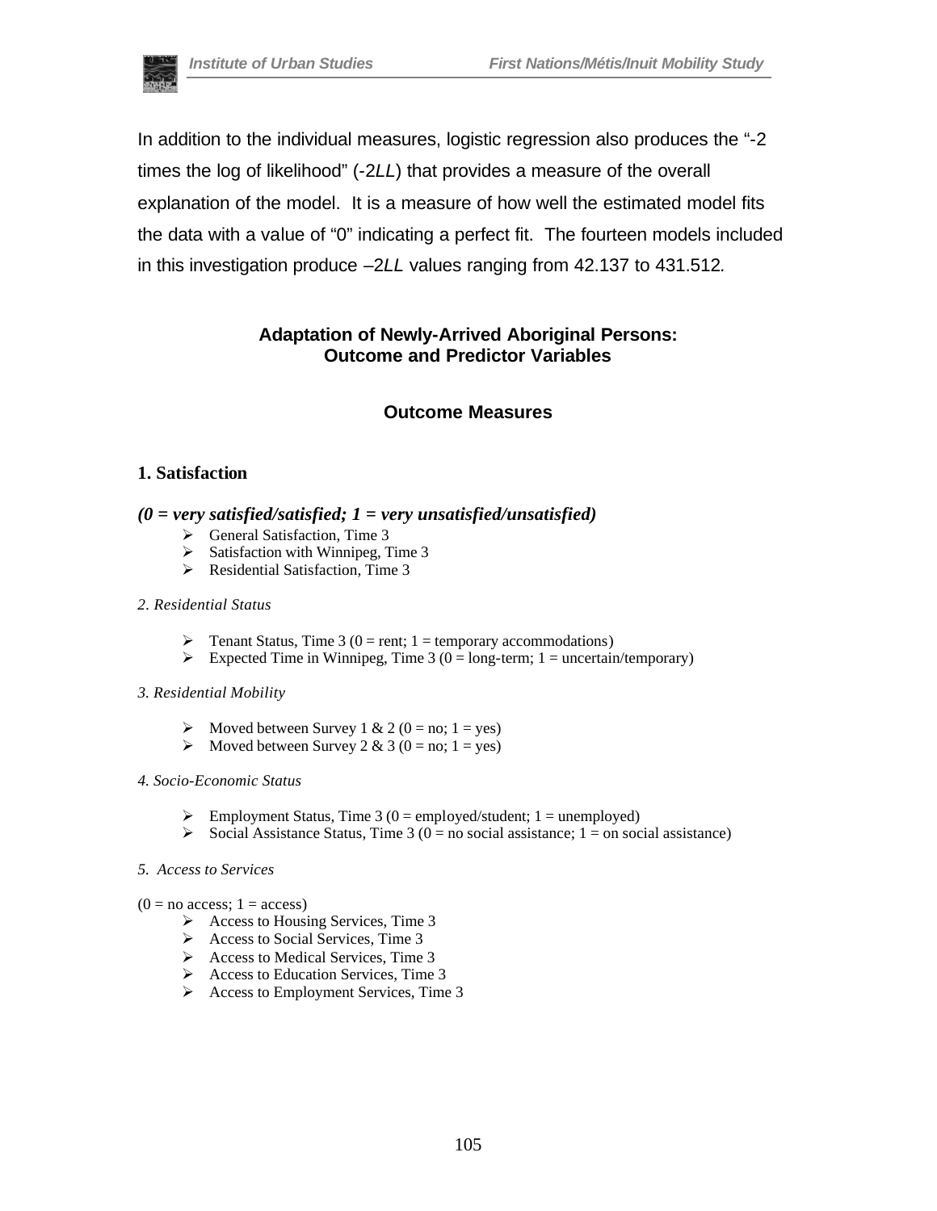In addition to the individual measures, logistic regression also produces the "-2 times the log of likelihood" (-2*LL*) that provides a measure of the overall explanation of the model. It is a measure of how well the estimated model fits the data with a value of "0" indicating a perfect fit. The fourteen models included in this investigation produce –2*LL* values ranging from 42.137 to 431.512.

## Adaptation of Newly-Arrived Aboriginal Persons: Outcome and Predictor Variables

### Outcome Measures

#### 1. Satisfaction

***(0 = very satisfied/satisfied; 1 = very unsatisfied/unsatisfied)***

- General Satisfaction, Time 3
- Satisfaction with Winnipeg, Time 3
- Residential Satisfaction, Time 3

*2. Residential Status*

- Tenant Status, Time 3 (0 = rent; 1 = temporary accommodations)
- Expected Time in Winnipeg, Time 3 (0 = long-term; 1 = uncertain/temporary)

*3. Residential Mobility*

- Moved between Survey 1 & 2 (0 = no; 1 = yes)
- Moved between Survey 2 & 3 (0 = no; 1 = yes)

*4. Socio-Economic Status*

- Employment Status, Time 3 (0 = employed/student; 1 = unemployed)
- Social Assistance Status, Time 3 (0 = no social assistance; 1 = on social assistance)

*5. Access to Services*

(0 = no access; 1 = access)

- Access to Housing Services, Time 3
- Access to Social Services, Time 3
- Access to Medical Services, Time 3
- Access to Education Services, Time 3
- Access to Employment Services, Time 3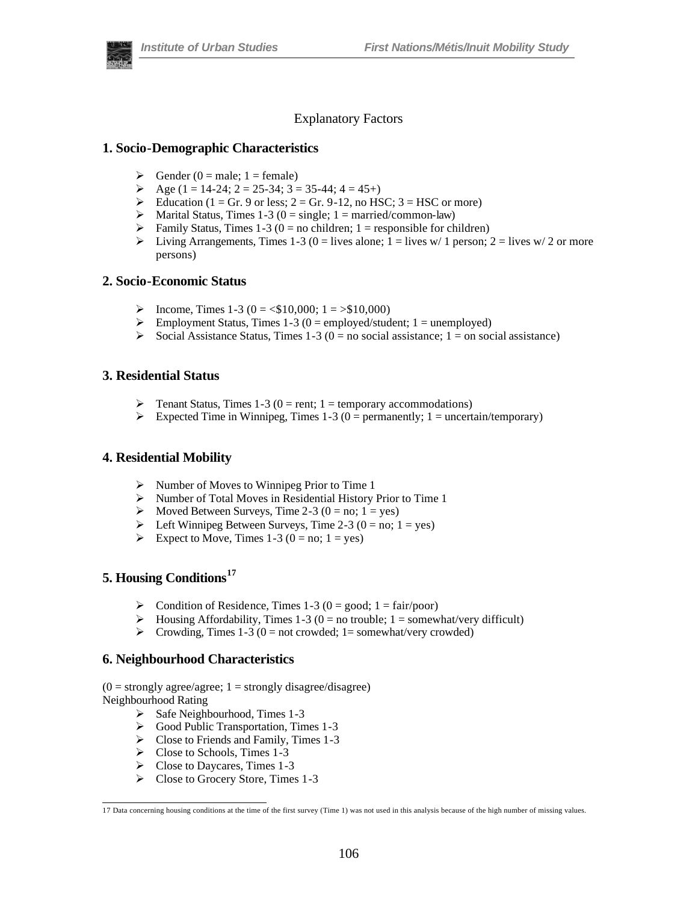## Explanatory Factors

### 1. Socio-Demographic Characteristics

- Gender (0 = male; 1 = female)
- Age (1 = 14-24; 2 = 25-34; 3 = 35-44; 4 = 45+)
- Education (1 = Gr. 9 or less; 2 = Gr. 9-12, no HSC; 3 = HSC or more)
- Marital Status, Times 1-3 (0 = single; 1 = married/common-law)
- Family Status, Times 1-3 (0 = no children; 1 = responsible for children)
- Living Arrangements, Times 1-3 (0 = lives alone; 1 = lives w/ 1 person; 2 = lives w/ 2 or more persons)

### 2. Socio-Economic Status

- Income, Times 1-3 (0 = <$10,000; 1 = >$10,000)
- Employment Status, Times 1-3 (0 = employed/student; 1 = unemployed)
- Social Assistance Status, Times 1-3 (0 = no social assistance; 1 = on social assistance)

### 3. Residential Status

- Tenant Status, Times 1-3 (0 = rent; 1 = temporary accommodations)
- Expected Time in Winnipeg, Times 1-3 (0 = permanently; 1 = uncertain/temporary)

### 4. Residential Mobility

- Number of Moves to Winnipeg Prior to Time 1
- Number of Total Moves in Residential History Prior to Time 1
- Moved Between Surveys, Time 2-3 (0 = no; 1 = yes)
- Left Winnipeg Between Surveys, Time 2-3 (0 = no; 1 = yes)
- Expect to Move, Times 1-3 (0 = no; 1 = yes)

### 5. Housing Conditions[17]

- Condition of Residence, Times 1-3 (0 = good; 1 = fair/poor)
- Housing Affordability, Times 1-3 (0 = no trouble; 1 = somewhat/very difficult)
- Crowding, Times 1-3 (0 = not crowded; 1= somewhat/very crowded)

### 6. Neighbourhood Characteristics

(0 = strongly agree/agree; 1 = strongly disagree/disagree)
Neighbourhood Rating

- Safe Neighbourhood, Times 1-3
- Good Public Transportation, Times 1-3
- Close to Friends and Family, Times 1-3
- Close to Schools, Times 1-3
- Close to Daycares, Times 1-3
- Close to Grocery Store, Times 1-3

---

17 Data concerning housing conditions at the time of the first survey (Time 1) was not used in this analysis because of the high number of missing values.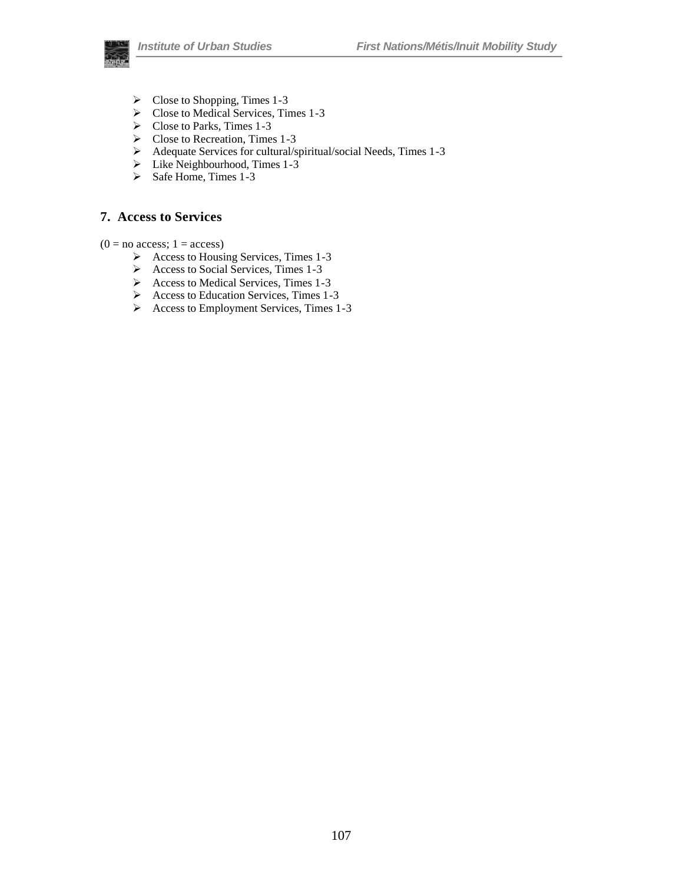- Close to Shopping, Times 1-3
- Close to Medical Services, Times 1-3
- Close to Parks, Times 1-3
- Close to Recreation, Times 1-3
- Adequate Services for cultural/spiritual/social Needs, Times 1-3
- Like Neighbourhood, Times 1-3
- Safe Home, Times 1-3

## 7. Access to Services

(0 = no access; 1 = access)

- Access to Housing Services, Times 1-3
- Access to Social Services, Times 1-3
- Access to Medical Services, Times 1-3
- Access to Education Services, Times 1-3
- Access to Employment Services, Times 1-3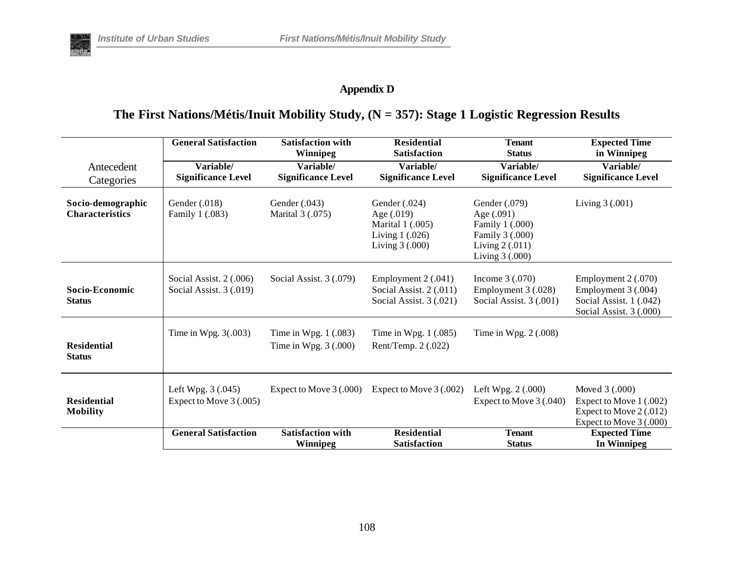## Appendix D

## The First Nations/Métis/Inuit Mobility Study, (N = 357): Stage 1 Logistic Regression Results

| | General Satisfaction | Satisfaction with Winnipeg | Residential Satisfaction | Tenant Status | Expected Time in Winnipeg |
|---|---|---|---|---|---|
| Antecedent Categories | Variable/ Significance Level | Variable/ Significance Level | Variable/ Significance Level | Variable/ Significance Level | Variable/ Significance Level |
| **Socio-demographic Characteristics** | Gender (.018)<br>Family 1 (.083) | Gender (.043)<br>Marital 3 (.075) | Gender (.024)<br>Age (.019)<br>Marital 1 (.005)<br>Living 1 (.026)<br>Living 3 (.000) | Gender (.079)<br>Age (.091)<br>Family 1 (.000)<br>Family 3 (.000)<br>Living 2 (.011)<br>Living 3 (.000) | Living 3 (.001) |
| **Socio-Economic Status** | Social Assist. 2 (.006)<br>Social Assist. 3 (.019) | Social Assist. 3 (.079) | Employment 2 (.041)<br>Social Assist. 2 (.011)<br>Social Assist. 3 (.021) | Income 3 (.070)<br>Employment 3 (.028)<br>Social Assist. 3 (.001) | Employment 2 (.070)<br>Employment 3 (.004)<br>Social Assist. 1 (.042)<br>Social Assist. 3 (.000) |
| **Residential Status** | Time in Wpg. 3(.003) | Time in Wpg. 1 (.083)<br>Time in Wpg. 3 (.000) | Time in Wpg. 1 (.085)<br>Rent/Temp. 2 (.022) | Time in Wpg. 2 (.008) | |
| **Residential Mobility** | Left Wpg. 3 (.045)<br>Expect to Move 3 (.005) | Expect to Move 3 (.000) | Expect to Move 3 (.002) | Left Wpg. 2 (.000)<br>Expect to Move 3 (.040) | Moved 3 (.000)<br>Expect to Move 1 (.002)<br>Expect to Move 2 (.012)<br>Expect to Move 3 (.000) |
| | **General Satisfaction** | **Satisfaction with Winnipeg** | **Residential Satisfaction** | **Tenant Status** | **Expected Time In Winnipeg** |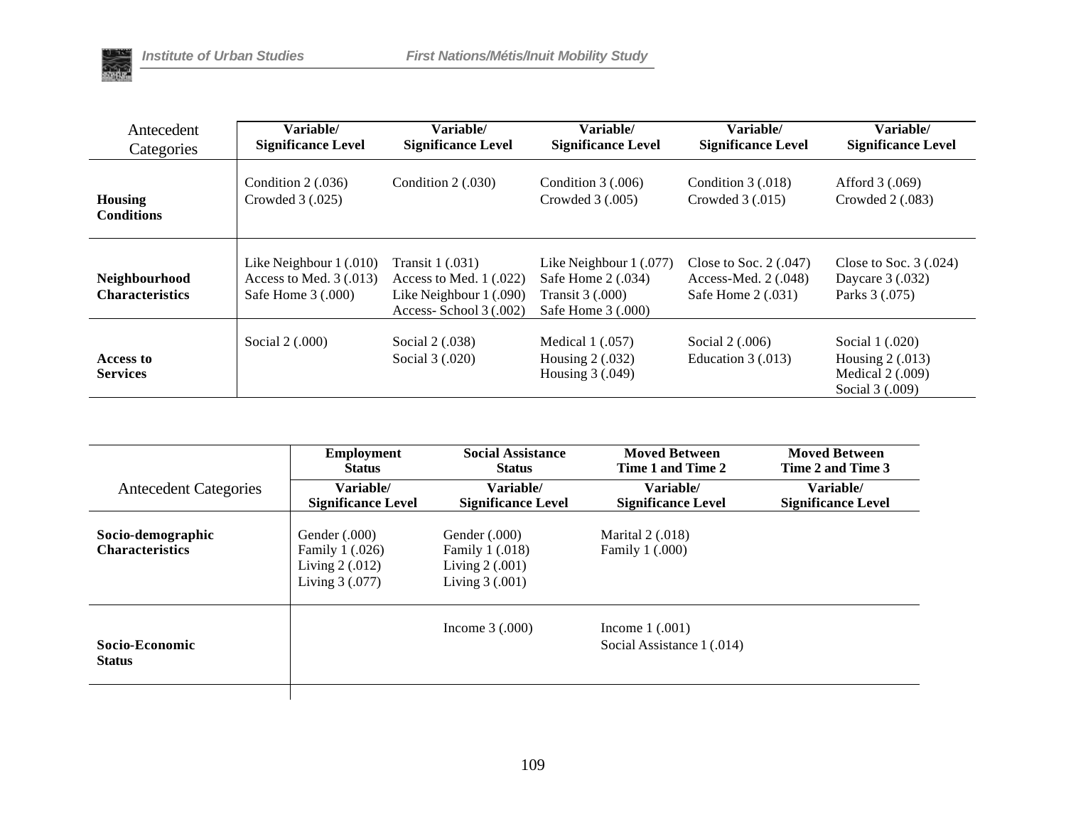| Antecedent Categories | Variable/ Significance Level | Variable/ Significance Level | Variable/ Significance Level | Variable/ Significance Level | Variable/ Significance Level |
|---|---|---|---|---|---|
| **Housing Conditions** | Condition 2 (.036)<br>Crowded 3 (.025) | Condition 2 (.030) | Condition 3 (.006)<br>Crowded 3 (.005) | Condition 3 (.018)<br>Crowded 3 (.015) | Afford 3 (.069)<br>Crowded 2 (.083) |
| **Neighbourhood Characteristics** | Like Neighbour 1 (.010)<br>Access to Med. 3 (.013)<br>Safe Home 3 (.000) | Transit 1 (.031)<br>Access to Med. 1 (.022)<br>Like Neighbour 1 (.090)<br>Access- School 3 (.002) | Like Neighbour 1 (.077)<br>Safe Home 2 (.034)<br>Transit 3 (.000)<br>Safe Home 3 (.000) | Close to Soc. 2 (.047)<br>Access-Med. 2 (.048)<br>Safe Home 2 (.031) | Close to Soc. 3 (.024)<br>Daycare 3 (.032)<br>Parks 3 (.075) |
| **Access to Services** | Social 2 (.000) | Social 2 (.038)<br>Social 3 (.020) | Medical 1 (.057)<br>Housing 2 (.032)<br>Housing 3 (.049) | Social 2 (.006)<br>Education 3 (.013) | Social 1 (.020)<br>Housing 2 (.013)<br>Medical 2 (.009)<br>Social 3 (.009) |

| | **Employment Status** | **Social Assistance Status** | **Moved Between Time 1 and Time 2** | **Moved Between Time 2 and Time 3** |
|---|---|---|---|---|
| Antecedent Categories | **Variable/ Significance Level** | **Variable/ Significance Level** | **Variable/ Significance Level** | **Variable/ Significance Level** |
| **Socio-demographic Characteristics** | Gender (.000)<br>Family 1 (.026)<br>Living 2 (.012)<br>Living 3 (.077) | Gender (.000)<br>Family 1 (.018)<br>Living 2 (.001)<br>Living 3 (.001) | Marital 2 (.018)<br>Family 1 (.000) | |
| **Socio-Economic Status** | | Income 3 (.000) | Income 1 (.001)<br>Social Assistance 1 (.014) | |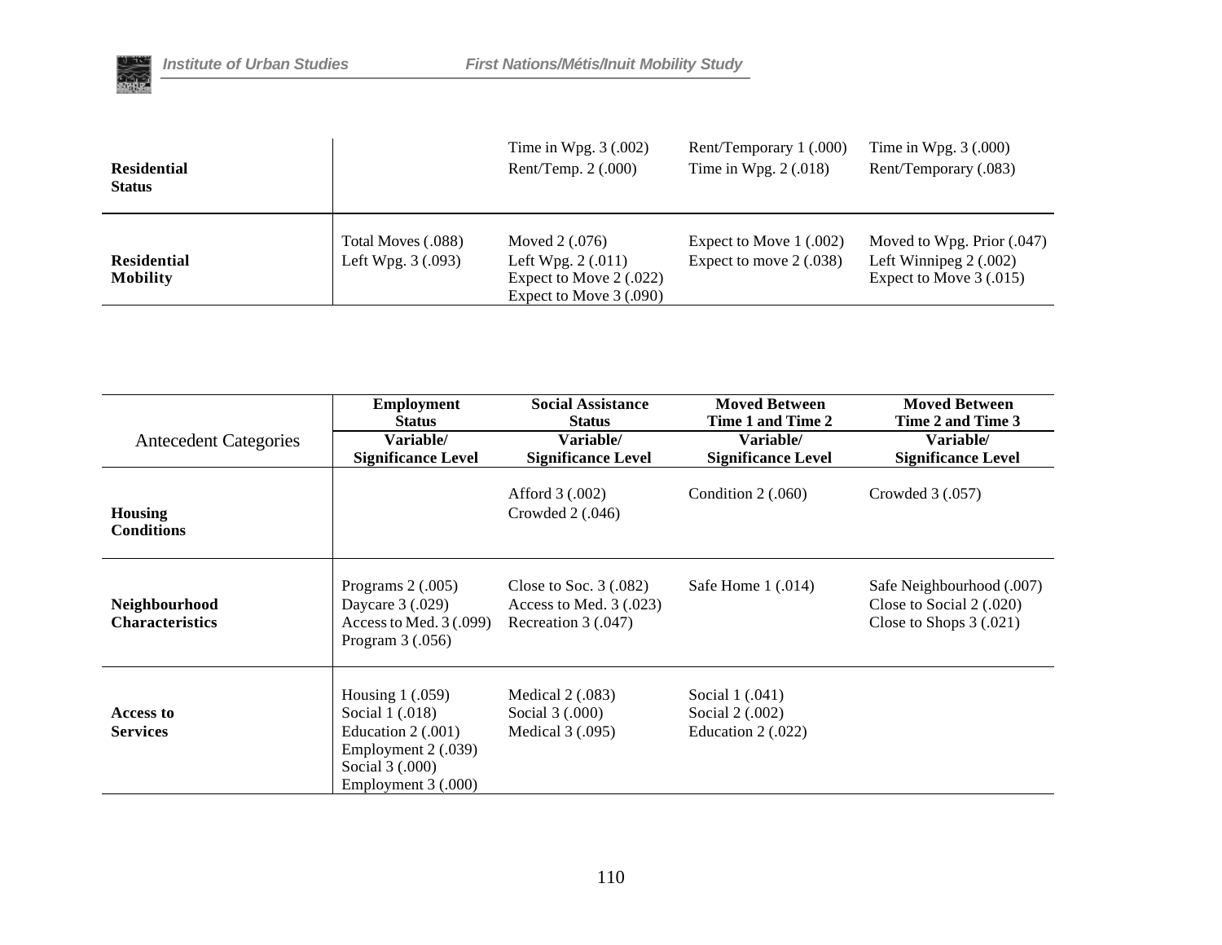| | | | | |
|---|---|---|---|---|
| **Residential Status** | | Time in Wpg. 3 (.002)<br>Rent/Temp. 2 (.000) | Rent/Temporary 1 (.000)<br>Time in Wpg. 2 (.018) | Time in Wpg. 3 (.000)<br>Rent/Temporary (.083) |
| **Residential Mobility** | Total Moves (.088)<br>Left Wpg. 3 (.093) | Moved 2 (.076)<br>Left Wpg. 2 (.011)<br>Expect to Move 2 (.022)<br>Expect to Move 3 (.090) | Expect to Move 1 (.002)<br>Expect to move 2 (.038) | Moved to Wpg. Prior (.047)<br>Left Winnipeg 2 (.002)<br>Expect to Move 3 (.015) |

| Antecedent Categories | **Employment Status**<br>**Variable/ Significance Level** | **Social Assistance Status**<br>**Variable/ Significance Level** | **Moved Between Time 1 and Time 2**<br>**Variable/ Significance Level** | **Moved Between Time 2 and Time 3**<br>**Variable/ Significance Level** |
|---|---|---|---|---|
| **Housing Conditions** | | Afford 3 (.002)<br>Crowded 2 (.046) | Condition 2 (.060) | Crowded 3 (.057) |
| **Neighbourhood Characteristics** | Programs 2 (.005)<br>Daycare 3 (.029)<br>Access to Med. 3 (.099)<br>Program 3 (.056) | Close to Soc. 3 (.082)<br>Access to Med. 3 (.023)<br>Recreation 3 (.047) | Safe Home 1 (.014) | Safe Neighbourhood (.007)<br>Close to Social 2 (.020)<br>Close to Shops 3 (.021) |
| **Access to Services** | Housing 1 (.059)<br>Social 1 (.018)<br>Education 2 (.001)<br>Employment 2 (.039)<br>Social 3 (.000)<br>Employment 3 (.000) | Medical 2 (.083)<br>Social 3 (.000)<br>Medical 3 (.095) | Social 1 (.041)<br>Social 2 (.002)<br>Education 2 (.022) | |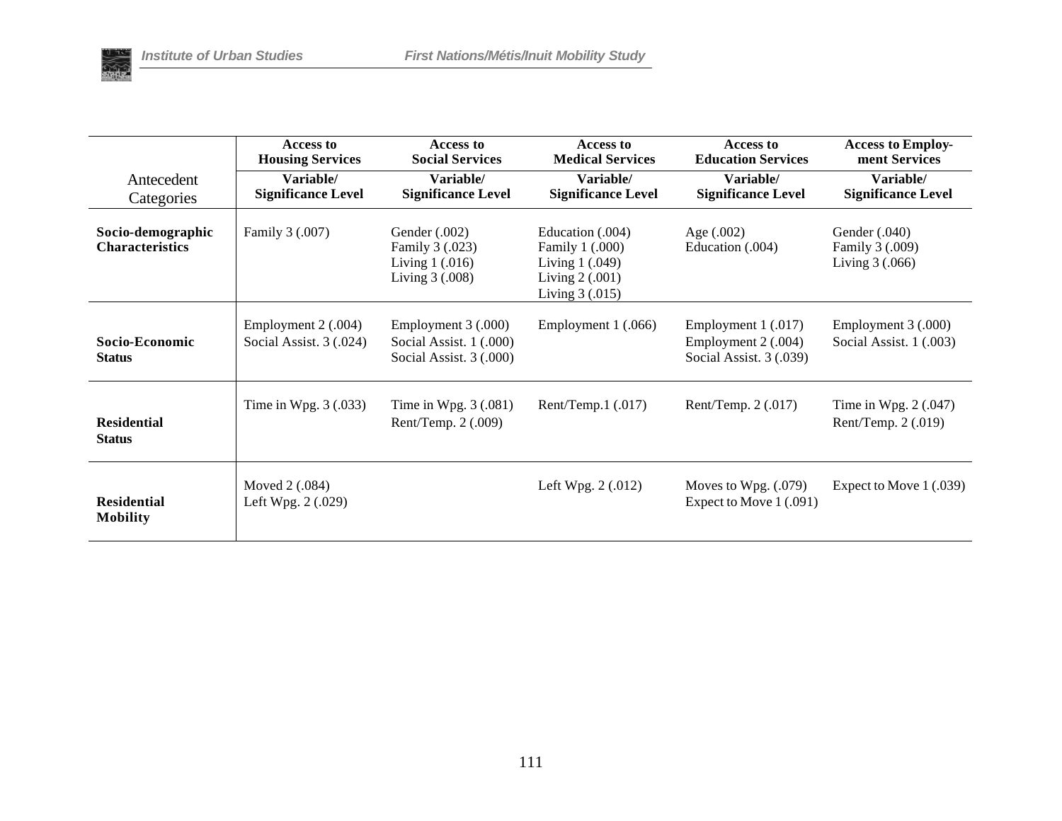| Antecedent Categories | Access to Housing Services<br>Variable/ Significance Level | Access to Social Services<br>Variable/ Significance Level | Access to Medical Services<br>Variable/ Significance Level | Access to Education Services<br>Variable/ Significance Level | Access to Employment Services<br>Variable/ Significance Level |
|---|---|---|---|---|---|
| **Socio-demographic Characteristics** | Family 3 (.007) | Gender (.002)<br>Family 3 (.023)<br>Living 1 (.016)<br>Living 3 (.008) | Education (.004)<br>Family 1 (.000)<br>Living 1 (.049)<br>Living 2 (.001)<br>Living 3 (.015) | Age (.002)<br>Education (.004) | Gender (.040)<br>Family 3 (.009)<br>Living 3 (.066) |
| **Socio-Economic Status** | Employment 2 (.004)<br>Social Assist. 3 (.024) | Employment 3 (.000)<br>Social Assist. 1 (.000)<br>Social Assist. 3 (.000) | Employment 1 (.066) | Employment 1 (.017)<br>Employment 2 (.004)<br>Social Assist. 3 (.039) | Employment 3 (.000)<br>Social Assist. 1 (.003) |
| **Residential Status** | Time in Wpg. 3 (.033) | Time in Wpg. 3 (.081)<br>Rent/Temp. 2 (.009) | Rent/Temp.1 (.017) | Rent/Temp. 2 (.017) | Time in Wpg. 2 (.047)<br>Rent/Temp. 2 (.019) |
| **Residential Mobility** | Moved 2 (.084)<br>Left Wpg. 2 (.029) | | Left Wpg. 2 (.012) | Moves to Wpg. (.079)<br>Expect to Move 1 (.091) | Expect to Move 1 (.039) |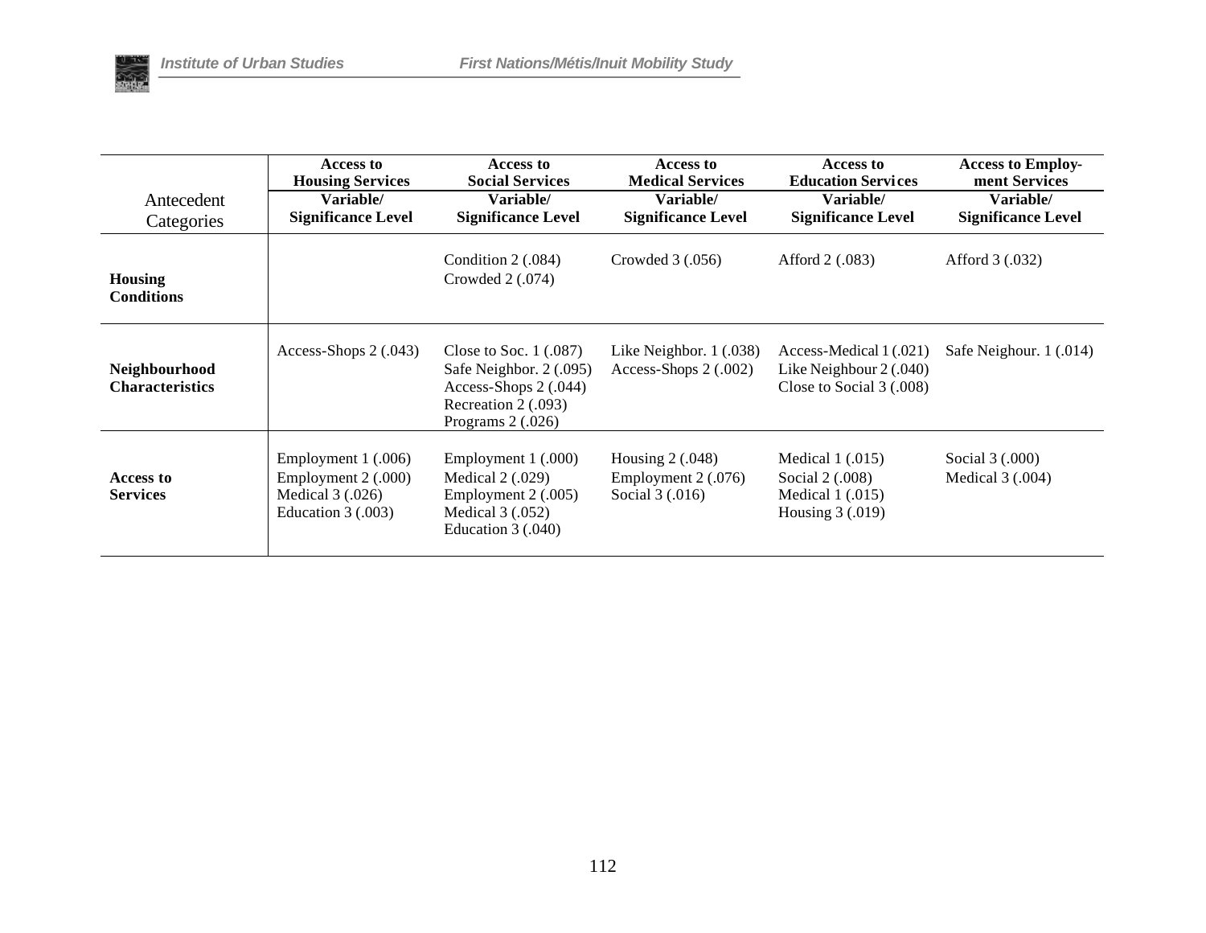| Antecedent Categories | Access to Housing Services Variable/ Significance Level | Access to Social Services Variable/ Significance Level | Access to Medical Services Variable/ Significance Level | Access to Education Services Variable/ Significance Level | Access to Employment Services Variable/ Significance Level |
|---|---|---|---|---|---|
| **Housing Conditions** | | Condition 2 (.084)<br>Crowded 2 (.074) | Crowded 3 (.056) | Afford 2 (.083) | Afford 3 (.032) |
| **Neighbourhood Characteristics** | Access-Shops 2 (.043) | Close to Soc. 1 (.087)<br>Safe Neighbor. 2 (.095)<br>Access-Shops 2 (.044)<br>Recreation 2 (.093)<br>Programs 2 (.026) | Like Neighbor. 1 (.038)<br>Access-Shops 2 (.002) | Access-Medical 1 (.021)<br>Like Neighbour 2 (.040)<br>Close to Social 3 (.008) | Safe Neighour. 1 (.014) |
| **Access to Services** | Employment 1 (.006)<br>Employment 2 (.000)<br>Medical 3 (.026)<br>Education 3 (.003) | Employment 1 (.000)<br>Medical 2 (.029)<br>Employment 2 (.005)<br>Medical 3 (.052)<br>Education 3 (.040) | Housing 2 (.048)<br>Employment 2 (.076)<br>Social 3 (.016) | Medical 1 (.015)<br>Social 2 (.008)<br>Medical 1 (.015)<br>Housing 3 (.019) | Social 3 (.000)<br>Medical 3 (.004) |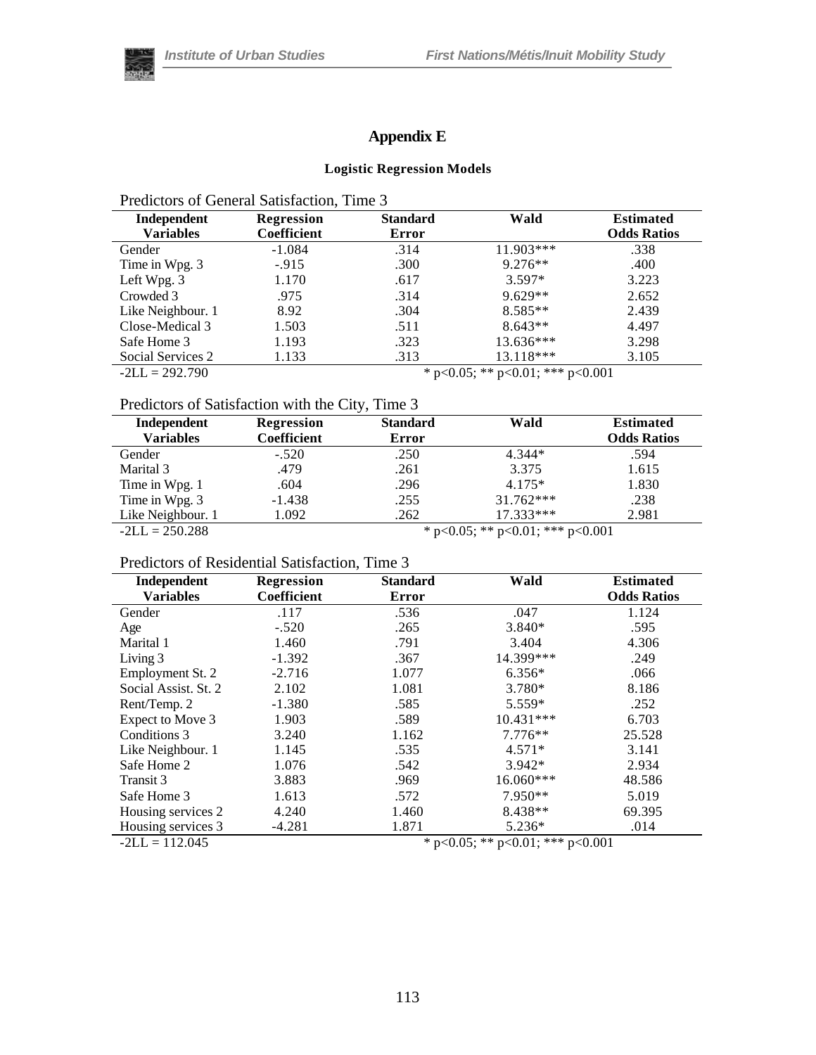# Appendix E

### Logistic Regression Models

Predictors of General Satisfaction, Time 3

| Independent Variables | Regression Coefficient | Standard Error | Wald | Estimated Odds Ratios |
|---|---|---|---|---|
| Gender | -1.084 | .314 | 11.903*** | .338 |
| Time in Wpg. 3 | -.915 | .300 | 9.276** | .400 |
| Left Wpg. 3 | 1.170 | .617 | 3.597* | 3.223 |
| Crowded 3 | .975 | .314 | 9.629** | 2.652 |
| Like Neighbour. 1 | 8.92 | .304 | 8.585** | 2.439 |
| Close-Medical 3 | 1.503 | .511 | 8.643** | 4.497 |
| Safe Home 3 | 1.193 | .323 | 13.636*** | 3.298 |
| Social Services 2 | 1.133 | .313 | 13.118*** | 3.105 |
| -2LL = 292.790 | | | * p<0.05; ** p<0.01; *** p<0.001 | |

Predictors of Satisfaction with the City, Time 3

| Independent Variables | Regression Coefficient | Standard Error | Wald | Estimated Odds Ratios |
|---|---|---|---|---|
| Gender | -.520 | .250 | 4.344* | .594 |
| Marital 3 | .479 | .261 | 3.375 | 1.615 |
| Time in Wpg. 1 | .604 | .296 | 4.175* | 1.830 |
| Time in Wpg. 3 | -1.438 | .255 | 31.762*** | .238 |
| Like Neighbour. 1 | 1.092 | .262 | 17.333*** | 2.981 |
| -2LL = 250.288 | | | * p<0.05; ** p<0.01; *** p<0.001 | |

Predictors of Residential Satisfaction, Time 3

| Independent Variables | Regression Coefficient | Standard Error | Wald | Estimated Odds Ratios |
|---|---|---|---|---|
| Gender | .117 | .536 | .047 | 1.124 |
| Age | -.520 | .265 | 3.840* | .595 |
| Marital 1 | 1.460 | .791 | 3.404 | 4.306 |
| Living 3 | -1.392 | .367 | 14.399*** | .249 |
| Employment St. 2 | -2.716 | 1.077 | 6.356* | .066 |
| Social Assist. St. 2 | 2.102 | 1.081 | 3.780* | 8.186 |
| Rent/Temp. 2 | -1.380 | .585 | 5.559* | .252 |
| Expect to Move 3 | 1.903 | .589 | 10.431*** | 6.703 |
| Conditions 3 | 3.240 | 1.162 | 7.776** | 25.528 |
| Like Neighbour. 1 | 1.145 | .535 | 4.571* | 3.141 |
| Safe Home 2 | 1.076 | .542 | 3.942* | 2.934 |
| Transit 3 | 3.883 | .969 | 16.060*** | 48.586 |
| Safe Home 3 | 1.613 | .572 | 7.950** | 5.019 |
| Housing services 2 | 4.240 | 1.460 | 8.438** | 69.395 |
| Housing services 3 | -4.281 | 1.871 | 5.236* | .014 |
| -2LL = 112.045 | | | * p<0.05; ** p<0.01; *** p<0.001 | |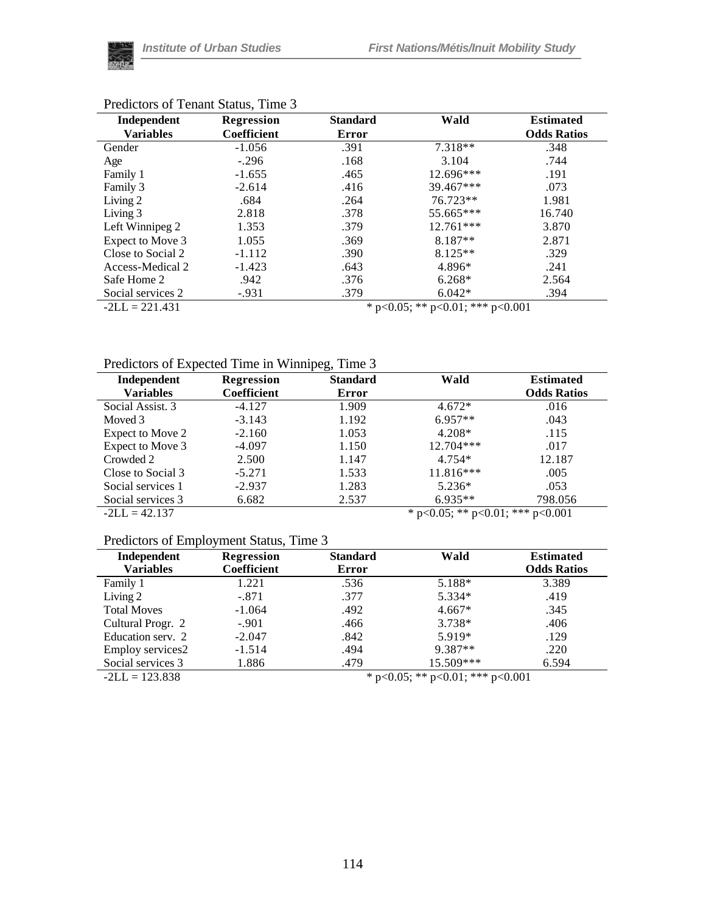Predictors of Tenant Status, Time 3

| Independent Variables | Regression Coefficient | Standard Error | Wald | Estimated Odds Ratios |
|---|---|---|---|---|
| Gender | -1.056 | .391 | 7.318** | .348 |
| Age | -.296 | .168 | 3.104 | .744 |
| Family 1 | -1.655 | .465 | 12.696*** | .191 |
| Family 3 | -2.614 | .416 | 39.467*** | .073 |
| Living 2 | .684 | .264 | 76.723** | 1.981 |
| Living 3 | 2.818 | .378 | 55.665*** | 16.740 |
| Left Winnipeg 2 | 1.353 | .379 | 12.761*** | 3.870 |
| Expect to Move 3 | 1.055 | .369 | 8.187** | 2.871 |
| Close to Social 2 | -1.112 | .390 | 8.125** | .329 |
| Access-Medical 2 | -1.423 | .643 | 4.896* | .241 |
| Safe Home 2 | .942 | .376 | 6.268* | 2.564 |
| Social services 2 | -.931 | .379 | 6.042* | .394 |
| -2LL = 221.431 | | * p<0.05; ** p<0.01; *** p<0.001 | | |

Predictors of Expected Time in Winnipeg, Time 3

| Independent Variables | Regression Coefficient | Standard Error | Wald | Estimated Odds Ratios |
|---|---|---|---|---|
| Social Assist. 3 | -4.127 | 1.909 | 4.672* | .016 |
| Moved 3 | -3.143 | 1.192 | 6.957** | .043 |
| Expect to Move 2 | -2.160 | 1.053 | 4.208* | .115 |
| Expect to Move 3 | -4.097 | 1.150 | 12.704*** | .017 |
| Crowded 2 | 2.500 | 1.147 | 4.754* | 12.187 |
| Close to Social 3 | -5.271 | 1.533 | 11.816*** | .005 |
| Social services 1 | -2.937 | 1.283 | 5.236* | .053 |
| Social services 3 | 6.682 | 2.537 | 6.935** | 798.056 |
| -2LL = 42.137 | | * p<0.05; ** p<0.01; *** p<0.001 | | |

Predictors of Employment Status, Time 3

| Independent Variables | Regression Coefficient | Standard Error | Wald | Estimated Odds Ratios |
|---|---|---|---|---|
| Family 1 | 1.221 | .536 | 5.188* | 3.389 |
| Living 2 | -.871 | .377 | 5.334* | .419 |
| Total Moves | -1.064 | .492 | 4.667* | .345 |
| Cultural Progr. 2 | -.901 | .466 | 3.738* | .406 |
| Education serv. 2 | -2.047 | .842 | 5.919* | .129 |
| Employ services2 | -1.514 | .494 | 9.387** | .220 |
| Social services 3 | 1.886 | .479 | 15.509*** | 6.594 |
| -2LL = 123.838 | | * p<0.05; ** p<0.01; *** p<0.001 | | |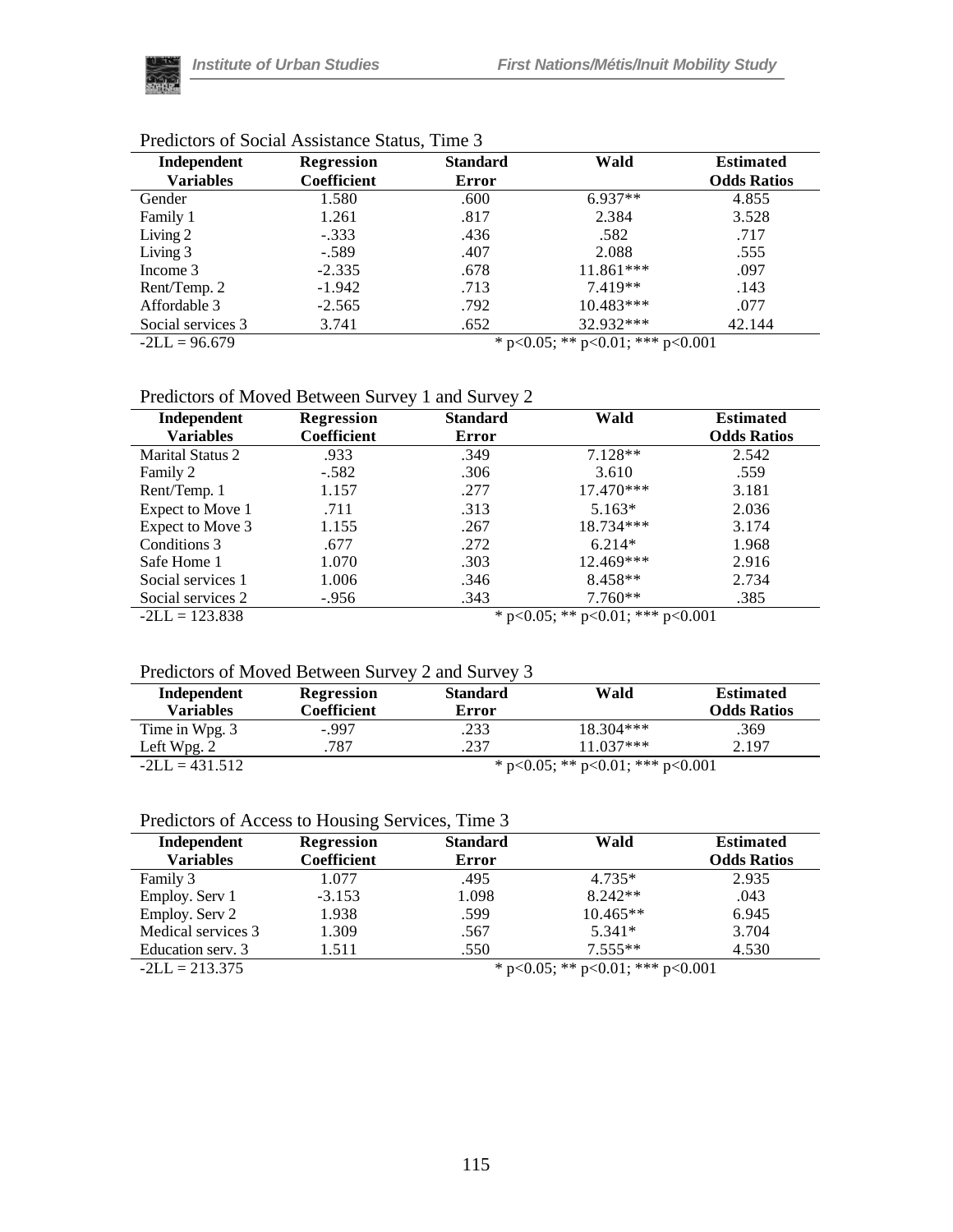Predictors of Social Assistance Status, Time 3

| Independent Variables | Regression Coefficient | Standard Error | Wald | Estimated Odds Ratios |
|---|---|---|---|---|
| Gender | 1.580 | .600 | 6.937** | 4.855 |
| Family 1 | 1.261 | .817 | 2.384 | 3.528 |
| Living 2 | -.333 | .436 | .582 | .717 |
| Living 3 | -.589 | .407 | 2.088 | .555 |
| Income 3 | -2.335 | .678 | 11.861*** | .097 |
| Rent/Temp. 2 | -1.942 | .713 | 7.419** | .143 |
| Affordable 3 | -2.565 | .792 | 10.483*** | .077 |
| Social services 3 | 3.741 | .652 | 32.932*** | 42.144 |
| -2LL = 96.679 | | | * p<0.05; ** p<0.01; *** p<0.001 | |

Predictors of Moved Between Survey 1 and Survey 2

| Independent Variables | Regression Coefficient | Standard Error | Wald | Estimated Odds Ratios |
|---|---|---|---|---|
| Marital Status 2 | .933 | .349 | 7.128** | 2.542 |
| Family 2 | -.582 | .306 | 3.610 | .559 |
| Rent/Temp. 1 | 1.157 | .277 | 17.470*** | 3.181 |
| Expect to Move 1 | .711 | .313 | 5.163* | 2.036 |
| Expect to Move 3 | 1.155 | .267 | 18.734*** | 3.174 |
| Conditions 3 | .677 | .272 | 6.214* | 1.968 |
| Safe Home 1 | 1.070 | .303 | 12.469*** | 2.916 |
| Social services 1 | 1.006 | .346 | 8.458** | 2.734 |
| Social services 2 | -.956 | .343 | 7.760** | .385 |
| -2LL = 123.838 | | | * p<0.05; ** p<0.01; *** p<0.001 | |

Predictors of Moved Between Survey 2 and Survey 3

| Independent Variables | Regression Coefficient | Standard Error | Wald | Estimated Odds Ratios |
|---|---|---|---|---|
| Time in Wpg. 3 | -.997 | .233 | 18.304*** | .369 |
| Left Wpg. 2 | .787 | .237 | 11.037*** | 2.197 |
| -2LL = 431.512 | | | * p<0.05; ** p<0.01; *** p<0.001 | |

Predictors of Access to Housing Services, Time 3

| Independent Variables | Regression Coefficient | Standard Error | Wald | Estimated Odds Ratios |
|---|---|---|---|---|
| Family 3 | 1.077 | .495 | 4.735* | 2.935 |
| Employ. Serv 1 | -3.153 | 1.098 | 8.242** | .043 |
| Employ. Serv 2 | 1.938 | .599 | 10.465** | 6.945 |
| Medical services 3 | 1.309 | .567 | 5.341* | 3.704 |
| Education serv. 3 | 1.511 | .550 | 7.555** | 4.530 |
| -2LL = 213.375 | | | * p<0.05; ** p<0.01; *** p<0.001 | |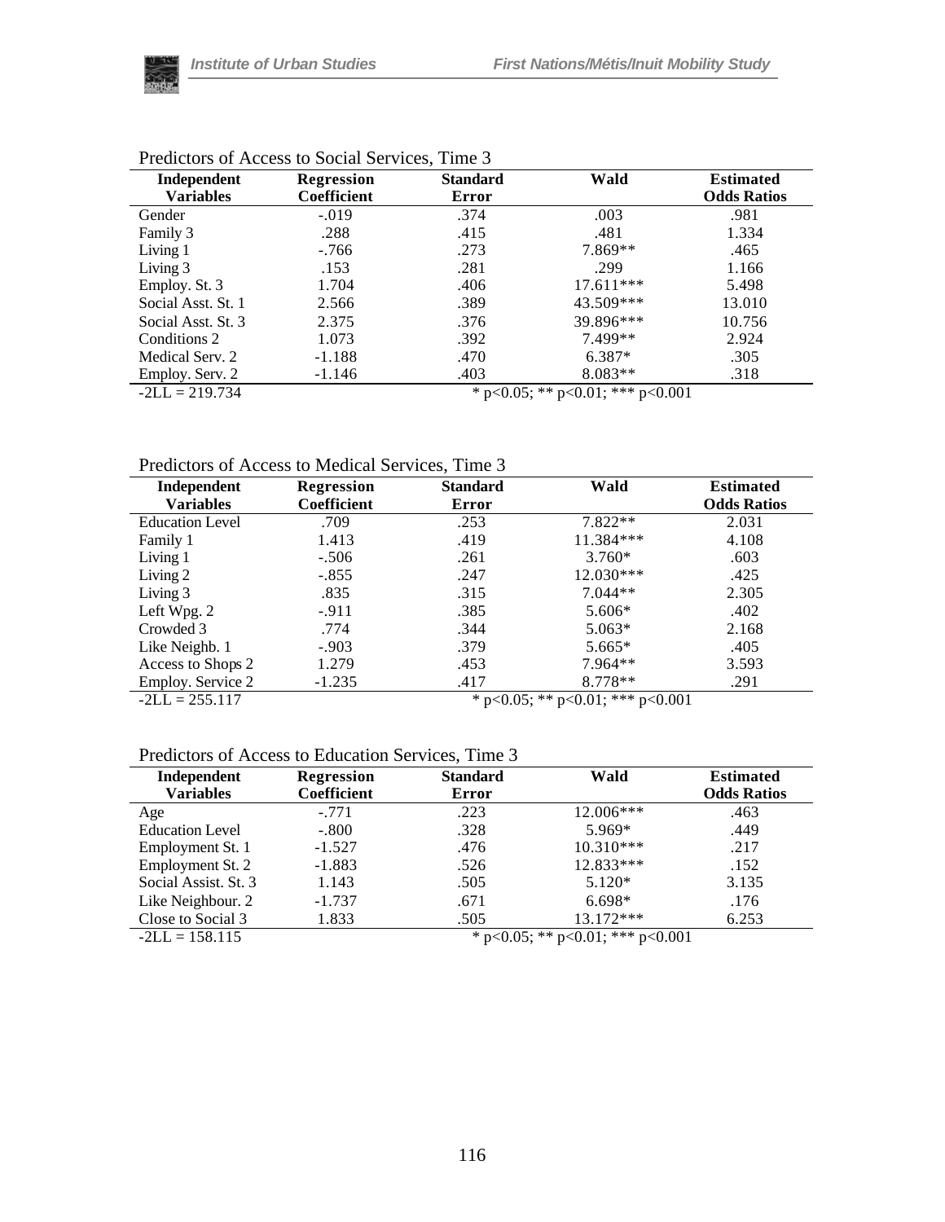Predictors of Access to Social Services, Time 3

| Independent Variables | Regression Coefficient | Standard Error | Wald | Estimated Odds Ratios |
|---|---|---|---|---|
| Gender | -.019 | .374 | .003 | .981 |
| Family 3 | .288 | .415 | .481 | 1.334 |
| Living 1 | -.766 | .273 | 7.869** | .465 |
| Living 3 | .153 | .281 | .299 | 1.166 |
| Employ. St. 3 | 1.704 | .406 | 17.611*** | 5.498 |
| Social Asst. St. 1 | 2.566 | .389 | 43.509*** | 13.010 |
| Social Asst. St. 3 | 2.375 | .376 | 39.896*** | 10.756 |
| Conditions 2 | 1.073 | .392 | 7.499** | 2.924 |
| Medical Serv. 2 | -1.188 | .470 | 6.387* | .305 |
| Employ. Serv. 2 | -1.146 | .403 | 8.083** | .318 |
| -2LL = 219.734 | | | * p<0.05; ** p<0.01; *** p<0.001 | |

Predictors of Access to Medical Services, Time 3

| Independent Variables | Regression Coefficient | Standard Error | Wald | Estimated Odds Ratios |
|---|---|---|---|---|
| Education Level | .709 | .253 | 7.822** | 2.031 |
| Family 1 | 1.413 | .419 | 11.384*** | 4.108 |
| Living 1 | -.506 | .261 | 3.760* | .603 |
| Living 2 | -.855 | .247 | 12.030*** | .425 |
| Living 3 | .835 | .315 | 7.044** | 2.305 |
| Left Wpg. 2 | -.911 | .385 | 5.606* | .402 |
| Crowded 3 | .774 | .344 | 5.063* | 2.168 |
| Like Neighb. 1 | -.903 | .379 | 5.665* | .405 |
| Access to Shops 2 | 1.279 | .453 | 7.964** | 3.593 |
| Employ. Service 2 | -1.235 | .417 | 8.778** | .291 |
| -2LL = 255.117 | | | * p<0.05; ** p<0.01; *** p<0.001 | |

Predictors of Access to Education Services, Time 3

| Independent Variables | Regression Coefficient | Standard Error | Wald | Estimated Odds Ratios |
|---|---|---|---|---|
| Age | -.771 | .223 | 12.006*** | .463 |
| Education Level | -.800 | .328 | 5.969* | .449 |
| Employment St. 1 | -1.527 | .476 | 10.310*** | .217 |
| Employment St. 2 | -1.883 | .526 | 12.833*** | .152 |
| Social Assist. St. 3 | 1.143 | .505 | 5.120* | 3.135 |
| Like Neighbour. 2 | -1.737 | .671 | 6.698* | .176 |
| Close to Social 3 | 1.833 | .505 | 13.172*** | 6.253 |
| -2LL = 158.115 | | | * p<0.05; ** p<0.01; *** p<0.001 | |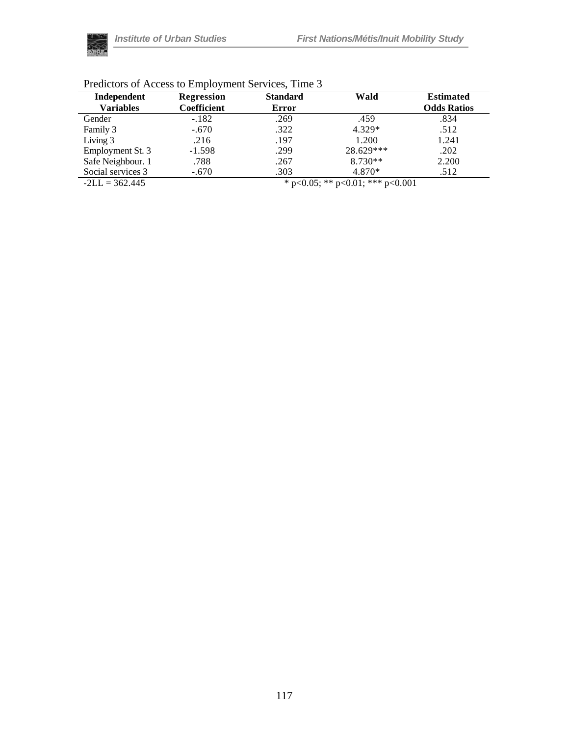Predictors of Access to Employment Services, Time 3

| Independent Variables | Regression Coefficient | Standard Error | Wald | Estimated Odds Ratios |
|---|---|---|---|---|
| Gender | -.182 | .269 | .459 | .834 |
| Family 3 | -.670 | .322 | 4.329* | .512 |
| Living 3 | .216 | .197 | 1.200 | 1.241 |
| Employment St. 3 | -1.598 | .299 | 28.629*** | .202 |
| Safe Neighbour. 1 | .788 | .267 | 8.730** | 2.200 |
| Social services 3 | -.670 | .303 | 4.870* | .512 |
| -2LL = 362.445 | | * p<0.05; ** p<0.01; *** p<0.001 | | |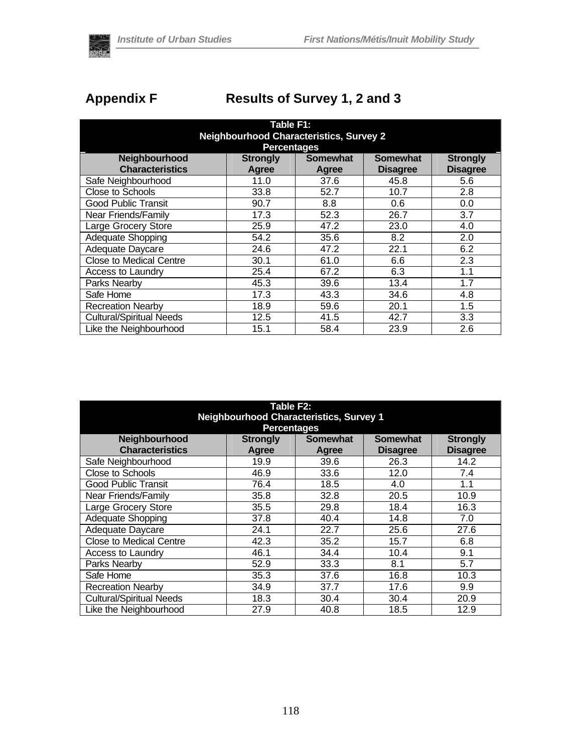## Appendix F Results of Survey 1, 2 and 3

**Table F1: Neighbourhood Characteristics, Survey 2 Percentages**

| Neighbourhood Characteristics | Strongly Agree | Somewhat Agree | Somewhat Disagree | Strongly Disagree |
|---|---|---|---|---|
| Safe Neighbourhood | 11.0 | 37.6 | 45.8 | 5.6 |
| Close to Schools | 33.8 | 52.7 | 10.7 | 2.8 |
| Good Public Transit | 90.7 | 8.8 | 0.6 | 0.0 |
| Near Friends/Family | 17.3 | 52.3 | 26.7 | 3.7 |
| Large Grocery Store | 25.9 | 47.2 | 23.0 | 4.0 |
| Adequate Shopping | 54.2 | 35.6 | 8.2 | 2.0 |
| Adequate Daycare | 24.6 | 47.2 | 22.1 | 6.2 |
| Close to Medical Centre | 30.1 | 61.0 | 6.6 | 2.3 |
| Access to Laundry | 25.4 | 67.2 | 6.3 | 1.1 |
| Parks Nearby | 45.3 | 39.6 | 13.4 | 1.7 |
| Safe Home | 17.3 | 43.3 | 34.6 | 4.8 |
| Recreation Nearby | 18.9 | 59.6 | 20.1 | 1.5 |
| Cultural/Spiritual Needs | 12.5 | 41.5 | 42.7 | 3.3 |
| Like the Neighbourhood | 15.1 | 58.4 | 23.9 | 2.6 |

**Table F2: Neighbourhood Characteristics, Survey 1 Percentages**

| Neighbourhood Characteristics | Strongly Agree | Somewhat Agree | Somewhat Disagree | Strongly Disagree |
|---|---|---|---|---|
| Safe Neighbourhood | 19.9 | 39.6 | 26.3 | 14.2 |
| Close to Schools | 46.9 | 33.6 | 12.0 | 7.4 |
| Good Public Transit | 76.4 | 18.5 | 4.0 | 1.1 |
| Near Friends/Family | 35.8 | 32.8 | 20.5 | 10.9 |
| Large Grocery Store | 35.5 | 29.8 | 18.4 | 16.3 |
| Adequate Shopping | 37.8 | 40.4 | 14.8 | 7.0 |
| Adequate Daycare | 24.1 | 22.7 | 25.6 | 27.6 |
| Close to Medical Centre | 42.3 | 35.2 | 15.7 | 6.8 |
| Access to Laundry | 46.1 | 34.4 | 10.4 | 9.1 |
| Parks Nearby | 52.9 | 33.3 | 8.1 | 5.7 |
| Safe Home | 35.3 | 37.6 | 16.8 | 10.3 |
| Recreation Nearby | 34.9 | 37.7 | 17.6 | 9.9 |
| Cultural/Spiritual Needs | 18.3 | 30.4 | 30.4 | 20.9 |
| Like the Neighbourhood | 27.9 | 40.8 | 18.5 | 12.9 |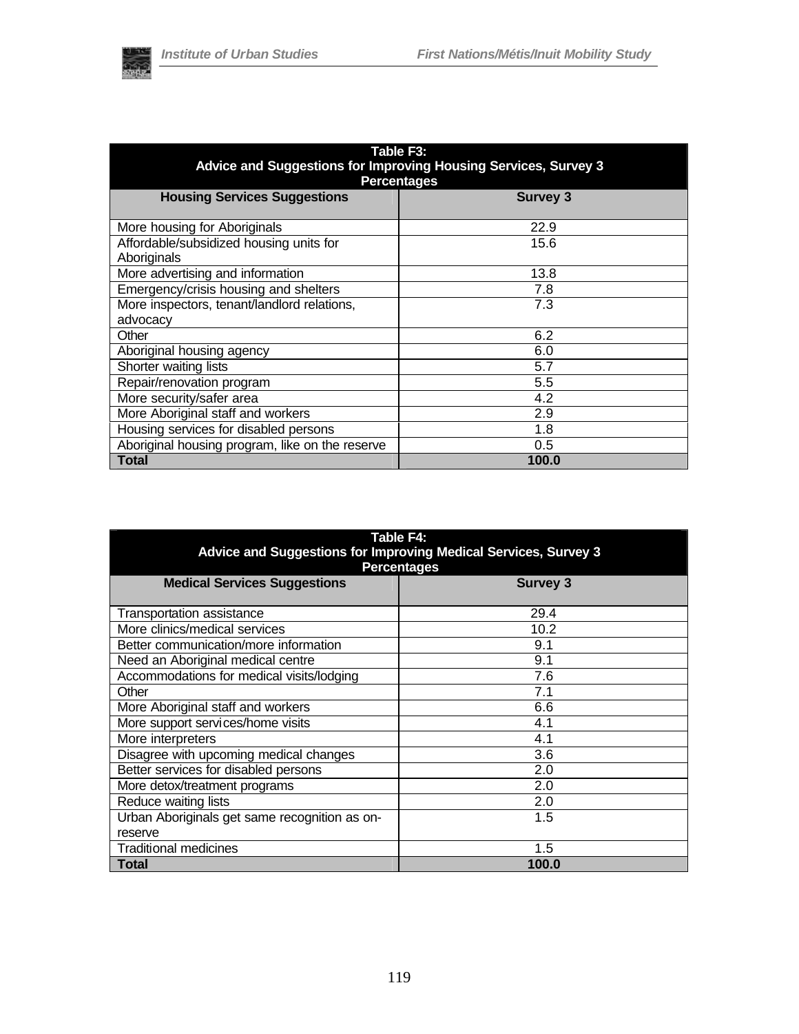**Table F3:**
**Advice and Suggestions for Improving Housing Services, Survey 3**
**Percentages**

| Housing Services Suggestions | Survey 3 |
|---|---|
| More housing for Aboriginals | 22.9 |
| Affordable/subsidized housing units for Aboriginals | 15.6 |
| More advertising and information | 13.8 |
| Emergency/crisis housing and shelters | 7.8 |
| More inspectors, tenant/landlord relations, advocacy | 7.3 |
| Other | 6.2 |
| Aboriginal housing agency | 6.0 |
| Shorter waiting lists | 5.7 |
| Repair/renovation program | 5.5 |
| More security/safer area | 4.2 |
| More Aboriginal staff and workers | 2.9 |
| Housing services for disabled persons | 1.8 |
| Aboriginal housing program, like on the reserve | 0.5 |
| **Total** | **100.0** |

**Table F4:**
**Advice and Suggestions for Improving Medical Services, Survey 3**
**Percentages**

| Medical Services Suggestions | Survey 3 |
|---|---|
| Transportation assistance | 29.4 |
| More clinics/medical services | 10.2 |
| Better communication/more information | 9.1 |
| Need an Aboriginal medical centre | 9.1 |
| Accommodations for medical visits/lodging | 7.6 |
| Other | 7.1 |
| More Aboriginal staff and workers | 6.6 |
| More support services/home visits | 4.1 |
| More interpreters | 4.1 |
| Disagree with upcoming medical changes | 3.6 |
| Better services for disabled persons | 2.0 |
| More detox/treatment programs | 2.0 |
| Reduce waiting lists | 2.0 |
| Urban Aboriginals get same recognition as on-reserve | 1.5 |
| Traditional medicines | 1.5 |
| **Total** | **100.0** |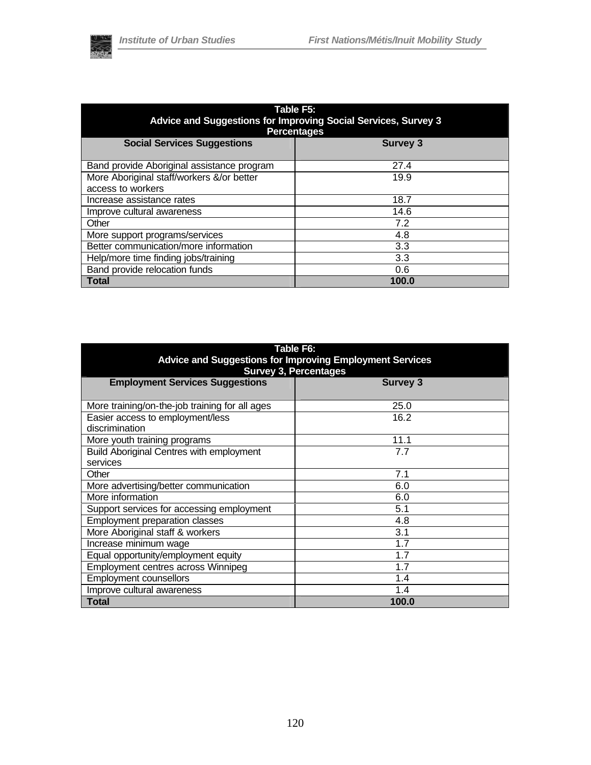**Table F5:**
**Advice and Suggestions for Improving Social Services, Survey 3**
**Percentages**

| Social Services Suggestions | Survey 3 |
|---|---|
| Band provide Aboriginal assistance program | 27.4 |
| More Aboriginal staff/workers &/or better access to workers | 19.9 |
| Increase assistance rates | 18.7 |
| Improve cultural awareness | 14.6 |
| Other | 7.2 |
| More support programs/services | 4.8 |
| Better communication/more information | 3.3 |
| Help/more time finding jobs/training | 3.3 |
| Band provide relocation funds | 0.6 |
| **Total** | **100.0** |

**Table F6:**
**Advice and Suggestions for Improving Employment Services**
**Survey 3, Percentages**

| Employment Services Suggestions | Survey 3 |
|---|---|
| More training/on-the-job training for all ages | 25.0 |
| Easier access to employment/less discrimination | 16.2 |
| More youth training programs | 11.1 |
| Build Aboriginal Centres with employment services | 7.7 |
| Other | 7.1 |
| More advertising/better communication | 6.0 |
| More information | 6.0 |
| Support services for accessing employment | 5.1 |
| Employment preparation classes | 4.8 |
| More Aboriginal staff & workers | 3.1 |
| Increase minimum wage | 1.7 |
| Equal opportunity/employment equity | 1.7 |
| Employment centres across Winnipeg | 1.7 |
| Employment counsellors | 1.4 |
| Improve cultural awareness | 1.4 |
| **Total** | **100.0** |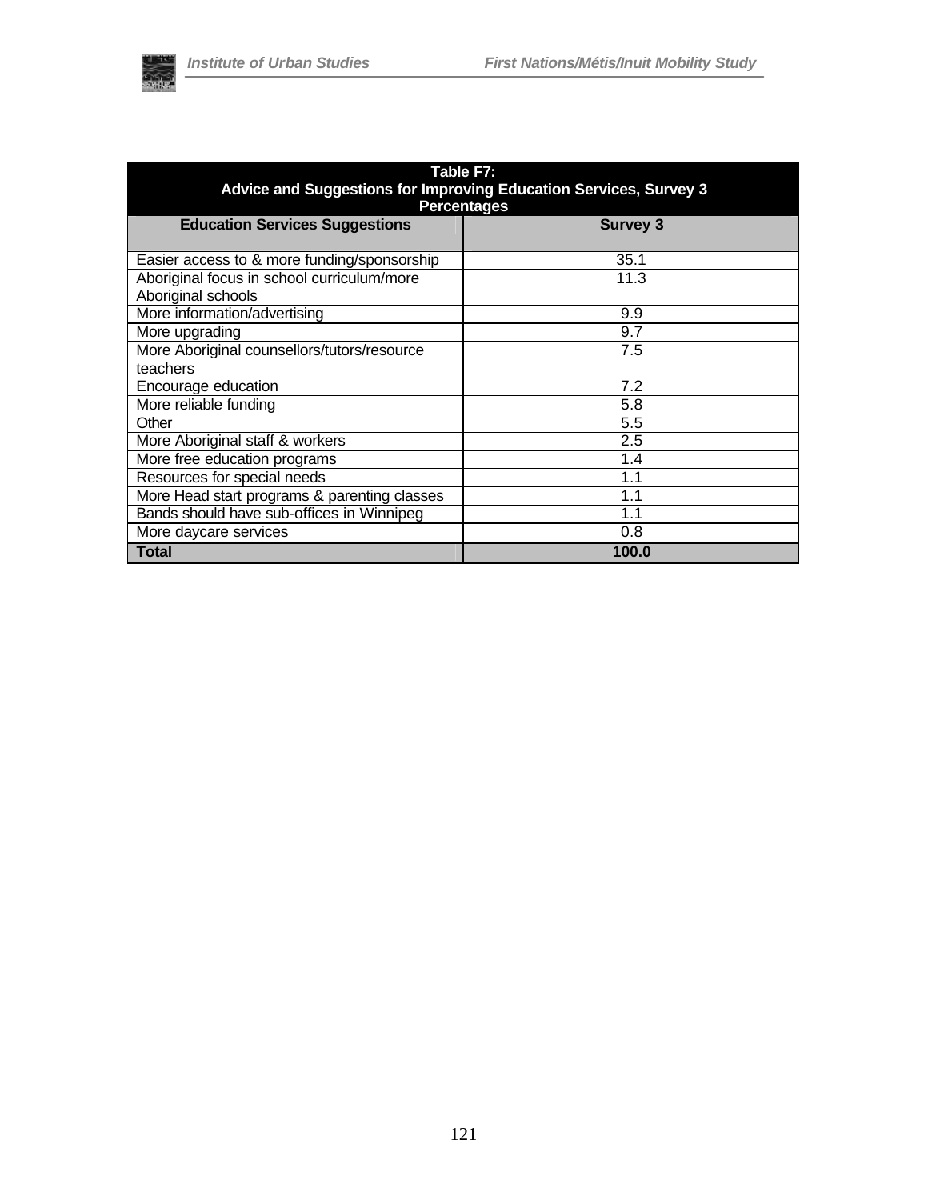| Table F7: Advice and Suggestions for Improving Education Services, Survey 3 Percentages | |
|---|---|
| **Education Services Suggestions** | **Survey 3** |
| Easier access to & more funding/sponsorship | 35.1 |
| Aboriginal focus in school curriculum/more Aboriginal schools | 11.3 |
| More information/advertising | 9.9 |
| More upgrading | 9.7 |
| More Aboriginal counsellors/tutors/resource teachers | 7.5 |
| Encourage education | 7.2 |
| More reliable funding | 5.8 |
| Other | 5.5 |
| More Aboriginal staff & workers | 2.5 |
| More free education programs | 1.4 |
| Resources for special needs | 1.1 |
| More Head start programs & parenting classes | 1.1 |
| Bands should have sub-offices in Winnipeg | 1.1 |
| More daycare services | 0.8 |
| **Total** | **100.0** |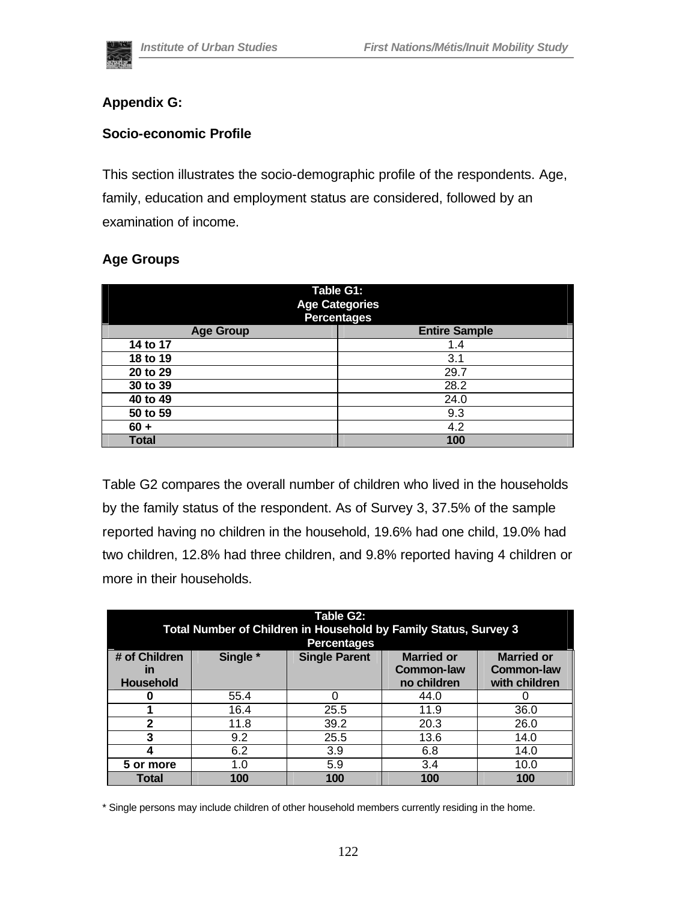## Appendix G:

## Socio-economic Profile

This section illustrates the socio-demographic profile of the respondents. Age, family, education and employment status are considered, followed by an examination of income.

### Age Groups

**Table G1: Age Categories Percentages**

| Age Group | Entire Sample |
|---|---|
| 14 to 17 | 1.4 |
| 18 to 19 | 3.1 |
| 20 to 29 | 29.7 |
| 30 to 39 | 28.2 |
| 40 to 49 | 24.0 |
| 50 to 59 | 9.3 |
| 60 + | 4.2 |
| **Total** | **100** |

Table G2 compares the overall number of children who lived in the households by the family status of the respondent. As of Survey 3, 37.5% of the sample reported having no children in the household, 19.6% had one child, 19.0% had two children, 12.8% had three children, and 9.8% reported having 4 children or more in their households.

**Table G2: Total Number of Children in Household by Family Status, Survey 3 Percentages**

| # of Children in Household | Single * | Single Parent | Married or Common-law no children | Married or Common-law with children |
|---|---|---|---|---|
| 0 | 55.4 | 0 | 44.0 | 0 |
| 1 | 16.4 | 25.5 | 11.9 | 36.0 |
| 2 | 11.8 | 39.2 | 20.3 | 26.0 |
| 3 | 9.2 | 25.5 | 13.6 | 14.0 |
| 4 | 6.2 | 3.9 | 6.8 | 14.0 |
| 5 or more | 1.0 | 5.9 | 3.4 | 10.0 |
| **Total** | **100** | **100** | **100** | **100** |

* Single persons may include children of other household members currently residing in the home.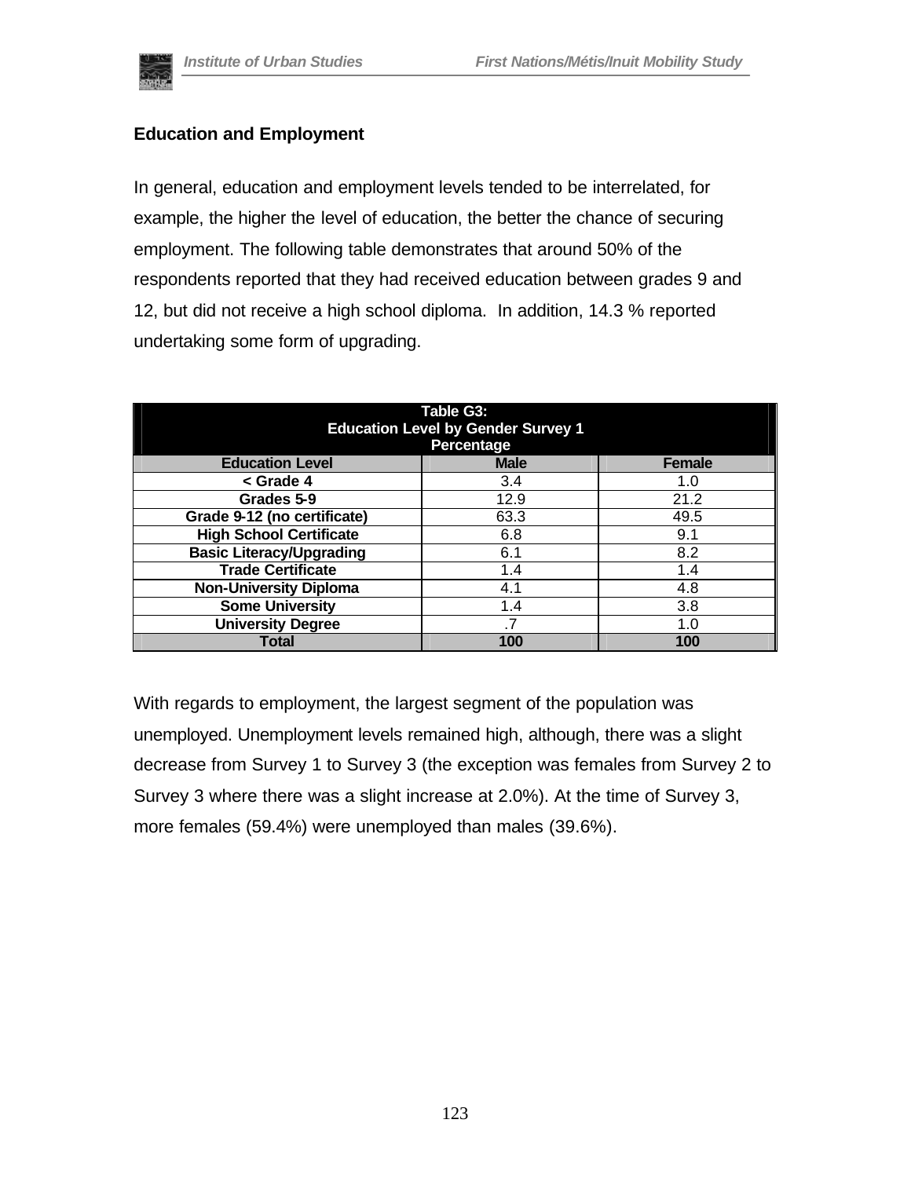## Education and Employment

In general, education and employment levels tended to be interrelated, for example, the higher the level of education, the better the chance of securing employment. The following table demonstrates that around 50% of the respondents reported that they had received education between grades 9 and 12, but did not receive a high school diploma. In addition, 14.3 % reported undertaking some form of upgrading.

**Table G3: Education Level by Gender Survey 1 Percentage**

| Education Level | Male | Female |
|---|---|---|
| < Grade 4 | 3.4 | 1.0 |
| Grades 5-9 | 12.9 | 21.2 |
| Grade 9-12 (no certificate) | 63.3 | 49.5 |
| High School Certificate | 6.8 | 9.1 |
| Basic Literacy/Upgrading | 6.1 | 8.2 |
| Trade Certificate | 1.4 | 1.4 |
| Non-University Diploma | 4.1 | 4.8 |
| Some University | 1.4 | 3.8 |
| University Degree | .7 | 1.0 |
| Total | 100 | 100 |

With regards to employment, the largest segment of the population was unemployed. Unemployment levels remained high, although, there was a slight decrease from Survey 1 to Survey 3 (the exception was females from Survey 2 to Survey 3 where there was a slight increase at 2.0%). At the time of Survey 3, more females (59.4%) were unemployed than males (39.6%).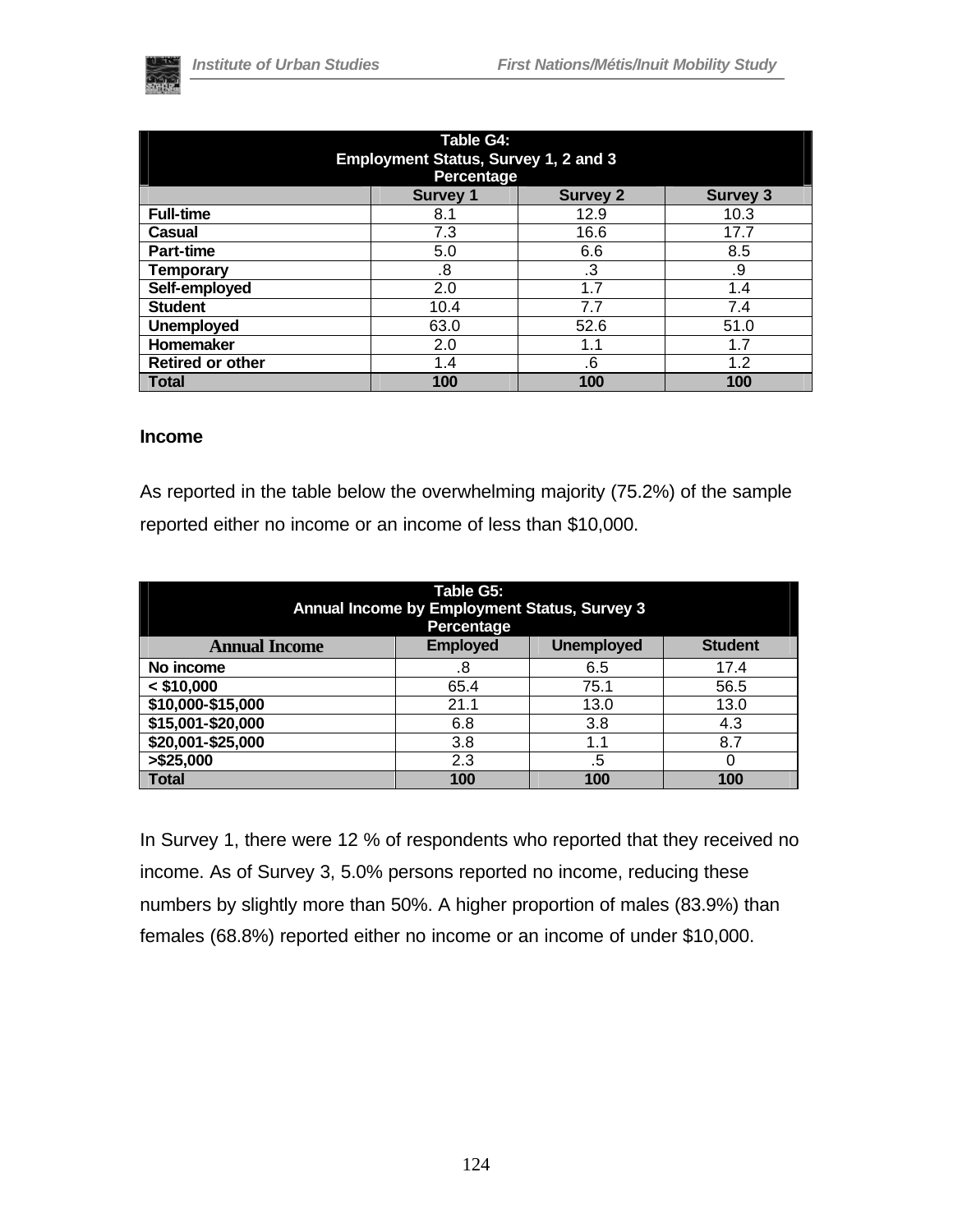| Table G4: Employment Status, Survey 1, 2 and 3 Percentage | | | |
|---|---|---|---|
| | Survey 1 | Survey 2 | Survey 3 |
| **Full-time** | 8.1 | 12.9 | 10.3 |
| **Casual** | 7.3 | 16.6 | 17.7 |
| **Part-time** | 5.0 | 6.6 | 8.5 |
| **Temporary** | .8 | .3 | .9 |
| **Self-employed** | 2.0 | 1.7 | 1.4 |
| **Student** | 10.4 | 7.7 | 7.4 |
| **Unemployed** | 63.0 | 52.6 | 51.0 |
| **Homemaker** | 2.0 | 1.1 | 1.7 |
| **Retired or other** | 1.4 | .6 | 1.2 |
| **Total** | **100** | **100** | **100** |

### Income

As reported in the table below the overwhelming majority (75.2%) of the sample reported either no income or an income of less than $10,000.

| Table G5: Annual Income by Employment Status, Survey 3 Percentage | | | |
|---|---|---|---|
| Annual Income | Employed | Unemployed | Student |
| **No income** | .8 | 6.5 | 17.4 |
| **< $10,000** | 65.4 | 75.1 | 56.5 |
| **$10,000-$15,000** | 21.1 | 13.0 | 13.0 |
| **$15,001-$20,000** | 6.8 | 3.8 | 4.3 |
| **$20,001-$25,000** | 3.8 | 1.1 | 8.7 |
| **>$25,000** | 2.3 | .5 | 0 |
| **Total** | **100** | **100** | **100** |

In Survey 1, there were 12 % of respondents who reported that they received no income. As of Survey 3, 5.0% persons reported no income, reducing these numbers by slightly more than 50%. A higher proportion of males (83.9%) than females (68.8%) reported either no income or an income of under $10,000.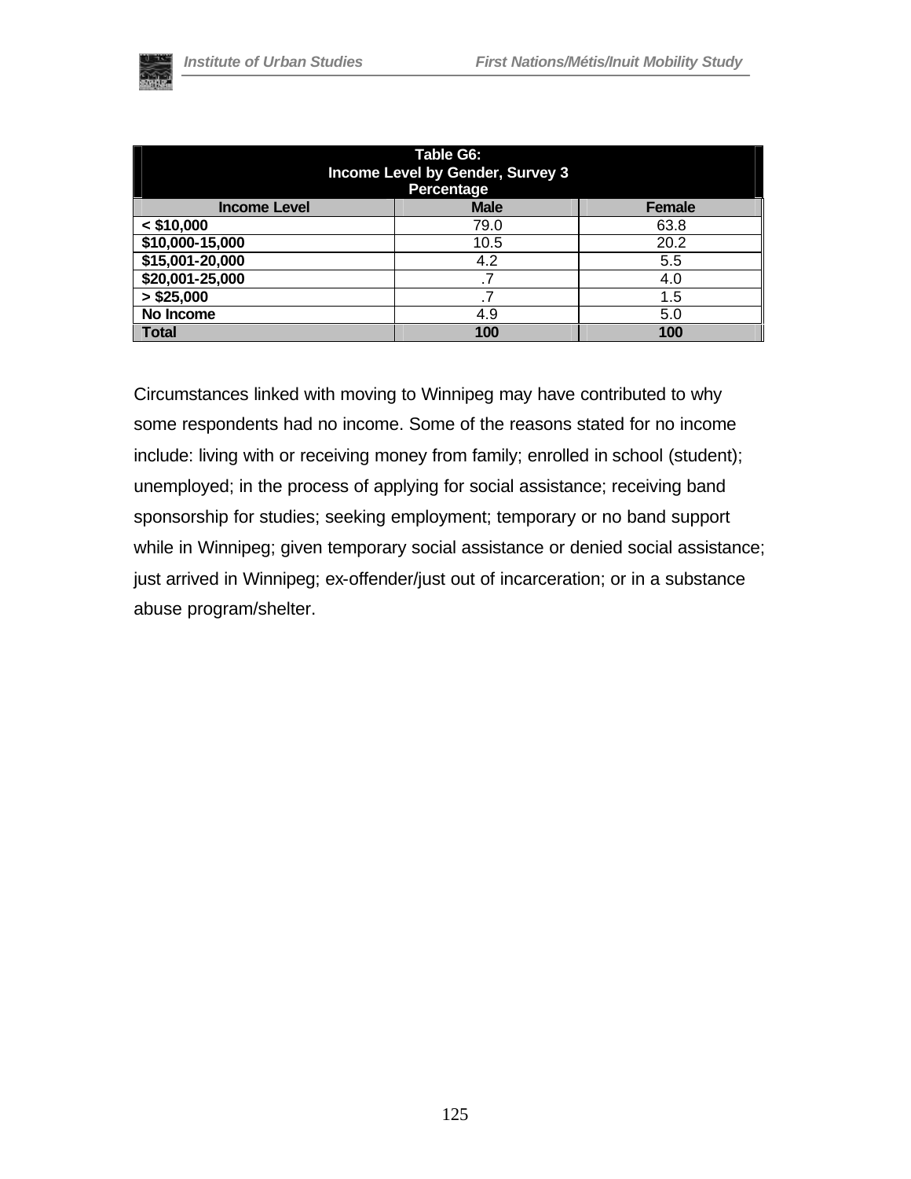| Table G6: Income Level by Gender, Survey 3 Percentage | | |
|---|---|---|
| **Income Level** | **Male** | **Female** |
| **< $10,000** | 79.0 | 63.8 |
| **$10,000-15,000** | 10.5 | 20.2 |
| **$15,001-20,000** | 4.2 | 5.5 |
| **$20,001-25,000** | .7 | 4.0 |
| **> $25,000** | .7 | 1.5 |
| **No Income** | 4.9 | 5.0 |
| **Total** | **100** | **100** |

Circumstances linked with moving to Winnipeg may have contributed to why some respondents had no income. Some of the reasons stated for no income include: living with or receiving money from family; enrolled in school (student); unemployed; in the process of applying for social assistance; receiving band sponsorship for studies; seeking employment; temporary or no band support while in Winnipeg; given temporary social assistance or denied social assistance; just arrived in Winnipeg; ex-offender/just out of incarceration; or in a substance abuse program/shelter.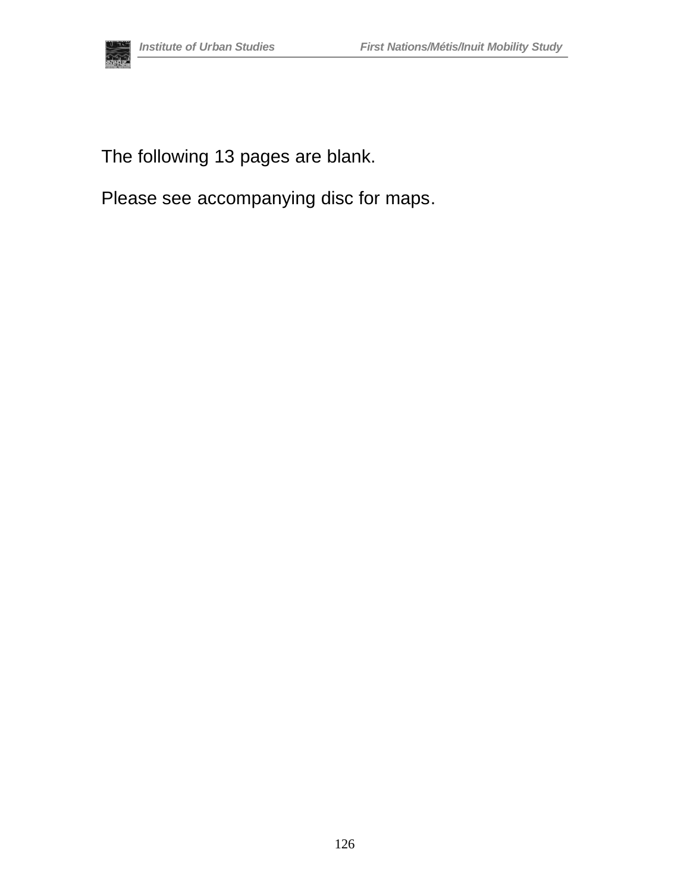The following 13 pages are blank.

Please see accompanying disc for maps.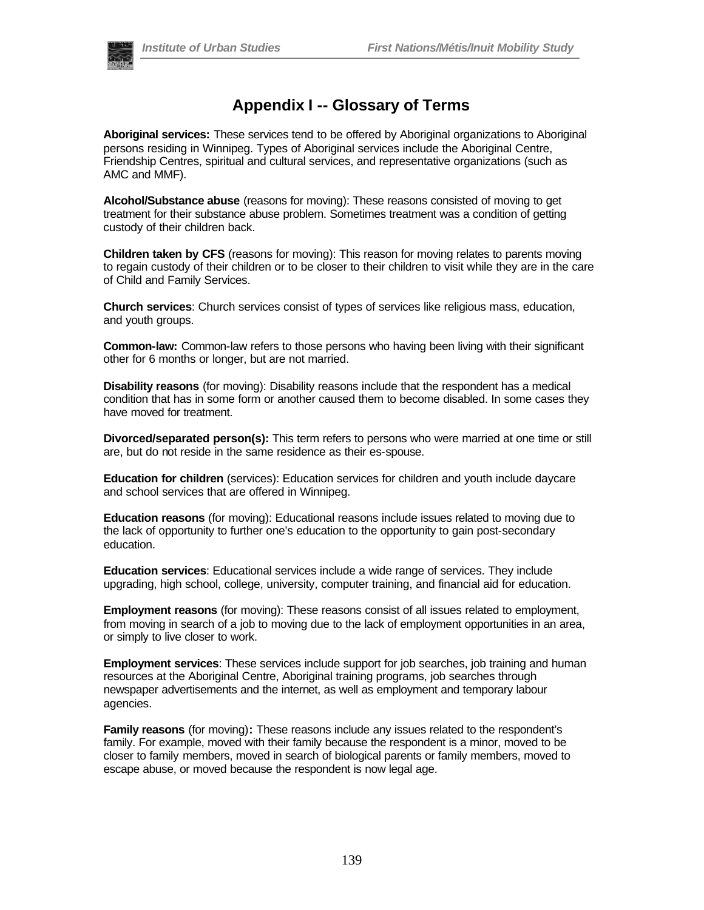# Appendix I -- Glossary of Terms

**Aboriginal services:** These services tend to be offered by Aboriginal organizations to Aboriginal persons residing in Winnipeg. Types of Aboriginal services include the Aboriginal Centre, Friendship Centres, spiritual and cultural services, and representative organizations (such as AMC and MMF).

**Alcohol/Substance abuse** (reasons for moving): These reasons consisted of moving to get treatment for their substance abuse problem. Sometimes treatment was a condition of getting custody of their children back.

**Children taken by CFS** (reasons for moving): This reason for moving relates to parents moving to regain custody of their children or to be closer to their children to visit while they are in the care of Child and Family Services.

**Church services**: Church services consist of types of services like religious mass, education, and youth groups.

**Common-law:** Common-law refers to those persons who having been living with their significant other for 6 months or longer, but are not married.

**Disability reasons** (for moving): Disability reasons include that the respondent has a medical condition that has in some form or another caused them to become disabled. In some cases they have moved for treatment.

**Divorced/separated person(s):** This term refers to persons who were married at one time or still are, but do not reside in the same residence as their es-spouse.

**Education for children** (services): Education services for children and youth include daycare and school services that are offered in Winnipeg.

**Education reasons** (for moving): Educational reasons include issues related to moving due to the lack of opportunity to further one's education to the opportunity to gain post-secondary education.

**Education services**: Educational services include a wide range of services. They include upgrading, high school, college, university, computer training, and financial aid for education.

**Employment reasons** (for moving): These reasons consist of all issues related to employment, from moving in search of a job to moving due to the lack of employment opportunities in an area, or simply to live closer to work.

**Employment services**: These services include support for job searches, job training and human resources at the Aboriginal Centre, Aboriginal training programs, job searches through newspaper advertisements and the internet, as well as employment and temporary labour agencies.

**Family reasons** (for moving)**:** These reasons include any issues related to the respondent's family. For example, moved with their family because the respondent is a minor, moved to be closer to family members, moved in search of biological parents or family members, moved to escape abuse, or moved because the respondent is now legal age.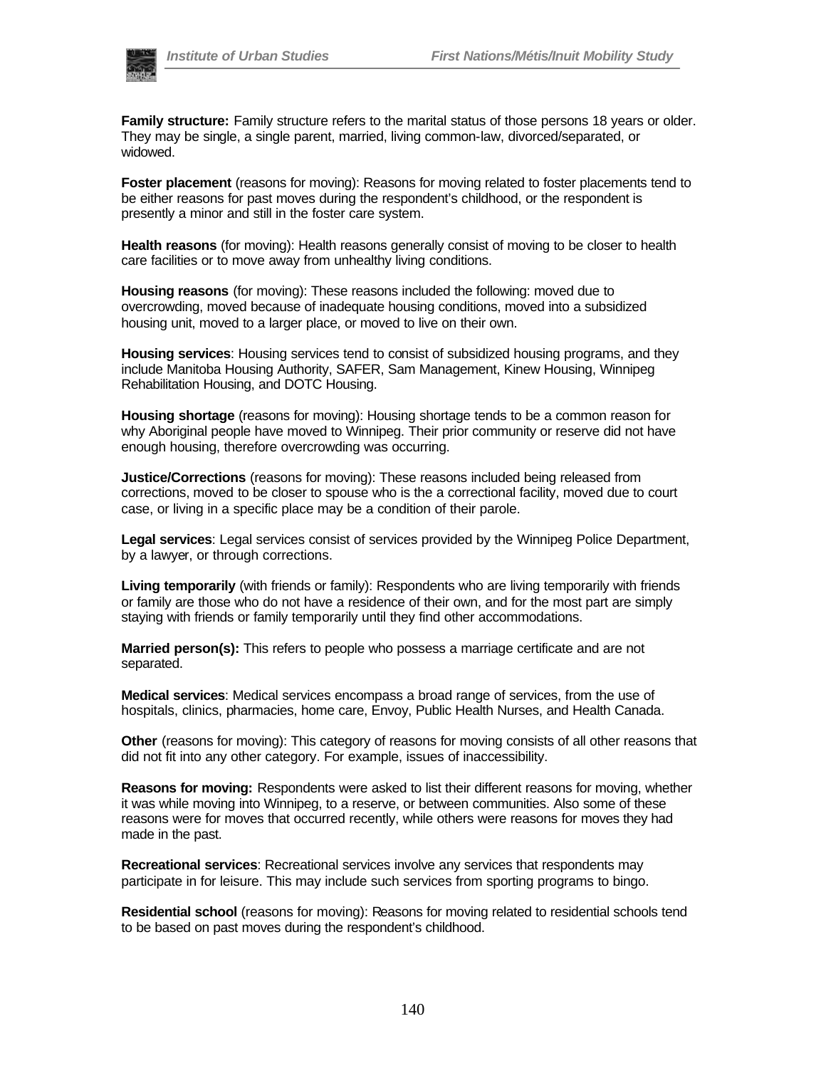**Family structure:** Family structure refers to the marital status of those persons 18 years or older. They may be single, a single parent, married, living common-law, divorced/separated, or widowed.

**Foster placement** (reasons for moving): Reasons for moving related to foster placements tend to be either reasons for past moves during the respondent's childhood, or the respondent is presently a minor and still in the foster care system.

**Health reasons** (for moving): Health reasons generally consist of moving to be closer to health care facilities or to move away from unhealthy living conditions.

**Housing reasons** (for moving): These reasons included the following: moved due to overcrowding, moved because of inadequate housing conditions, moved into a subsidized housing unit, moved to a larger place, or moved to live on their own.

**Housing services**: Housing services tend to consist of subsidized housing programs, and they include Manitoba Housing Authority, SAFER, Sam Management, Kinew Housing, Winnipeg Rehabilitation Housing, and DOTC Housing.

**Housing shortage** (reasons for moving): Housing shortage tends to be a common reason for why Aboriginal people have moved to Winnipeg. Their prior community or reserve did not have enough housing, therefore overcrowding was occurring.

**Justice/Corrections** (reasons for moving): These reasons included being released from corrections, moved to be closer to spouse who is the a correctional facility, moved due to court case, or living in a specific place may be a condition of their parole.

**Legal services**: Legal services consist of services provided by the Winnipeg Police Department, by a lawyer, or through corrections.

**Living temporarily** (with friends or family): Respondents who are living temporarily with friends or family are those who do not have a residence of their own, and for the most part are simply staying with friends or family temporarily until they find other accommodations.

**Married person(s):** This refers to people who possess a marriage certificate and are not separated.

**Medical services**: Medical services encompass a broad range of services, from the use of hospitals, clinics, pharmacies, home care, Envoy, Public Health Nurses, and Health Canada.

**Other** (reasons for moving): This category of reasons for moving consists of all other reasons that did not fit into any other category. For example, issues of inaccessibility.

**Reasons for moving:** Respondents were asked to list their different reasons for moving, whether it was while moving into Winnipeg, to a reserve, or between communities. Also some of these reasons were for moves that occurred recently, while others were reasons for moves they had made in the past.

**Recreational services**: Recreational services involve any services that respondents may participate in for leisure. This may include such services from sporting programs to bingo.

**Residential school** (reasons for moving): Reasons for moving related to residential schools tend to be based on past moves during the respondent's childhood.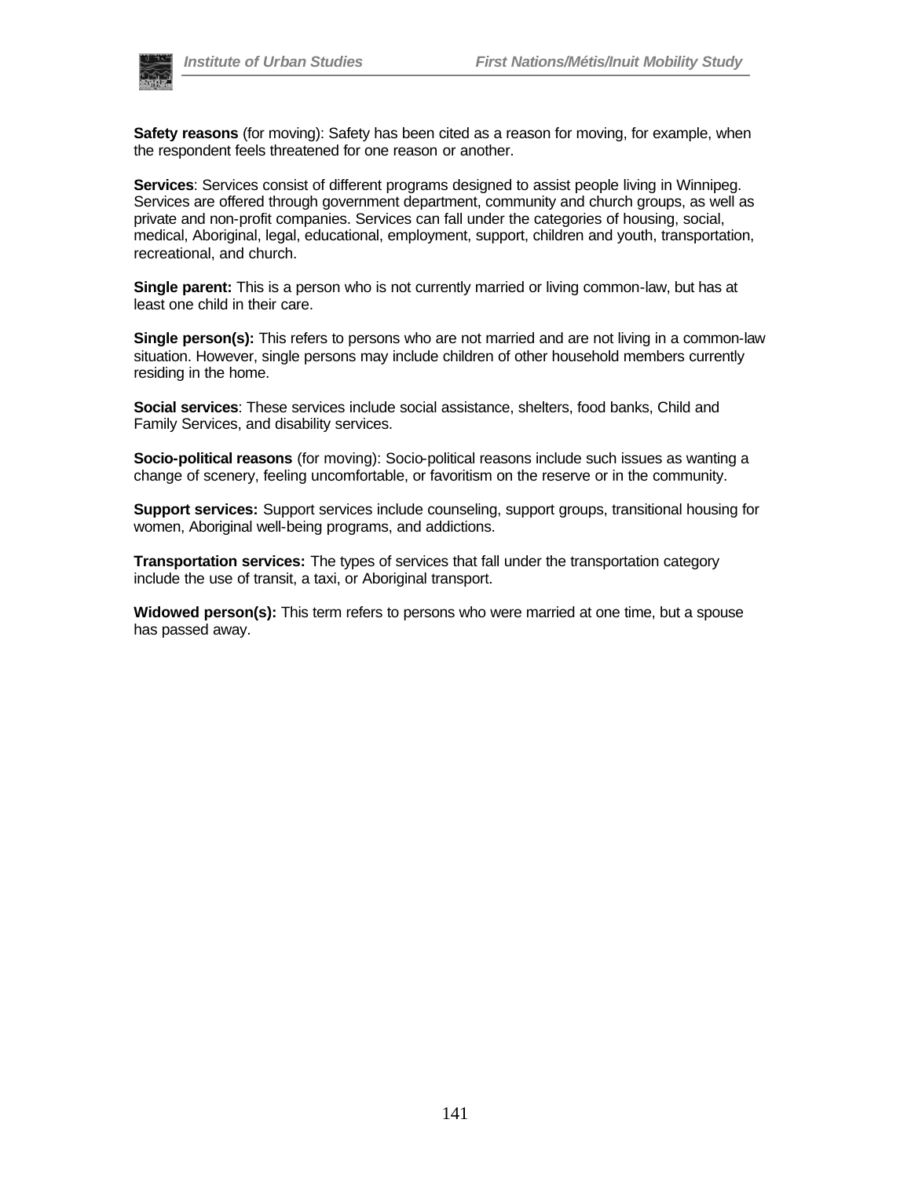**Safety reasons** (for moving): Safety has been cited as a reason for moving, for example, when the respondent feels threatened for one reason or another.

**Services**: Services consist of different programs designed to assist people living in Winnipeg. Services are offered through government department, community and church groups, as well as private and non-profit companies. Services can fall under the categories of housing, social, medical, Aboriginal, legal, educational, employment, support, children and youth, transportation, recreational, and church.

**Single parent:** This is a person who is not currently married or living common-law, but has at least one child in their care.

**Single person(s):** This refers to persons who are not married and are not living in a common-law situation. However, single persons may include children of other household members currently residing in the home.

**Social services**: These services include social assistance, shelters, food banks, Child and Family Services, and disability services.

**Socio-political reasons** (for moving): Socio-political reasons include such issues as wanting a change of scenery, feeling uncomfortable, or favoritism on the reserve or in the community.

**Support services:** Support services include counseling, support groups, transitional housing for women, Aboriginal well-being programs, and addictions.

**Transportation services:** The types of services that fall under the transportation category include the use of transit, a taxi, or Aboriginal transport.

**Widowed person(s):** This term refers to persons who were married at one time, but a spouse has passed away.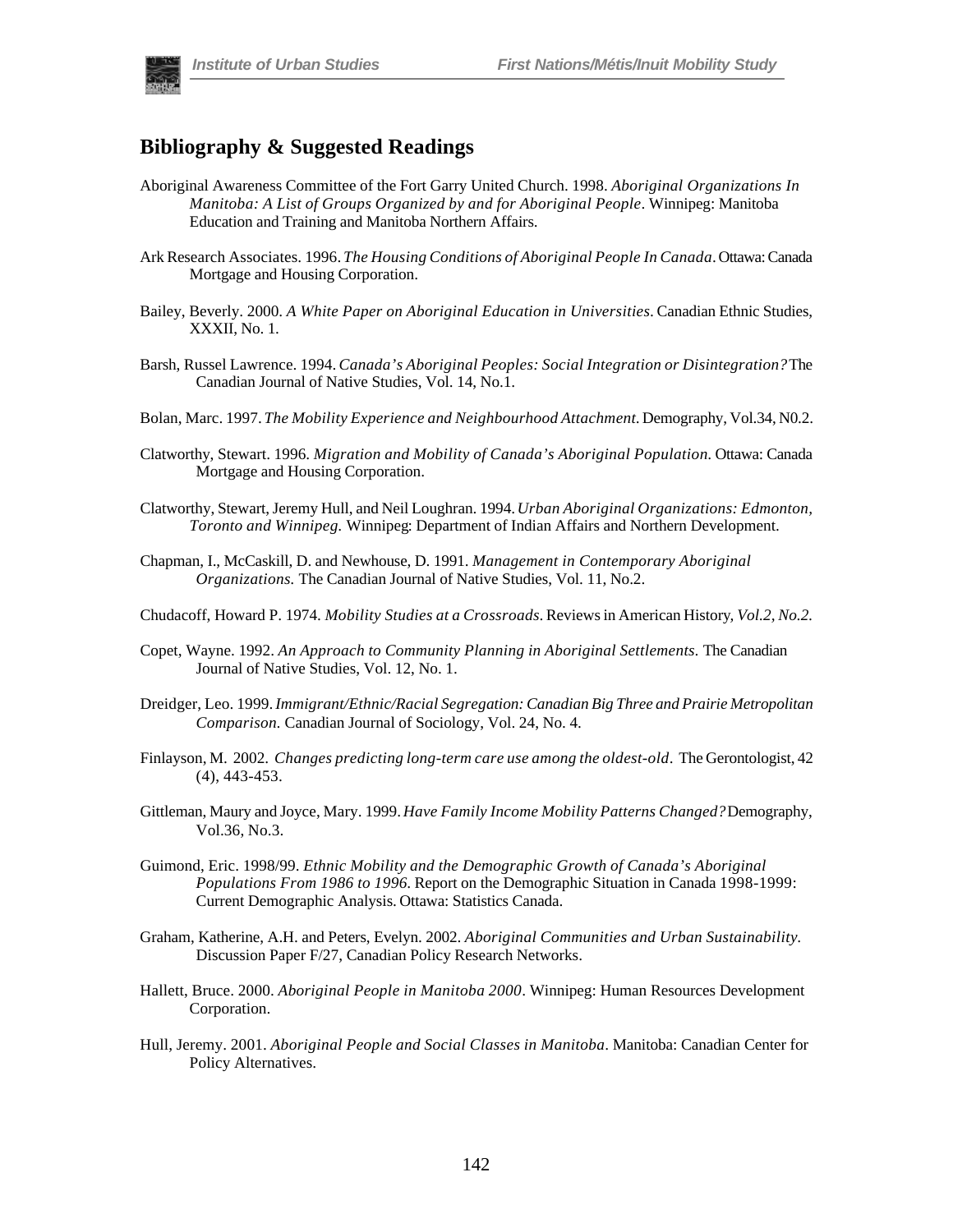## Bibliography & Suggested Readings

Aboriginal Awareness Committee of the Fort Garry United Church. 1998. *Aboriginal Organizations In Manitoba: A List of Groups Organized by and for Aboriginal People*. Winnipeg: Manitoba Education and Training and Manitoba Northern Affairs.

Ark Research Associates. 1996. *The Housing Conditions of Aboriginal People In Canada*. Ottawa: Canada Mortgage and Housing Corporation.

Bailey, Beverly. 2000. *A White Paper on Aboriginal Education in Universities*. Canadian Ethnic Studies, XXXII, No. 1.

Barsh, Russel Lawrence. 1994. *Canada's Aboriginal Peoples: Social Integration or Disintegration?* The Canadian Journal of Native Studies, Vol. 14, No.1.

Bolan, Marc. 1997. *The Mobility Experience and Neighbourhood Attachment*. Demography, Vol.34, N0.2.

Clatworthy, Stewart. 1996. *Migration and Mobility of Canada's Aboriginal Population*. Ottawa: Canada Mortgage and Housing Corporation.

Clatworthy, Stewart, Jeremy Hull, and Neil Loughran. 1994. *Urban Aboriginal Organizations: Edmonton, Toronto and Winnipeg.* Winnipeg: Department of Indian Affairs and Northern Development.

Chapman, I., McCaskill, D. and Newhouse, D. 1991. *Management in Contemporary Aboriginal Organizations.* The Canadian Journal of Native Studies, Vol. 11, No.2.

Chudacoff, Howard P. 1974. *Mobility Studies at a Crossroads*. Reviews in American History, *Vol.2, No.2.*

Copet, Wayne. 1992. *An Approach to Community Planning in Aboriginal Settlements.* The Canadian Journal of Native Studies, Vol. 12, No. 1.

Dreidger, Leo. 1999. *Immigrant/Ethnic/Racial Segregation: Canadian Big Three and Prairie Metropolitan Comparison.* Canadian Journal of Sociology, Vol. 24, No. 4.

Finlayson, M. 2002. *Changes predicting long-term care use among the oldest-old*. The Gerontologist, 42 (4), 443-453.

Gittleman, Maury and Joyce, Mary. 1999. *Have Family Income Mobility Patterns Changed?* Demography, Vol.36, No.3.

Guimond, Eric. 1998/99. *Ethnic Mobility and the Demographic Growth of Canada's Aboriginal Populations From 1986 to 1996*. Report on the Demographic Situation in Canada 1998-1999: Current Demographic Analysis. Ottawa: Statistics Canada.

Graham, Katherine, A.H. and Peters, Evelyn. 2002. *Aboriginal Communities and Urban Sustainability.* Discussion Paper F/27, Canadian Policy Research Networks.

Hallett, Bruce. 2000. *Aboriginal People in Manitoba 2000*. Winnipeg: Human Resources Development Corporation.

Hull, Jeremy. 2001. *Aboriginal People and Social Classes in Manitoba*. Manitoba: Canadian Center for Policy Alternatives.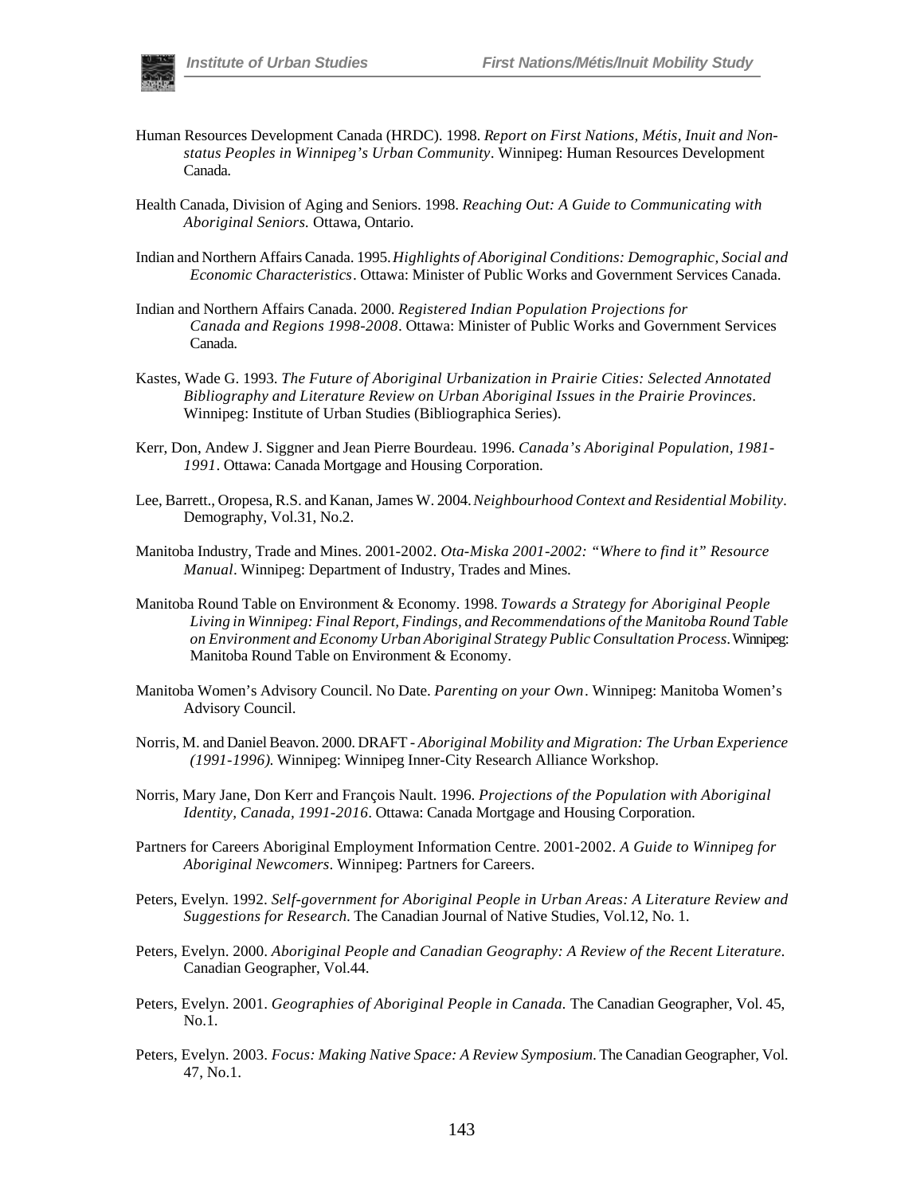Human Resources Development Canada (HRDC). 1998. *Report on First Nations, Métis, Inuit and Non-status Peoples in Winnipeg's Urban Community*. Winnipeg: Human Resources Development Canada.

Health Canada, Division of Aging and Seniors. 1998. *Reaching Out: A Guide to Communicating with Aboriginal Seniors.* Ottawa, Ontario.

Indian and Northern Affairs Canada. 1995. *Highlights of Aboriginal Conditions: Demographic, Social and Economic Characteristics*. Ottawa: Minister of Public Works and Government Services Canada.

Indian and Northern Affairs Canada. 2000. *Registered Indian Population Projections for Canada and Regions 1998-2008*. Ottawa: Minister of Public Works and Government Services Canada.

Kastes, Wade G. 1993. *The Future of Aboriginal Urbanization in Prairie Cities: Selected Annotated Bibliography and Literature Review on Urban Aboriginal Issues in the Prairie Provinces*. Winnipeg: Institute of Urban Studies (Bibliographica Series).

Kerr, Don, Andew J. Siggner and Jean Pierre Bourdeau. 1996. *Canada's Aboriginal Population, 1981-1991*. Ottawa: Canada Mortgage and Housing Corporation.

Lee, Barrett., Oropesa, R.S. and Kanan, James W. 2004. *Neighbourhood Context and Residential Mobility*. Demography, Vol.31, No.2.

Manitoba Industry, Trade and Mines. 2001-2002. *Ota-Miska 2001-2002: "Where to find it" Resource Manual*. Winnipeg: Department of Industry, Trades and Mines.

Manitoba Round Table on Environment & Economy. 1998. *Towards a Strategy for Aboriginal People Living in Winnipeg: Final Report, Findings, and Recommendations of the Manitoba Round Table on Environment and Economy Urban Aboriginal Strategy Public Consultation Process*. Winnipeg: Manitoba Round Table on Environment & Economy.

Manitoba Women's Advisory Council. No Date. *Parenting on your Own*. Winnipeg: Manitoba Women's Advisory Council.

Norris, M. and Daniel Beavon. 2000. DRAFT - *Aboriginal Mobility and Migration: The Urban Experience (1991-1996).* Winnipeg: Winnipeg Inner-City Research Alliance Workshop.

Norris, Mary Jane, Don Kerr and François Nault. 1996. *Projections of the Population with Aboriginal Identity, Canada, 1991-2016*. Ottawa: Canada Mortgage and Housing Corporation.

Partners for Careers Aboriginal Employment Information Centre. 2001-2002. *A Guide to Winnipeg for Aboriginal Newcomers*. Winnipeg: Partners for Careers.

Peters, Evelyn. 1992. *Self-government for Aboriginal People in Urban Areas: A Literature Review and Suggestions for Research*. The Canadian Journal of Native Studies, Vol.12, No. 1.

Peters, Evelyn. 2000. *Aboriginal People and Canadian Geography: A Review of the Recent Literature.* Canadian Geographer, Vol.44.

Peters, Evelyn. 2001. *Geographies of Aboriginal People in Canada.* The Canadian Geographer, Vol. 45, No.1.

Peters, Evelyn. 2003. *Focus: Making Native Space: A Review Symposium*. The Canadian Geographer, Vol. 47, No.1.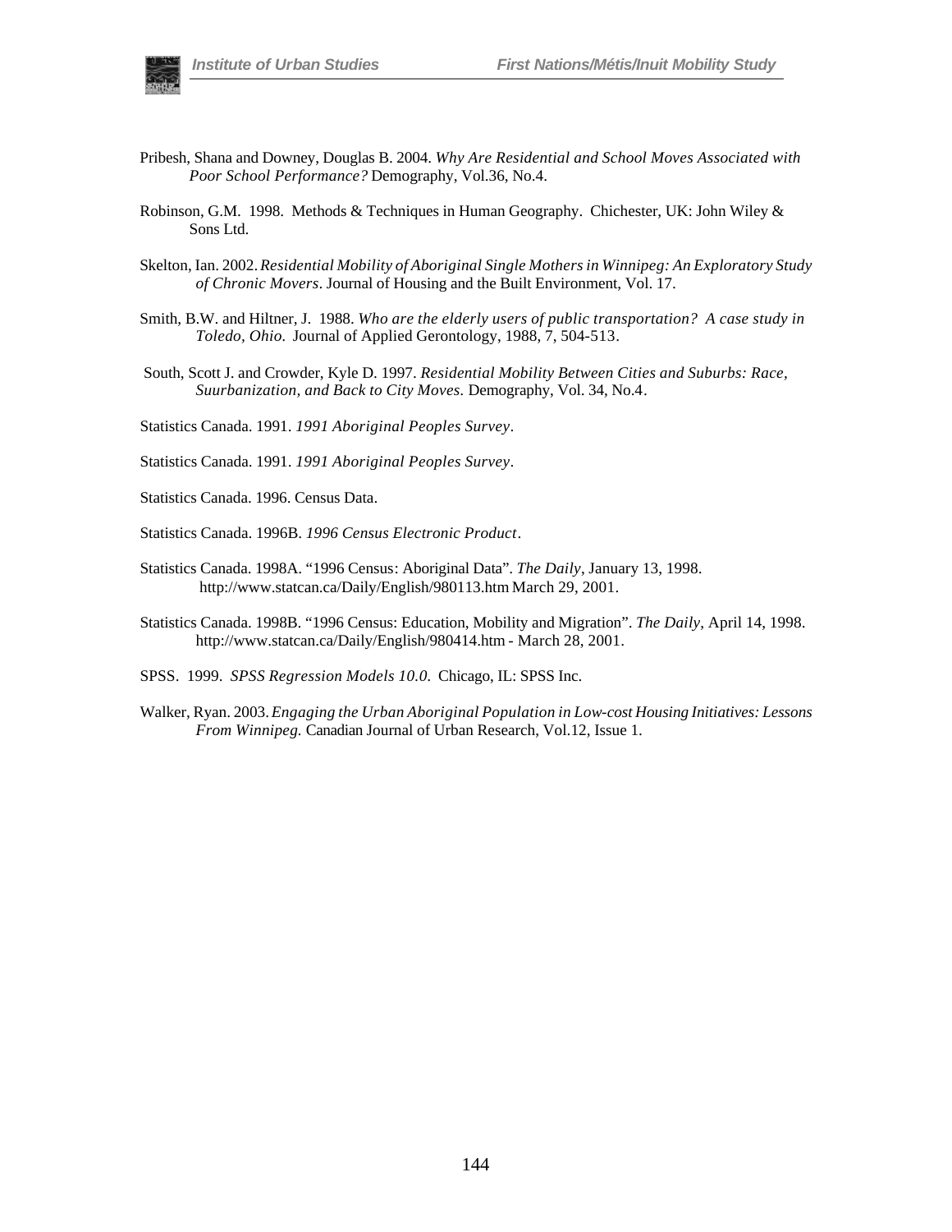Pribesh, Shana and Downey, Douglas B. 2004. *Why Are Residential and School Moves Associated with Poor School Performance?* Demography, Vol.36, No.4.

Robinson, G.M. 1998. Methods & Techniques in Human Geography. Chichester, UK: John Wiley & Sons Ltd.

Skelton, Ian. 2002. *Residential Mobility of Aboriginal Single Mothers in Winnipeg: An Exploratory Study of Chronic Movers*. Journal of Housing and the Built Environment, Vol. 17.

Smith, B.W. and Hiltner, J. 1988. *Who are the elderly users of public transportation? A case study in Toledo, Ohio.* Journal of Applied Gerontology, 1988, 7, 504-513.

South, Scott J. and Crowder, Kyle D. 1997. *Residential Mobility Between Cities and Suburbs: Race, Suurbanization, and Back to City Moves.* Demography, Vol. 34, No.4.

Statistics Canada. 1991. *1991 Aboriginal Peoples Survey*.

Statistics Canada. 1991. *1991 Aboriginal Peoples Survey*.

Statistics Canada. 1996. Census Data.

Statistics Canada. 1996B. *1996 Census Electronic Product*.

Statistics Canada. 1998A. "1996 Census: Aboriginal Data". *The Daily*, January 13, 1998. http://www.statcan.ca/Daily/English/980113.htm March 29, 2001.

Statistics Canada. 1998B. "1996 Census: Education, Mobility and Migration". *The Daily*, April 14, 1998. http://www.statcan.ca/Daily/English/980414.htm - March 28, 2001.

SPSS. 1999. *SPSS Regression Models 10.0.* Chicago, IL: SPSS Inc.

Walker, Ryan. 2003. *Engaging the Urban Aboriginal Population in Low-cost Housing Initiatives: Lessons From Winnipeg.* Canadian Journal of Urban Research, Vol.12, Issue 1.